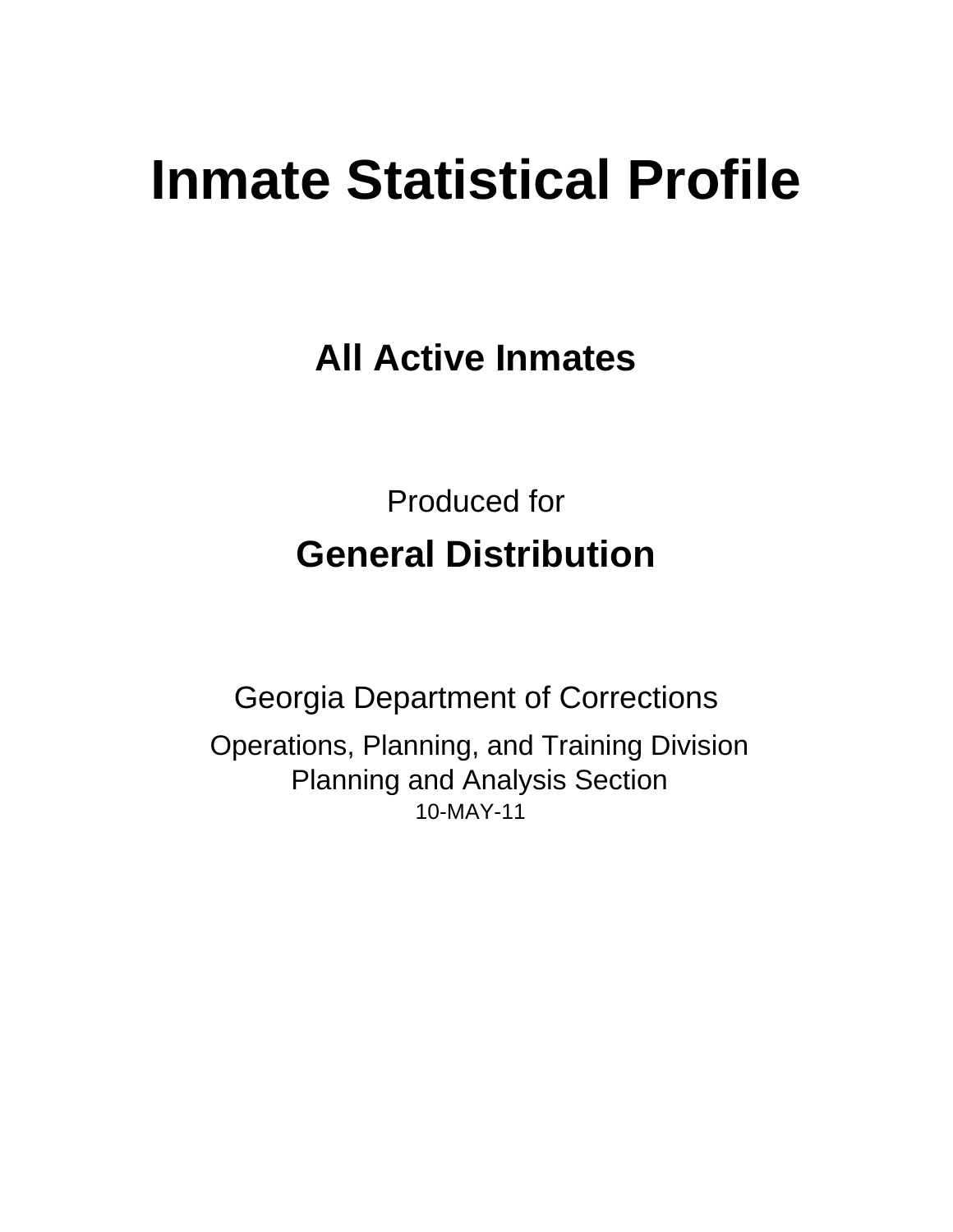# Inmate Statistical Profile

## All Active Inmates

Produced for

## General Distribution

Georgia Department of Corrections

Operations, Planning, and Training Division
Planning and Analysis Section
10-MAY-11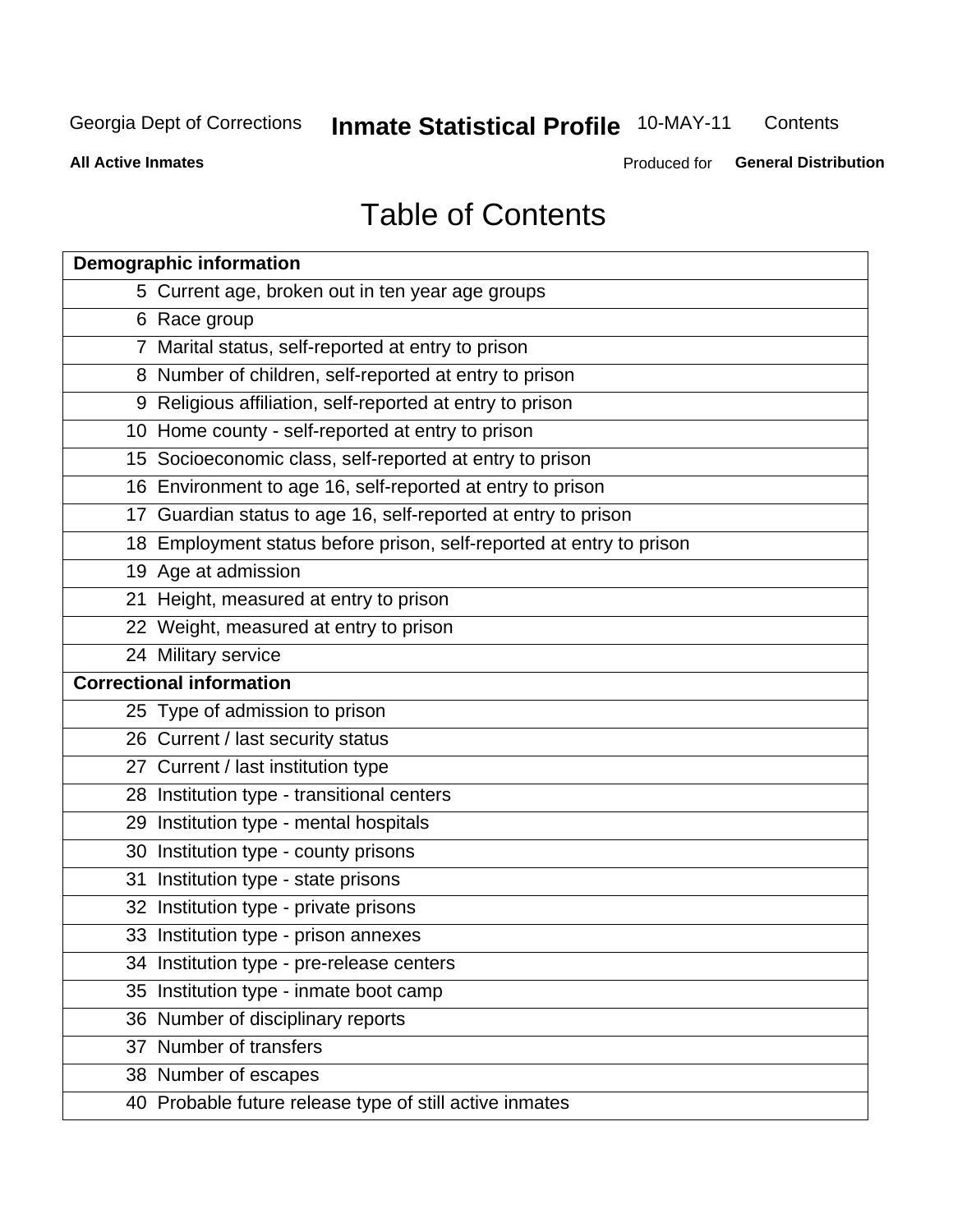# Table of Contents

| Page | Section |
|---|---|
| **Demographic information** | |
| 5 | Current age, broken out in ten year age groups |
| 6 | Race group |
| 7 | Marital status, self-reported at entry to prison |
| 8 | Number of children, self-reported at entry to prison |
| 9 | Religious affiliation, self-reported at entry to prison |
| 10 | Home county - self-reported at entry to prison |
| 15 | Socioeconomic class, self-reported at entry to prison |
| 16 | Environment to age 16, self-reported at entry to prison |
| 17 | Guardian status to age 16, self-reported at entry to prison |
| 18 | Employment status before prison, self-reported at entry to prison |
| 19 | Age at admission |
| 21 | Height, measured at entry to prison |
| 22 | Weight, measured at entry to prison |
| 24 | Military service |
| **Correctional information** | |
| 25 | Type of admission to prison |
| 26 | Current / last security status |
| 27 | Current / last institution type |
| 28 | Institution type - transitional centers |
| 29 | Institution type - mental hospitals |
| 30 | Institution type - county prisons |
| 31 | Institution type - state prisons |
| 32 | Institution type - private prisons |
| 33 | Institution type - prison annexes |
| 34 | Institution type - pre-release centers |
| 35 | Institution type - inmate boot camp |
| 36 | Number of disciplinary reports |
| 37 | Number of transfers |
| 38 | Number of escapes |
| 40 | Probable future release type of still active inmates |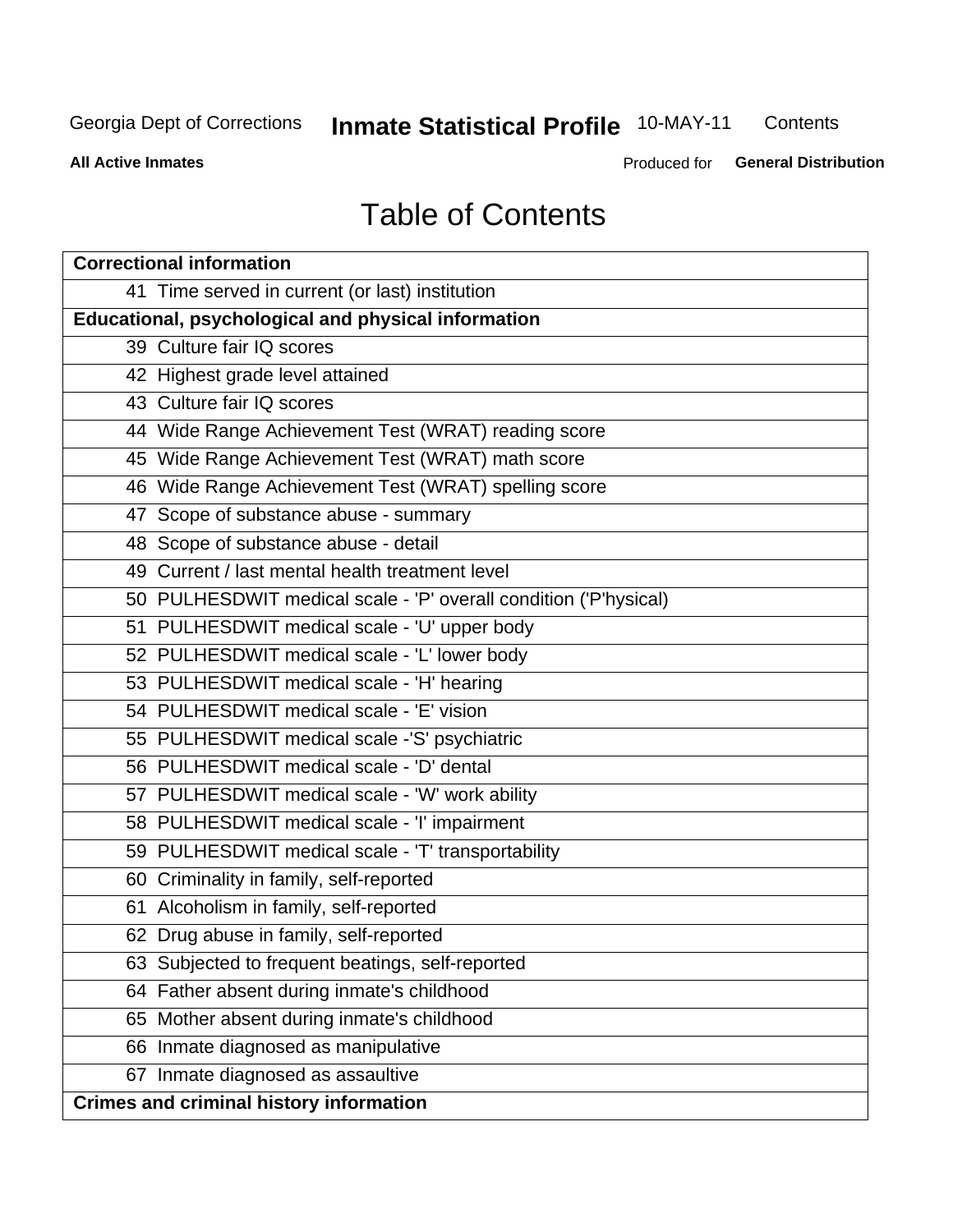# Table of Contents

| Correctional information | |
|---|---|
| 41 | Time served in current (or last) institution |
| **Educational, psychological and physical information** | |
| 39 | Culture fair IQ scores |
| 42 | Highest grade level attained |
| 43 | Culture fair IQ scores |
| 44 | Wide Range Achievement Test (WRAT) reading score |
| 45 | Wide Range Achievement Test (WRAT) math score |
| 46 | Wide Range Achievement Test (WRAT) spelling score |
| 47 | Scope of substance abuse - summary |
| 48 | Scope of substance abuse - detail |
| 49 | Current / last mental health treatment level |
| 50 | PULHESDWIT medical scale - 'P' overall condition ('P'hysical) |
| 51 | PULHESDWIT medical scale - 'U' upper body |
| 52 | PULHESDWIT medical scale - 'L' lower body |
| 53 | PULHESDWIT medical scale - 'H' hearing |
| 54 | PULHESDWIT medical scale - 'E' vision |
| 55 | PULHESDWIT medical scale -'S' psychiatric |
| 56 | PULHESDWIT medical scale - 'D' dental |
| 57 | PULHESDWIT medical scale - 'W' work ability |
| 58 | PULHESDWIT medical scale - 'I' impairment |
| 59 | PULHESDWIT medical scale - 'T' transportability |
| 60 | Criminality in family, self-reported |
| 61 | Alcoholism in family, self-reported |
| 62 | Drug abuse in family, self-reported |
| 63 | Subjected to frequent beatings, self-reported |
| 64 | Father absent during inmate's childhood |
| 65 | Mother absent during inmate's childhood |
| 66 | Inmate diagnosed as manipulative |
| 67 | Inmate diagnosed as assaultive |
| **Crimes and criminal history information** | |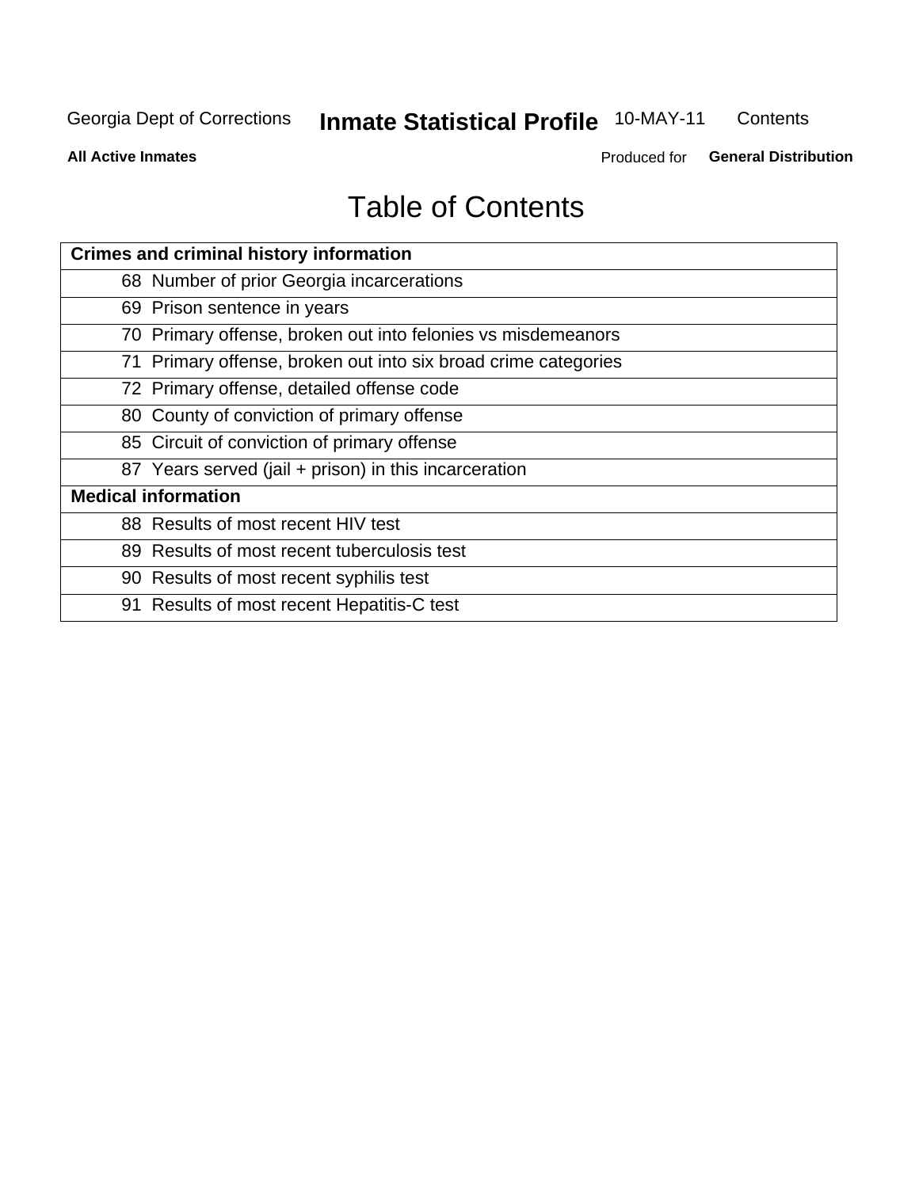# Table of Contents

| Crimes and criminal history information | |
|---|---|
| 68 | Number of prior Georgia incarcerations |
| 69 | Prison sentence in years |
| 70 | Primary offense, broken out into felonies vs misdemeanors |
| 71 | Primary offense, broken out into six broad crime categories |
| 72 | Primary offense, detailed offense code |
| 80 | County of conviction of primary offense |
| 85 | Circuit of conviction of primary offense |
| 87 | Years served (jail + prison) in this incarceration |
| **Medical information** | |
| 88 | Results of most recent HIV test |
| 89 | Results of most recent tuberculosis test |
| 90 | Results of most recent syphilis test |
| 91 | Results of most recent Hepatitis-C test |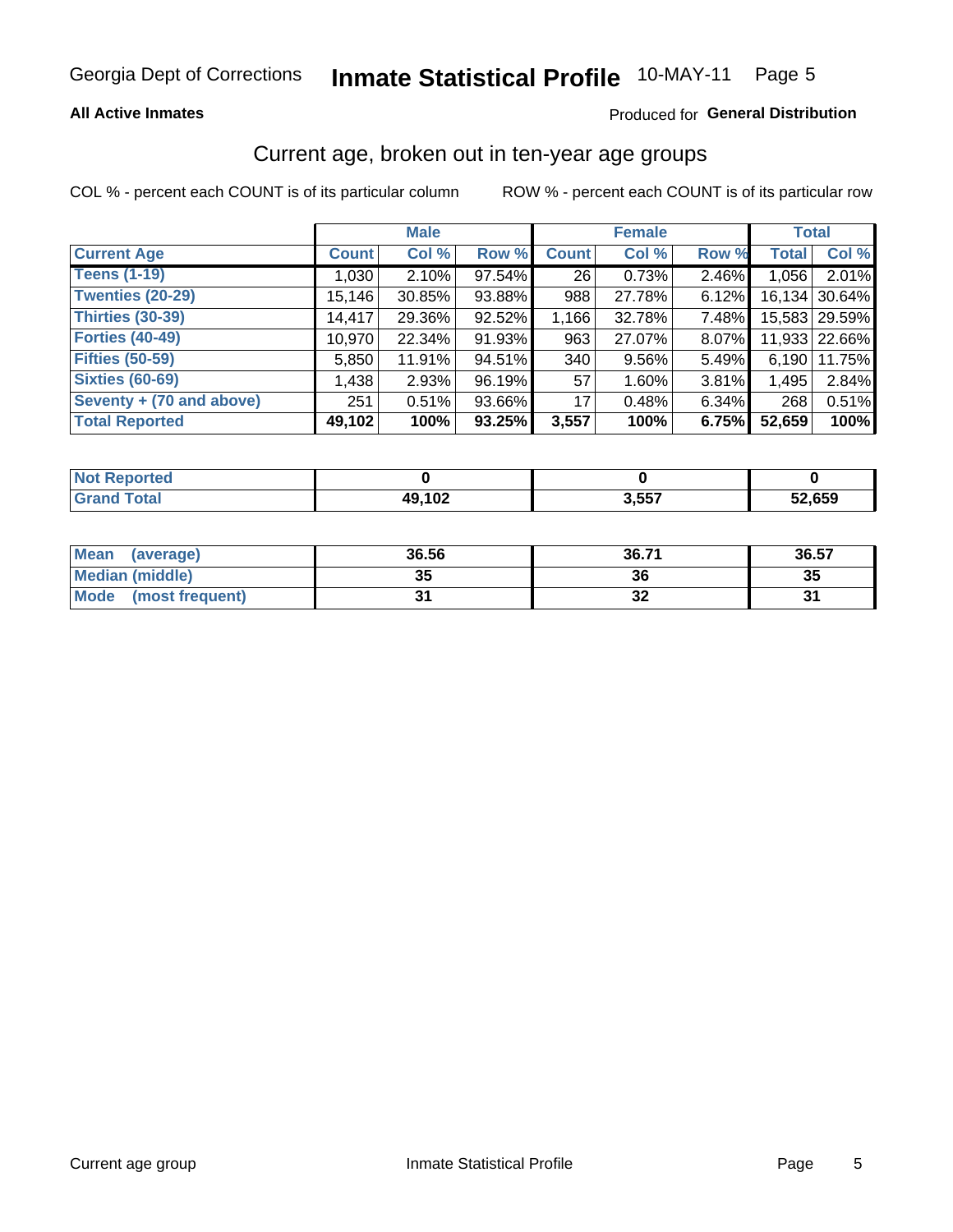Georgia Dept of Corrections **Inmate Statistical Profile** 10-MAY-11 Page 5

**All Active Inmates**

Produced for **General Distribution**

## Current age, broken out in ten-year age groups

COL % - percent each COUNT is of its particular column    ROW % - percent each COUNT is of its particular row

| | Male | | | Female | | | Total | |
|---|---|---|---|---|---|---|---|---|
| **Current Age** | **Count** | **Col %** | **Row %** | **Count** | **Col %** | **Row %** | **Total** | **Col %** |
| **Teens (1-19)** | 1,030 | 2.10% | 97.54% | 26 | 0.73% | 2.46% | 1,056 | 2.01% |
| **Twenties (20-29)** | 15,146 | 30.85% | 93.88% | 988 | 27.78% | 6.12% | 16,134 | 30.64% |
| **Thirties (30-39)** | 14,417 | 29.36% | 92.52% | 1,166 | 32.78% | 7.48% | 15,583 | 29.59% |
| **Forties (40-49)** | 10,970 | 22.34% | 91.93% | 963 | 27.07% | 8.07% | 11,933 | 22.66% |
| **Fifties (50-59)** | 5,850 | 11.91% | 94.51% | 340 | 9.56% | 5.49% | 6,190 | 11.75% |
| **Sixties (60-69)** | 1,438 | 2.93% | 96.19% | 57 | 1.60% | 3.81% | 1,495 | 2.84% |
| **Seventy + (70 and above)** | 251 | 0.51% | 93.66% | 17 | 0.48% | 6.34% | 268 | 0.51% |
| **Total Reported** | **49,102** | **100%** | **93.25%** | **3,557** | **100%** | **6.75%** | **52,659** | **100%** |

| | Male | Female | Total |
|---|---|---|---|
| **Not Reported** | **0** | **0** | **0** |
| **Grand Total** | **49,102** | **3,557** | **52,659** |

| | Male | Female | Total |
|---|---|---|---|
| **Mean (average)** | **36.56** | **36.71** | **36.57** |
| **Median (middle)** | **35** | **36** | **35** |
| **Mode (most frequent)** | **31** | **32** | **31** |

Current age group    Inmate Statistical Profile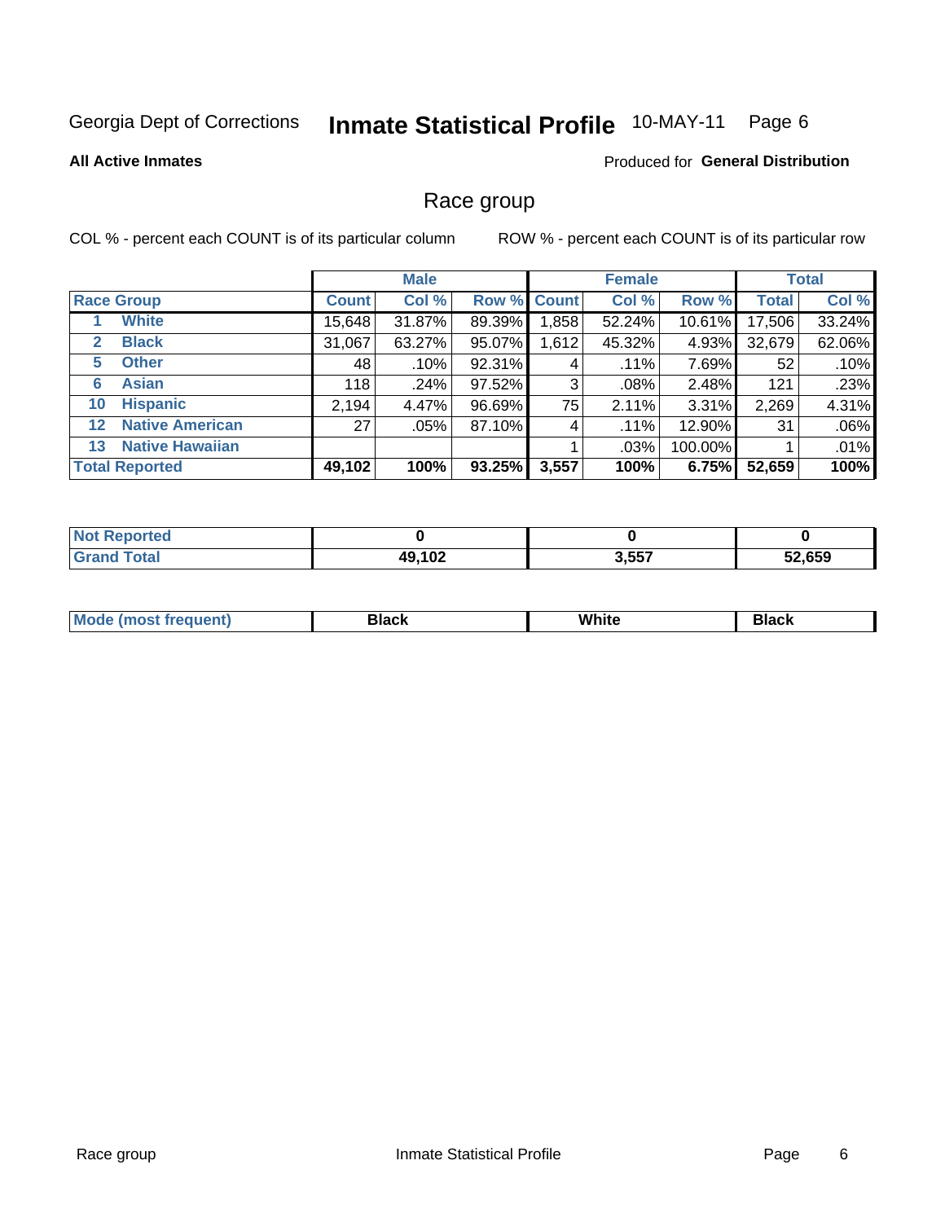Georgia Dept of Corrections **Inmate Statistical Profile** 10-MAY-11

**All Active Inmates**

Produced for **General Distribution**

## Race group

COL % - percent each COUNT is of its particular column

ROW % - percent each COUNT is of its particular row

| | | Male | | | Female | | | Total | |
|---|---|---|---|---|---|---|---|---|---|
| **Race Group** | | **Count** | **Col %** | **Row %** | **Count** | **Col %** | **Row %** | **Total** | **Col %** |
| 1 | **White** | 15,648 | 31.87% | 89.39% | 1,858 | 52.24% | 10.61% | 17,506 | 33.24% |
| 2 | **Black** | 31,067 | 63.27% | 95.07% | 1,612 | 45.32% | 4.93% | 32,679 | 62.06% |
| 5 | **Other** | 48 | .10% | 92.31% | 4 | .11% | 7.69% | 52 | .10% |
| 6 | **Asian** | 118 | .24% | 97.52% | 3 | .08% | 2.48% | 121 | .23% |
| 10 | **Hispanic** | 2,194 | 4.47% | 96.69% | 75 | 2.11% | 3.31% | 2,269 | 4.31% |
| 12 | **Native American** | 27 | .05% | 87.10% | 4 | .11% | 12.90% | 31 | .06% |
| 13 | **Native Hawaiian** | | | | 1 | .03% | 100.00% | 1 | .01% |
| **Total Reported** | | **49,102** | **100%** | **93.25%** | **3,557** | **100%** | **6.75%** | **52,659** | **100%** |

| | Male | Female | Total |
|---|---|---|---|
| **Not Reported** | **0** | **0** | **0** |
| **Grand Total** | **49,102** | **3,557** | **52,659** |

| | Male | Female | Total |
|---|---|---|---|
| **Mode (most frequent)** | **Black** | **White** | **Black** |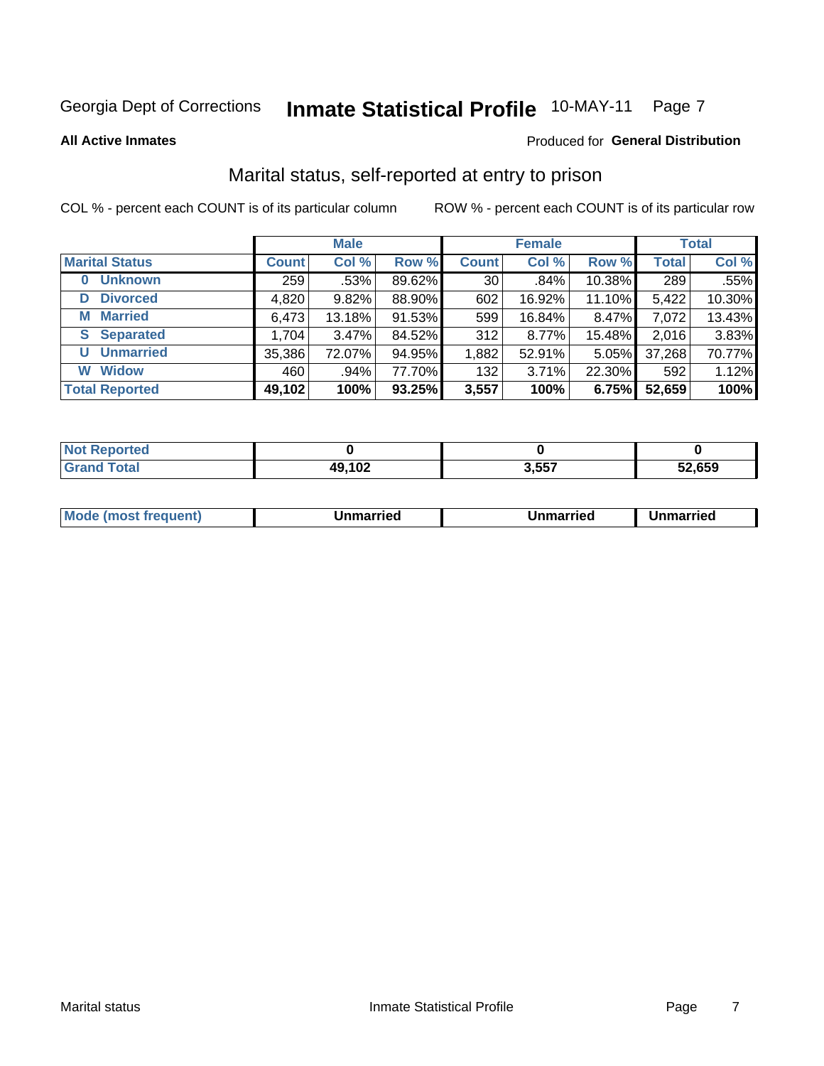Georgia Dept of Corrections **Inmate Statistical Profile** 10-MAY-11

**All Active Inmates**

Produced for **General Distribution**

## Marital status, self-reported at entry to prison

COL % - percent each COUNT is of its particular column

ROW % - percent each COUNT is of its particular row

| | Male | | | Female | | | Total | |
|---|---|---|---|---|---|---|---|---|
| **Marital Status** | **Count** | **Col %** | **Row %** | **Count** | **Col %** | **Row %** | **Total** | **Col %** |
| **0 Unknown** | 259 | .53% | 89.62% | 30 | .84% | 10.38% | 289 | .55% |
| **D Divorced** | 4,820 | 9.82% | 88.90% | 602 | 16.92% | 11.10% | 5,422 | 10.30% |
| **M Married** | 6,473 | 13.18% | 91.53% | 599 | 16.84% | 8.47% | 7,072 | 13.43% |
| **S Separated** | 1,704 | 3.47% | 84.52% | 312 | 8.77% | 15.48% | 2,016 | 3.83% |
| **U Unmarried** | 35,386 | 72.07% | 94.95% | 1,882 | 52.91% | 5.05% | 37,268 | 70.77% |
| **W Widow** | 460 | .94% | 77.70% | 132 | 3.71% | 22.30% | 592 | 1.12% |
| **Total Reported** | **49,102** | **100%** | **93.25%** | **3,557** | **100%** | **6.75%** | **52,659** | **100%** |

| | Male | Female | Total |
|---|---|---|---|
| **Not Reported** | **0** | **0** | **0** |
| **Grand Total** | **49,102** | **3,557** | **52,659** |

| | Male | Female | Total |
|---|---|---|---|
| **Mode (most frequent)** | **Unmarried** | **Unmarried** | **Unmarried** |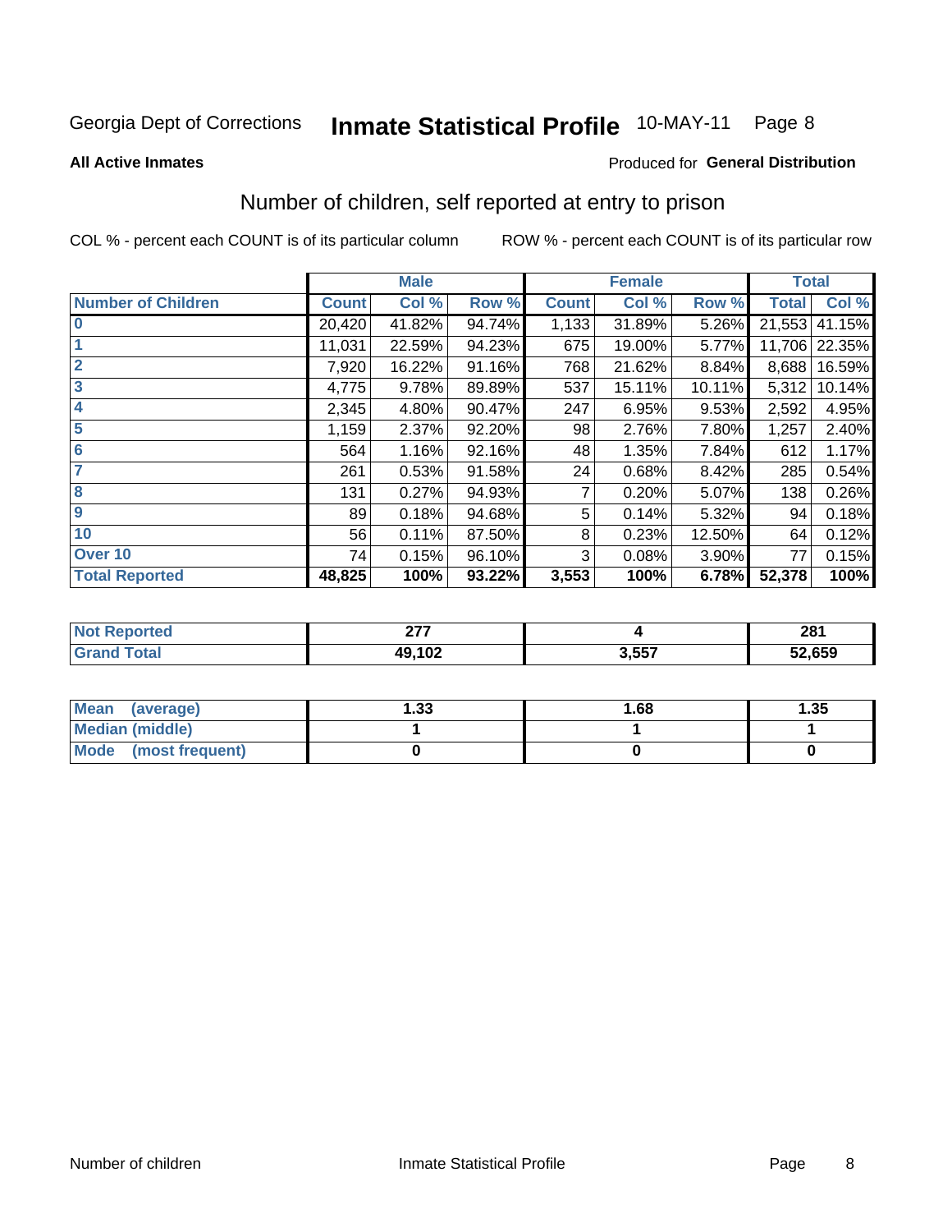Georgia Dept of Corrections **Inmate Statistical Profile** 10-MAY-11

**All Active Inmates**

Produced for **General Distribution**

## Number of children, self reported at entry to prison

COL % - percent each COUNT is of its particular column

ROW % - percent each COUNT is of its particular row

| | Male | | | Female | | | Total | |
|---|---|---|---|---|---|---|---|---|
| **Number of Children** | **Count** | **Col %** | **Row %** | **Count** | **Col %** | **Row %** | **Total** | **Col %** |
| **0** | 20,420 | 41.82% | 94.74% | 1,133 | 31.89% | 5.26% | 21,553 | 41.15% |
| **1** | 11,031 | 22.59% | 94.23% | 675 | 19.00% | 5.77% | 11,706 | 22.35% |
| **2** | 7,920 | 16.22% | 91.16% | 768 | 21.62% | 8.84% | 8,688 | 16.59% |
| **3** | 4,775 | 9.78% | 89.89% | 537 | 15.11% | 10.11% | 5,312 | 10.14% |
| **4** | 2,345 | 4.80% | 90.47% | 247 | 6.95% | 9.53% | 2,592 | 4.95% |
| **5** | 1,159 | 2.37% | 92.20% | 98 | 2.76% | 7.80% | 1,257 | 2.40% |
| **6** | 564 | 1.16% | 92.16% | 48 | 1.35% | 7.84% | 612 | 1.17% |
| **7** | 261 | 0.53% | 91.58% | 24 | 0.68% | 8.42% | 285 | 0.54% |
| **8** | 131 | 0.27% | 94.93% | 7 | 0.20% | 5.07% | 138 | 0.26% |
| **9** | 89 | 0.18% | 94.68% | 5 | 0.14% | 5.32% | 94 | 0.18% |
| **10** | 56 | 0.11% | 87.50% | 8 | 0.23% | 12.50% | 64 | 0.12% |
| **Over 10** | 74 | 0.15% | 96.10% | 3 | 0.08% | 3.90% | 77 | 0.15% |
| **Total Reported** | **48,825** | **100%** | **93.22%** | **3,553** | **100%** | **6.78%** | **52,378** | **100%** |

| | Male | Female | Total |
|---|---|---|---|
| **Not Reported** | **277** | **4** | **281** |
| **Grand Total** | **49,102** | **3,557** | **52,659** |

| | Male | Female | Total |
|---|---|---|---|
| **Mean (average)** | **1.33** | **1.68** | **1.35** |
| **Median (middle)** | **1** | **1** | **1** |
| **Mode (most frequent)** | **0** | **0** | **0** |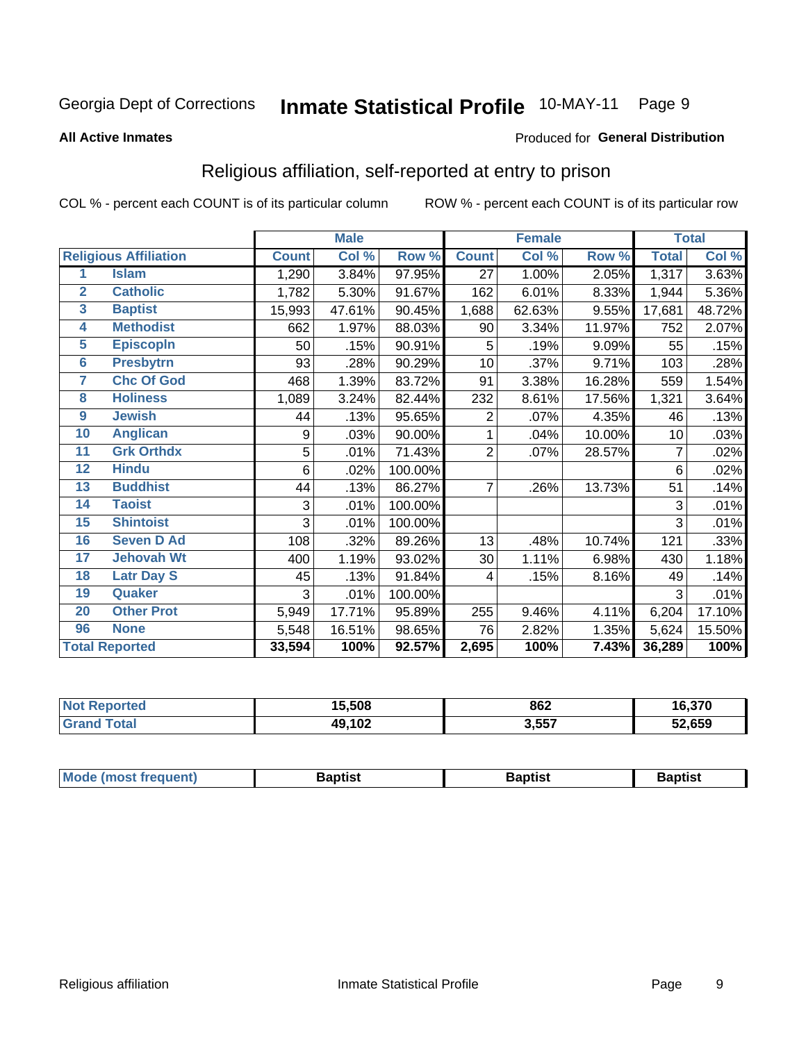Georgia Dept of Corrections **Inmate Statistical Profile** 10-MAY-11

**All Active Inmates**

Produced for **General Distribution**

## Religious affiliation, self-reported at entry to prison

COL % - percent each COUNT is of its particular column ROW % - percent each COUNT is of its particular row

| Religious Affiliation | | Male | | | Female | | | Total | |
|---|---|---|---|---|---|---|---|---|---|
| | | Count | Col % | Row % | Count | Col % | Row % | Total | Col % |
| 1 | Islam | 1,290 | 3.84% | 97.95% | 27 | 1.00% | 2.05% | 1,317 | 3.63% |
| 2 | Catholic | 1,782 | 5.30% | 91.67% | 162 | 6.01% | 8.33% | 1,944 | 5.36% |
| 3 | Baptist | 15,993 | 47.61% | 90.45% | 1,688 | 62.63% | 9.55% | 17,681 | 48.72% |
| 4 | Methodist | 662 | 1.97% | 88.03% | 90 | 3.34% | 11.97% | 752 | 2.07% |
| 5 | Episcopln | 50 | .15% | 90.91% | 5 | .19% | 9.09% | 55 | .15% |
| 6 | Presbytrn | 93 | .28% | 90.29% | 10 | .37% | 9.71% | 103 | .28% |
| 7 | Chc Of God | 468 | 1.39% | 83.72% | 91 | 3.38% | 16.28% | 559 | 1.54% |
| 8 | Holiness | 1,089 | 3.24% | 82.44% | 232 | 8.61% | 17.56% | 1,321 | 3.64% |
| 9 | Jewish | 44 | .13% | 95.65% | 2 | .07% | 4.35% | 46 | .13% |
| 10 | Anglican | 9 | .03% | 90.00% | 1 | .04% | 10.00% | 10 | .03% |
| 11 | Grk Orthdx | 5 | .01% | 71.43% | 2 | .07% | 28.57% | 7 | .02% |
| 12 | Hindu | 6 | .02% | 100.00% | | | | 6 | .02% |
| 13 | Buddhist | 44 | .13% | 86.27% | 7 | .26% | 13.73% | 51 | .14% |
| 14 | Taoist | 3 | .01% | 100.00% | | | | 3 | .01% |
| 15 | Shintoist | 3 | .01% | 100.00% | | | | 3 | .01% |
| 16 | Seven D Ad | 108 | .32% | 89.26% | 13 | .48% | 10.74% | 121 | .33% |
| 17 | Jehovah Wt | 400 | 1.19% | 93.02% | 30 | 1.11% | 6.98% | 430 | 1.18% |
| 18 | Latr Day S | 45 | .13% | 91.84% | 4 | .15% | 8.16% | 49 | .14% |
| 19 | Quaker | 3 | .01% | 100.00% | | | | 3 | .01% |
| 20 | Other Prot | 5,949 | 17.71% | 95.89% | 255 | 9.46% | 4.11% | 6,204 | 17.10% |
| 96 | None | 5,548 | 16.51% | 98.65% | 76 | 2.82% | 1.35% | 5,624 | 15.50% |
| **Total Reported** | | **33,594** | **100%** | **92.57%** | **2,695** | **100%** | **7.43%** | **36,289** | **100%** |

| | Male | Female | Total |
|---|---|---|---|
| Not Reported | **15,508** | **862** | **16,370** |
| Grand Total | **49,102** | **3,557** | **52,659** |

| | Male | Female | Total |
|---|---|---|---|
| Mode (most frequent) | **Baptist** | **Baptist** | **Baptist** |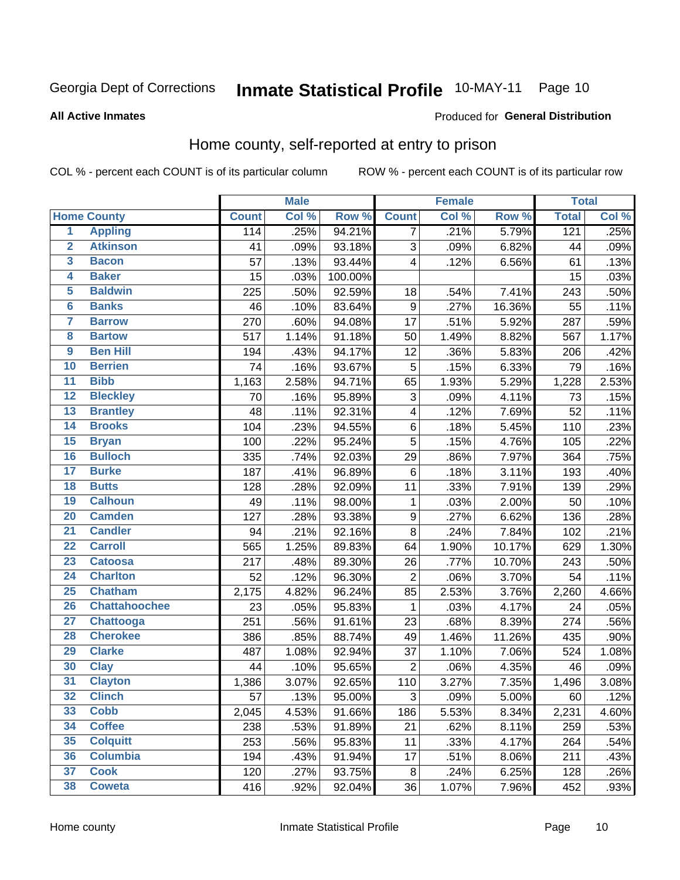Georgia Dept of Corrections **Inmate Statistical Profile** 10-MAY-11 Page 10

**All Active Inmates**

Produced for **General Distribution**

## Home county, self-reported at entry to prison

COL % - percent each COUNT is of its particular column     ROW % - percent each COUNT is of its particular row

| Home County | | Male | | | Female | | | Total | |
|---|---|---|---|---|---|---|---|---|---|
| | | Count | Col % | Row % | Count | Col % | Row % | Total | Col % |
| 1 | Appling | 114 | .25% | 94.21% | 7 | .21% | 5.79% | 121 | .25% |
| 2 | Atkinson | 41 | .09% | 93.18% | 3 | .09% | 6.82% | 44 | .09% |
| 3 | Bacon | 57 | .13% | 93.44% | 4 | .12% | 6.56% | 61 | .13% |
| 4 | Baker | 15 | .03% | 100.00% | | | | 15 | .03% |
| 5 | Baldwin | 225 | .50% | 92.59% | 18 | .54% | 7.41% | 243 | .50% |
| 6 | Banks | 46 | .10% | 83.64% | 9 | .27% | 16.36% | 55 | .11% |
| 7 | Barrow | 270 | .60% | 94.08% | 17 | .51% | 5.92% | 287 | .59% |
| 8 | Bartow | 517 | 1.14% | 91.18% | 50 | 1.49% | 8.82% | 567 | 1.17% |
| 9 | Ben Hill | 194 | .43% | 94.17% | 12 | .36% | 5.83% | 206 | .42% |
| 10 | Berrien | 74 | .16% | 93.67% | 5 | .15% | 6.33% | 79 | .16% |
| 11 | Bibb | 1,163 | 2.58% | 94.71% | 65 | 1.93% | 5.29% | 1,228 | 2.53% |
| 12 | Bleckley | 70 | .16% | 95.89% | 3 | .09% | 4.11% | 73 | .15% |
| 13 | Brantley | 48 | .11% | 92.31% | 4 | .12% | 7.69% | 52 | .11% |
| 14 | Brooks | 104 | .23% | 94.55% | 6 | .18% | 5.45% | 110 | .23% |
| 15 | Bryan | 100 | .22% | 95.24% | 5 | .15% | 4.76% | 105 | .22% |
| 16 | Bulloch | 335 | .74% | 92.03% | 29 | .86% | 7.97% | 364 | .75% |
| 17 | Burke | 187 | .41% | 96.89% | 6 | .18% | 3.11% | 193 | .40% |
| 18 | Butts | 128 | .28% | 92.09% | 11 | .33% | 7.91% | 139 | .29% |
| 19 | Calhoun | 49 | .11% | 98.00% | 1 | .03% | 2.00% | 50 | .10% |
| 20 | Camden | 127 | .28% | 93.38% | 9 | .27% | 6.62% | 136 | .28% |
| 21 | Candler | 94 | .21% | 92.16% | 8 | .24% | 7.84% | 102 | .21% |
| 22 | Carroll | 565 | 1.25% | 89.83% | 64 | 1.90% | 10.17% | 629 | 1.30% |
| 23 | Catoosa | 217 | .48% | 89.30% | 26 | .77% | 10.70% | 243 | .50% |
| 24 | Charlton | 52 | .12% | 96.30% | 2 | .06% | 3.70% | 54 | .11% |
| 25 | Chatham | 2,175 | 4.82% | 96.24% | 85 | 2.53% | 3.76% | 2,260 | 4.66% |
| 26 | Chattahoochee | 23 | .05% | 95.83% | 1 | .03% | 4.17% | 24 | .05% |
| 27 | Chattooga | 251 | .56% | 91.61% | 23 | .68% | 8.39% | 274 | .56% |
| 28 | Cherokee | 386 | .85% | 88.74% | 49 | 1.46% | 11.26% | 435 | .90% |
| 29 | Clarke | 487 | 1.08% | 92.94% | 37 | 1.10% | 7.06% | 524 | 1.08% |
| 30 | Clay | 44 | .10% | 95.65% | 2 | .06% | 4.35% | 46 | .09% |
| 31 | Clayton | 1,386 | 3.07% | 92.65% | 110 | 3.27% | 7.35% | 1,496 | 3.08% |
| 32 | Clinch | 57 | .13% | 95.00% | 3 | .09% | 5.00% | 60 | .12% |
| 33 | Cobb | 2,045 | 4.53% | 91.66% | 186 | 5.53% | 8.34% | 2,231 | 4.60% |
| 34 | Coffee | 238 | .53% | 91.89% | 21 | .62% | 8.11% | 259 | .53% |
| 35 | Colquitt | 253 | .56% | 95.83% | 11 | .33% | 4.17% | 264 | .54% |
| 36 | Columbia | 194 | .43% | 91.94% | 17 | .51% | 8.06% | 211 | .43% |
| 37 | Cook | 120 | .27% | 93.75% | 8 | .24% | 6.25% | 128 | .26% |
| 38 | Coweta | 416 | .92% | 92.04% | 36 | 1.07% | 7.96% | 452 | .93% |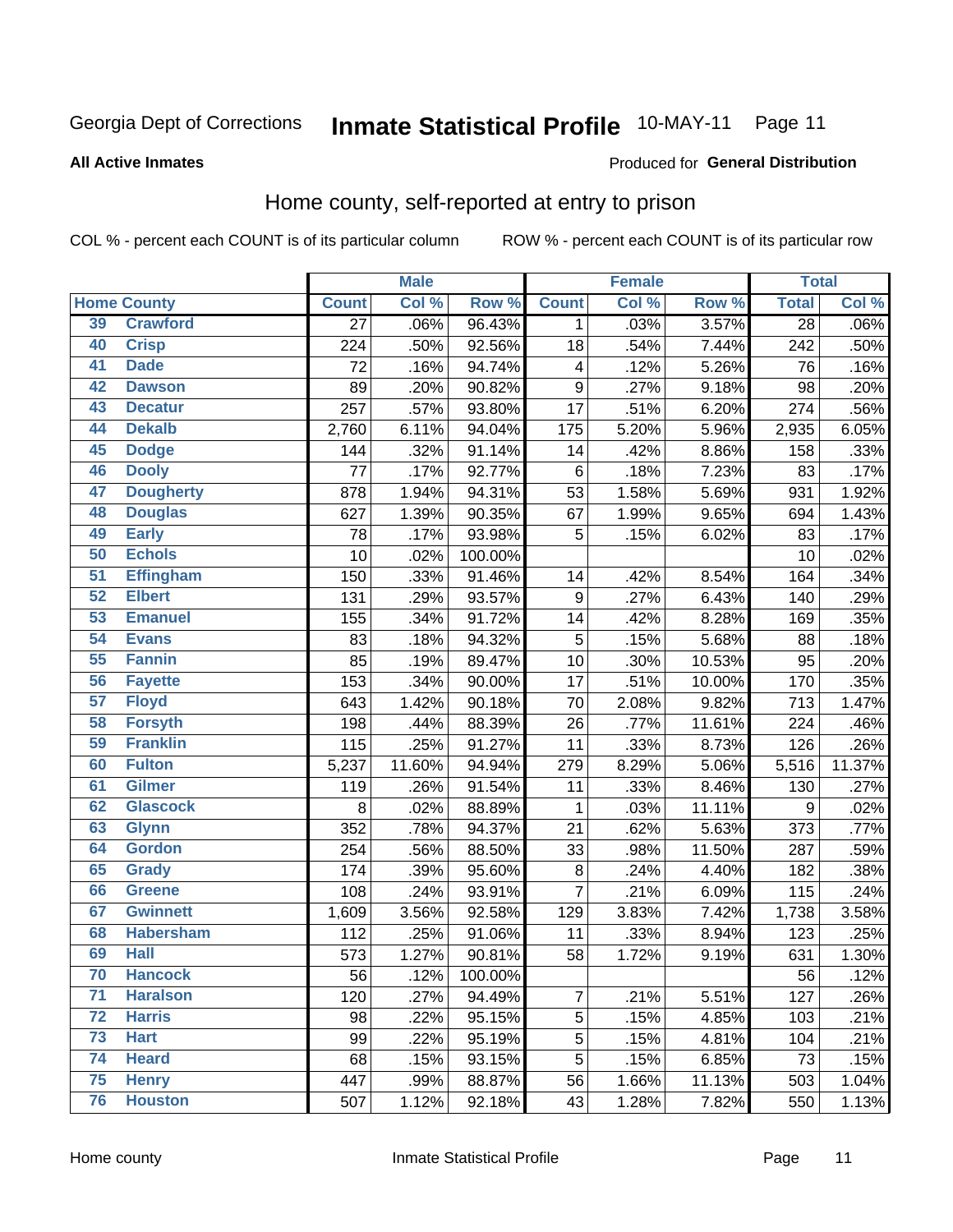Georgia Dept of Corrections **Inmate Statistical Profile** 10-MAY-11 Page 11

**All Active Inmates**

Produced for **General Distribution**

## Home county, self-reported at entry to prison

COL % - percent each COUNT is of its particular column ROW % - percent each COUNT is of its particular row

| Home County | | Male | | | Female | | | Total | |
|---|---|---|---|---|---|---|---|---|---|
| | | Count | Col % | Row % | Count | Col % | Row % | Total | Col % |
| 39 | Crawford | 27 | .06% | 96.43% | 1 | .03% | 3.57% | 28 | .06% |
| 40 | Crisp | 224 | .50% | 92.56% | 18 | .54% | 7.44% | 242 | .50% |
| 41 | Dade | 72 | .16% | 94.74% | 4 | .12% | 5.26% | 76 | .16% |
| 42 | Dawson | 89 | .20% | 90.82% | 9 | .27% | 9.18% | 98 | .20% |
| 43 | Decatur | 257 | .57% | 93.80% | 17 | .51% | 6.20% | 274 | .56% |
| 44 | Dekalb | 2,760 | 6.11% | 94.04% | 175 | 5.20% | 5.96% | 2,935 | 6.05% |
| 45 | Dodge | 144 | .32% | 91.14% | 14 | .42% | 8.86% | 158 | .33% |
| 46 | Dooly | 77 | .17% | 92.77% | 6 | .18% | 7.23% | 83 | .17% |
| 47 | Dougherty | 878 | 1.94% | 94.31% | 53 | 1.58% | 5.69% | 931 | 1.92% |
| 48 | Douglas | 627 | 1.39% | 90.35% | 67 | 1.99% | 9.65% | 694 | 1.43% |
| 49 | Early | 78 | .17% | 93.98% | 5 | .15% | 6.02% | 83 | .17% |
| 50 | Echols | 10 | .02% | 100.00% | | | | 10 | .02% |
| 51 | Effingham | 150 | .33% | 91.46% | 14 | .42% | 8.54% | 164 | .34% |
| 52 | Elbert | 131 | .29% | 93.57% | 9 | .27% | 6.43% | 140 | .29% |
| 53 | Emanuel | 155 | .34% | 91.72% | 14 | .42% | 8.28% | 169 | .35% |
| 54 | Evans | 83 | .18% | 94.32% | 5 | .15% | 5.68% | 88 | .18% |
| 55 | Fannin | 85 | .19% | 89.47% | 10 | .30% | 10.53% | 95 | .20% |
| 56 | Fayette | 153 | .34% | 90.00% | 17 | .51% | 10.00% | 170 | .35% |
| 57 | Floyd | 643 | 1.42% | 90.18% | 70 | 2.08% | 9.82% | 713 | 1.47% |
| 58 | Forsyth | 198 | .44% | 88.39% | 26 | .77% | 11.61% | 224 | .46% |
| 59 | Franklin | 115 | .25% | 91.27% | 11 | .33% | 8.73% | 126 | .26% |
| 60 | Fulton | 5,237 | 11.60% | 94.94% | 279 | 8.29% | 5.06% | 5,516 | 11.37% |
| 61 | Gilmer | 119 | .26% | 91.54% | 11 | .33% | 8.46% | 130 | .27% |
| 62 | Glascock | 8 | .02% | 88.89% | 1 | .03% | 11.11% | 9 | .02% |
| 63 | Glynn | 352 | .78% | 94.37% | 21 | .62% | 5.63% | 373 | .77% |
| 64 | Gordon | 254 | .56% | 88.50% | 33 | .98% | 11.50% | 287 | .59% |
| 65 | Grady | 174 | .39% | 95.60% | 8 | .24% | 4.40% | 182 | .38% |
| 66 | Greene | 108 | .24% | 93.91% | 7 | .21% | 6.09% | 115 | .24% |
| 67 | Gwinnett | 1,609 | 3.56% | 92.58% | 129 | 3.83% | 7.42% | 1,738 | 3.58% |
| 68 | Habersham | 112 | .25% | 91.06% | 11 | .33% | 8.94% | 123 | .25% |
| 69 | Hall | 573 | 1.27% | 90.81% | 58 | 1.72% | 9.19% | 631 | 1.30% |
| 70 | Hancock | 56 | .12% | 100.00% | | | | 56 | .12% |
| 71 | Haralson | 120 | .27% | 94.49% | 7 | .21% | 5.51% | 127 | .26% |
| 72 | Harris | 98 | .22% | 95.15% | 5 | .15% | 4.85% | 103 | .21% |
| 73 | Hart | 99 | .22% | 95.19% | 5 | .15% | 4.81% | 104 | .21% |
| 74 | Heard | 68 | .15% | 93.15% | 5 | .15% | 6.85% | 73 | .15% |
| 75 | Henry | 447 | .99% | 88.87% | 56 | 1.66% | 11.13% | 503 | 1.04% |
| 76 | Houston | 507 | 1.12% | 92.18% | 43 | 1.28% | 7.82% | 550 | 1.13% |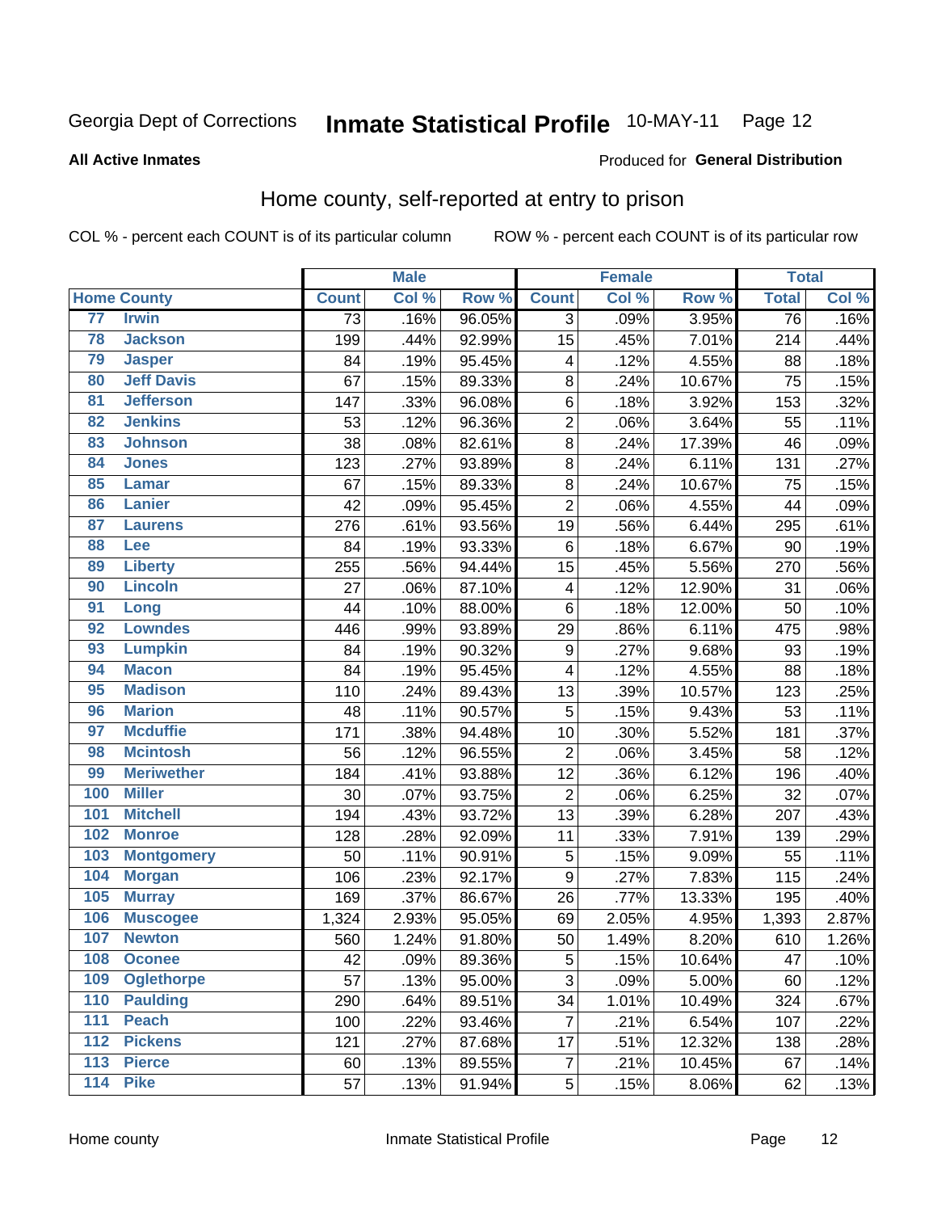Georgia Dept of Corrections **Inmate Statistical Profile** 10-MAY-11 Page 12

**All Active Inmates**

Produced for **General Distribution**

## Home county, self-reported at entry to prison

COL % - percent each COUNT is of its particular column ROW % - percent each COUNT is of its particular row

| Home County | | Male | | | Female | | | Total | |
|---|---|---|---|---|---|---|---|---|---|
| | | Count | Col % | Row % | Count | Col % | Row % | Total | Col % |
| 77 | Irwin | 73 | .16% | 96.05% | 3 | .09% | 3.95% | 76 | .16% |
| 78 | Jackson | 199 | .44% | 92.99% | 15 | .45% | 7.01% | 214 | .44% |
| 79 | Jasper | 84 | .19% | 95.45% | 4 | .12% | 4.55% | 88 | .18% |
| 80 | Jeff Davis | 67 | .15% | 89.33% | 8 | .24% | 10.67% | 75 | .15% |
| 81 | Jefferson | 147 | .33% | 96.08% | 6 | .18% | 3.92% | 153 | .32% |
| 82 | Jenkins | 53 | .12% | 96.36% | 2 | .06% | 3.64% | 55 | .11% |
| 83 | Johnson | 38 | .08% | 82.61% | 8 | .24% | 17.39% | 46 | .09% |
| 84 | Jones | 123 | .27% | 93.89% | 8 | .24% | 6.11% | 131 | .27% |
| 85 | Lamar | 67 | .15% | 89.33% | 8 | .24% | 10.67% | 75 | .15% |
| 86 | Lanier | 42 | .09% | 95.45% | 2 | .06% | 4.55% | 44 | .09% |
| 87 | Laurens | 276 | .61% | 93.56% | 19 | .56% | 6.44% | 295 | .61% |
| 88 | Lee | 84 | .19% | 93.33% | 6 | .18% | 6.67% | 90 | .19% |
| 89 | Liberty | 255 | .56% | 94.44% | 15 | .45% | 5.56% | 270 | .56% |
| 90 | Lincoln | 27 | .06% | 87.10% | 4 | .12% | 12.90% | 31 | .06% |
| 91 | Long | 44 | .10% | 88.00% | 6 | .18% | 12.00% | 50 | .10% |
| 92 | Lowndes | 446 | .99% | 93.89% | 29 | .86% | 6.11% | 475 | .98% |
| 93 | Lumpkin | 84 | .19% | 90.32% | 9 | .27% | 9.68% | 93 | .19% |
| 94 | Macon | 84 | .19% | 95.45% | 4 | .12% | 4.55% | 88 | .18% |
| 95 | Madison | 110 | .24% | 89.43% | 13 | .39% | 10.57% | 123 | .25% |
| 96 | Marion | 48 | .11% | 90.57% | 5 | .15% | 9.43% | 53 | .11% |
| 97 | Mcduffie | 171 | .38% | 94.48% | 10 | .30% | 5.52% | 181 | .37% |
| 98 | Mcintosh | 56 | .12% | 96.55% | 2 | .06% | 3.45% | 58 | .12% |
| 99 | Meriwether | 184 | .41% | 93.88% | 12 | .36% | 6.12% | 196 | .40% |
| 100 | Miller | 30 | .07% | 93.75% | 2 | .06% | 6.25% | 32 | .07% |
| 101 | Mitchell | 194 | .43% | 93.72% | 13 | .39% | 6.28% | 207 | .43% |
| 102 | Monroe | 128 | .28% | 92.09% | 11 | .33% | 7.91% | 139 | .29% |
| 103 | Montgomery | 50 | .11% | 90.91% | 5 | .15% | 9.09% | 55 | .11% |
| 104 | Morgan | 106 | .23% | 92.17% | 9 | .27% | 7.83% | 115 | .24% |
| 105 | Murray | 169 | .37% | 86.67% | 26 | .77% | 13.33% | 195 | .40% |
| 106 | Muscogee | 1,324 | 2.93% | 95.05% | 69 | 2.05% | 4.95% | 1,393 | 2.87% |
| 107 | Newton | 560 | 1.24% | 91.80% | 50 | 1.49% | 8.20% | 610 | 1.26% |
| 108 | Oconee | 42 | .09% | 89.36% | 5 | .15% | 10.64% | 47 | .10% |
| 109 | Oglethorpe | 57 | .13% | 95.00% | 3 | .09% | 5.00% | 60 | .12% |
| 110 | Paulding | 290 | .64% | 89.51% | 34 | 1.01% | 10.49% | 324 | .67% |
| 111 | Peach | 100 | .22% | 93.46% | 7 | .21% | 6.54% | 107 | .22% |
| 112 | Pickens | 121 | .27% | 87.68% | 17 | .51% | 12.32% | 138 | .28% |
| 113 | Pierce | 60 | .13% | 89.55% | 7 | .21% | 10.45% | 67 | .14% |
| 114 | Pike | 57 | .13% | 91.94% | 5 | .15% | 8.06% | 62 | .13% |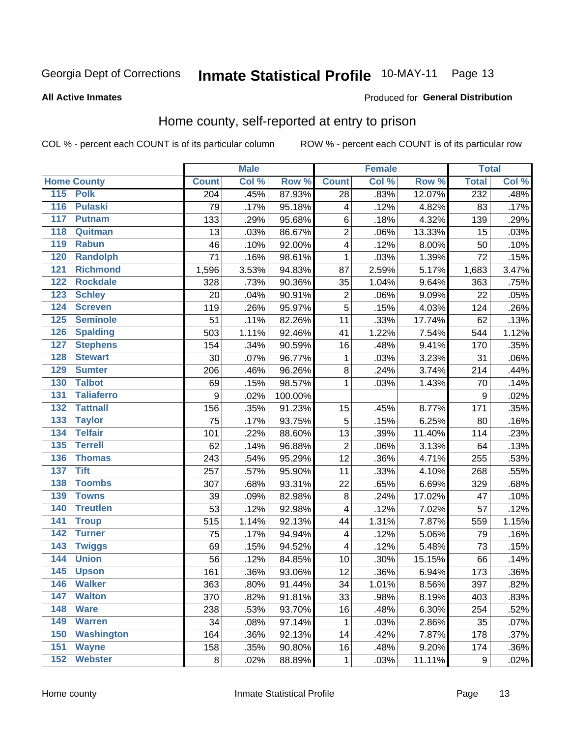Georgia Dept of Corrections **Inmate Statistical Profile** 10-MAY-11 Page 13

**All Active Inmates**

Produced for **General Distribution**

## Home county, self-reported at entry to prison

COL % - percent each COUNT is of its particular column ROW % - percent each COUNT is of its particular row

| Home County | Male | | | Female | | | Total | |
|---|---|---|---|---|---|---|---|---|
| | Count | Col % | Row % | Count | Col % | Row % | Total | Col % |
| 115 Polk | 204 | .45% | 87.93% | 28 | .83% | 12.07% | 232 | .48% |
| 116 Pulaski | 79 | .17% | 95.18% | 4 | .12% | 4.82% | 83 | .17% |
| 117 Putnam | 133 | .29% | 95.68% | 6 | .18% | 4.32% | 139 | .29% |
| 118 Quitman | 13 | .03% | 86.67% | 2 | .06% | 13.33% | 15 | .03% |
| 119 Rabun | 46 | .10% | 92.00% | 4 | .12% | 8.00% | 50 | .10% |
| 120 Randolph | 71 | .16% | 98.61% | 1 | .03% | 1.39% | 72 | .15% |
| 121 Richmond | 1,596 | 3.53% | 94.83% | 87 | 2.59% | 5.17% | 1,683 | 3.47% |
| 122 Rockdale | 328 | .73% | 90.36% | 35 | 1.04% | 9.64% | 363 | .75% |
| 123 Schley | 20 | .04% | 90.91% | 2 | .06% | 9.09% | 22 | .05% |
| 124 Screven | 119 | .26% | 95.97% | 5 | .15% | 4.03% | 124 | .26% |
| 125 Seminole | 51 | .11% | 82.26% | 11 | .33% | 17.74% | 62 | .13% |
| 126 Spalding | 503 | 1.11% | 92.46% | 41 | 1.22% | 7.54% | 544 | 1.12% |
| 127 Stephens | 154 | .34% | 90.59% | 16 | .48% | 9.41% | 170 | .35% |
| 128 Stewart | 30 | .07% | 96.77% | 1 | .03% | 3.23% | 31 | .06% |
| 129 Sumter | 206 | .46% | 96.26% | 8 | .24% | 3.74% | 214 | .44% |
| 130 Talbot | 69 | .15% | 98.57% | 1 | .03% | 1.43% | 70 | .14% |
| 131 Taliaferro | 9 | .02% | 100.00% | | | | 9 | .02% |
| 132 Tattnall | 156 | .35% | 91.23% | 15 | .45% | 8.77% | 171 | .35% |
| 133 Taylor | 75 | .17% | 93.75% | 5 | .15% | 6.25% | 80 | .16% |
| 134 Telfair | 101 | .22% | 88.60% | 13 | .39% | 11.40% | 114 | .23% |
| 135 Terrell | 62 | .14% | 96.88% | 2 | .06% | 3.13% | 64 | .13% |
| 136 Thomas | 243 | .54% | 95.29% | 12 | .36% | 4.71% | 255 | .53% |
| 137 Tift | 257 | .57% | 95.90% | 11 | .33% | 4.10% | 268 | .55% |
| 138 Toombs | 307 | .68% | 93.31% | 22 | .65% | 6.69% | 329 | .68% |
| 139 Towns | 39 | .09% | 82.98% | 8 | .24% | 17.02% | 47 | .10% |
| 140 Treutlen | 53 | .12% | 92.98% | 4 | .12% | 7.02% | 57 | .12% |
| 141 Troup | 515 | 1.14% | 92.13% | 44 | 1.31% | 7.87% | 559 | 1.15% |
| 142 Turner | 75 | .17% | 94.94% | 4 | .12% | 5.06% | 79 | .16% |
| 143 Twiggs | 69 | .15% | 94.52% | 4 | .12% | 5.48% | 73 | .15% |
| 144 Union | 56 | .12% | 84.85% | 10 | .30% | 15.15% | 66 | .14% |
| 145 Upson | 161 | .36% | 93.06% | 12 | .36% | 6.94% | 173 | .36% |
| 146 Walker | 363 | .80% | 91.44% | 34 | 1.01% | 8.56% | 397 | .82% |
| 147 Walton | 370 | .82% | 91.81% | 33 | .98% | 8.19% | 403 | .83% |
| 148 Ware | 238 | .53% | 93.70% | 16 | .48% | 6.30% | 254 | .52% |
| 149 Warren | 34 | .08% | 97.14% | 1 | .03% | 2.86% | 35 | .07% |
| 150 Washington | 164 | .36% | 92.13% | 14 | .42% | 7.87% | 178 | .37% |
| 151 Wayne | 158 | .35% | 90.80% | 16 | .48% | 9.20% | 174 | .36% |
| 152 Webster | 8 | .02% | 88.89% | 1 | .03% | 11.11% | 9 | .02% |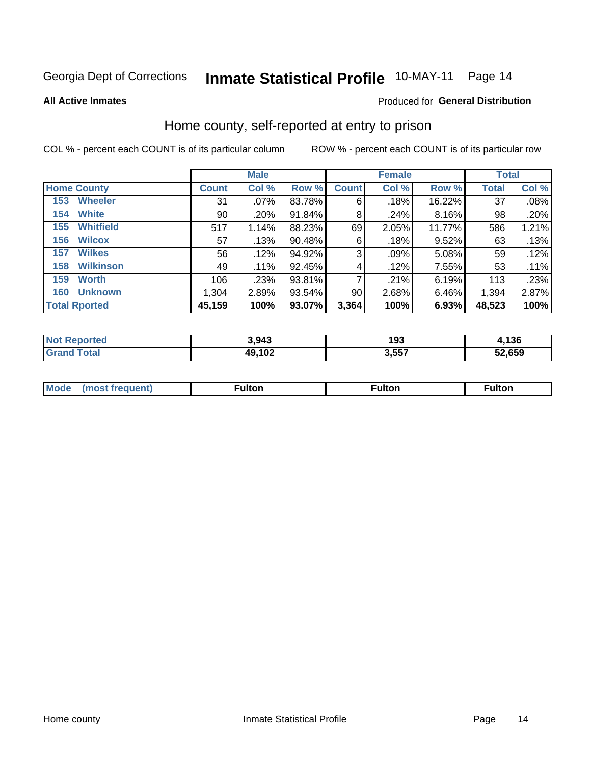Georgia Dept of Corrections **Inmate Statistical Profile** 10-MAY-11 Page 14

**All Active Inmates**

Produced for **General Distribution**

## Home county, self-reported at entry to prison

COL % - percent each COUNT is of its particular column ROW % - percent each COUNT is of its particular row

| | Male | | | Female | | | Total | |
|---|---|---|---|---|---|---|---|---|
| **Home County** | **Count** | **Col %** | **Row %** | **Count** | **Col %** | **Row %** | **Total** | **Col %** |
| 153 Wheeler | 31 | .07% | 83.78% | 6 | .18% | 16.22% | 37 | .08% |
| 154 White | 90 | .20% | 91.84% | 8 | .24% | 8.16% | 98 | .20% |
| 155 Whitfield | 517 | 1.14% | 88.23% | 69 | 2.05% | 11.77% | 586 | 1.21% |
| 156 Wilcox | 57 | .13% | 90.48% | 6 | .18% | 9.52% | 63 | .13% |
| 157 Wilkes | 56 | .12% | 94.92% | 3 | .09% | 5.08% | 59 | .12% |
| 158 Wilkinson | 49 | .11% | 92.45% | 4 | .12% | 7.55% | 53 | .11% |
| 159 Worth | 106 | .23% | 93.81% | 7 | .21% | 6.19% | 113 | .23% |
| 160 Unknown | 1,304 | 2.89% | 93.54% | 90 | 2.68% | 6.46% | 1,394 | 2.87% |
| **Total Rported** | **45,159** | **100%** | **93.07%** | **3,364** | **100%** | **6.93%** | **48,523** | **100%** |

| | Male | Female | Total |
|---|---|---|---|
| **Not Reported** | **3,943** | **193** | **4,136** |
| **Grand Total** | **49,102** | **3,557** | **52,659** |

| | Male | Female | Total |
|---|---|---|---|
| **Mode (most frequent)** | **Fulton** | **Fulton** | **Fulton** |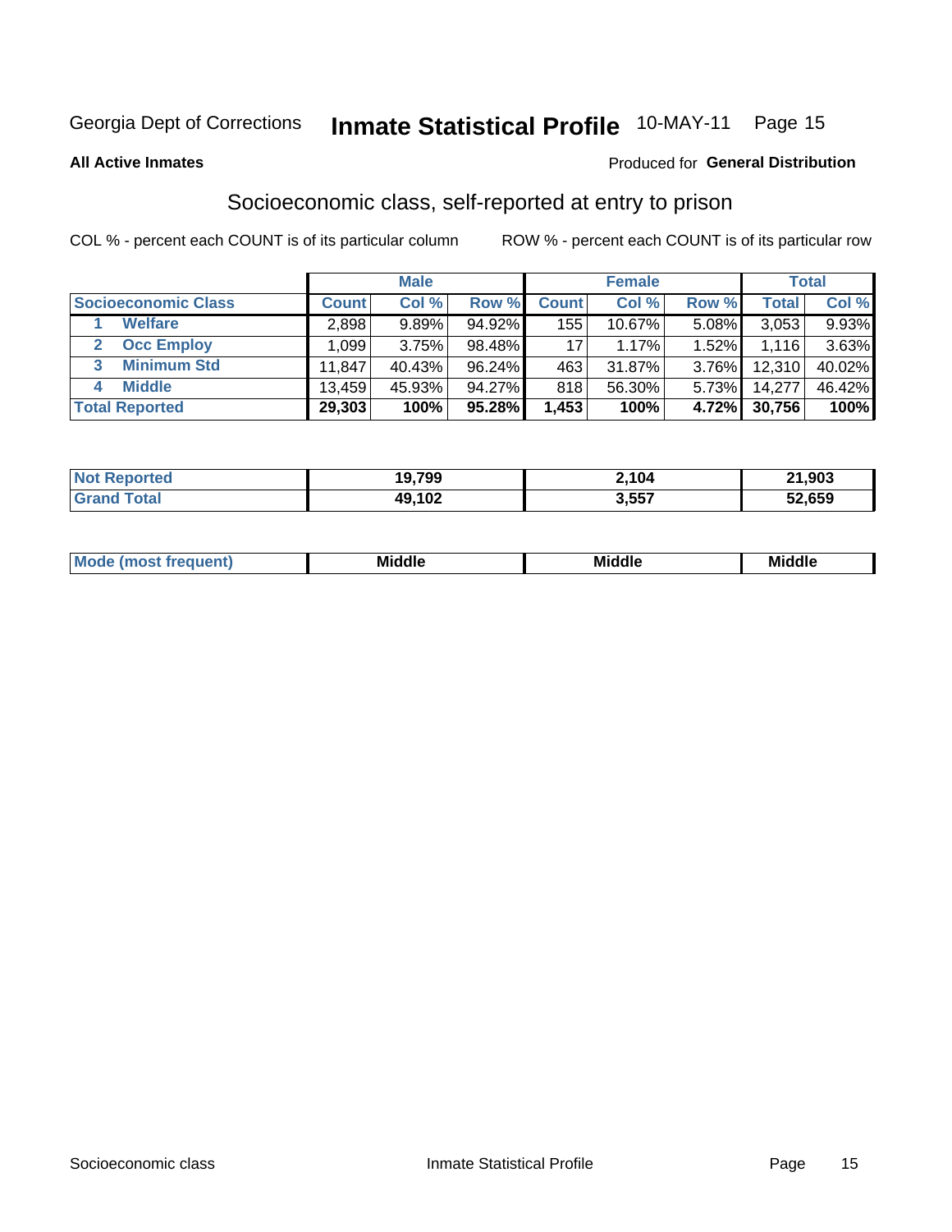Georgia Dept of Corrections **Inmate Statistical Profile** 10-MAY-11

**All Active Inmates**

Produced for **General Distribution**

## Socioeconomic class, self-reported at entry to prison

COL % - percent each COUNT is of its particular column ROW % - percent each COUNT is of its particular row

| | Male | | | Female | | | Total | |
|---|---|---|---|---|---|---|---|---|
| **Socioeconomic Class** | **Count** | **Col %** | **Row %** | **Count** | **Col %** | **Row %** | **Total** | **Col %** |
| 1 **Welfare** | 2,898 | 9.89% | 94.92% | 155 | 10.67% | 5.08% | 3,053 | 9.93% |
| 2 **Occ Employ** | 1,099 | 3.75% | 98.48% | 17 | 1.17% | 1.52% | 1,116 | 3.63% |
| 3 **Minimum Std** | 11,847 | 40.43% | 96.24% | 463 | 31.87% | 3.76% | 12,310 | 40.02% |
| 4 **Middle** | 13,459 | 45.93% | 94.27% | 818 | 56.30% | 5.73% | 14,277 | 46.42% |
| **Total Reported** | **29,303** | **100%** | **95.28%** | **1,453** | **100%** | **4.72%** | **30,756** | **100%** |

| | Male | Female | Total |
|---|---|---|---|
| **Not Reported** | **19,799** | **2,104** | **21,903** |
| **Grand Total** | **49,102** | **3,557** | **52,659** |

| | Male | Female | Total |
|---|---|---|---|
| **Mode (most frequent)** | **Middle** | **Middle** | **Middle** |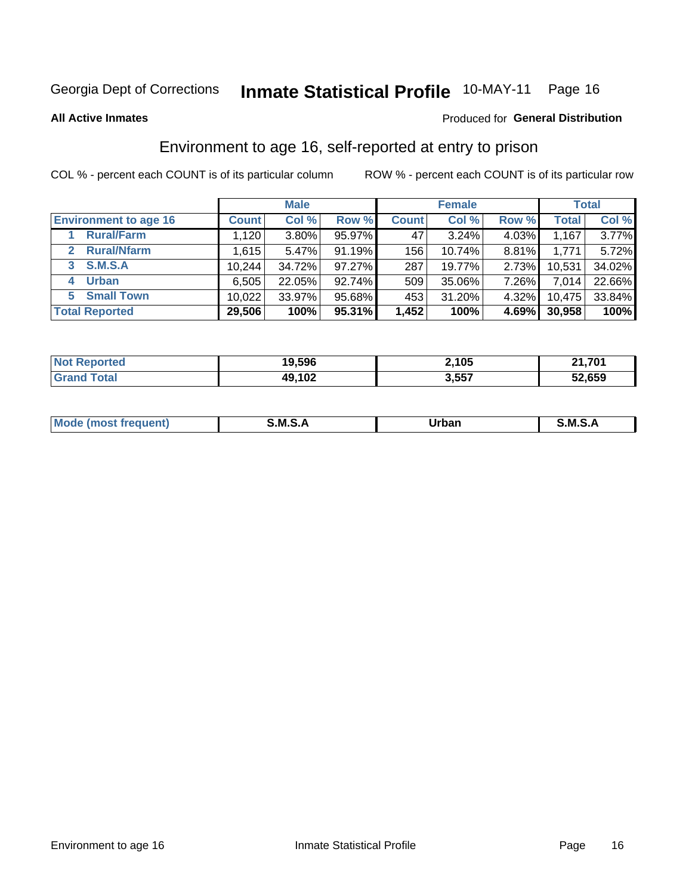Georgia Dept of Corrections **Inmate Statistical Profile** 10-MAY-11

**All Active Inmates**

Produced for **General Distribution**

## Environment to age 16, self-reported at entry to prison

COL % - percent each COUNT is of its particular column

ROW % - percent each COUNT is of its particular row

| | Male | | | Female | | | Total | |
|---|---|---|---|---|---|---|---|---|
| **Environment to age 16** | **Count** | **Col %** | **Row %** | **Count** | **Col %** | **Row %** | **Total** | **Col %** |
| 1 **Rural/Farm** | 1,120 | 3.80% | 95.97% | 47 | 3.24% | 4.03% | 1,167 | 3.77% |
| 2 **Rural/Nfarm** | 1,615 | 5.47% | 91.19% | 156 | 10.74% | 8.81% | 1,771 | 5.72% |
| 3 **S.M.S.A** | 10,244 | 34.72% | 97.27% | 287 | 19.77% | 2.73% | 10,531 | 34.02% |
| 4 **Urban** | 6,505 | 22.05% | 92.74% | 509 | 35.06% | 7.26% | 7,014 | 22.66% |
| 5 **Small Town** | 10,022 | 33.97% | 95.68% | 453 | 31.20% | 4.32% | 10,475 | 33.84% |
| **Total Reported** | **29,506** | **100%** | **95.31%** | **1,452** | **100%** | **4.69%** | **30,958** | **100%** |

| | Male | Female | Total |
|---|---|---|---|
| **Not Reported** | **19,596** | **2,105** | **21,701** |
| **Grand Total** | **49,102** | **3,557** | **52,659** |

| | Male | Female | Total |
|---|---|---|---|
| **Mode (most frequent)** | **S.M.S.A** | **Urban** | **S.M.S.A** |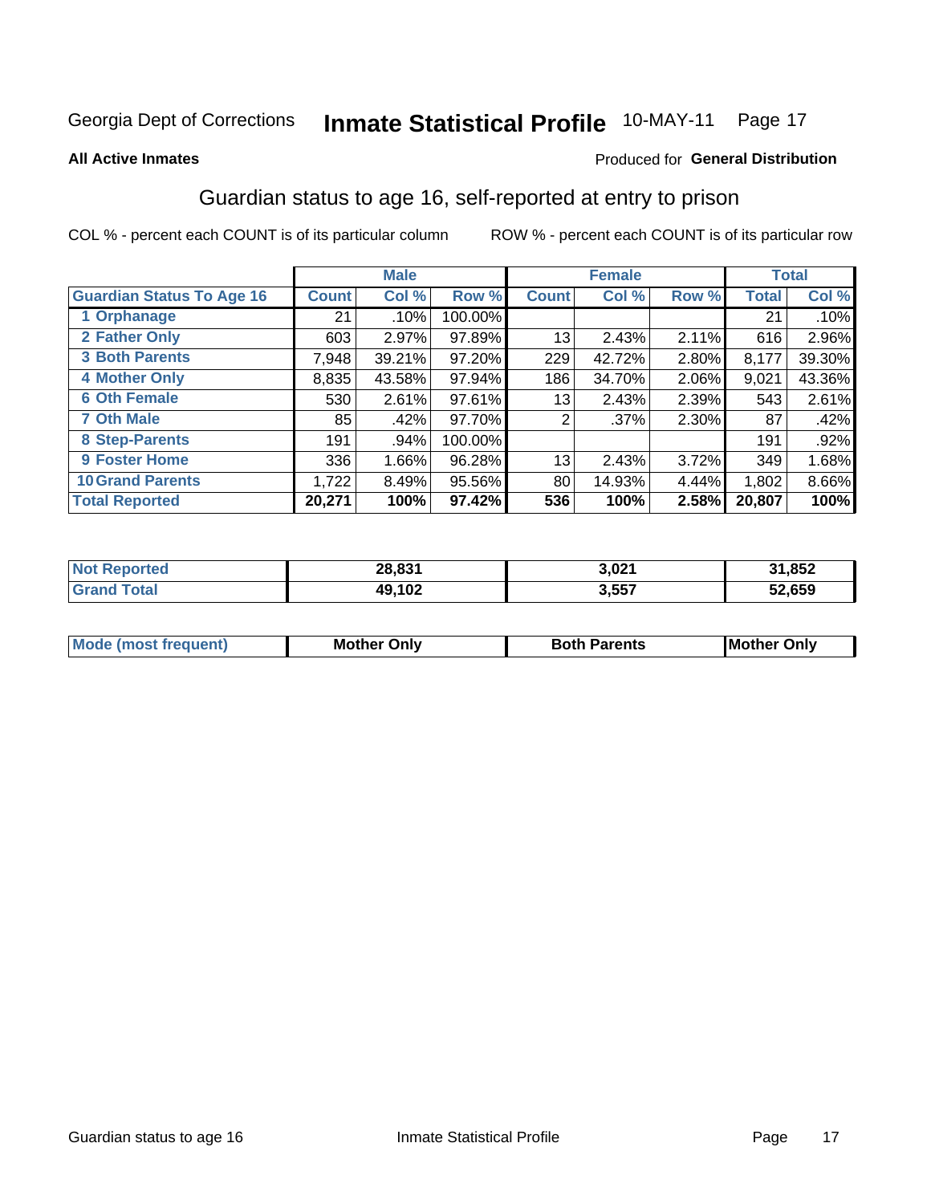Georgia Dept of Corrections **Inmate Statistical Profile** 10-MAY-11

**All Active Inmates**

Produced for **General Distribution**

## Guardian status to age 16, self-reported at entry to prison

COL % - percent each COUNT is of its particular column

ROW % - percent each COUNT is of its particular row

| | Male | | | Female | | | Total | |
|---|---|---|---|---|---|---|---|---|
| **Guardian Status To Age 16** | **Count** | **Col %** | **Row %** | **Count** | **Col %** | **Row %** | **Total** | **Col %** |
| **1 Orphanage** | 21 | .10% | 100.00% | | | | 21 | .10% |
| **2 Father Only** | 603 | 2.97% | 97.89% | 13 | 2.43% | 2.11% | 616 | 2.96% |
| **3 Both Parents** | 7,948 | 39.21% | 97.20% | 229 | 42.72% | 2.80% | 8,177 | 39.30% |
| **4 Mother Only** | 8,835 | 43.58% | 97.94% | 186 | 34.70% | 2.06% | 9,021 | 43.36% |
| **6 Oth Female** | 530 | 2.61% | 97.61% | 13 | 2.43% | 2.39% | 543 | 2.61% |
| **7 Oth Male** | 85 | .42% | 97.70% | 2 | .37% | 2.30% | 87 | .42% |
| **8 Step-Parents** | 191 | .94% | 100.00% | | | | 191 | .92% |
| **9 Foster Home** | 336 | 1.66% | 96.28% | 13 | 2.43% | 3.72% | 349 | 1.68% |
| **10 Grand Parents** | 1,722 | 8.49% | 95.56% | 80 | 14.93% | 4.44% | 1,802 | 8.66% |
| **Total Reported** | **20,271** | **100%** | **97.42%** | **536** | **100%** | **2.58%** | **20,807** | **100%** |

| | Male | Female | Total |
|---|---|---|---|
| **Not Reported** | **28,831** | **3,021** | **31,852** |
| **Grand Total** | **49,102** | **3,557** | **52,659** |

| | Male | Female | Total |
|---|---|---|---|
| **Mode (most frequent)** | **Mother Only** | **Both Parents** | **Mother Only** |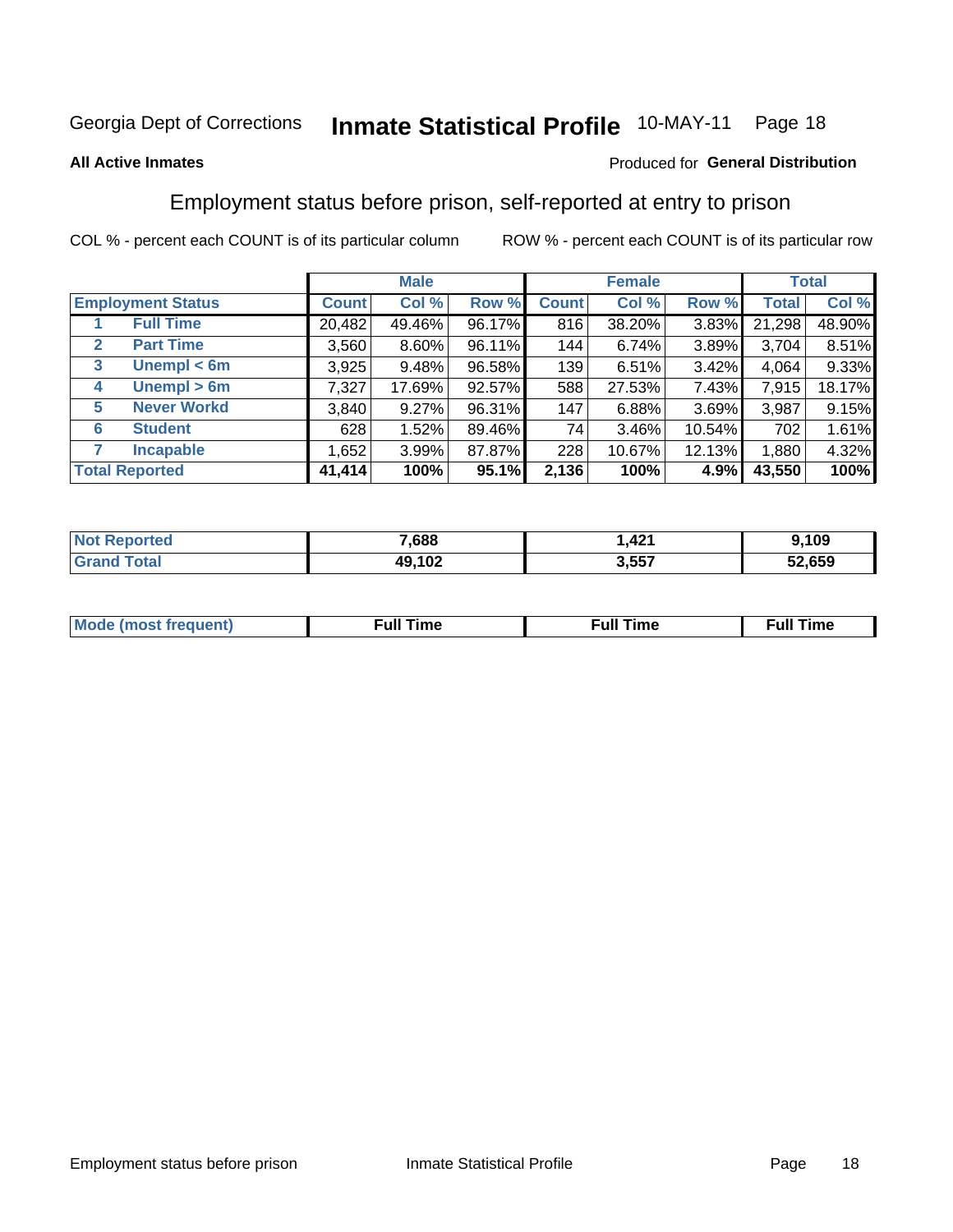Georgia Dept of Corrections **Inmate Statistical Profile** 10-MAY-11

**All Active Inmates**

Produced for **General Distribution**

## Employment status before prison, self-reported at entry to prison

COL % - percent each COUNT is of its particular column ROW % - percent each COUNT is of its particular row

| Employment Status | | Male | | | Female | | | Total | |
|---|---|---|---|---|---|---|---|---|---|
| | | Count | Col % | Row % | Count | Col % | Row % | Total | Col % |
| 1 | Full Time | 20,482 | 49.46% | 96.17% | 816 | 38.20% | 3.83% | 21,298 | 48.90% |
| 2 | Part Time | 3,560 | 8.60% | 96.11% | 144 | 6.74% | 3.89% | 3,704 | 8.51% |
| 3 | Unempl < 6m | 3,925 | 9.48% | 96.58% | 139 | 6.51% | 3.42% | 4,064 | 9.33% |
| 4 | Unempl > 6m | 7,327 | 17.69% | 92.57% | 588 | 27.53% | 7.43% | 7,915 | 18.17% |
| 5 | Never Workd | 3,840 | 9.27% | 96.31% | 147 | 6.88% | 3.69% | 3,987 | 9.15% |
| 6 | Student | 628 | 1.52% | 89.46% | 74 | 3.46% | 10.54% | 702 | 1.61% |
| 7 | Incapable | 1,652 | 3.99% | 87.87% | 228 | 10.67% | 12.13% | 1,880 | 4.32% |
| **Total Reported** | | **41,414** | **100%** | **95.1%** | **2,136** | **100%** | **4.9%** | **43,550** | **100%** |

| | Male | Female | Total |
|---|---|---|---|
| Not Reported | 7,688 | 1,421 | 9,109 |
| Grand Total | 49,102 | 3,557 | 52,659 |

| | Male | Female | Total |
|---|---|---|---|
| Mode (most frequent) | Full Time | Full Time | Full Time |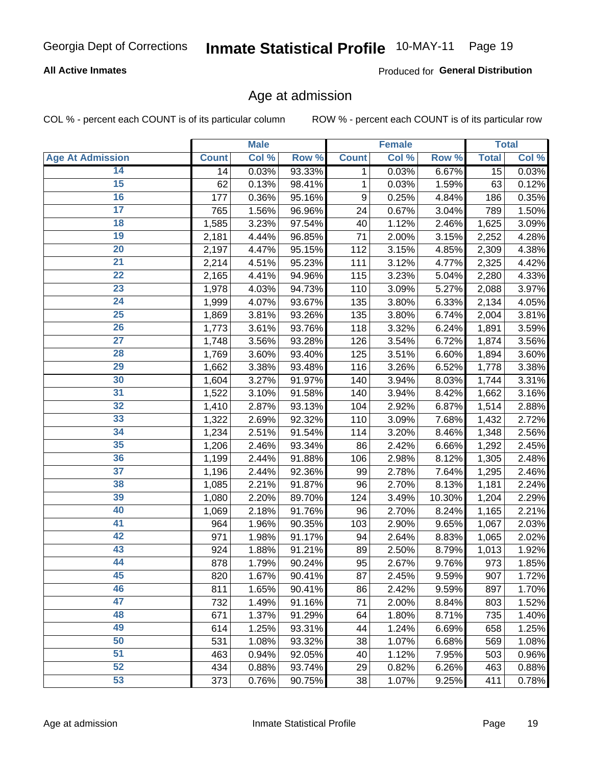# Age at admission

COL % - percent each COUNT is of its particular column

ROW % - percent each COUNT is of its particular row

| | Male | | | Female | | | Total | |
|---|---|---|---|---|---|---|---|---|
| Age At Admission | Count | Col % | Row % | Count | Col % | Row % | Total | Col % |
| 14 | 14 | 0.03% | 93.33% | 1 | 0.03% | 6.67% | 15 | 0.03% |
| 15 | 62 | 0.13% | 98.41% | 1 | 0.03% | 1.59% | 63 | 0.12% |
| 16 | 177 | 0.36% | 95.16% | 9 | 0.25% | 4.84% | 186 | 0.35% |
| 17 | 765 | 1.56% | 96.96% | 24 | 0.67% | 3.04% | 789 | 1.50% |
| 18 | 1,585 | 3.23% | 97.54% | 40 | 1.12% | 2.46% | 1,625 | 3.09% |
| 19 | 2,181 | 4.44% | 96.85% | 71 | 2.00% | 3.15% | 2,252 | 4.28% |
| 20 | 2,197 | 4.47% | 95.15% | 112 | 3.15% | 4.85% | 2,309 | 4.38% |
| 21 | 2,214 | 4.51% | 95.23% | 111 | 3.12% | 4.77% | 2,325 | 4.42% |
| 22 | 2,165 | 4.41% | 94.96% | 115 | 3.23% | 5.04% | 2,280 | 4.33% |
| 23 | 1,978 | 4.03% | 94.73% | 110 | 3.09% | 5.27% | 2,088 | 3.97% |
| 24 | 1,999 | 4.07% | 93.67% | 135 | 3.80% | 6.33% | 2,134 | 4.05% |
| 25 | 1,869 | 3.81% | 93.26% | 135 | 3.80% | 6.74% | 2,004 | 3.81% |
| 26 | 1,773 | 3.61% | 93.76% | 118 | 3.32% | 6.24% | 1,891 | 3.59% |
| 27 | 1,748 | 3.56% | 93.28% | 126 | 3.54% | 6.72% | 1,874 | 3.56% |
| 28 | 1,769 | 3.60% | 93.40% | 125 | 3.51% | 6.60% | 1,894 | 3.60% |
| 29 | 1,662 | 3.38% | 93.48% | 116 | 3.26% | 6.52% | 1,778 | 3.38% |
| 30 | 1,604 | 3.27% | 91.97% | 140 | 3.94% | 8.03% | 1,744 | 3.31% |
| 31 | 1,522 | 3.10% | 91.58% | 140 | 3.94% | 8.42% | 1,662 | 3.16% |
| 32 | 1,410 | 2.87% | 93.13% | 104 | 2.92% | 6.87% | 1,514 | 2.88% |
| 33 | 1,322 | 2.69% | 92.32% | 110 | 3.09% | 7.68% | 1,432 | 2.72% |
| 34 | 1,234 | 2.51% | 91.54% | 114 | 3.20% | 8.46% | 1,348 | 2.56% |
| 35 | 1,206 | 2.46% | 93.34% | 86 | 2.42% | 6.66% | 1,292 | 2.45% |
| 36 | 1,199 | 2.44% | 91.88% | 106 | 2.98% | 8.12% | 1,305 | 2.48% |
| 37 | 1,196 | 2.44% | 92.36% | 99 | 2.78% | 7.64% | 1,295 | 2.46% |
| 38 | 1,085 | 2.21% | 91.87% | 96 | 2.70% | 8.13% | 1,181 | 2.24% |
| 39 | 1,080 | 2.20% | 89.70% | 124 | 3.49% | 10.30% | 1,204 | 2.29% |
| 40 | 1,069 | 2.18% | 91.76% | 96 | 2.70% | 8.24% | 1,165 | 2.21% |
| 41 | 964 | 1.96% | 90.35% | 103 | 2.90% | 9.65% | 1,067 | 2.03% |
| 42 | 971 | 1.98% | 91.17% | 94 | 2.64% | 8.83% | 1,065 | 2.02% |
| 43 | 924 | 1.88% | 91.21% | 89 | 2.50% | 8.79% | 1,013 | 1.92% |
| 44 | 878 | 1.79% | 90.24% | 95 | 2.67% | 9.76% | 973 | 1.85% |
| 45 | 820 | 1.67% | 90.41% | 87 | 2.45% | 9.59% | 907 | 1.72% |
| 46 | 811 | 1.65% | 90.41% | 86 | 2.42% | 9.59% | 897 | 1.70% |
| 47 | 732 | 1.49% | 91.16% | 71 | 2.00% | 8.84% | 803 | 1.52% |
| 48 | 671 | 1.37% | 91.29% | 64 | 1.80% | 8.71% | 735 | 1.40% |
| 49 | 614 | 1.25% | 93.31% | 44 | 1.24% | 6.69% | 658 | 1.25% |
| 50 | 531 | 1.08% | 93.32% | 38 | 1.07% | 6.68% | 569 | 1.08% |
| 51 | 463 | 0.94% | 92.05% | 40 | 1.12% | 7.95% | 503 | 0.96% |
| 52 | 434 | 0.88% | 93.74% | 29 | 0.82% | 6.26% | 463 | 0.88% |
| 53 | 373 | 0.76% | 90.75% | 38 | 1.07% | 9.25% | 411 | 0.78% |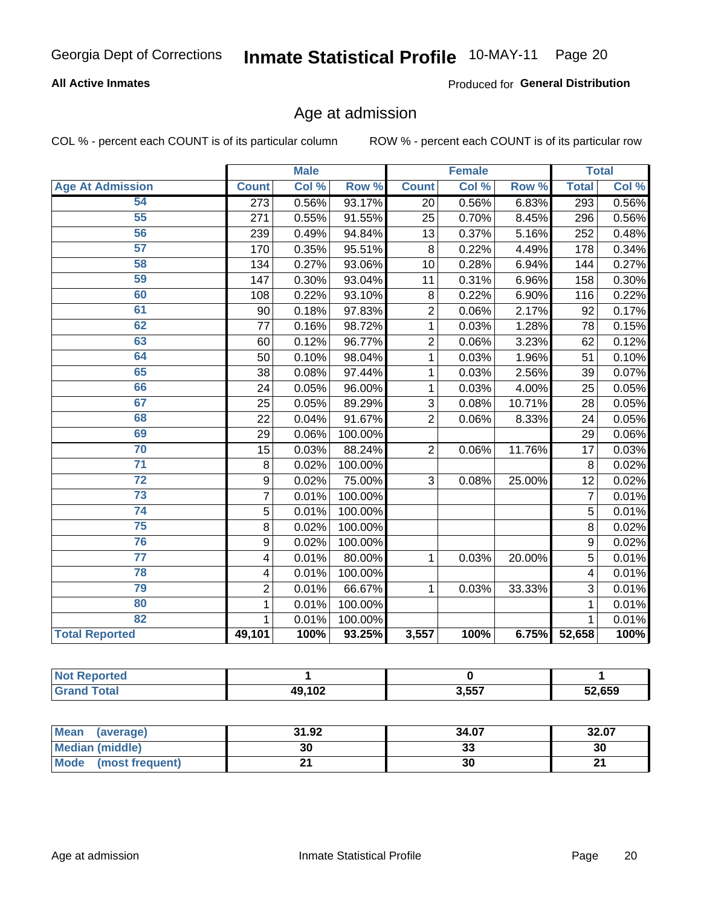Georgia Dept of Corrections **Inmate Statistical Profile** 10-MAY-11

**All Active Inmates**

Produced for **General Distribution**

## Age at admission

COL % - percent each COUNT is of its particular column     ROW % - percent each COUNT is of its particular row

| | Male | | | Female | | | Total | |
|---|---|---|---|---|---|---|---|---|
| **Age At Admission** | **Count** | **Col %** | **Row %** | **Count** | **Col %** | **Row %** | **Total** | **Col %** |
| 54 | 273 | 0.56% | 93.17% | 20 | 0.56% | 6.83% | 293 | 0.56% |
| 55 | 271 | 0.55% | 91.55% | 25 | 0.70% | 8.45% | 296 | 0.56% |
| 56 | 239 | 0.49% | 94.84% | 13 | 0.37% | 5.16% | 252 | 0.48% |
| 57 | 170 | 0.35% | 95.51% | 8 | 0.22% | 4.49% | 178 | 0.34% |
| 58 | 134 | 0.27% | 93.06% | 10 | 0.28% | 6.94% | 144 | 0.27% |
| 59 | 147 | 0.30% | 93.04% | 11 | 0.31% | 6.96% | 158 | 0.30% |
| 60 | 108 | 0.22% | 93.10% | 8 | 0.22% | 6.90% | 116 | 0.22% |
| 61 | 90 | 0.18% | 97.83% | 2 | 0.06% | 2.17% | 92 | 0.17% |
| 62 | 77 | 0.16% | 98.72% | 1 | 0.03% | 1.28% | 78 | 0.15% |
| 63 | 60 | 0.12% | 96.77% | 2 | 0.06% | 3.23% | 62 | 0.12% |
| 64 | 50 | 0.10% | 98.04% | 1 | 0.03% | 1.96% | 51 | 0.10% |
| 65 | 38 | 0.08% | 97.44% | 1 | 0.03% | 2.56% | 39 | 0.07% |
| 66 | 24 | 0.05% | 96.00% | 1 | 0.03% | 4.00% | 25 | 0.05% |
| 67 | 25 | 0.05% | 89.29% | 3 | 0.08% | 10.71% | 28 | 0.05% |
| 68 | 22 | 0.04% | 91.67% | 2 | 0.06% | 8.33% | 24 | 0.05% |
| 69 | 29 | 0.06% | 100.00% | | | | 29 | 0.06% |
| 70 | 15 | 0.03% | 88.24% | 2 | 0.06% | 11.76% | 17 | 0.03% |
| 71 | 8 | 0.02% | 100.00% | | | | 8 | 0.02% |
| 72 | 9 | 0.02% | 75.00% | 3 | 0.08% | 25.00% | 12 | 0.02% |
| 73 | 7 | 0.01% | 100.00% | | | | 7 | 0.01% |
| 74 | 5 | 0.01% | 100.00% | | | | 5 | 0.01% |
| 75 | 8 | 0.02% | 100.00% | | | | 8 | 0.02% |
| 76 | 9 | 0.02% | 100.00% | | | | 9 | 0.02% |
| 77 | 4 | 0.01% | 80.00% | 1 | 0.03% | 20.00% | 5 | 0.01% |
| 78 | 4 | 0.01% | 100.00% | | | | 4 | 0.01% |
| 79 | 2 | 0.01% | 66.67% | 1 | 0.03% | 33.33% | 3 | 0.01% |
| 80 | 1 | 0.01% | 100.00% | | | | 1 | 0.01% |
| 82 | 1 | 0.01% | 100.00% | | | | 1 | 0.01% |
| **Total Reported** | **49,101** | **100%** | **93.25%** | **3,557** | **100%** | **6.75%** | **52,658** | **100%** |

| | Male | Female | Total |
|---|---|---|---|
| **Not Reported** | **1** | **0** | **1** |
| **Grand Total** | **49,102** | **3,557** | **52,659** |

| | Male | Female | Total |
|---|---|---|---|
| **Mean (average)** | **31.92** | **34.07** | **32.07** |
| **Median (middle)** | **30** | **33** | **30** |
| **Mode (most frequent)** | **21** | **30** | **21** |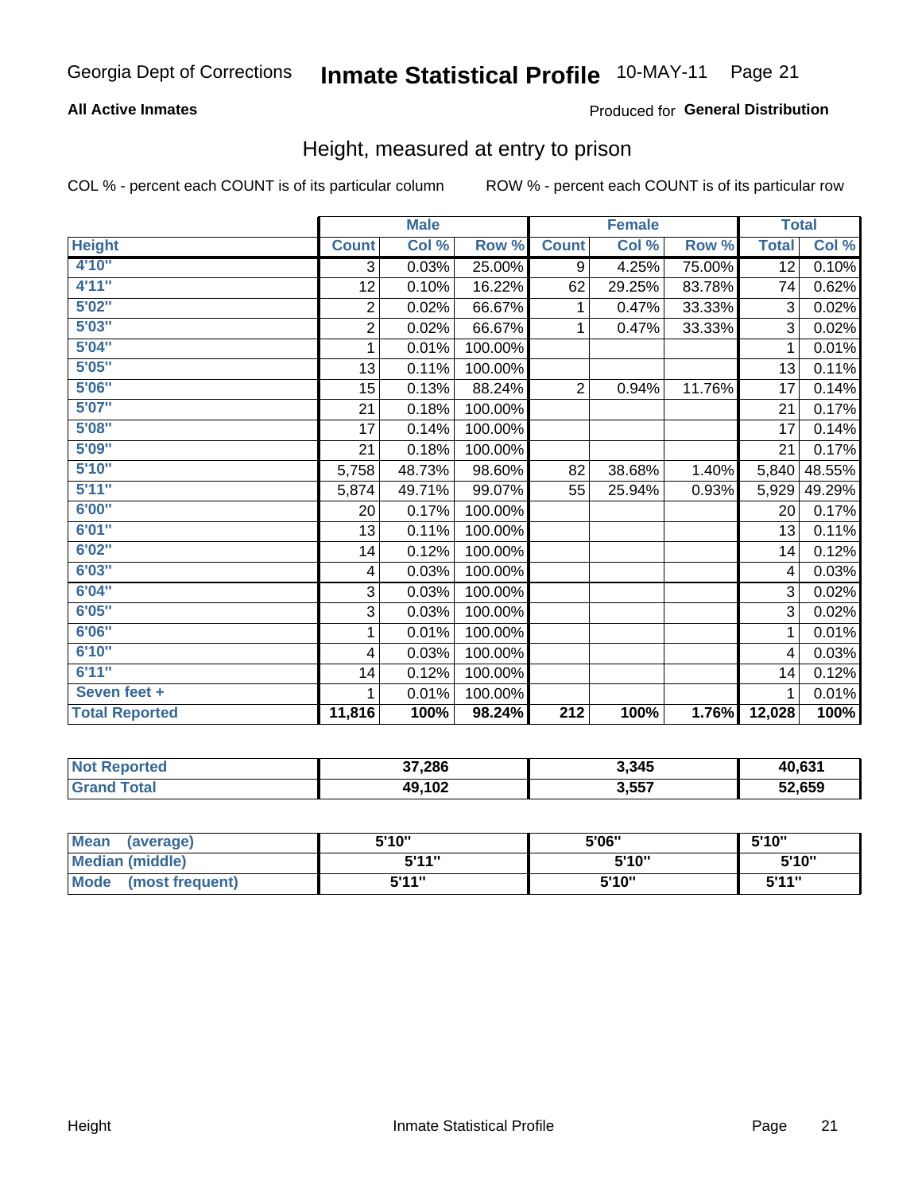Georgia Dept of Corrections **Inmate Statistical Profile** 10-MAY-11 Page 21

**All Active Inmates**

Produced for **General Distribution**

## Height, measured at entry to prison

COL % - percent each COUNT is of its particular column

ROW % - percent each COUNT is of its particular row

| | Male | | | Female | | | Total | |
|---|---|---|---|---|---|---|---|---|
| Height | Count | Col % | Row % | Count | Col % | Row % | Total | Col % |
| 4'10" | 3 | 0.03% | 25.00% | 9 | 4.25% | 75.00% | 12 | 0.10% |
| 4'11" | 12 | 0.10% | 16.22% | 62 | 29.25% | 83.78% | 74 | 0.62% |
| 5'02" | 2 | 0.02% | 66.67% | 1 | 0.47% | 33.33% | 3 | 0.02% |
| 5'03" | 2 | 0.02% | 66.67% | 1 | 0.47% | 33.33% | 3 | 0.02% |
| 5'04" | 1 | 0.01% | 100.00% | | | | 1 | 0.01% |
| 5'05" | 13 | 0.11% | 100.00% | | | | 13 | 0.11% |
| 5'06" | 15 | 0.13% | 88.24% | 2 | 0.94% | 11.76% | 17 | 0.14% |
| 5'07" | 21 | 0.18% | 100.00% | | | | 21 | 0.17% |
| 5'08" | 17 | 0.14% | 100.00% | | | | 17 | 0.14% |
| 5'09" | 21 | 0.18% | 100.00% | | | | 21 | 0.17% |
| 5'10" | 5,758 | 48.73% | 98.60% | 82 | 38.68% | 1.40% | 5,840 | 48.55% |
| 5'11" | 5,874 | 49.71% | 99.07% | 55 | 25.94% | 0.93% | 5,929 | 49.29% |
| 6'00" | 20 | 0.17% | 100.00% | | | | 20 | 0.17% |
| 6'01" | 13 | 0.11% | 100.00% | | | | 13 | 0.11% |
| 6'02" | 14 | 0.12% | 100.00% | | | | 14 | 0.12% |
| 6'03" | 4 | 0.03% | 100.00% | | | | 4 | 0.03% |
| 6'04" | 3 | 0.03% | 100.00% | | | | 3 | 0.02% |
| 6'05" | 3 | 0.03% | 100.00% | | | | 3 | 0.02% |
| 6'06" | 1 | 0.01% | 100.00% | | | | 1 | 0.01% |
| 6'10" | 4 | 0.03% | 100.00% | | | | 4 | 0.03% |
| 6'11" | 14 | 0.12% | 100.00% | | | | 14 | 0.12% |
| Seven feet + | 1 | 0.01% | 100.00% | | | | 1 | 0.01% |
| **Total Reported** | **11,816** | **100%** | **98.24%** | **212** | **100%** | **1.76%** | **12,028** | **100%** |

| | Male | Female | Total |
|---|---|---|---|
| Not Reported | 37,286 | 3,345 | 40,631 |
| Grand Total | 49,102 | 3,557 | 52,659 |

| | Male | Female | Total |
|---|---|---|---|
| Mean (average) | 5'10" | 5'06" | 5'10" |
| Median (middle) | 5'11" | 5'10" | 5'10" |
| Mode (most frequent) | 5'11" | 5'10" | 5'11" |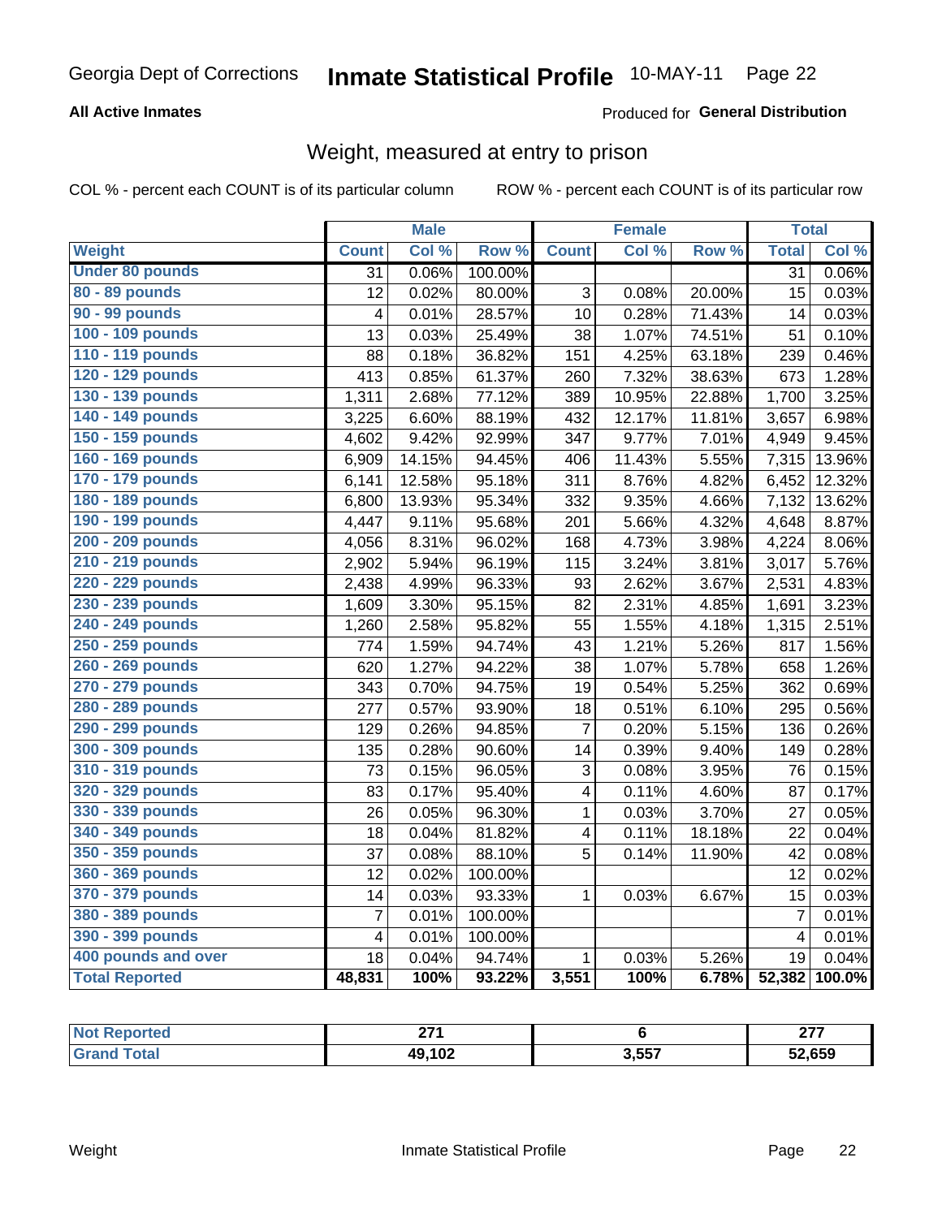Georgia Dept of Corrections **Inmate Statistical Profile** 10-MAY-11 Page 22

**All Active Inmates**

Produced for **General Distribution**

## Weight, measured at entry to prison

COL % - percent each COUNT is of its particular column ROW % - percent each COUNT is of its particular row

| | Male | | | Female | | | Total | |
|---|---|---|---|---|---|---|---|---|
| **Weight** | **Count** | **Col %** | **Row %** | **Count** | **Col %** | **Row %** | **Total** | **Col %** |
| **Under 80 pounds** | 31 | 0.06% | 100.00% | | | | 31 | 0.06% |
| **80 - 89 pounds** | 12 | 0.02% | 80.00% | 3 | 0.08% | 20.00% | 15 | 0.03% |
| **90 - 99 pounds** | 4 | 0.01% | 28.57% | 10 | 0.28% | 71.43% | 14 | 0.03% |
| **100 - 109 pounds** | 13 | 0.03% | 25.49% | 38 | 1.07% | 74.51% | 51 | 0.10% |
| **110 - 119 pounds** | 88 | 0.18% | 36.82% | 151 | 4.25% | 63.18% | 239 | 0.46% |
| **120 - 129 pounds** | 413 | 0.85% | 61.37% | 260 | 7.32% | 38.63% | 673 | 1.28% |
| **130 - 139 pounds** | 1,311 | 2.68% | 77.12% | 389 | 10.95% | 22.88% | 1,700 | 3.25% |
| **140 - 149 pounds** | 3,225 | 6.60% | 88.19% | 432 | 12.17% | 11.81% | 3,657 | 6.98% |
| **150 - 159 pounds** | 4,602 | 9.42% | 92.99% | 347 | 9.77% | 7.01% | 4,949 | 9.45% |
| **160 - 169 pounds** | 6,909 | 14.15% | 94.45% | 406 | 11.43% | 5.55% | 7,315 | 13.96% |
| **170 - 179 pounds** | 6,141 | 12.58% | 95.18% | 311 | 8.76% | 4.82% | 6,452 | 12.32% |
| **180 - 189 pounds** | 6,800 | 13.93% | 95.34% | 332 | 9.35% | 4.66% | 7,132 | 13.62% |
| **190 - 199 pounds** | 4,447 | 9.11% | 95.68% | 201 | 5.66% | 4.32% | 4,648 | 8.87% |
| **200 - 209 pounds** | 4,056 | 8.31% | 96.02% | 168 | 4.73% | 3.98% | 4,224 | 8.06% |
| **210 - 219 pounds** | 2,902 | 5.94% | 96.19% | 115 | 3.24% | 3.81% | 3,017 | 5.76% |
| **220 - 229 pounds** | 2,438 | 4.99% | 96.33% | 93 | 2.62% | 3.67% | 2,531 | 4.83% |
| **230 - 239 pounds** | 1,609 | 3.30% | 95.15% | 82 | 2.31% | 4.85% | 1,691 | 3.23% |
| **240 - 249 pounds** | 1,260 | 2.58% | 95.82% | 55 | 1.55% | 4.18% | 1,315 | 2.51% |
| **250 - 259 pounds** | 774 | 1.59% | 94.74% | 43 | 1.21% | 5.26% | 817 | 1.56% |
| **260 - 269 pounds** | 620 | 1.27% | 94.22% | 38 | 1.07% | 5.78% | 658 | 1.26% |
| **270 - 279 pounds** | 343 | 0.70% | 94.75% | 19 | 0.54% | 5.25% | 362 | 0.69% |
| **280 - 289 pounds** | 277 | 0.57% | 93.90% | 18 | 0.51% | 6.10% | 295 | 0.56% |
| **290 - 299 pounds** | 129 | 0.26% | 94.85% | 7 | 0.20% | 5.15% | 136 | 0.26% |
| **300 - 309 pounds** | 135 | 0.28% | 90.60% | 14 | 0.39% | 9.40% | 149 | 0.28% |
| **310 - 319 pounds** | 73 | 0.15% | 96.05% | 3 | 0.08% | 3.95% | 76 | 0.15% |
| **320 - 329 pounds** | 83 | 0.17% | 95.40% | 4 | 0.11% | 4.60% | 87 | 0.17% |
| **330 - 339 pounds** | 26 | 0.05% | 96.30% | 1 | 0.03% | 3.70% | 27 | 0.05% |
| **340 - 349 pounds** | 18 | 0.04% | 81.82% | 4 | 0.11% | 18.18% | 22 | 0.04% |
| **350 - 359 pounds** | 37 | 0.08% | 88.10% | 5 | 0.14% | 11.90% | 42 | 0.08% |
| **360 - 369 pounds** | 12 | 0.02% | 100.00% | | | | 12 | 0.02% |
| **370 - 379 pounds** | 14 | 0.03% | 93.33% | 1 | 0.03% | 6.67% | 15 | 0.03% |
| **380 - 389 pounds** | 7 | 0.01% | 100.00% | | | | 7 | 0.01% |
| **390 - 399 pounds** | 4 | 0.01% | 100.00% | | | | 4 | 0.01% |
| **400 pounds and over** | 18 | 0.04% | 94.74% | 1 | 0.03% | 5.26% | 19 | 0.04% |
| **Total Reported** | **48,831** | **100%** | **93.22%** | **3,551** | **100%** | **6.78%** | **52,382** | **100.0%** |

| | Male | Female | Total |
|---|---|---|---|
| **Not Reported** | **271** | **6** | **277** |
| **Grand Total** | **49,102** | **3,557** | **52,659** |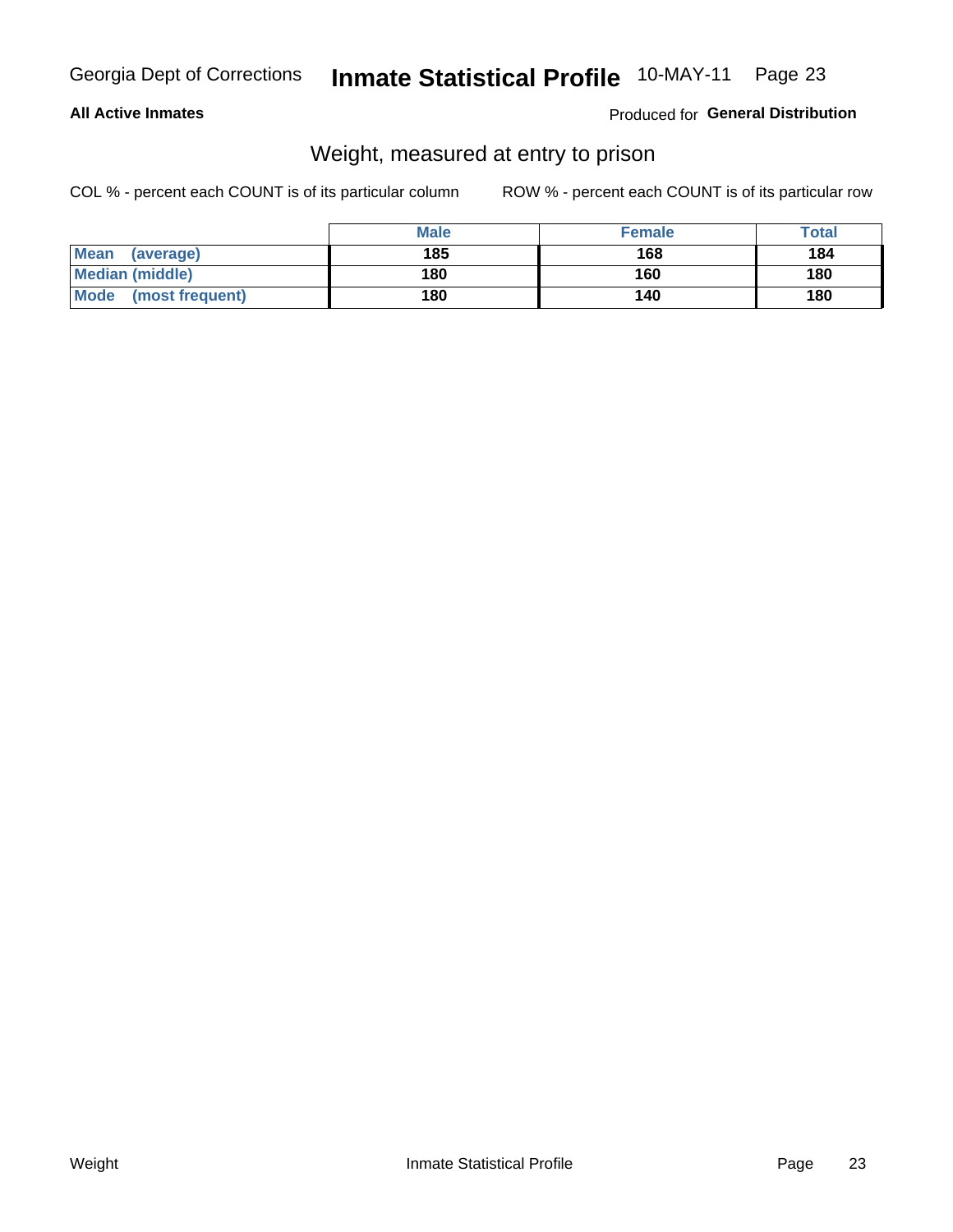**All Active Inmates**

Produced for **General Distribution**

## Weight, measured at entry to prison

COL % - percent each COUNT is of its particular column

ROW % - percent each COUNT is of its particular row

| | Male | Female | Total |
|---|---|---|---|
| **Mean (average)** | 185 | 168 | 184 |
| **Median (middle)** | 180 | 160 | 180 |
| **Mode (most frequent)** | 180 | 140 | 180 |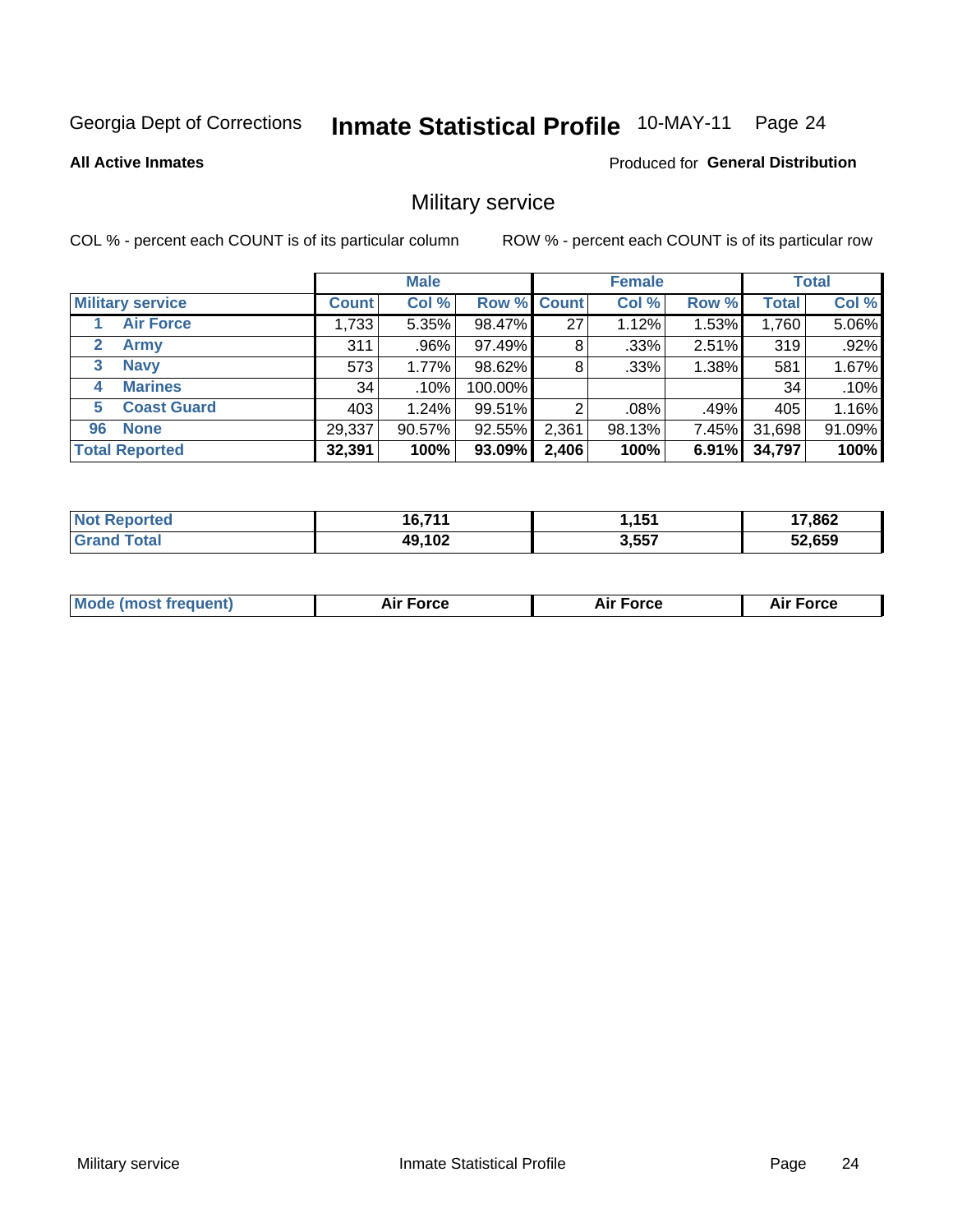Georgia Dept of Corrections **Inmate Statistical Profile** 10-MAY-11

**All Active Inmates**

Produced for **General Distribution**

## Military service

COL % - percent each COUNT is of its particular column    ROW % - percent each COUNT is of its particular row

| Military service | | Male | | | Female | | | Total | |
|---|---|---|---|---|---|---|---|---|---|
| | | Count | Col % | Row % | Count | Col % | Row % | Total | Col % |
| 1 | Air Force | 1,733 | 5.35% | 98.47% | 27 | 1.12% | 1.53% | 1,760 | 5.06% |
| 2 | Army | 311 | .96% | 97.49% | 8 | .33% | 2.51% | 319 | .92% |
| 3 | Navy | 573 | 1.77% | 98.62% | 8 | .33% | 1.38% | 581 | 1.67% |
| 4 | Marines | 34 | .10% | 100.00% | | | | 34 | .10% |
| 5 | Coast Guard | 403 | 1.24% | 99.51% | 2 | .08% | .49% | 405 | 1.16% |
| 96 | None | 29,337 | 90.57% | 92.55% | 2,361 | 98.13% | 7.45% | 31,698 | 91.09% |
| **Total Reported** | | **32,391** | **100%** | **93.09%** | **2,406** | **100%** | **6.91%** | **34,797** | **100%** |

| | Male | Female | Total |
|---|---|---|---|
| Not Reported | 16,711 | 1,151 | 17,862 |
| Grand Total | 49,102 | 3,557 | 52,659 |

| | Male | Female | Total |
|---|---|---|---|
| Mode (most frequent) | Air Force | Air Force | Air Force |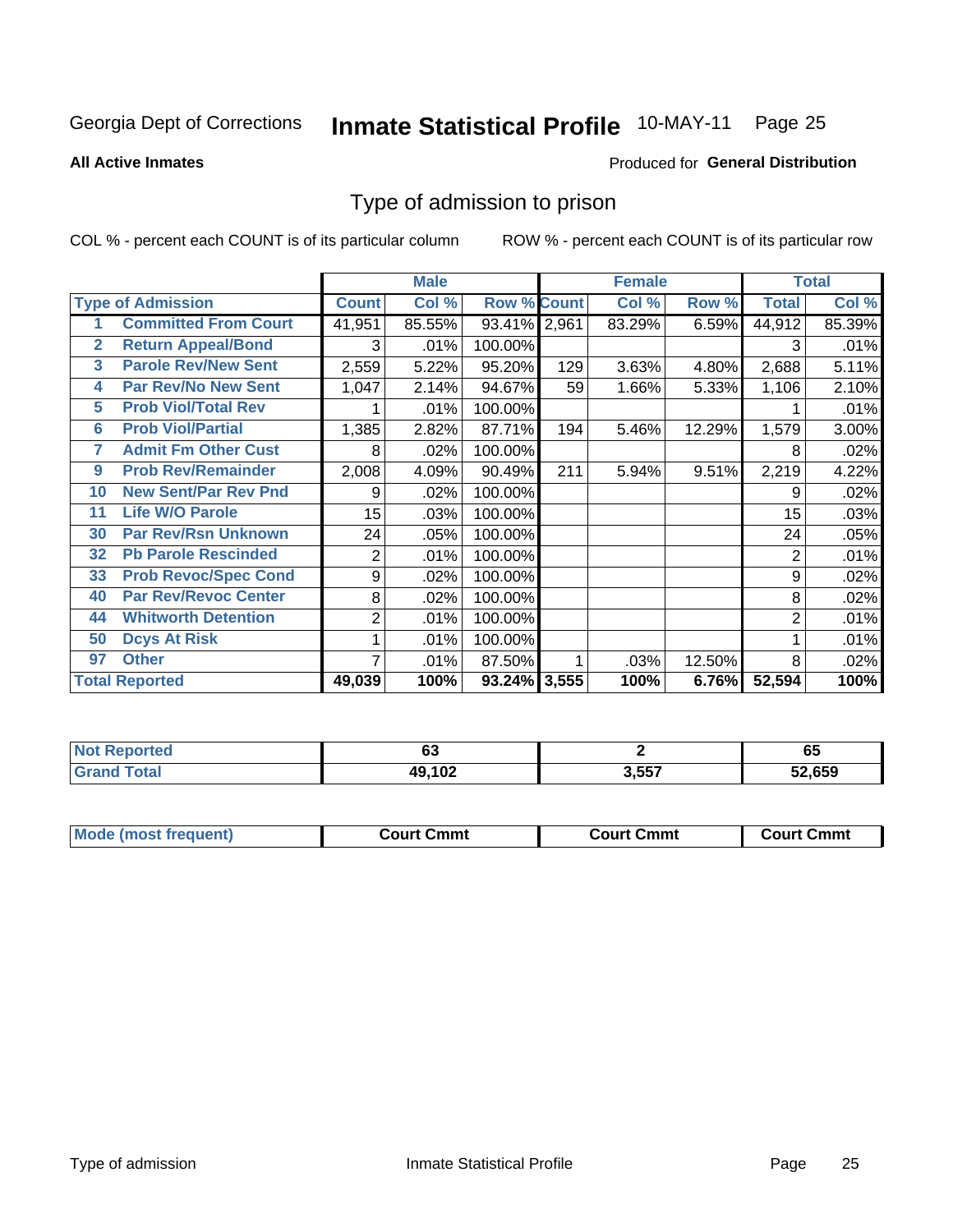Georgia Dept of Corrections **Inmate Statistical Profile** 10-MAY-11

**All Active Inmates**

Produced for **General Distribution**

## Type of admission to prison

COL % - percent each COUNT is of its particular column ROW % - percent each COUNT is of its particular row

| Type of Admission | | Male | | | Female | | | Total | |
|---|---|---|---|---|---|---|---|---|---|
| | | Count | Col % | Row % | Count | Col % | Row % | Total | Col % |
| 1 | Committed From Court | 41,951 | 85.55% | 93.41% | 2,961 | 83.29% | 6.59% | 44,912 | 85.39% |
| 2 | Return Appeal/Bond | 3 | .01% | 100.00% | | | | 3 | .01% |
| 3 | Parole Rev/New Sent | 2,559 | 5.22% | 95.20% | 129 | 3.63% | 4.80% | 2,688 | 5.11% |
| 4 | Par Rev/No New Sent | 1,047 | 2.14% | 94.67% | 59 | 1.66% | 5.33% | 1,106 | 2.10% |
| 5 | Prob Viol/Total Rev | 1 | .01% | 100.00% | | | | 1 | .01% |
| 6 | Prob Viol/Partial | 1,385 | 2.82% | 87.71% | 194 | 5.46% | 12.29% | 1,579 | 3.00% |
| 7 | Admit Fm Other Cust | 8 | .02% | 100.00% | | | | 8 | .02% |
| 9 | Prob Rev/Remainder | 2,008 | 4.09% | 90.49% | 211 | 5.94% | 9.51% | 2,219 | 4.22% |
| 10 | New Sent/Par Rev Pnd | 9 | .02% | 100.00% | | | | 9 | .02% |
| 11 | Life W/O Parole | 15 | .03% | 100.00% | | | | 15 | .03% |
| 30 | Par Rev/Rsn Unknown | 24 | .05% | 100.00% | | | | 24 | .05% |
| 32 | Pb Parole Rescinded | 2 | .01% | 100.00% | | | | 2 | .01% |
| 33 | Prob Revoc/Spec Cond | 9 | .02% | 100.00% | | | | 9 | .02% |
| 40 | Par Rev/Revoc Center | 8 | .02% | 100.00% | | | | 8 | .02% |
| 44 | Whitworth Detention | 2 | .01% | 100.00% | | | | 2 | .01% |
| 50 | Dcys At Risk | 1 | .01% | 100.00% | | | | 1 | .01% |
| 97 | Other | 7 | .01% | 87.50% | 1 | .03% | 12.50% | 8 | .02% |
| **Total Reported** | | **49,039** | **100%** | **93.24%** | **3,555** | **100%** | **6.76%** | **52,594** | **100%** |

| | Male | Female | Total |
|---|---|---|---|
| Not Reported | 63 | 2 | 65 |
| Grand Total | 49,102 | 3,557 | 52,659 |

| | Male | Female | Total |
|---|---|---|---|
| Mode (most frequent) | Court Cmmt | Court Cmmt | Court Cmmt |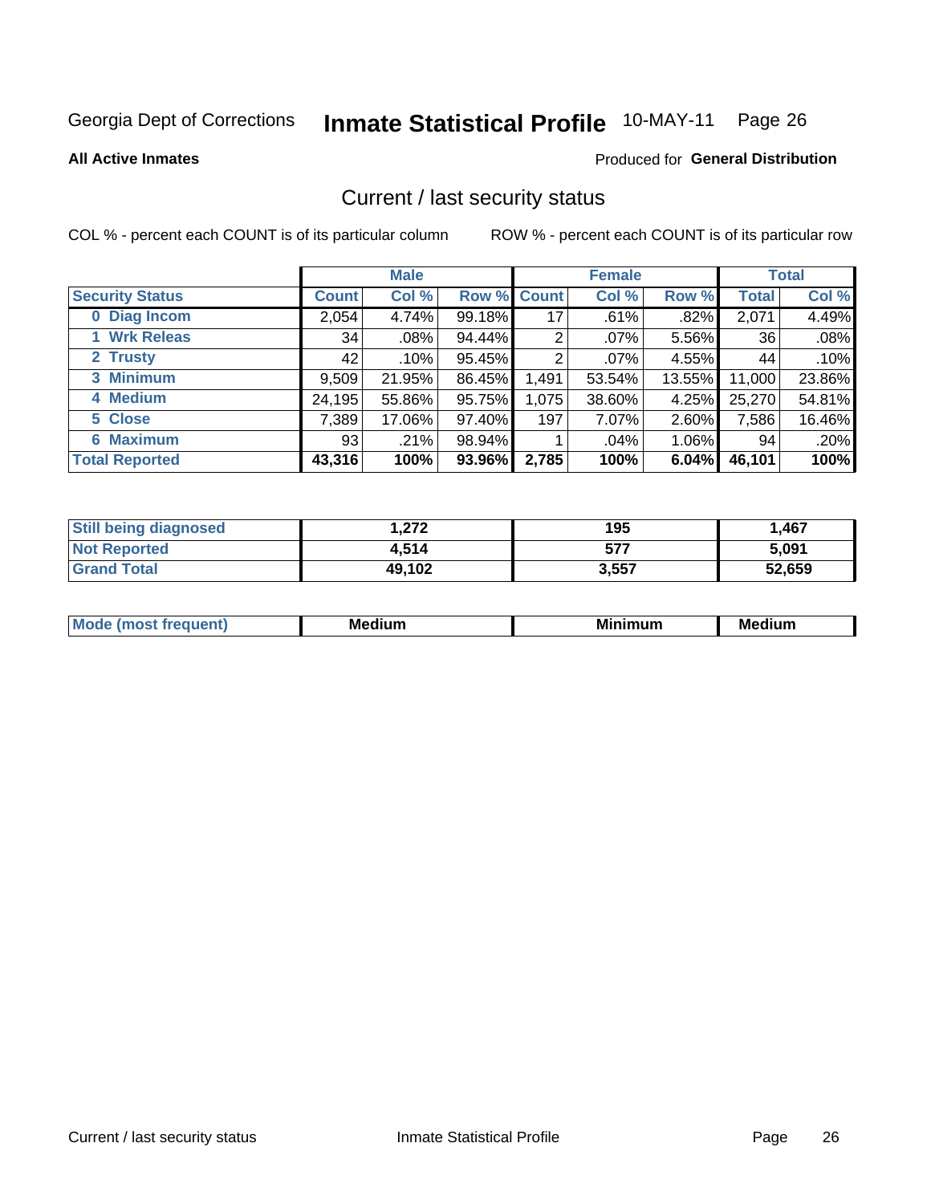Georgia Dept of Corrections **Inmate Statistical Profile** 10-MAY-11

**All Active Inmates**

Produced for **General Distribution**

## Current / last security status

COL % - percent each COUNT is of its particular column

ROW % - percent each COUNT is of its particular row

| | Male | | | Female | | | Total | |
|---|---|---|---|---|---|---|---|---|
| **Security Status** | **Count** | **Col %** | **Row %** | **Count** | **Col %** | **Row %** | **Total** | **Col %** |
| **0 Diag Incom** | 2,054 | 4.74% | 99.18% | 17 | .61% | .82% | 2,071 | 4.49% |
| **1 Wrk Releas** | 34 | .08% | 94.44% | 2 | .07% | 5.56% | 36 | .08% |
| **2 Trusty** | 42 | .10% | 95.45% | 2 | .07% | 4.55% | 44 | .10% |
| **3 Minimum** | 9,509 | 21.95% | 86.45% | 1,491 | 53.54% | 13.55% | 11,000 | 23.86% |
| **4 Medium** | 24,195 | 55.86% | 95.75% | 1,075 | 38.60% | 4.25% | 25,270 | 54.81% |
| **5 Close** | 7,389 | 17.06% | 97.40% | 197 | 7.07% | 2.60% | 7,586 | 16.46% |
| **6 Maximum** | 93 | .21% | 98.94% | 1 | .04% | 1.06% | 94 | .20% |
| **Total Reported** | **43,316** | **100%** | **93.96%** | **2,785** | **100%** | **6.04%** | **46,101** | **100%** |

| | Male | Female | Total |
|---|---|---|---|
| **Still being diagnosed** | **1,272** | **195** | **1,467** |
| **Not Reported** | **4,514** | **577** | **5,091** |
| **Grand Total** | **49,102** | **3,557** | **52,659** |

| | Male | Female | Total |
|---|---|---|---|
| **Mode (most frequent)** | **Medium** | **Minimum** | **Medium** |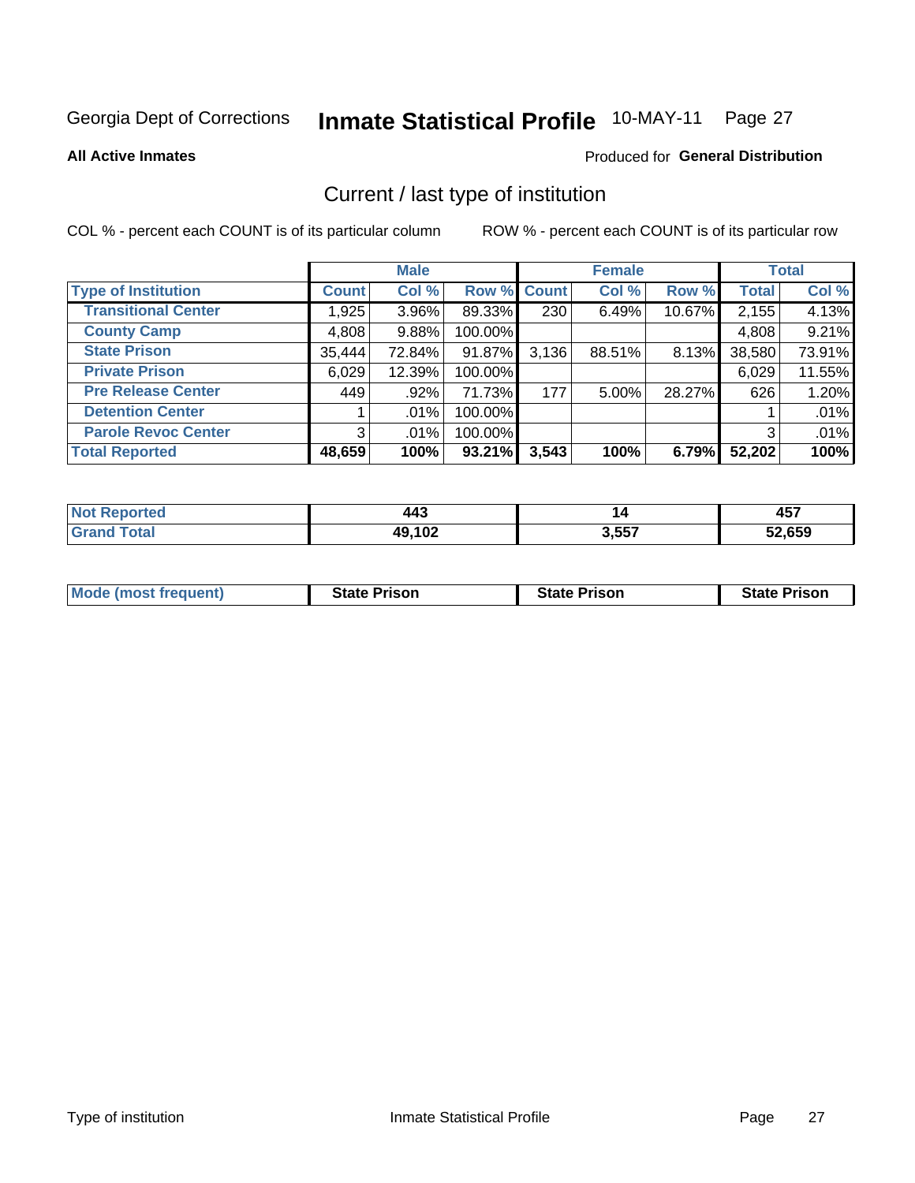Georgia Dept of Corrections **Inmate Statistical Profile** 10-MAY-11

**All Active Inmates**

Produced for **General Distribution**

## Current / last type of institution

COL % - percent each COUNT is of its particular column

ROW % - percent each COUNT is of its particular row

| | Male | | | Female | | | Total | |
|---|---|---|---|---|---|---|---|---|
| **Type of Institution** | **Count** | **Col %** | **Row %** | **Count** | **Col %** | **Row %** | **Total** | **Col %** |
| **Transitional Center** | 1,925 | 3.96% | 89.33% | 230 | 6.49% | 10.67% | 2,155 | 4.13% |
| **County Camp** | 4,808 | 9.88% | 100.00% | | | | 4,808 | 9.21% |
| **State Prison** | 35,444 | 72.84% | 91.87% | 3,136 | 88.51% | 8.13% | 38,580 | 73.91% |
| **Private Prison** | 6,029 | 12.39% | 100.00% | | | | 6,029 | 11.55% |
| **Pre Release Center** | 449 | .92% | 71.73% | 177 | 5.00% | 28.27% | 626 | 1.20% |
| **Detention Center** | 1 | .01% | 100.00% | | | | 1 | .01% |
| **Parole Revoc Center** | 3 | .01% | 100.00% | | | | 3 | .01% |
| **Total Reported** | **48,659** | **100%** | **93.21%** | **3,543** | **100%** | **6.79%** | **52,202** | **100%** |

| | Male | Female | Total |
|---|---|---|---|
| **Not Reported** | **443** | **14** | **457** |
| **Grand Total** | **49,102** | **3,557** | **52,659** |

| | Male | Female | Total |
|---|---|---|---|
| **Mode (most frequent)** | **State Prison** | **State Prison** | **State Prison** |

Type of institution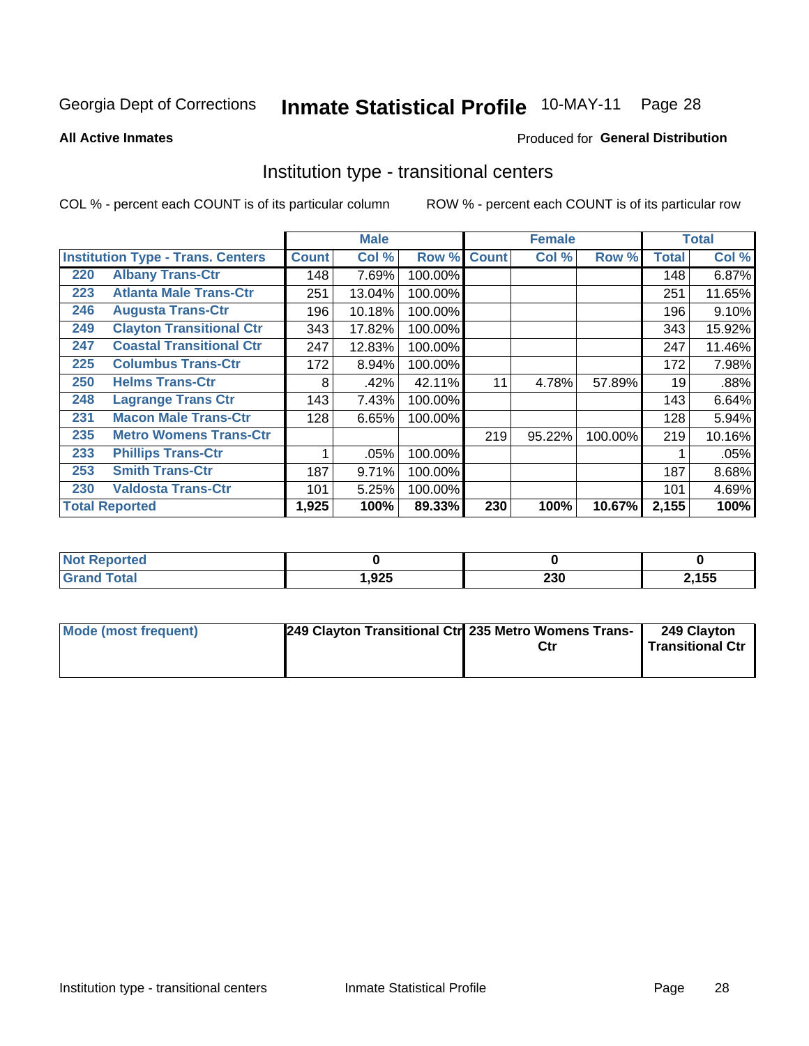Georgia Dept of Corrections **Inmate Statistical Profile** 10-MAY-11

**All Active Inmates**

Produced for **General Distribution**

## Institution type - transitional centers

COL % - percent each COUNT is of its particular column

ROW % - percent each COUNT is of its particular row

| | | Male | | | Female | | | Total | |
|---|---|---|---|---|---|---|---|---|---|
| **Institution Type - Trans. Centers** | | **Count** | **Col %** | **Row %** | **Count** | **Col %** | **Row %** | **Total** | **Col %** |
| 220 | Albany Trans-Ctr | 148 | 7.69% | 100.00% | | | | 148 | 6.87% |
| 223 | Atlanta Male Trans-Ctr | 251 | 13.04% | 100.00% | | | | 251 | 11.65% |
| 246 | Augusta Trans-Ctr | 196 | 10.18% | 100.00% | | | | 196 | 9.10% |
| 249 | Clayton Transitional Ctr | 343 | 17.82% | 100.00% | | | | 343 | 15.92% |
| 247 | Coastal Transitional Ctr | 247 | 12.83% | 100.00% | | | | 247 | 11.46% |
| 225 | Columbus Trans-Ctr | 172 | 8.94% | 100.00% | | | | 172 | 7.98% |
| 250 | Helms Trans-Ctr | 8 | .42% | 42.11% | 11 | 4.78% | 57.89% | 19 | .88% |
| 248 | Lagrange Trans Ctr | 143 | 7.43% | 100.00% | | | | 143 | 6.64% |
| 231 | Macon Male Trans-Ctr | 128 | 6.65% | 100.00% | | | | 128 | 5.94% |
| 235 | Metro Womens Trans-Ctr | | | | 219 | 95.22% | 100.00% | 219 | 10.16% |
| 233 | Phillips Trans-Ctr | 1 | .05% | 100.00% | | | | 1 | .05% |
| 253 | Smith Trans-Ctr | 187 | 9.71% | 100.00% | | | | 187 | 8.68% |
| 230 | Valdosta Trans-Ctr | 101 | 5.25% | 100.00% | | | | 101 | 4.69% |
| **Total Reported** | | **1,925** | **100%** | **89.33%** | **230** | **100%** | **10.67%** | **2,155** | **100%** |

| | Male | Female | Total |
|---|---|---|---|
| **Not Reported** | **0** | **0** | **0** |
| **Grand Total** | **1,925** | **230** | **2,155** |

| | Male | Female | Total |
|---|---|---|---|
| **Mode (most frequent)** | **249 Clayton Transitional Ctr** | **235 Metro Womens Trans-Ctr** | **249 Clayton Transitional Ctr** |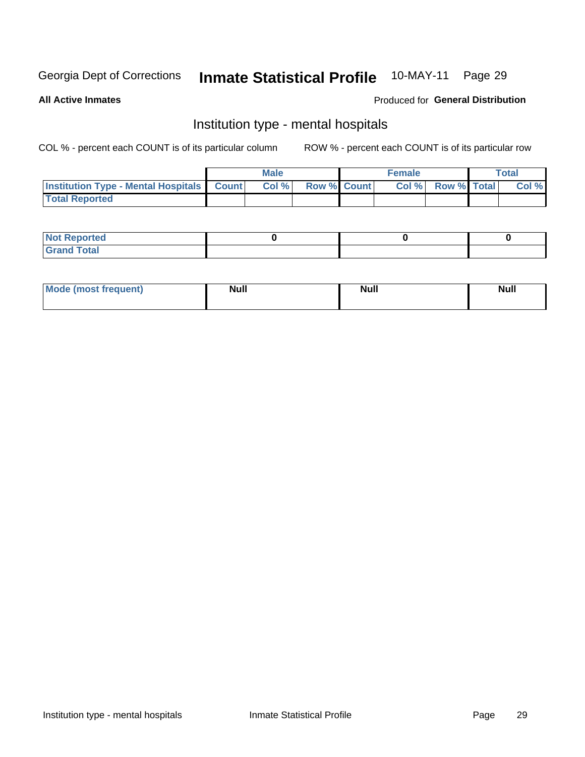Georgia Dept of Corrections **Inmate Statistical Profile** 10-MAY-11

**All Active Inmates**

Produced for **General Distribution**

## Institution type - mental hospitals

COL % - percent each COUNT is of its particular column

ROW % - percent each COUNT is of its particular row

| | Male | | | Female | | | Total | |
|---|---|---|---|---|---|---|---|---|
| **Institution Type - Mental Hospitals** | **Count** | **Col %** | **Row %** | **Count** | **Col %** | **Row %** | **Total** | **Col %** |
| **Total Reported** | | | | | | | | |

| | Male | Female | Total |
|---|---|---|---|
| **Not Reported** | **0** | **0** | **0** |
| **Grand Total** | | | |

| | Male | Female | Total |
|---|---|---|---|
| **Mode (most frequent)** | **Null** | **Null** | **Null** |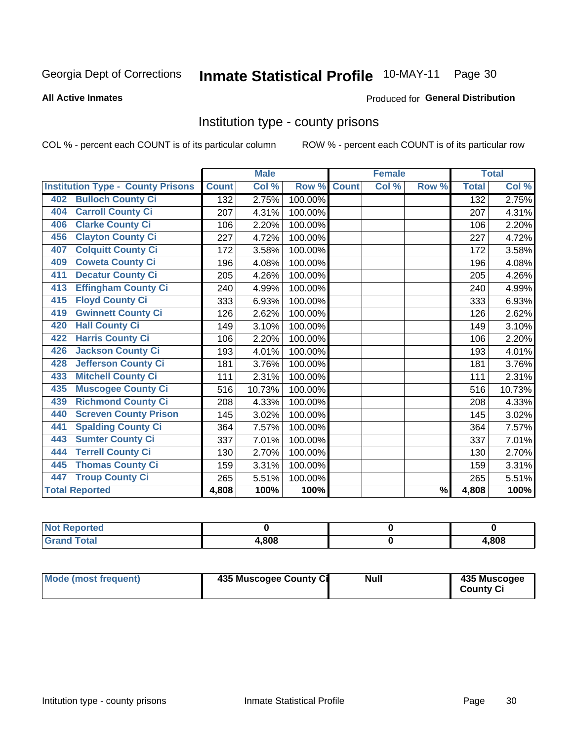Georgia Dept of Corrections **Inmate Statistical Profile** 10-MAY-11

**All Active Inmates**

Produced for **General Distribution**

## Institution type - county prisons

COL % - percent each COUNT is of its particular column

ROW % - percent each COUNT is of its particular row

| | Male | | | Female | | | Total | |
|---|---|---|---|---|---|---|---|---|
| **Institution Type - County Prisons** | **Count** | **Col %** | **Row %** | **Count** | **Col %** | **Row %** | **Total** | **Col %** |
| 402 Bulloch County Ci | 132 | 2.75% | 100.00% | | | | 132 | 2.75% |
| 404 Carroll County Ci | 207 | 4.31% | 100.00% | | | | 207 | 4.31% |
| 406 Clarke County Ci | 106 | 2.20% | 100.00% | | | | 106 | 2.20% |
| 456 Clayton County Ci | 227 | 4.72% | 100.00% | | | | 227 | 4.72% |
| 407 Colquitt County Ci | 172 | 3.58% | 100.00% | | | | 172 | 3.58% |
| 409 Coweta County Ci | 196 | 4.08% | 100.00% | | | | 196 | 4.08% |
| 411 Decatur County Ci | 205 | 4.26% | 100.00% | | | | 205 | 4.26% |
| 413 Effingham County Ci | 240 | 4.99% | 100.00% | | | | 240 | 4.99% |
| 415 Floyd County Ci | 333 | 6.93% | 100.00% | | | | 333 | 6.93% |
| 419 Gwinnett County Ci | 126 | 2.62% | 100.00% | | | | 126 | 2.62% |
| 420 Hall County Ci | 149 | 3.10% | 100.00% | | | | 149 | 3.10% |
| 422 Harris County Ci | 106 | 2.20% | 100.00% | | | | 106 | 2.20% |
| 426 Jackson County Ci | 193 | 4.01% | 100.00% | | | | 193 | 4.01% |
| 428 Jefferson County Ci | 181 | 3.76% | 100.00% | | | | 181 | 3.76% |
| 433 Mitchell County Ci | 111 | 2.31% | 100.00% | | | | 111 | 2.31% |
| 435 Muscogee County Ci | 516 | 10.73% | 100.00% | | | | 516 | 10.73% |
| 439 Richmond County Ci | 208 | 4.33% | 100.00% | | | | 208 | 4.33% |
| 440 Screven County Prison | 145 | 3.02% | 100.00% | | | | 145 | 3.02% |
| 441 Spalding County Ci | 364 | 7.57% | 100.00% | | | | 364 | 7.57% |
| 443 Sumter County Ci | 337 | 7.01% | 100.00% | | | | 337 | 7.01% |
| 444 Terrell County Ci | 130 | 2.70% | 100.00% | | | | 130 | 2.70% |
| 445 Thomas County Ci | 159 | 3.31% | 100.00% | | | | 159 | 3.31% |
| 447 Troup County Ci | 265 | 5.51% | 100.00% | | | | 265 | 5.51% |
| **Total Reported** | **4,808** | **100%** | **100%** | | | **%** | **4,808** | **100%** |

| | Male | Female | Total |
|---|---|---|---|
| Not Reported | 0 | 0 | 0 |
| Grand Total | 4,808 | 0 | 4,808 |

| | Male | Female | Total |
|---|---|---|---|
| Mode (most frequent) | 435 Muscogee County Ci | Null | 435 Muscogee County Ci |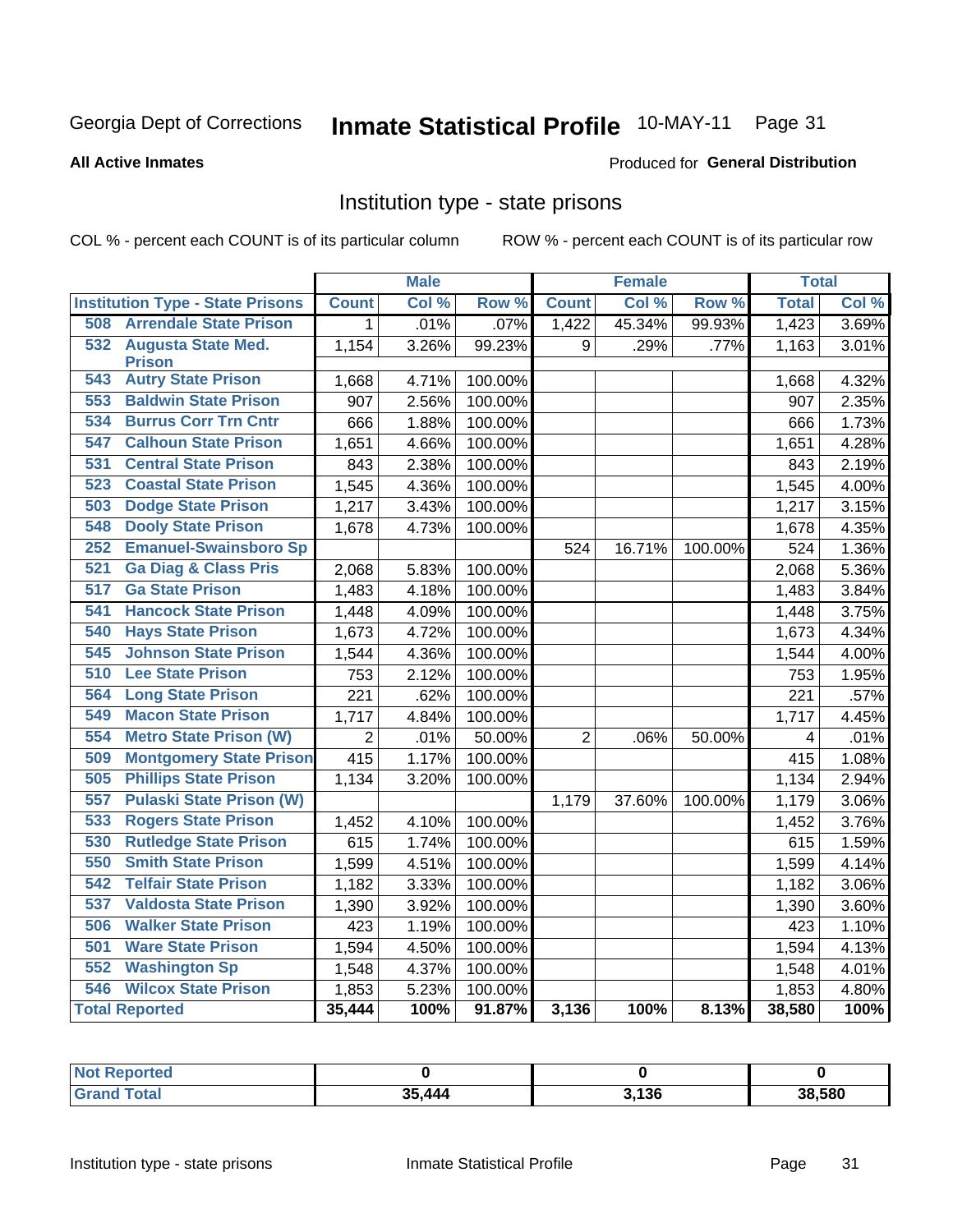Georgia Dept of Corrections **Inmate Statistical Profile** 10-MAY-11

**All Active Inmates**

Produced for **General Distribution**

## Institution type - state prisons

COL % - percent each COUNT is of its particular column ROW % - percent each COUNT is of its particular row

| | Male | | | Female | | | Total | |
|---|---|---|---|---|---|---|---|---|
| **Institution Type - State Prisons** | **Count** | **Col %** | **Row %** | **Count** | **Col %** | **Row %** | **Total** | **Col %** |
| 508 Arrendale State Prison | 1 | .01% | .07% | 1,422 | 45.34% | 99.93% | 1,423 | 3.69% |
| 532 Augusta State Med. Prison | 1,154 | 3.26% | 99.23% | 9 | .29% | .77% | 1,163 | 3.01% |
| 543 Autry State Prison | 1,668 | 4.71% | 100.00% | | | | 1,668 | 4.32% |
| 553 Baldwin State Prison | 907 | 2.56% | 100.00% | | | | 907 | 2.35% |
| 534 Burrus Corr Trn Cntr | 666 | 1.88% | 100.00% | | | | 666 | 1.73% |
| 547 Calhoun State Prison | 1,651 | 4.66% | 100.00% | | | | 1,651 | 4.28% |
| 531 Central State Prison | 843 | 2.38% | 100.00% | | | | 843 | 2.19% |
| 523 Coastal State Prison | 1,545 | 4.36% | 100.00% | | | | 1,545 | 4.00% |
| 503 Dodge State Prison | 1,217 | 3.43% | 100.00% | | | | 1,217 | 3.15% |
| 548 Dooly State Prison | 1,678 | 4.73% | 100.00% | | | | 1,678 | 4.35% |
| 252 Emanuel-Swainsboro Sp | | | | 524 | 16.71% | 100.00% | 524 | 1.36% |
| 521 Ga Diag & Class Pris | 2,068 | 5.83% | 100.00% | | | | 2,068 | 5.36% |
| 517 Ga State Prison | 1,483 | 4.18% | 100.00% | | | | 1,483 | 3.84% |
| 541 Hancock State Prison | 1,448 | 4.09% | 100.00% | | | | 1,448 | 3.75% |
| 540 Hays State Prison | 1,673 | 4.72% | 100.00% | | | | 1,673 | 4.34% |
| 545 Johnson State Prison | 1,544 | 4.36% | 100.00% | | | | 1,544 | 4.00% |
| 510 Lee State Prison | 753 | 2.12% | 100.00% | | | | 753 | 1.95% |
| 564 Long State Prison | 221 | .62% | 100.00% | | | | 221 | .57% |
| 549 Macon State Prison | 1,717 | 4.84% | 100.00% | | | | 1,717 | 4.45% |
| 554 Metro State Prison (W) | 2 | .01% | 50.00% | 2 | .06% | 50.00% | 4 | .01% |
| 509 Montgomery State Prison | 415 | 1.17% | 100.00% | | | | 415 | 1.08% |
| 505 Phillips State Prison | 1,134 | 3.20% | 100.00% | | | | 1,134 | 2.94% |
| 557 Pulaski State Prison (W) | | | | 1,179 | 37.60% | 100.00% | 1,179 | 3.06% |
| 533 Rogers State Prison | 1,452 | 4.10% | 100.00% | | | | 1,452 | 3.76% |
| 530 Rutledge State Prison | 615 | 1.74% | 100.00% | | | | 615 | 1.59% |
| 550 Smith State Prison | 1,599 | 4.51% | 100.00% | | | | 1,599 | 4.14% |
| 542 Telfair State Prison | 1,182 | 3.33% | 100.00% | | | | 1,182 | 3.06% |
| 537 Valdosta State Prison | 1,390 | 3.92% | 100.00% | | | | 1,390 | 3.60% |
| 506 Walker State Prison | 423 | 1.19% | 100.00% | | | | 423 | 1.10% |
| 501 Ware State Prison | 1,594 | 4.50% | 100.00% | | | | 1,594 | 4.13% |
| 552 Washington Sp | 1,548 | 4.37% | 100.00% | | | | 1,548 | 4.01% |
| 546 Wilcox State Prison | 1,853 | 5.23% | 100.00% | | | | 1,853 | 4.80% |
| **Total Reported** | **35,444** | **100%** | **91.87%** | **3,136** | **100%** | **8.13%** | **38,580** | **100%** |

| | Male | Female | Total |
|---|---|---|---|
| **Not Reported** | **0** | **0** | **0** |
| **Grand Total** | **35,444** | **3,136** | **38,580** |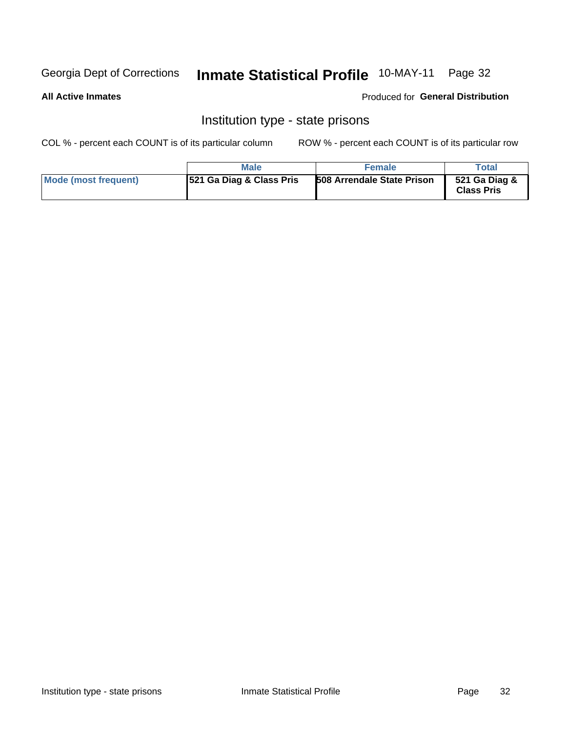Georgia Dept of Corrections **Inmate Statistical Profile** 10-MAY-11 Page 32

**All Active Inmates**

Produced for **General Distribution**

## Institution type - state prisons

COL % - percent each COUNT is of its particular column ROW % - percent each COUNT is of its particular row

| | Male | Female | Total |
|---|---|---|---|
| **Mode (most frequent)** | **521 Ga Diag & Class Pris** | **508 Arrendale State Prison** | **521 Ga Diag & Class Pris** |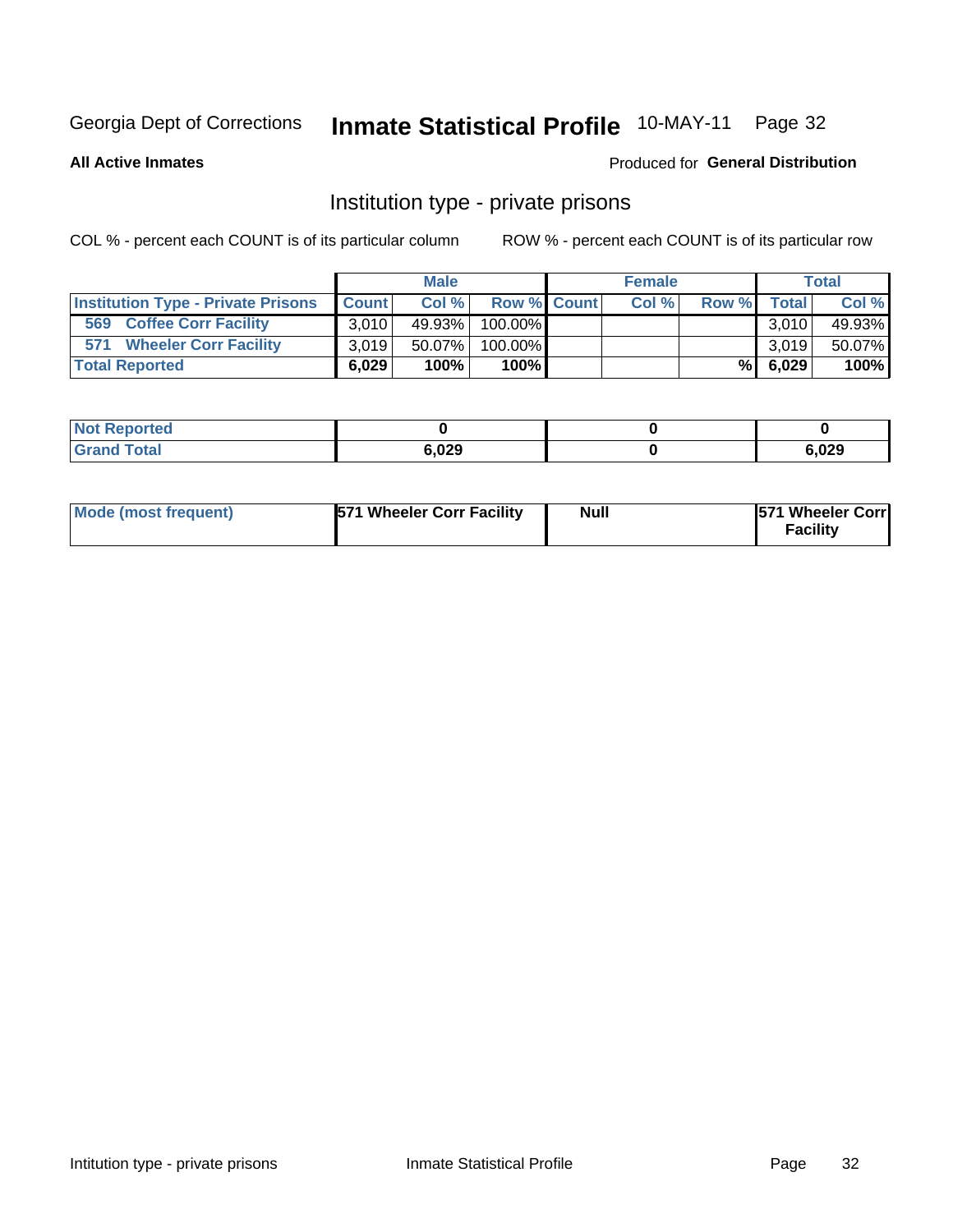Georgia Dept of Corrections **Inmate Statistical Profile** 10-MAY-11

**All Active Inmates**

Produced for **General Distribution**

## Institution type - private prisons

COL % - percent each COUNT is of its particular column

ROW % - percent each COUNT is of its particular row

| | Male | | | Female | | | Total | |
|---|---|---|---|---|---|---|---|---|
| **Institution Type - Private Prisons** | **Count** | **Col %** | **Row %** | **Count** | **Col %** | **Row %** | **Total** | **Col %** |
| **569 Coffee Corr Facility** | 3,010 | 49.93% | 100.00% | | | | 3,010 | 49.93% |
| **571 Wheeler Corr Facility** | 3,019 | 50.07% | 100.00% | | | | 3,019 | 50.07% |
| **Total Reported** | **6,029** | **100%** | **100%** | | | **%** | **6,029** | **100%** |

| | Male | Female | Total |
|---|---|---|---|
| **Not Reported** | **0** | **0** | **0** |
| **Grand Total** | **6,029** | **0** | **6,029** |

| | Male | Female | Total |
|---|---|---|---|
| **Mode (most frequent)** | **571 Wheeler Corr Facility** | **Null** | **571 Wheeler Corr Facility** |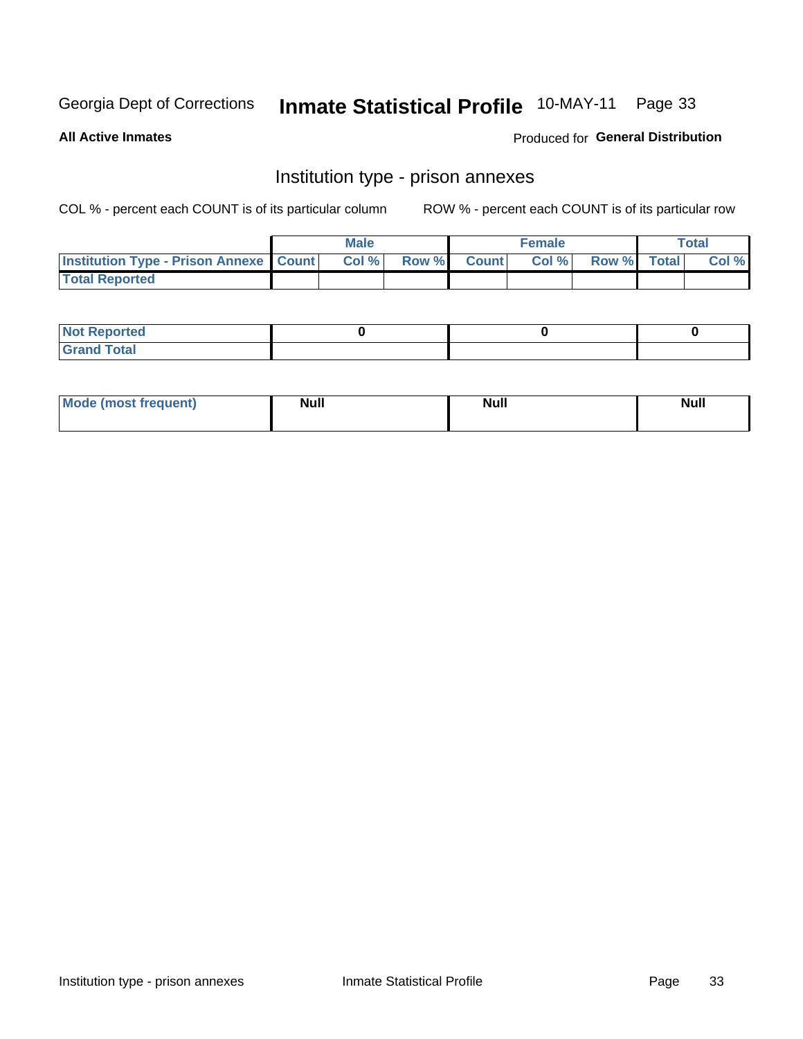Georgia Dept of Corrections **Inmate Statistical Profile** 10-MAY-11

**All Active Inmates**

Produced for **General Distribution**

## Institution type - prison annexes

COL % - percent each COUNT is of its particular column    ROW % - percent each COUNT is of its particular row

| | Male | | | Female | | | Total | |
|---|---|---|---|---|---|---|---|---|
| **Institution Type - Prison Annexe** | **Count** | **Col %** | **Row %** | **Count** | **Col %** | **Row %** | **Total** | **Col %** |
| **Total Reported** | | | | | | | | |

| | Male | Female | Total |
|---|---|---|---|
| **Not Reported** | 0 | 0 | 0 |
| **Grand Total** | | | |

| | Male | Female | Total |
|---|---|---|---|
| **Mode (most frequent)** | Null | Null | Null |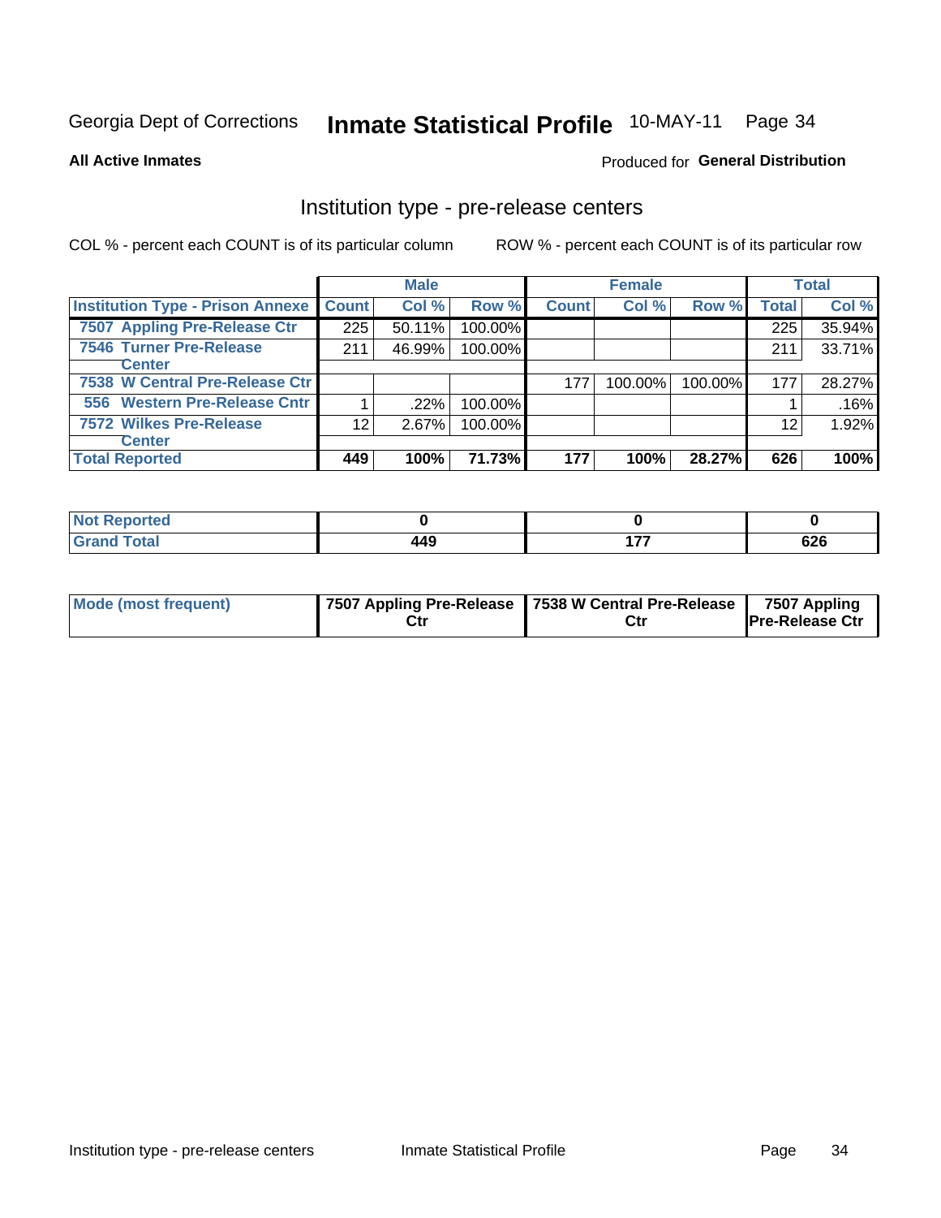Georgia Dept of Corrections **Inmate Statistical Profile** 10-MAY-11

**All Active Inmates**

Produced for **General Distribution**

## Institution type - pre-release centers

COL % - percent each COUNT is of its particular column

ROW % - percent each COUNT is of its particular row

| Institution Type - Prison Annexe | Male | | | Female | | | Total | |
|---|---|---|---|---|---|---|---|---|
| | Count | Col % | Row % | Count | Col % | Row % | Total | Col % |
| 7507 Appling Pre-Release Ctr | 225 | 50.11% | 100.00% | | | | 225 | 35.94% |
| 7546 Turner Pre-Release Center | 211 | 46.99% | 100.00% | | | | 211 | 33.71% |
| 7538 W Central Pre-Release Ctr | | | | 177 | 100.00% | 100.00% | 177 | 28.27% |
| 556 Western Pre-Release Cntr | 1 | .22% | 100.00% | | | | 1 | .16% |
| 7572 Wilkes Pre-Release Center | 12 | 2.67% | 100.00% | | | | 12 | 1.92% |
| **Total Reported** | **449** | **100%** | **71.73%** | **177** | **100%** | **28.27%** | **626** | **100%** |

| | Male | Female | Total |
|---|---|---|---|
| Not Reported | 0 | 0 | 0 |
| Grand Total | 449 | 177 | 626 |

| | Male | Female | Total |
|---|---|---|---|
| Mode (most frequent) | 7507 Appling Pre-Release Ctr | 7538 W Central Pre-Release Ctr | 7507 Appling Pre-Release Ctr |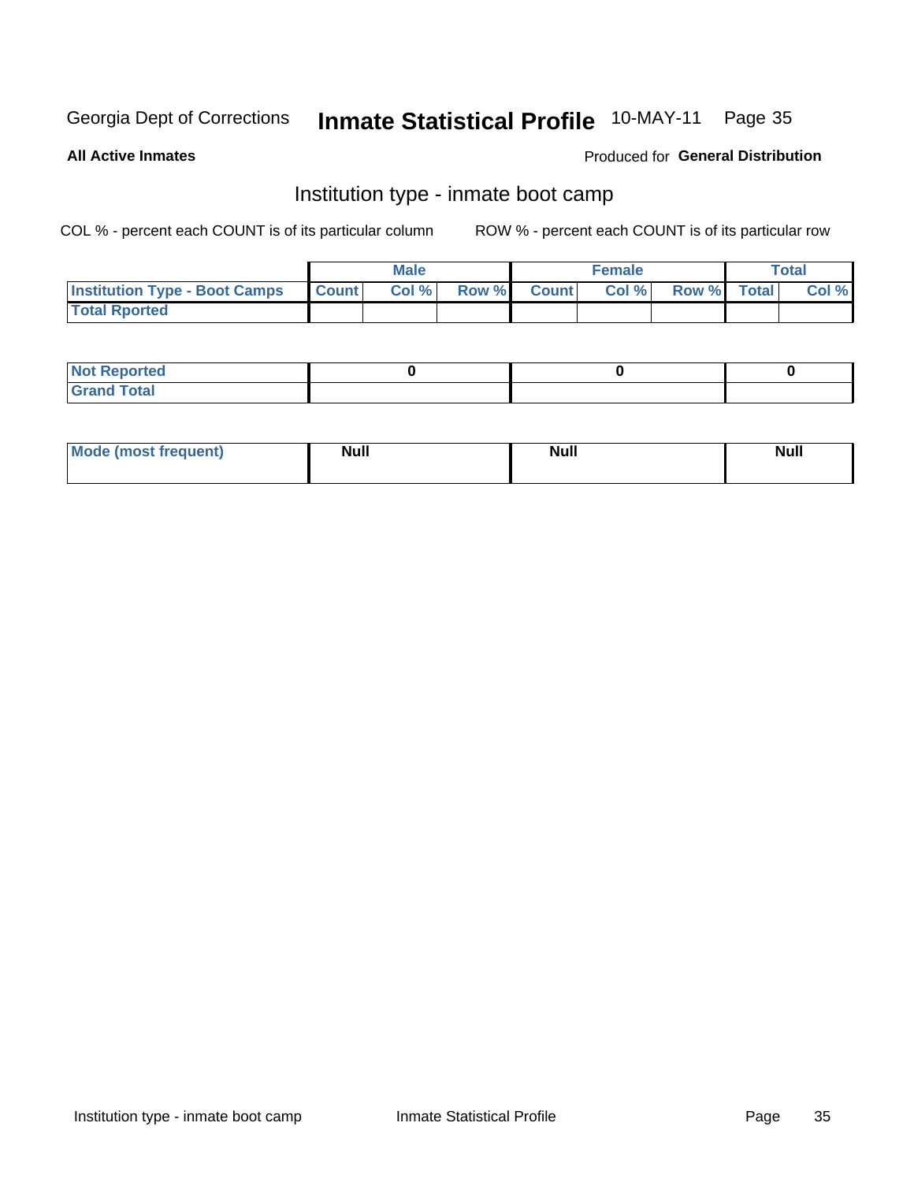Georgia Dept of Corrections **Inmate Statistical Profile** 10-MAY-11

**All Active Inmates**

Produced for **General Distribution**

## Institution type - inmate boot camp

COL % - percent each COUNT is of its particular column

ROW % - percent each COUNT is of its particular row

| | Male | | | Female | | | Total | |
|---|---|---|---|---|---|---|---|---|
| **Institution Type - Boot Camps** | **Count** | **Col %** | **Row %** | **Count** | **Col %** | **Row %** | **Total** | **Col %** |
| **Total Rported** | | | | | | | | |

| | Male | Female | Total |
|---|---|---|---|
| **Not Reported** | 0 | 0 | 0 |
| **Grand Total** | | | |

| | Male | Female | Total |
|---|---|---|---|
| **Mode (most frequent)** | **Null** | **Null** | **Null** |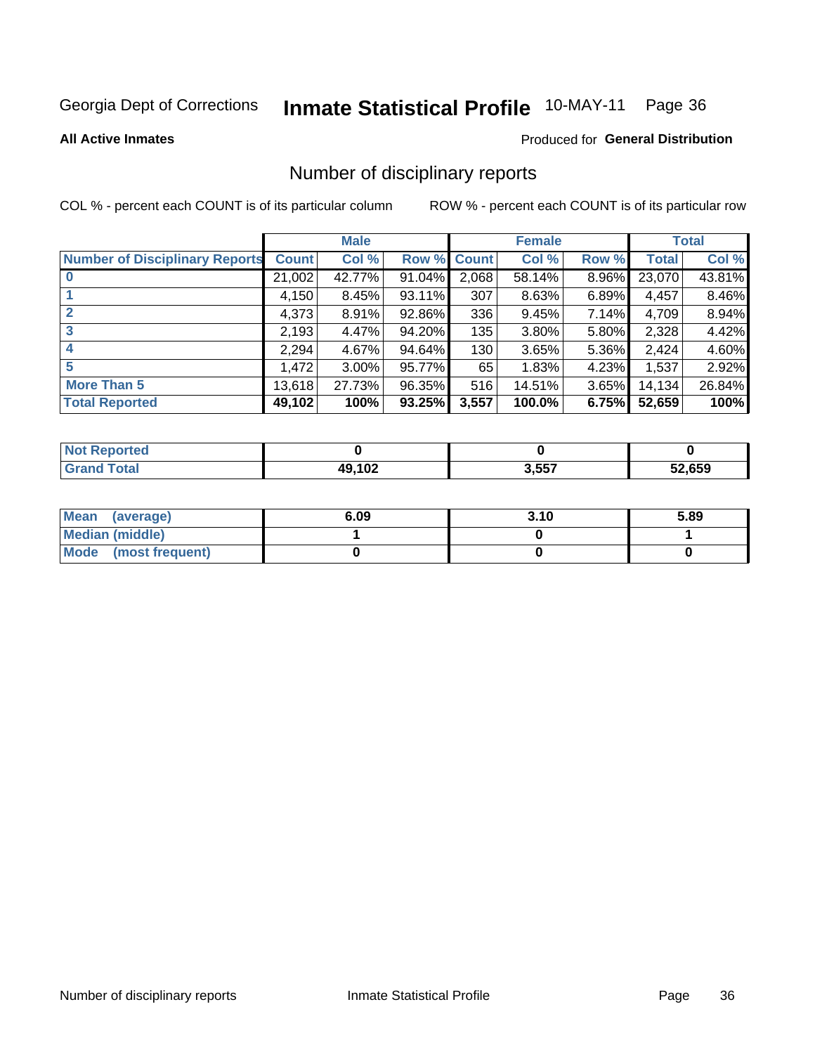Georgia Dept of Corrections **Inmate Statistical Profile** 10-MAY-11

**All Active Inmates**

Produced for **General Distribution**

## Number of disciplinary reports

COL % - percent each COUNT is of its particular column

ROW % - percent each COUNT is of its particular row

| | Male | | | Female | | | Total | |
|---|---|---|---|---|---|---|---|---|
| **Number of Disciplinary Reports** | **Count** | **Col %** | **Row %** | **Count** | **Col %** | **Row %** | **Total** | **Col %** |
| **0** | 21,002 | 42.77% | 91.04% | 2,068 | 58.14% | 8.96% | 23,070 | 43.81% |
| **1** | 4,150 | 8.45% | 93.11% | 307 | 8.63% | 6.89% | 4,457 | 8.46% |
| **2** | 4,373 | 8.91% | 92.86% | 336 | 9.45% | 7.14% | 4,709 | 8.94% |
| **3** | 2,193 | 4.47% | 94.20% | 135 | 3.80% | 5.80% | 2,328 | 4.42% |
| **4** | 2,294 | 4.67% | 94.64% | 130 | 3.65% | 5.36% | 2,424 | 4.60% |
| **5** | 1,472 | 3.00% | 95.77% | 65 | 1.83% | 4.23% | 1,537 | 2.92% |
| **More Than 5** | 13,618 | 27.73% | 96.35% | 516 | 14.51% | 3.65% | 14,134 | 26.84% |
| **Total Reported** | **49,102** | **100%** | **93.25%** | **3,557** | **100.0%** | **6.75%** | **52,659** | **100%** |

| | Male | Female | Total |
|---|---|---|---|
| **Not Reported** | **0** | **0** | **0** |
| **Grand Total** | **49,102** | **3,557** | **52,659** |

| | Male | Female | Total |
|---|---|---|---|
| **Mean (average)** | **6.09** | **3.10** | **5.89** |
| **Median (middle)** | **1** | **0** | **1** |
| **Mode (most frequent)** | **0** | **0** | **0** |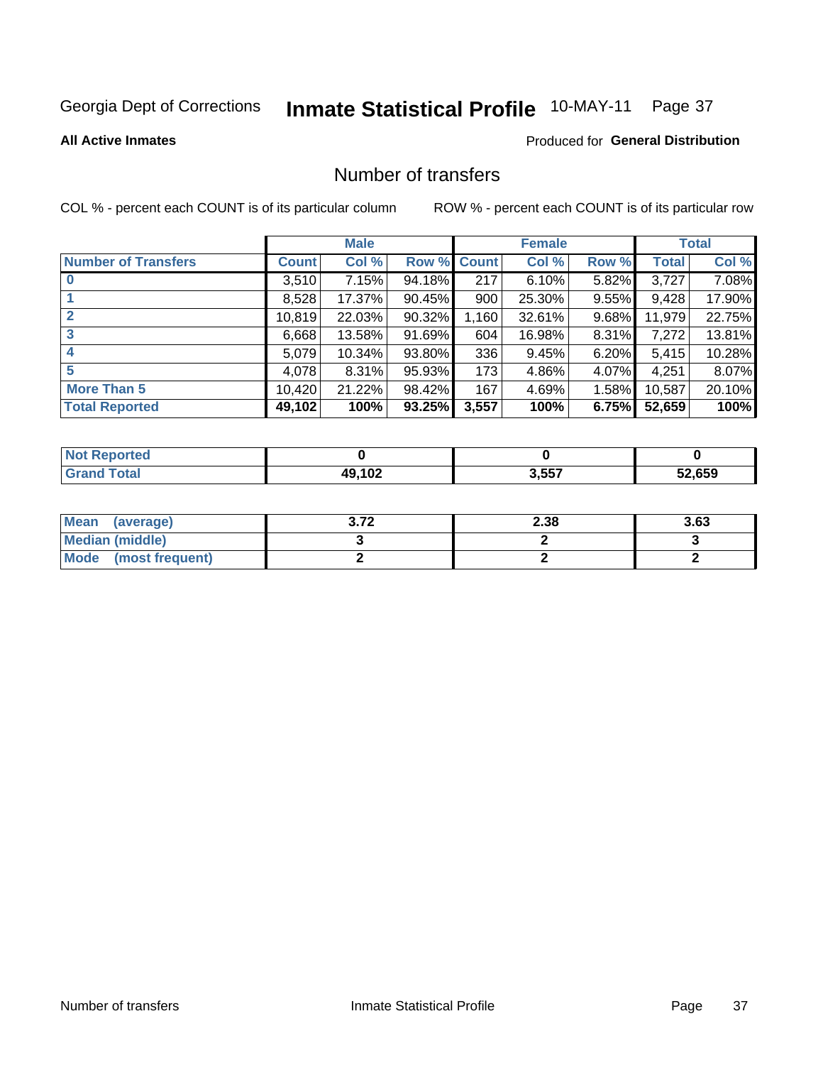Georgia Dept of Corrections **Inmate Statistical Profile** 10-MAY-11

**All Active Inmates**

Produced for **General Distribution**

## Number of transfers

COL % - percent each COUNT is of its particular column    ROW % - percent each COUNT is of its particular row

| | Male | | | Female | | | Total | |
|---|---|---|---|---|---|---|---|---|
| **Number of Transfers** | **Count** | **Col %** | **Row %** | **Count** | **Col %** | **Row %** | **Total** | **Col %** |
| **0** | 3,510 | 7.15% | 94.18% | 217 | 6.10% | 5.82% | 3,727 | 7.08% |
| **1** | 8,528 | 17.37% | 90.45% | 900 | 25.30% | 9.55% | 9,428 | 17.90% |
| **2** | 10,819 | 22.03% | 90.32% | 1,160 | 32.61% | 9.68% | 11,979 | 22.75% |
| **3** | 6,668 | 13.58% | 91.69% | 604 | 16.98% | 8.31% | 7,272 | 13.81% |
| **4** | 5,079 | 10.34% | 93.80% | 336 | 9.45% | 6.20% | 5,415 | 10.28% |
| **5** | 4,078 | 8.31% | 95.93% | 173 | 4.86% | 4.07% | 4,251 | 8.07% |
| **More Than 5** | 10,420 | 21.22% | 98.42% | 167 | 4.69% | 1.58% | 10,587 | 20.10% |
| **Total Reported** | **49,102** | **100%** | **93.25%** | **3,557** | **100%** | **6.75%** | **52,659** | **100%** |

| | Male | Female | Total |
|---|---|---|---|
| **Not Reported** | **0** | **0** | **0** |
| **Grand Total** | **49,102** | **3,557** | **52,659** |

| | Male | Female | Total |
|---|---|---|---|
| **Mean (average)** | **3.72** | **2.38** | **3.63** |
| **Median (middle)** | **3** | **2** | **3** |
| **Mode (most frequent)** | **2** | **2** | **2** |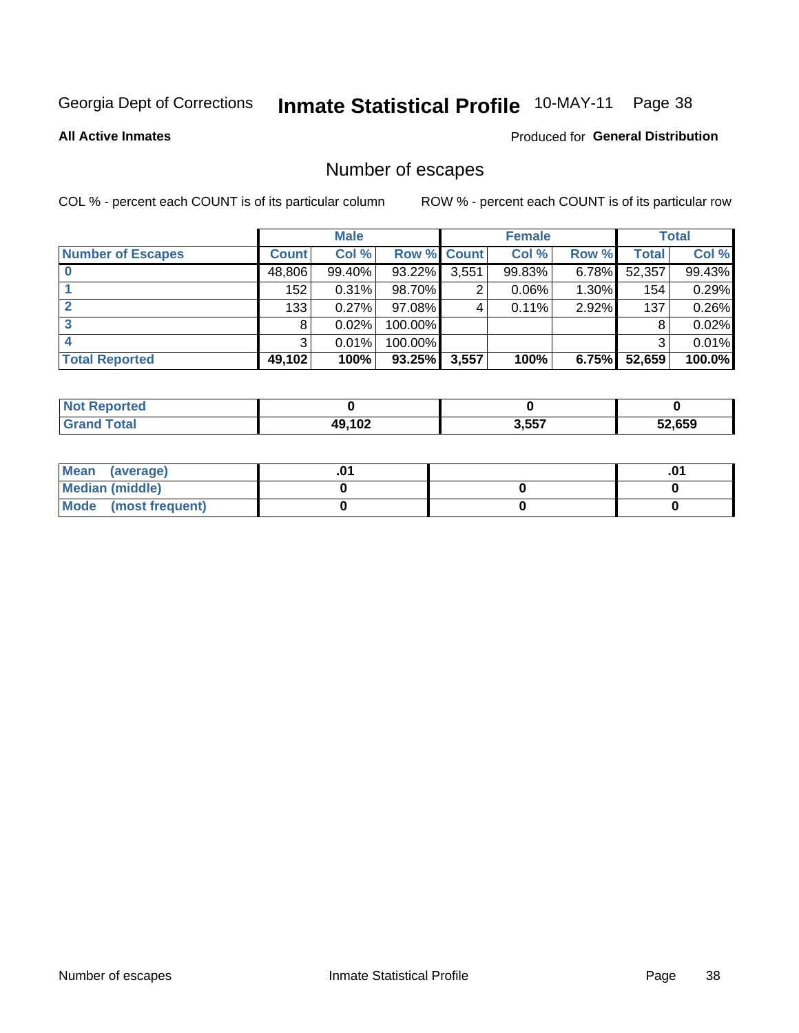Georgia Dept of Corrections **Inmate Statistical Profile** 10-MAY-11

**All Active Inmates**

Produced for **General Distribution**

## Number of escapes

COL % - percent each COUNT is of its particular column

ROW % - percent each COUNT is of its particular row

| | Male | | | Female | | | Total | |
|---|---|---|---|---|---|---|---|---|
| **Number of Escapes** | **Count** | **Col %** | **Row %** | **Count** | **Col %** | **Row %** | **Total** | **Col %** |
| **0** | 48,806 | 99.40% | 93.22% | 3,551 | 99.83% | 6.78% | 52,357 | 99.43% |
| **1** | 152 | 0.31% | 98.70% | 2 | 0.06% | 1.30% | 154 | 0.29% |
| **2** | 133 | 0.27% | 97.08% | 4 | 0.11% | 2.92% | 137 | 0.26% |
| **3** | 8 | 0.02% | 100.00% | | | | 8 | 0.02% |
| **4** | 3 | 0.01% | 100.00% | | | | 3 | 0.01% |
| **Total Reported** | **49,102** | **100%** | **93.25%** | **3,557** | **100%** | **6.75%** | **52,659** | **100.0%** |

| | Male | Female | Total |
|---|---|---|---|
| **Not Reported** | **0** | **0** | **0** |
| **Grand Total** | **49,102** | **3,557** | **52,659** |

| | Male | Female | Total |
|---|---|---|---|
| **Mean (average)** | **.01** | | **.01** |
| **Median (middle)** | **0** | **0** | **0** |
| **Mode (most frequent)** | **0** | **0** | **0** |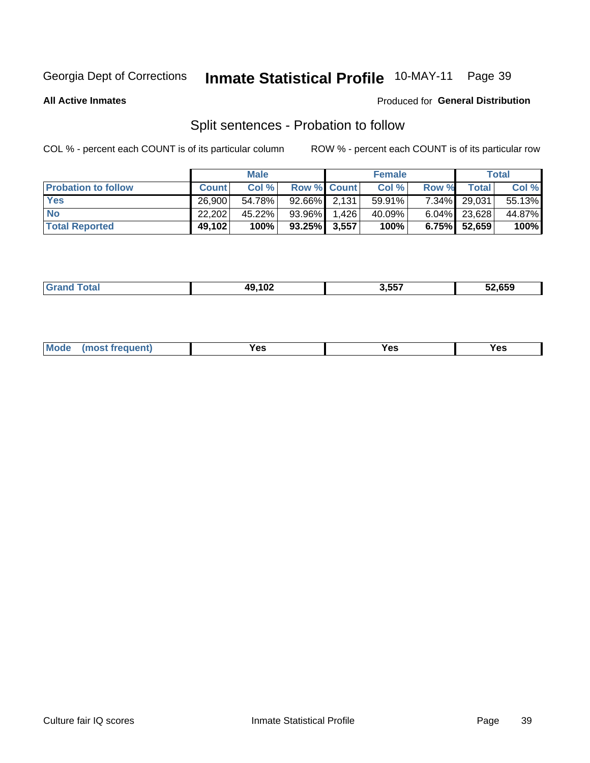Georgia Dept of Corrections **Inmate Statistical Profile** 10-MAY-11

**All Active Inmates**

Produced for **General Distribution**

## Split sentences - Probation to follow

COL % - percent each COUNT is of its particular column

ROW % - percent each COUNT is of its particular row

| | Male | | | Female | | | Total | |
|---|---|---|---|---|---|---|---|---|
| **Probation to follow** | **Count** | **Col %** | **Row %** | **Count** | **Col %** | **Row %** | **Total** | **Col %** |
| **Yes** | 26,900 | 54.78% | 92.66% | 2,131 | 59.91% | 7.34% | 29,031 | 55.13% |
| **No** | 22,202 | 45.22% | 93.96% | 1,426 | 40.09% | 6.04% | 23,628 | 44.87% |
| **Total Reported** | **49,102** | **100%** | **93.25%** | **3,557** | **100%** | **6.75%** | **52,659** | **100%** |

| | | | |
|---|---|---|---|
| **Grand Total** | **49,102** | **3,557** | **52,659** |

| | | | |
|---|---|---|---|
| **Mode (most frequent)** | **Yes** | **Yes** | **Yes** |

Culture fair IQ scores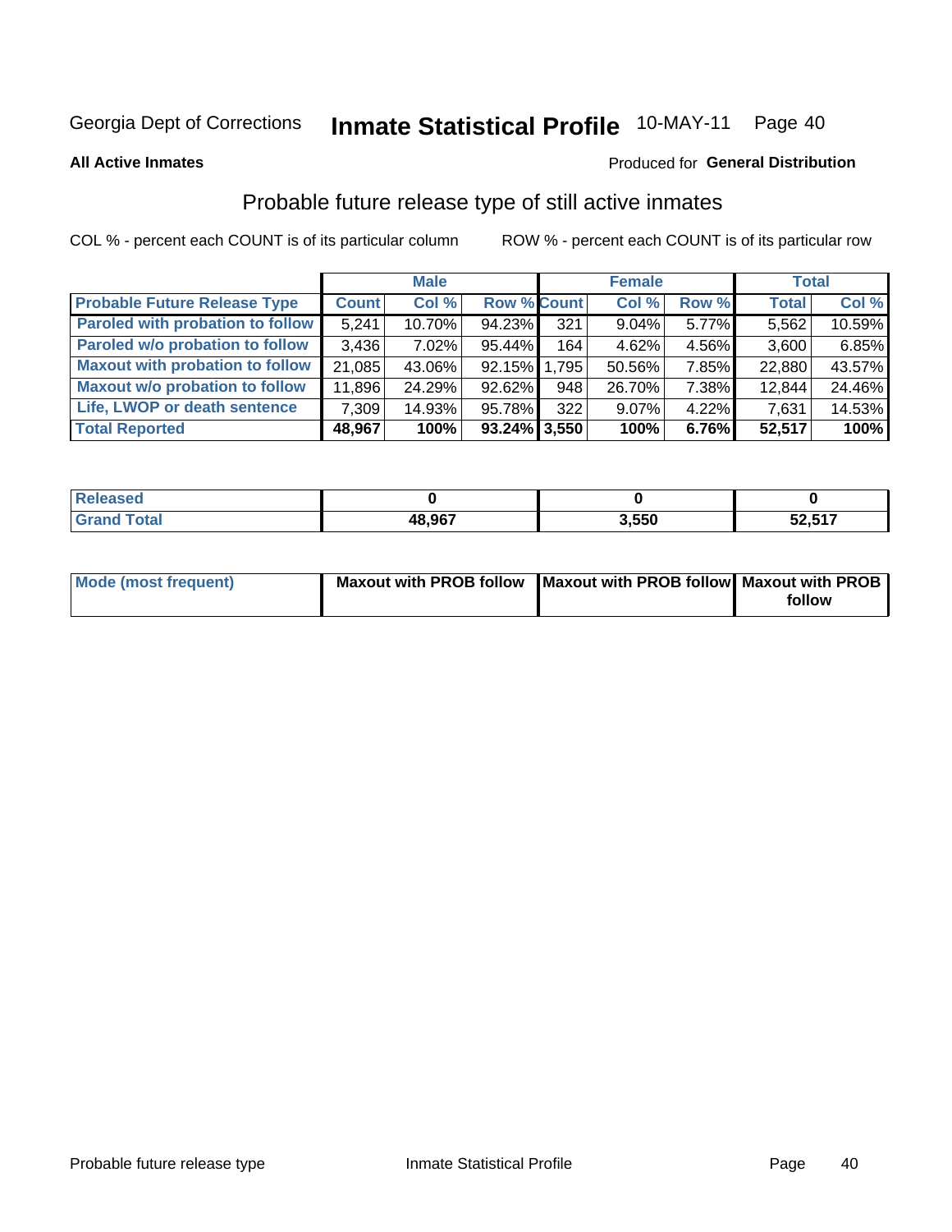Georgia Dept of Corrections **Inmate Statistical Profile** 10-MAY-11

**All Active Inmates**

Produced for **General Distribution**

## Probable future release type of still active inmates

COL % - percent each COUNT is of its particular column

ROW % - percent each COUNT is of its particular row

| | Male | | | Female | | | Total | |
|---|---|---|---|---|---|---|---|---|
| **Probable Future Release Type** | **Count** | **Col %** | **Row %** | **Count** | **Col %** | **Row %** | **Total** | **Col %** |
| **Paroled with probation to follow** | 5,241 | 10.70% | 94.23% | 321 | 9.04% | 5.77% | 5,562 | 10.59% |
| **Paroled w/o probation to follow** | 3,436 | 7.02% | 95.44% | 164 | 4.62% | 4.56% | 3,600 | 6.85% |
| **Maxout with probation to follow** | 21,085 | 43.06% | 92.15% | 1,795 | 50.56% | 7.85% | 22,880 | 43.57% |
| **Maxout w/o probation to follow** | 11,896 | 24.29% | 92.62% | 948 | 26.70% | 7.38% | 12,844 | 24.46% |
| **Life, LWOP or death sentence** | 7,309 | 14.93% | 95.78% | 322 | 9.07% | 4.22% | 7,631 | 14.53% |
| **Total Reported** | **48,967** | **100%** | **93.24%** | **3,550** | **100%** | **6.76%** | **52,517** | **100%** |

| | Male | Female | Total |
|---|---|---|---|
| **Released** | **0** | **0** | **0** |
| **Grand Total** | **48,967** | **3,550** | **52,517** |

| | Male | Female | Total |
|---|---|---|---|
| **Mode (most frequent)** | **Maxout with PROB follow** | **Maxout with PROB follow** | **Maxout with PROB follow** |

Probable future release type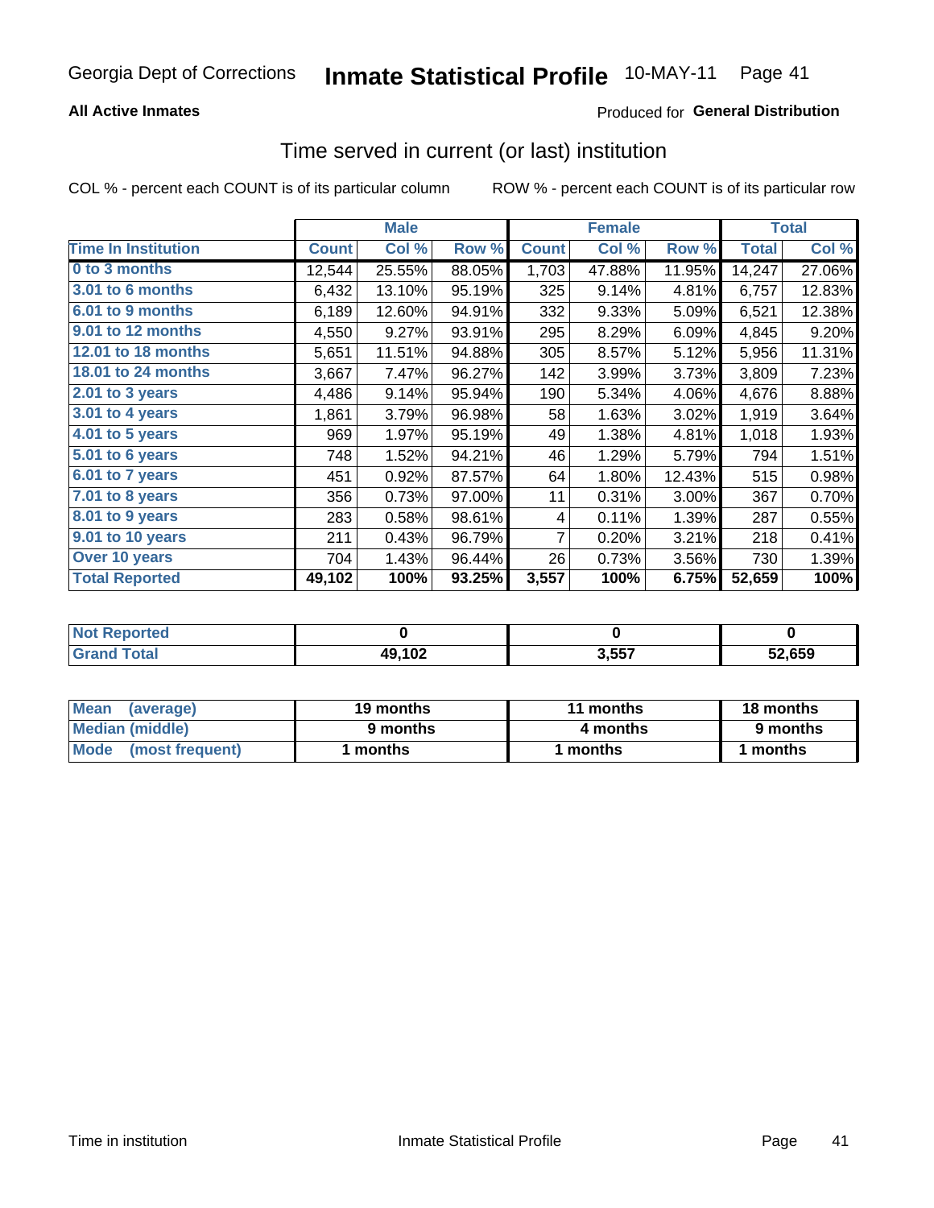Georgia Dept of Corrections **Inmate Statistical Profile** 10-MAY-11

**All Active Inmates**

Produced for **General Distribution**

## Time served in current (or last) institution

COL % - percent each COUNT is of its particular column ROW % - percent each COUNT is of its particular row

| | Male | | | Female | | | Total | |
|---|---|---|---|---|---|---|---|---|
| **Time In Institution** | **Count** | **Col %** | **Row %** | **Count** | **Col %** | **Row %** | **Total** | **Col %** |
| 0 to 3 months | 12,544 | 25.55% | 88.05% | 1,703 | 47.88% | 11.95% | 14,247 | 27.06% |
| 3.01 to 6 months | 6,432 | 13.10% | 95.19% | 325 | 9.14% | 4.81% | 6,757 | 12.83% |
| 6.01 to 9 months | 6,189 | 12.60% | 94.91% | 332 | 9.33% | 5.09% | 6,521 | 12.38% |
| 9.01 to 12 months | 4,550 | 9.27% | 93.91% | 295 | 8.29% | 6.09% | 4,845 | 9.20% |
| 12.01 to 18 months | 5,651 | 11.51% | 94.88% | 305 | 8.57% | 5.12% | 5,956 | 11.31% |
| 18.01 to 24 months | 3,667 | 7.47% | 96.27% | 142 | 3.99% | 3.73% | 3,809 | 7.23% |
| 2.01 to 3 years | 4,486 | 9.14% | 95.94% | 190 | 5.34% | 4.06% | 4,676 | 8.88% |
| 3.01 to 4 years | 1,861 | 3.79% | 96.98% | 58 | 1.63% | 3.02% | 1,919 | 3.64% |
| 4.01 to 5 years | 969 | 1.97% | 95.19% | 49 | 1.38% | 4.81% | 1,018 | 1.93% |
| 5.01 to 6 years | 748 | 1.52% | 94.21% | 46 | 1.29% | 5.79% | 794 | 1.51% |
| 6.01 to 7 years | 451 | 0.92% | 87.57% | 64 | 1.80% | 12.43% | 515 | 0.98% |
| 7.01 to 8 years | 356 | 0.73% | 97.00% | 11 | 0.31% | 3.00% | 367 | 0.70% |
| 8.01 to 9 years | 283 | 0.58% | 98.61% | 4 | 0.11% | 1.39% | 287 | 0.55% |
| 9.01 to 10 years | 211 | 0.43% | 96.79% | 7 | 0.20% | 3.21% | 218 | 0.41% |
| Over 10 years | 704 | 1.43% | 96.44% | 26 | 0.73% | 3.56% | 730 | 1.39% |
| **Total Reported** | **49,102** | **100%** | **93.25%** | **3,557** | **100%** | **6.75%** | **52,659** | **100%** |

| | Male | Female | Total |
|---|---|---|---|
| Not Reported | **0** | **0** | **0** |
| Grand Total | **49,102** | **3,557** | **52,659** |

| | Male | Female | Total |
|---|---|---|---|
| Mean (average) | **19 months** | **11 months** | **18 months** |
| Median (middle) | **9 months** | **4 months** | **9 months** |
| Mode (most frequent) | **1 months** | **1 months** | **1 months** |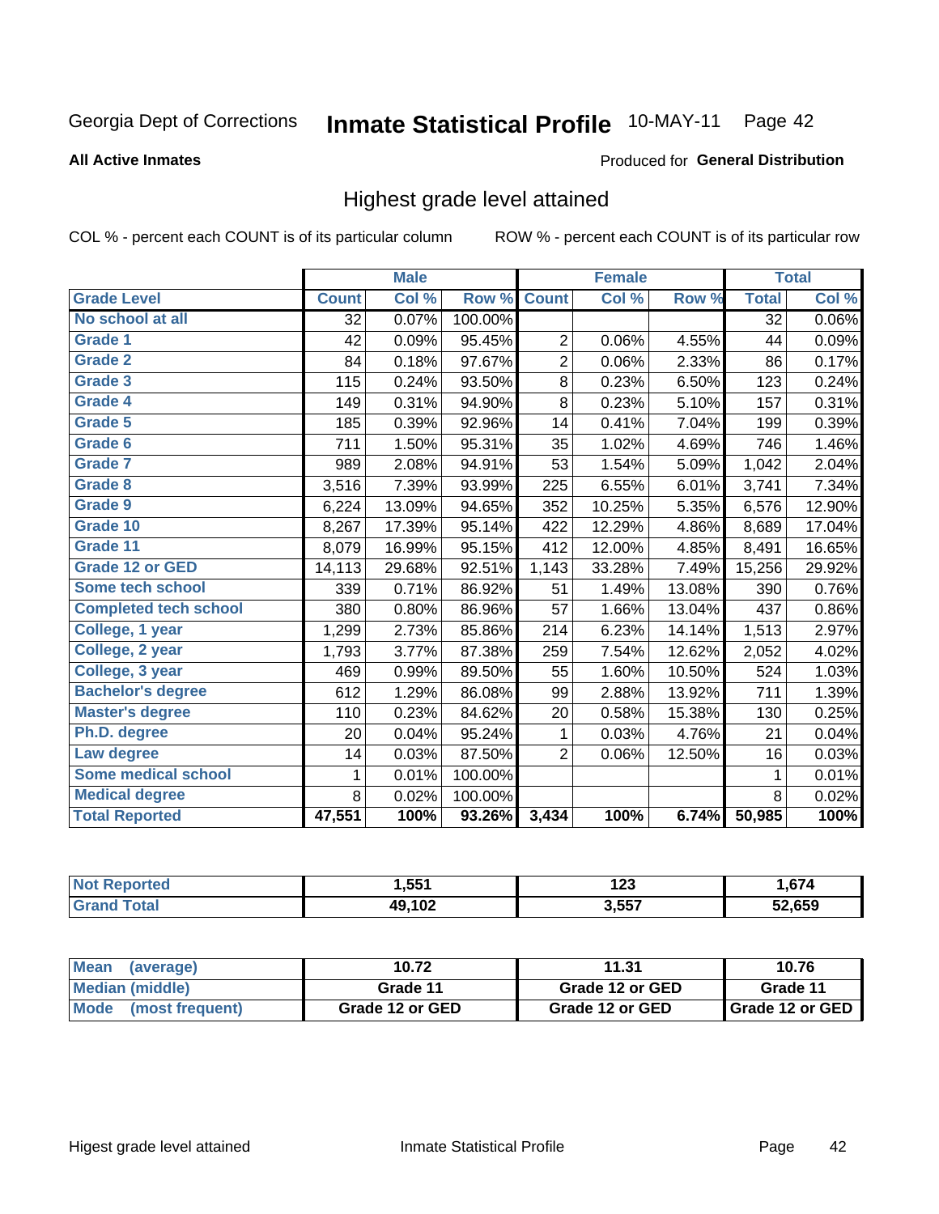Georgia Dept of Corrections **Inmate Statistical Profile** 10-MAY-11

**All Active Inmates**

Produced for **General Distribution**

## Highest grade level attained

COL % - percent each COUNT is of its particular column ROW % - percent each COUNT is of its particular row

| | Male | | | Female | | | Total | |
|---|---|---|---|---|---|---|---|---|
| **Grade Level** | **Count** | **Col %** | **Row %** | **Count** | **Col %** | **Row %** | **Total** | **Col %** |
| No school at all | 32 | 0.07% | 100.00% | | | | 32 | 0.06% |
| Grade 1 | 42 | 0.09% | 95.45% | 2 | 0.06% | 4.55% | 44 | 0.09% |
| Grade 2 | 84 | 0.18% | 97.67% | 2 | 0.06% | 2.33% | 86 | 0.17% |
| Grade 3 | 115 | 0.24% | 93.50% | 8 | 0.23% | 6.50% | 123 | 0.24% |
| Grade 4 | 149 | 0.31% | 94.90% | 8 | 0.23% | 5.10% | 157 | 0.31% |
| Grade 5 | 185 | 0.39% | 92.96% | 14 | 0.41% | 7.04% | 199 | 0.39% |
| Grade 6 | 711 | 1.50% | 95.31% | 35 | 1.02% | 4.69% | 746 | 1.46% |
| Grade 7 | 989 | 2.08% | 94.91% | 53 | 1.54% | 5.09% | 1,042 | 2.04% |
| Grade 8 | 3,516 | 7.39% | 93.99% | 225 | 6.55% | 6.01% | 3,741 | 7.34% |
| Grade 9 | 6,224 | 13.09% | 94.65% | 352 | 10.25% | 5.35% | 6,576 | 12.90% |
| Grade 10 | 8,267 | 17.39% | 95.14% | 422 | 12.29% | 4.86% | 8,689 | 17.04% |
| Grade 11 | 8,079 | 16.99% | 95.15% | 412 | 12.00% | 4.85% | 8,491 | 16.65% |
| Grade 12 or GED | 14,113 | 29.68% | 92.51% | 1,143 | 33.28% | 7.49% | 15,256 | 29.92% |
| Some tech school | 339 | 0.71% | 86.92% | 51 | 1.49% | 13.08% | 390 | 0.76% |
| Completed tech school | 380 | 0.80% | 86.96% | 57 | 1.66% | 13.04% | 437 | 0.86% |
| College, 1 year | 1,299 | 2.73% | 85.86% | 214 | 6.23% | 14.14% | 1,513 | 2.97% |
| College, 2 year | 1,793 | 3.77% | 87.38% | 259 | 7.54% | 12.62% | 2,052 | 4.02% |
| College, 3 year | 469 | 0.99% | 89.50% | 55 | 1.60% | 10.50% | 524 | 1.03% |
| Bachelor's degree | 612 | 1.29% | 86.08% | 99 | 2.88% | 13.92% | 711 | 1.39% |
| Master's degree | 110 | 0.23% | 84.62% | 20 | 0.58% | 15.38% | 130 | 0.25% |
| Ph.D. degree | 20 | 0.04% | 95.24% | 1 | 0.03% | 4.76% | 21 | 0.04% |
| Law degree | 14 | 0.03% | 87.50% | 2 | 0.06% | 12.50% | 16 | 0.03% |
| Some medical school | 1 | 0.01% | 100.00% | | | | 1 | 0.01% |
| Medical degree | 8 | 0.02% | 100.00% | | | | 8 | 0.02% |
| **Total Reported** | **47,551** | **100%** | **93.26%** | **3,434** | **100%** | **6.74%** | **50,985** | **100%** |

| | Male | Female | Total |
|---|---|---|---|
| Not Reported | **1,551** | **123** | **1,674** |
| Grand Total | **49,102** | **3,557** | **52,659** |

| | Male | Female | Total |
|---|---|---|---|
| Mean (average) | **10.72** | **11.31** | **10.76** |
| Median (middle) | **Grade 11** | **Grade 12 or GED** | **Grade 11** |
| Mode (most frequent) | **Grade 12 or GED** | **Grade 12 or GED** | **Grade 12 or GED** |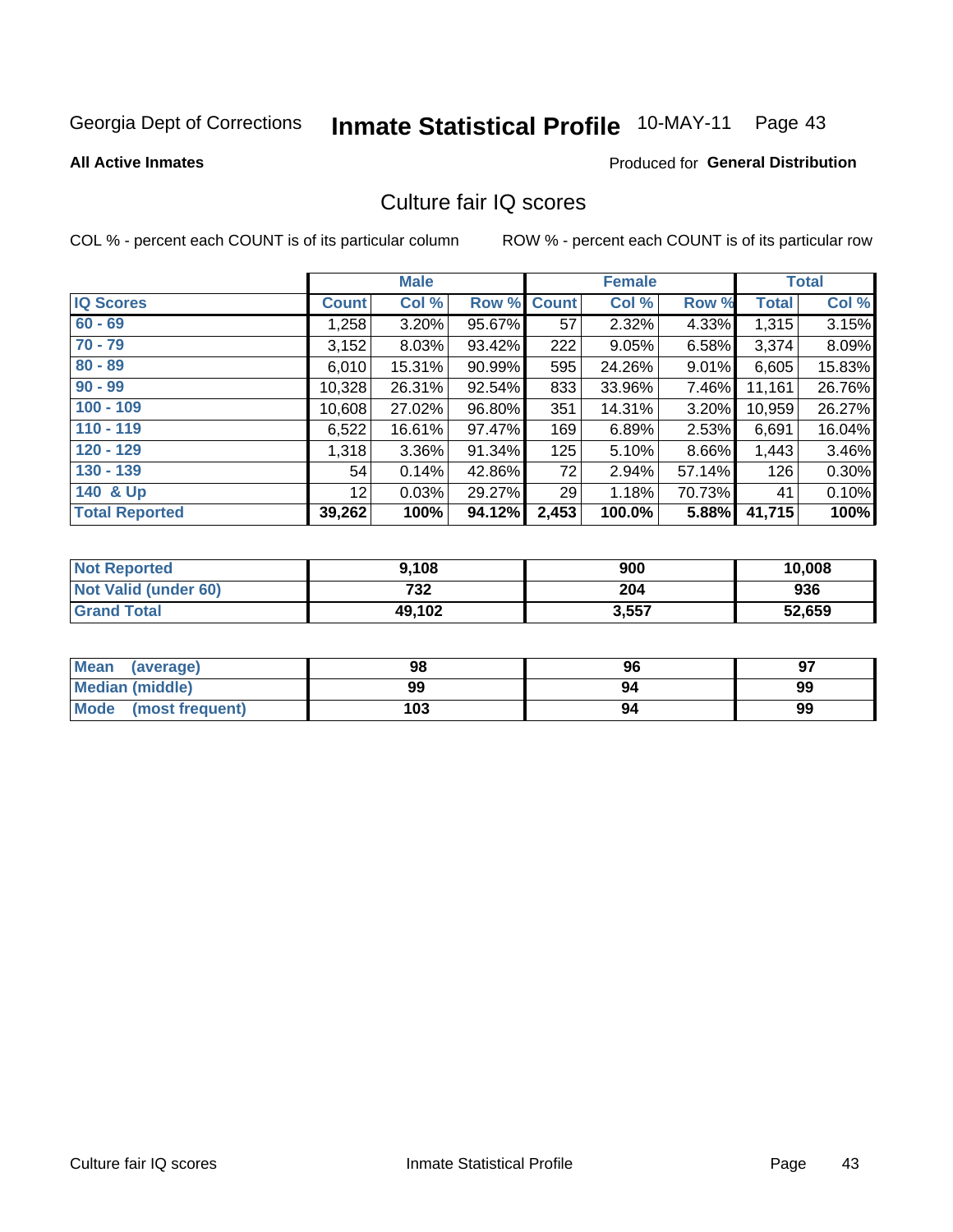Georgia Dept of Corrections **Inmate Statistical Profile** 10-MAY-11 Page 43

**All Active Inmates**

Produced for **General Distribution**

## Culture fair IQ scores

COL % - percent each COUNT is of its particular column

ROW % - percent each COUNT is of its particular row

| | Male | | | Female | | | Total | |
|---|---|---|---|---|---|---|---|---|
| **IQ Scores** | **Count** | **Col %** | **Row %** | **Count** | **Col %** | **Row %** | **Total** | **Col %** |
| 60 - 69 | 1,258 | 3.20% | 95.67% | 57 | 2.32% | 4.33% | 1,315 | 3.15% |
| 70 - 79 | 3,152 | 8.03% | 93.42% | 222 | 9.05% | 6.58% | 3,374 | 8.09% |
| 80 - 89 | 6,010 | 15.31% | 90.99% | 595 | 24.26% | 9.01% | 6,605 | 15.83% |
| 90 - 99 | 10,328 | 26.31% | 92.54% | 833 | 33.96% | 7.46% | 11,161 | 26.76% |
| 100 - 109 | 10,608 | 27.02% | 96.80% | 351 | 14.31% | 3.20% | 10,959 | 26.27% |
| 110 - 119 | 6,522 | 16.61% | 97.47% | 169 | 6.89% | 2.53% | 6,691 | 16.04% |
| 120 - 129 | 1,318 | 3.36% | 91.34% | 125 | 5.10% | 8.66% | 1,443 | 3.46% |
| 130 - 139 | 54 | 0.14% | 42.86% | 72 | 2.94% | 57.14% | 126 | 0.30% |
| 140 & Up | 12 | 0.03% | 29.27% | 29 | 1.18% | 70.73% | 41 | 0.10% |
| **Total Reported** | **39,262** | **100%** | **94.12%** | **2,453** | **100.0%** | **5.88%** | **41,715** | **100%** |

| | Male | Female | Total |
|---|---|---|---|
| **Not Reported** | **9,108** | **900** | **10,008** |
| **Not Valid (under 60)** | **732** | **204** | **936** |
| **Grand Total** | **49,102** | **3,557** | **52,659** |

| | Male | Female | Total |
|---|---|---|---|
| **Mean (average)** | **98** | **96** | **97** |
| **Median (middle)** | **99** | **94** | **99** |
| **Mode (most frequent)** | **103** | **94** | **99** |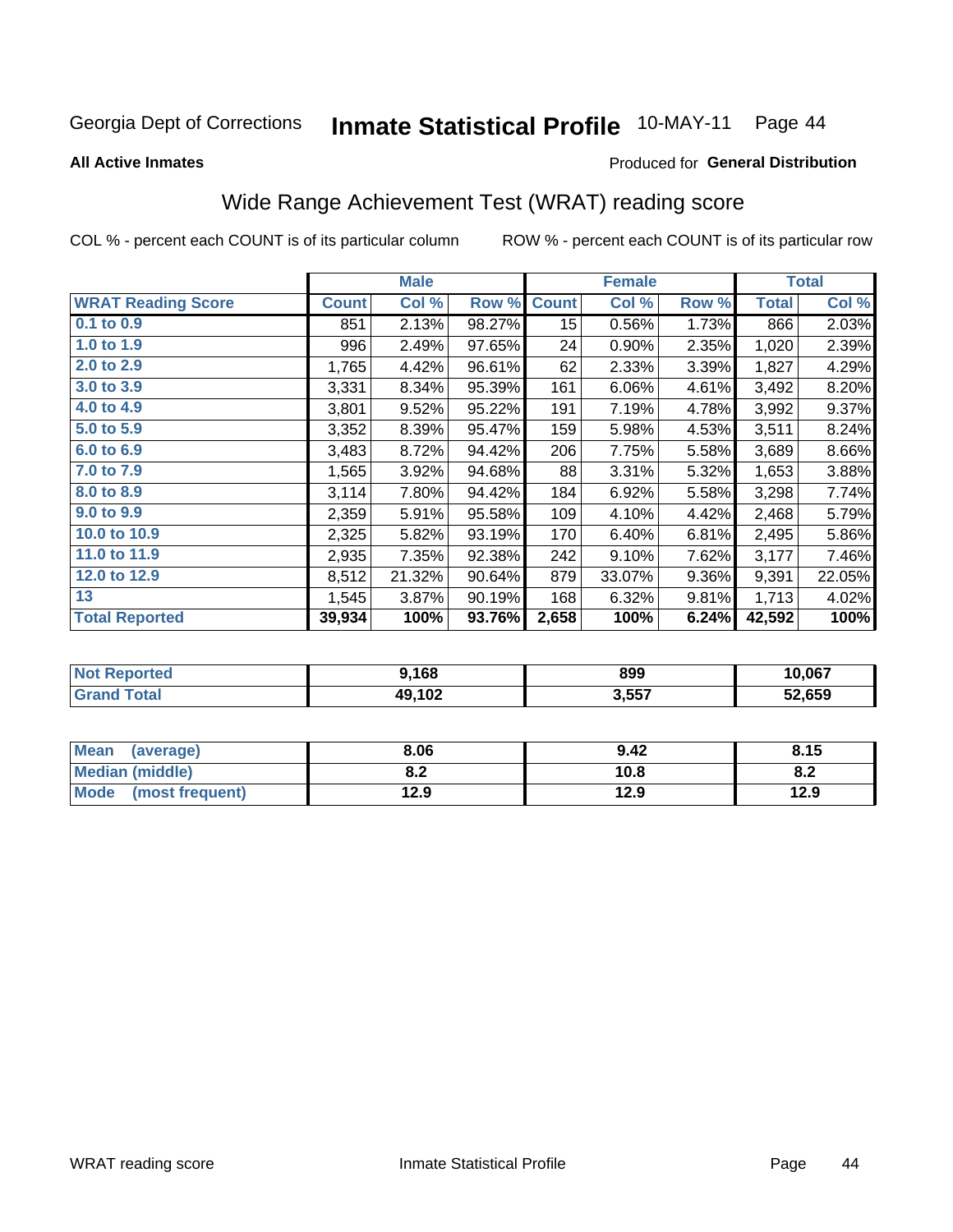Georgia Dept of Corrections **Inmate Statistical Profile** 10-MAY-11 Page 44

**All Active Inmates**

Produced for **General Distribution**

## Wide Range Achievement Test (WRAT) reading score

COL % - percent each COUNT is of its particular column ROW % - percent each COUNT is of its particular row

| | Male | | | Female | | | Total | |
|---|---|---|---|---|---|---|---|---|
| **WRAT Reading Score** | **Count** | **Col %** | **Row %** | **Count** | **Col %** | **Row %** | **Total** | **Col %** |
| 0.1 to 0.9 | 851 | 2.13% | 98.27% | 15 | 0.56% | 1.73% | 866 | 2.03% |
| 1.0 to 1.9 | 996 | 2.49% | 97.65% | 24 | 0.90% | 2.35% | 1,020 | 2.39% |
| 2.0 to 2.9 | 1,765 | 4.42% | 96.61% | 62 | 2.33% | 3.39% | 1,827 | 4.29% |
| 3.0 to 3.9 | 3,331 | 8.34% | 95.39% | 161 | 6.06% | 4.61% | 3,492 | 8.20% |
| 4.0 to 4.9 | 3,801 | 9.52% | 95.22% | 191 | 7.19% | 4.78% | 3,992 | 9.37% |
| 5.0 to 5.9 | 3,352 | 8.39% | 95.47% | 159 | 5.98% | 4.53% | 3,511 | 8.24% |
| 6.0 to 6.9 | 3,483 | 8.72% | 94.42% | 206 | 7.75% | 5.58% | 3,689 | 8.66% |
| 7.0 to 7.9 | 1,565 | 3.92% | 94.68% | 88 | 3.31% | 5.32% | 1,653 | 3.88% |
| 8.0 to 8.9 | 3,114 | 7.80% | 94.42% | 184 | 6.92% | 5.58% | 3,298 | 7.74% |
| 9.0 to 9.9 | 2,359 | 5.91% | 95.58% | 109 | 4.10% | 4.42% | 2,468 | 5.79% |
| 10.0 to 10.9 | 2,325 | 5.82% | 93.19% | 170 | 6.40% | 6.81% | 2,495 | 5.86% |
| 11.0 to 11.9 | 2,935 | 7.35% | 92.38% | 242 | 9.10% | 7.62% | 3,177 | 7.46% |
| 12.0 to 12.9 | 8,512 | 21.32% | 90.64% | 879 | 33.07% | 9.36% | 9,391 | 22.05% |
| 13 | 1,545 | 3.87% | 90.19% | 168 | 6.32% | 9.81% | 1,713 | 4.02% |
| **Total Reported** | **39,934** | **100%** | **93.76%** | **2,658** | **100%** | **6.24%** | **42,592** | **100%** |

| | Male | Female | Total |
|---|---|---|---|
| Not Reported | 9,168 | 899 | 10,067 |
| Grand Total | 49,102 | 3,557 | 52,659 |

| | Male | Female | Total |
|---|---|---|---|
| Mean (average) | 8.06 | 9.42 | 8.15 |
| Median (middle) | 8.2 | 10.8 | 8.2 |
| Mode (most frequent) | 12.9 | 12.9 | 12.9 |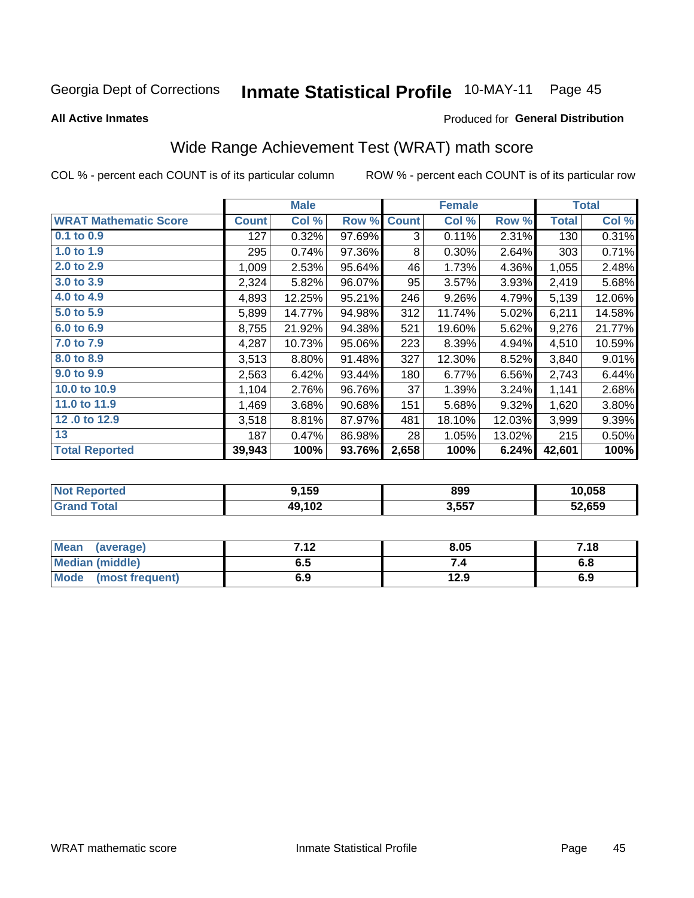Georgia Dept of Corrections **Inmate Statistical Profile** 10-MAY-11

**All Active Inmates**

Produced for **General Distribution**

## Wide Range Achievement Test (WRAT) math score

COL % - percent each COUNT is of its particular column ROW % - percent each COUNT is of its particular row

| | Male | | | Female | | | Total | |
|---|---|---|---|---|---|---|---|---|
| **WRAT Mathematic Score** | **Count** | **Col %** | **Row %** | **Count** | **Col %** | **Row %** | **Total** | **Col %** |
| 0.1 to 0.9 | 127 | 0.32% | 97.69% | 3 | 0.11% | 2.31% | 130 | 0.31% |
| 1.0 to 1.9 | 295 | 0.74% | 97.36% | 8 | 0.30% | 2.64% | 303 | 0.71% |
| 2.0 to 2.9 | 1,009 | 2.53% | 95.64% | 46 | 1.73% | 4.36% | 1,055 | 2.48% |
| 3.0 to 3.9 | 2,324 | 5.82% | 96.07% | 95 | 3.57% | 3.93% | 2,419 | 5.68% |
| 4.0 to 4.9 | 4,893 | 12.25% | 95.21% | 246 | 9.26% | 4.79% | 5,139 | 12.06% |
| 5.0 to 5.9 | 5,899 | 14.77% | 94.98% | 312 | 11.74% | 5.02% | 6,211 | 14.58% |
| 6.0 to 6.9 | 8,755 | 21.92% | 94.38% | 521 | 19.60% | 5.62% | 9,276 | 21.77% |
| 7.0 to 7.9 | 4,287 | 10.73% | 95.06% | 223 | 8.39% | 4.94% | 4,510 | 10.59% |
| 8.0 to 8.9 | 3,513 | 8.80% | 91.48% | 327 | 12.30% | 8.52% | 3,840 | 9.01% |
| 9.0 to 9.9 | 2,563 | 6.42% | 93.44% | 180 | 6.77% | 6.56% | 2,743 | 6.44% |
| 10.0 to 10.9 | 1,104 | 2.76% | 96.76% | 37 | 1.39% | 3.24% | 1,141 | 2.68% |
| 11.0 to 11.9 | 1,469 | 3.68% | 90.68% | 151 | 5.68% | 9.32% | 1,620 | 3.80% |
| 12 .0 to 12.9 | 3,518 | 8.81% | 87.97% | 481 | 18.10% | 12.03% | 3,999 | 9.39% |
| 13 | 187 | 0.47% | 86.98% | 28 | 1.05% | 13.02% | 215 | 0.50% |
| **Total Reported** | **39,943** | **100%** | **93.76%** | **2,658** | **100%** | **6.24%** | **42,601** | **100%** |

| | Male | Female | Total |
|---|---|---|---|
| **Not Reported** | **9,159** | **899** | **10,058** |
| **Grand Total** | **49,102** | **3,557** | **52,659** |

| | Male | Female | Total |
|---|---|---|---|
| **Mean (average)** | **7.12** | **8.05** | **7.18** |
| **Median (middle)** | **6.5** | **7.4** | **6.8** |
| **Mode (most frequent)** | **6.9** | **12.9** | **6.9** |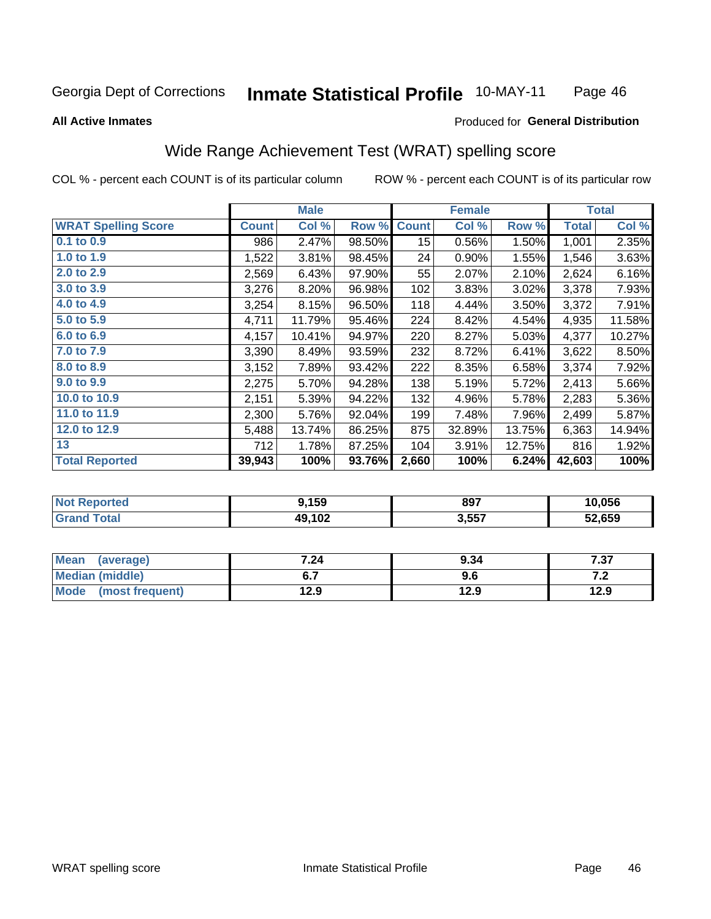Georgia Dept of Corrections **Inmate Statistical Profile** 10-MAY-11

**All Active Inmates**

Produced for **General Distribution**

## Wide Range Achievement Test (WRAT) spelling score

COL % - percent each COUNT is of its particular column

ROW % - percent each COUNT is of its particular row

| | Male | | | Female | | | Total | |
|---|---|---|---|---|---|---|---|---|
| **WRAT Spelling Score** | **Count** | **Col %** | **Row %** | **Count** | **Col %** | **Row %** | **Total** | **Col %** |
| **0.1 to 0.9** | 986 | 2.47% | 98.50% | 15 | 0.56% | 1.50% | 1,001 | 2.35% |
| **1.0 to 1.9** | 1,522 | 3.81% | 98.45% | 24 | 0.90% | 1.55% | 1,546 | 3.63% |
| **2.0 to 2.9** | 2,569 | 6.43% | 97.90% | 55 | 2.07% | 2.10% | 2,624 | 6.16% |
| **3.0 to 3.9** | 3,276 | 8.20% | 96.98% | 102 | 3.83% | 3.02% | 3,378 | 7.93% |
| **4.0 to 4.9** | 3,254 | 8.15% | 96.50% | 118 | 4.44% | 3.50% | 3,372 | 7.91% |
| **5.0 to 5.9** | 4,711 | 11.79% | 95.46% | 224 | 8.42% | 4.54% | 4,935 | 11.58% |
| **6.0 to 6.9** | 4,157 | 10.41% | 94.97% | 220 | 8.27% | 5.03% | 4,377 | 10.27% |
| **7.0 to 7.9** | 3,390 | 8.49% | 93.59% | 232 | 8.72% | 6.41% | 3,622 | 8.50% |
| **8.0 to 8.9** | 3,152 | 7.89% | 93.42% | 222 | 8.35% | 6.58% | 3,374 | 7.92% |
| **9.0 to 9.9** | 2,275 | 5.70% | 94.28% | 138 | 5.19% | 5.72% | 2,413 | 5.66% |
| **10.0 to 10.9** | 2,151 | 5.39% | 94.22% | 132 | 4.96% | 5.78% | 2,283 | 5.36% |
| **11.0 to 11.9** | 2,300 | 5.76% | 92.04% | 199 | 7.48% | 7.96% | 2,499 | 5.87% |
| **12.0 to 12.9** | 5,488 | 13.74% | 86.25% | 875 | 32.89% | 13.75% | 6,363 | 14.94% |
| **13** | 712 | 1.78% | 87.25% | 104 | 3.91% | 12.75% | 816 | 1.92% |
| **Total Reported** | **39,943** | **100%** | **93.76%** | **2,660** | **100%** | **6.24%** | **42,603** | **100%** |

| | Male | Female | Total |
|---|---|---|---|
| **Not Reported** | **9,159** | **897** | **10,056** |
| **Grand Total** | **49,102** | **3,557** | **52,659** |

| | Male | Female | Total |
|---|---|---|---|
| **Mean (average)** | **7.24** | **9.34** | **7.37** |
| **Median (middle)** | **6.7** | **9.6** | **7.2** |
| **Mode (most frequent)** | **12.9** | **12.9** | **12.9** |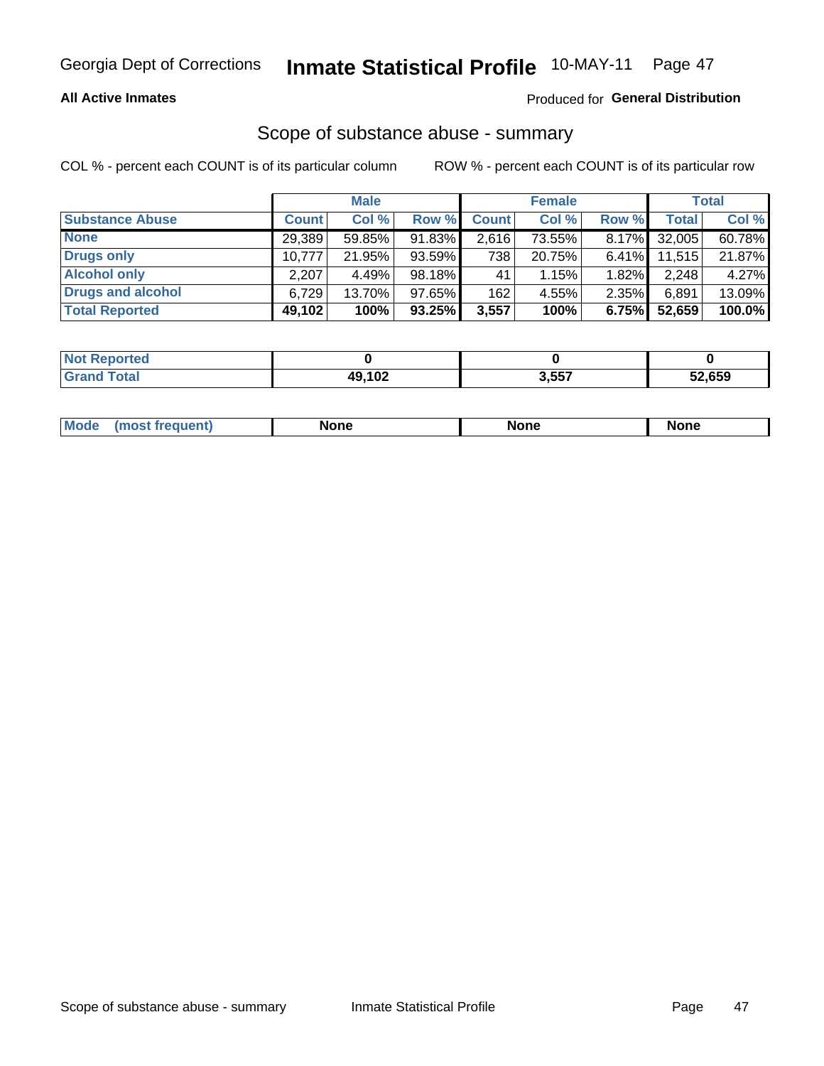Georgia Dept of Corrections **Inmate Statistical Profile** 10-MAY-11

**All Active Inmates**

Produced for **General Distribution**

## Scope of substance abuse - summary

COL % - percent each COUNT is of its particular column ROW % - percent each COUNT is of its particular row

| | Male | | | Female | | | Total | |
|---|---|---|---|---|---|---|---|---|
| **Substance Abuse** | **Count** | **Col %** | **Row %** | **Count** | **Col %** | **Row %** | **Total** | **Col %** |
| **None** | 29,389 | 59.85% | 91.83% | 2,616 | 73.55% | 8.17% | 32,005 | 60.78% |
| **Drugs only** | 10,777 | 21.95% | 93.59% | 738 | 20.75% | 6.41% | 11,515 | 21.87% |
| **Alcohol only** | 2,207 | 4.49% | 98.18% | 41 | 1.15% | 1.82% | 2,248 | 4.27% |
| **Drugs and alcohol** | 6,729 | 13.70% | 97.65% | 162 | 4.55% | 2.35% | 6,891 | 13.09% |
| **Total Reported** | **49,102** | **100%** | **93.25%** | **3,557** | **100%** | **6.75%** | **52,659** | **100.0%** |

| | Male | Female | Total |
|---|---|---|---|
| **Not Reported** | **0** | **0** | **0** |
| **Grand Total** | **49,102** | **3,557** | **52,659** |

| | Male | Female | Total |
|---|---|---|---|
| **Mode (most frequent)** | **None** | **None** | **None** |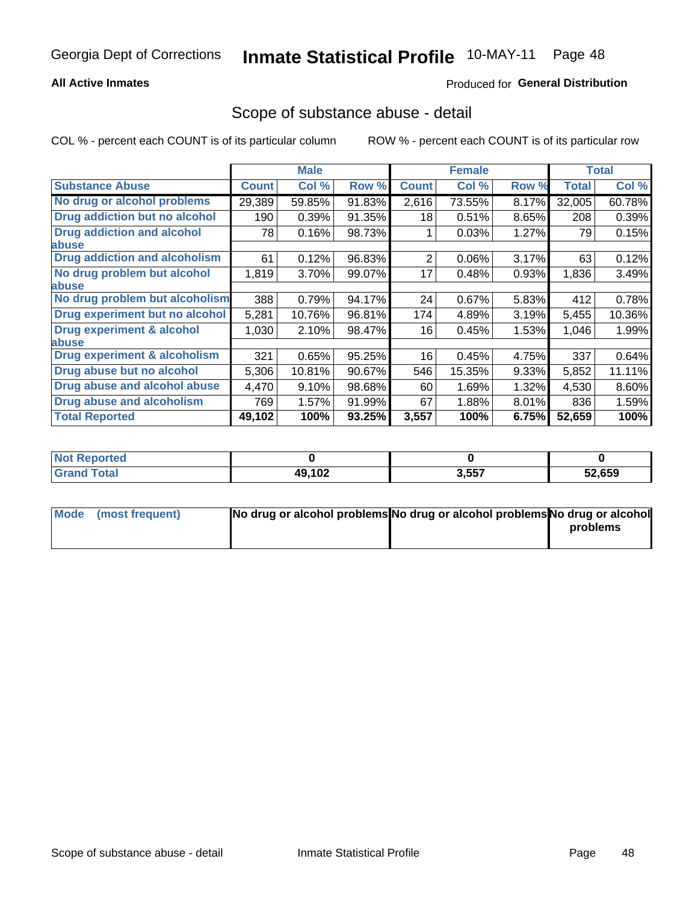Georgia Dept of Corrections **Inmate Statistical Profile** 10-MAY-11

**All Active Inmates**

Produced for **General Distribution**

## Scope of substance abuse - detail

COL % - percent each COUNT is of its particular column    ROW % - percent each COUNT is of its particular row

| | Male | | | Female | | | Total | |
|---|---|---|---|---|---|---|---|---|
| **Substance Abuse** | **Count** | **Col %** | **Row %** | **Count** | **Col %** | **Row %** | **Total** | **Col %** |
| **No drug or alcohol problems** | 29,389 | 59.85% | 91.83% | 2,616 | 73.55% | 8.17% | 32,005 | 60.78% |
| **Drug addiction but no alcohol** | 190 | 0.39% | 91.35% | 18 | 0.51% | 8.65% | 208 | 0.39% |
| **Drug addiction and alcohol abuse** | 78 | 0.16% | 98.73% | 1 | 0.03% | 1.27% | 79 | 0.15% |
| **Drug addiction and alcoholism** | 61 | 0.12% | 96.83% | 2 | 0.06% | 3.17% | 63 | 0.12% |
| **No drug problem but alcohol abuse** | 1,819 | 3.70% | 99.07% | 17 | 0.48% | 0.93% | 1,836 | 3.49% |
| **No drug problem but alcoholism** | 388 | 0.79% | 94.17% | 24 | 0.67% | 5.83% | 412 | 0.78% |
| **Drug experiment but no alcohol** | 5,281 | 10.76% | 96.81% | 174 | 4.89% | 3.19% | 5,455 | 10.36% |
| **Drug experiment & alcohol abuse** | 1,030 | 2.10% | 98.47% | 16 | 0.45% | 1.53% | 1,046 | 1.99% |
| **Drug experiment & alcoholism** | 321 | 0.65% | 95.25% | 16 | 0.45% | 4.75% | 337 | 0.64% |
| **Drug abuse but no alcohol** | 5,306 | 10.81% | 90.67% | 546 | 15.35% | 9.33% | 5,852 | 11.11% |
| **Drug abuse and alcohol abuse** | 4,470 | 9.10% | 98.68% | 60 | 1.69% | 1.32% | 4,530 | 8.60% |
| **Drug abuse and alcoholism** | 769 | 1.57% | 91.99% | 67 | 1.88% | 8.01% | 836 | 1.59% |
| **Total Reported** | **49,102** | **100%** | **93.25%** | **3,557** | **100%** | **6.75%** | **52,659** | **100%** |

| | Male | Female | Total |
|---|---|---|---|
| **Not Reported** | **0** | **0** | **0** |
| **Grand Total** | **49,102** | **3,557** | **52,659** |

| | Male | Female | Total |
|---|---|---|---|
| **Mode (most frequent)** | **No drug or alcohol problems** | **No drug or alcohol problems** | **No drug or alcohol problems** |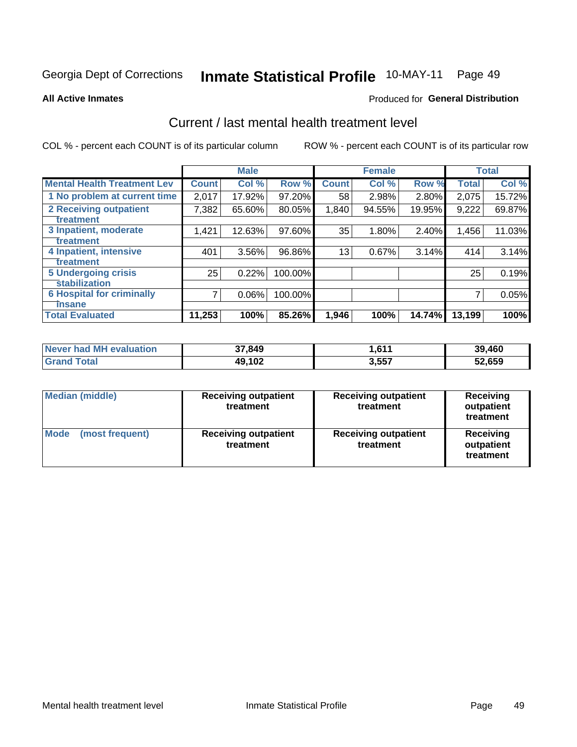Georgia Dept of Corrections **Inmate Statistical Profile** 10-MAY-11

**All Active Inmates** Produced for **General Distribution**

## Current / last mental health treatment level

COL % - percent each COUNT is of its particular column ROW % - percent each COUNT is of its particular row

| | Male | | | Female | | | Total | |
|---|---|---|---|---|---|---|---|---|
| Mental Health Treatment Lev | Count | Col % | Row % | Count | Col % | Row % | Total | Col % |
| 1 No problem at current time | 2,017 | 17.92% | 97.20% | 58 | 2.98% | 2.80% | 2,075 | 15.72% |
| 2 Receiving outpatient treatment | 7,382 | 65.60% | 80.05% | 1,840 | 94.55% | 19.95% | 9,222 | 69.87% |
| 3 Inpatient, moderate treatment | 1,421 | 12.63% | 97.60% | 35 | 1.80% | 2.40% | 1,456 | 11.03% |
| 4 Inpatient, intensive treatment | 401 | 3.56% | 96.86% | 13 | 0.67% | 3.14% | 414 | 3.14% |
| 5 Undergoing crisis stabilization | 25 | 0.22% | 100.00% | | | | 25 | 0.19% |
| 6 Hospital for criminally insane | 7 | 0.06% | 100.00% | | | | 7 | 0.05% |
| Total Evaluated | 11,253 | 100% | 85.26% | 1,946 | 100% | 14.74% | 13,199 | 100% |

| | Male | Female | Total |
|---|---|---|---|
| Never had MH evaluation | 37,849 | 1,611 | 39,460 |
| Grand Total | 49,102 | 3,557 | 52,659 |

| | Male | Female | Total |
|---|---|---|---|
| Median (middle) | Receiving outpatient treatment | Receiving outpatient treatment | Receiving outpatient treatment |
| Mode (most frequent) | Receiving outpatient treatment | Receiving outpatient treatment | Receiving outpatient treatment |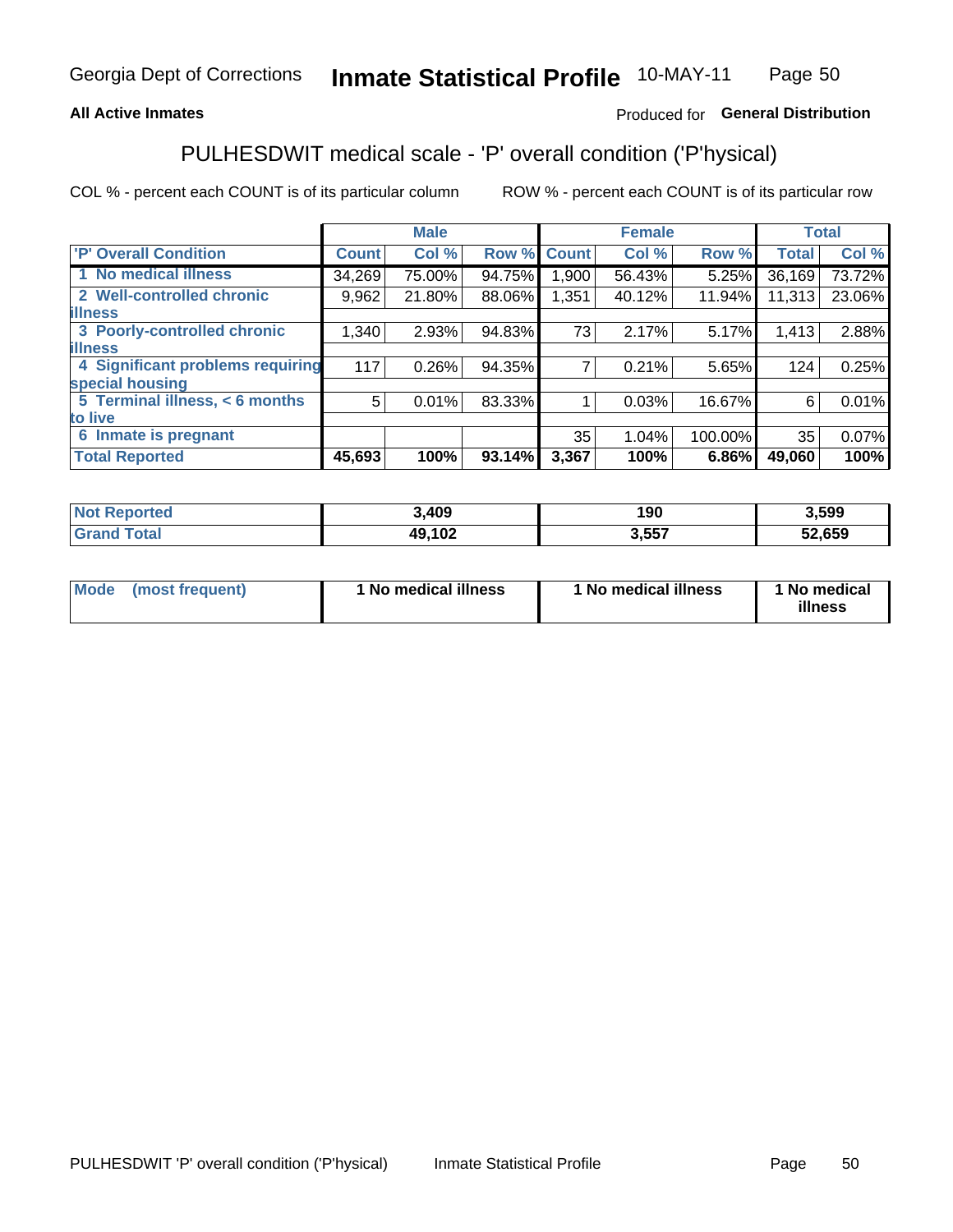**All Active Inmates** — Produced for **General Distribution**

## PULHESDWIT medical scale - 'P' overall condition ('P'hysical)

COL % - percent each COUNT is of its particular column

ROW % - percent each COUNT is of its particular row

| | Male | | | Female | | | Total | |
|---|---|---|---|---|---|---|---|---|
| 'P' Overall Condition | Count | Col % | Row % | Count | Col % | Row % | Total | Col % |
| 1 No medical illness | 34,269 | 75.00% | 94.75% | 1,900 | 56.43% | 5.25% | 36,169 | 73.72% |
| 2 Well-controlled chronic illness | 9,962 | 21.80% | 88.06% | 1,351 | 40.12% | 11.94% | 11,313 | 23.06% |
| 3 Poorly-controlled chronic illness | 1,340 | 2.93% | 94.83% | 73 | 2.17% | 5.17% | 1,413 | 2.88% |
| 4 Significant problems requiring special housing | 117 | 0.26% | 94.35% | 7 | 0.21% | 5.65% | 124 | 0.25% |
| 5 Terminal illness, < 6 months to live | 5 | 0.01% | 83.33% | 1 | 0.03% | 16.67% | 6 | 0.01% |
| 6 Inmate is pregnant | | | | 35 | 1.04% | 100.00% | 35 | 0.07% |
| **Total Reported** | **45,693** | **100%** | **93.14%** | **3,367** | **100%** | **6.86%** | **49,060** | **100%** |

| | Male | Female | Total |
|---|---|---|---|
| Not Reported | 3,409 | 190 | 3,599 |
| Grand Total | 49,102 | 3,557 | 52,659 |

| | Male | Female | Total |
|---|---|---|---|
| Mode (most frequent) | 1 No medical illness | 1 No medical illness | 1 No medical illness |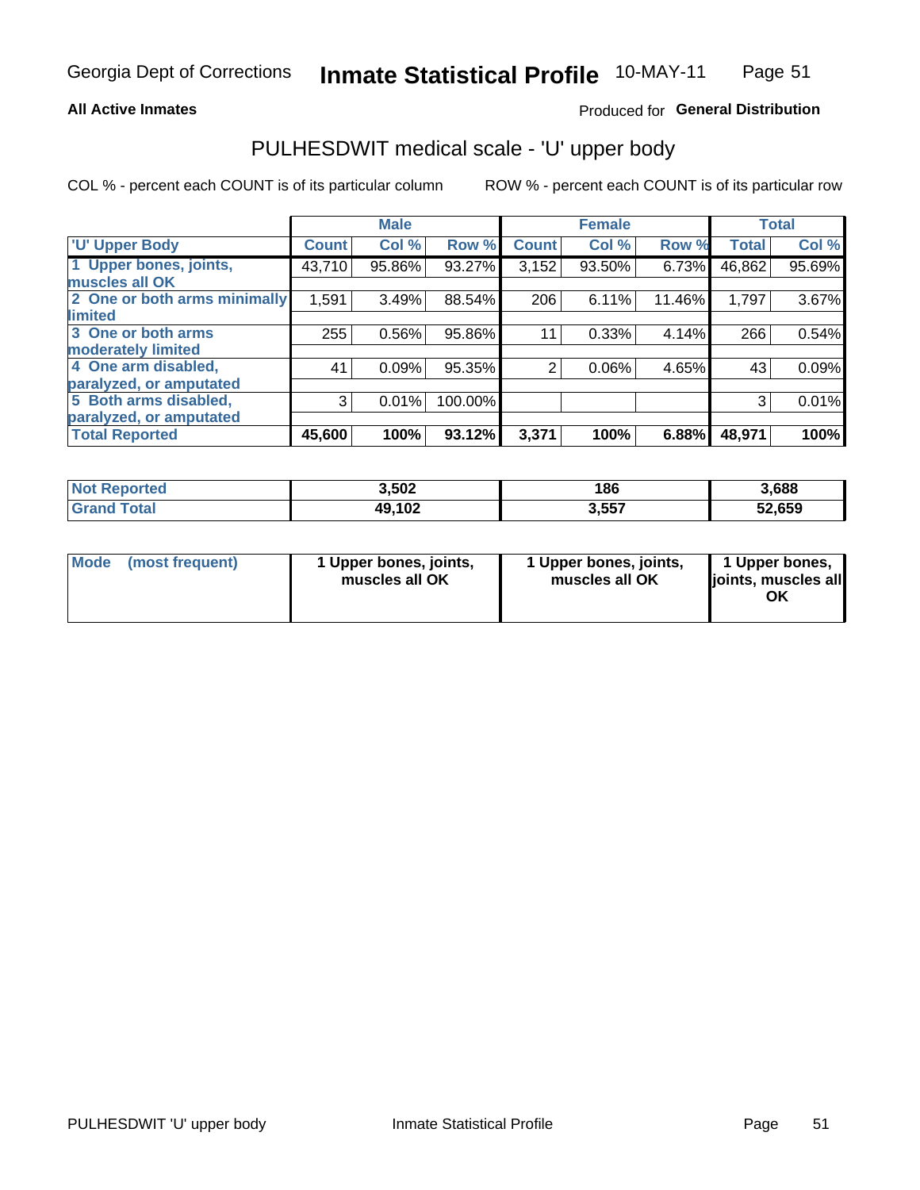**All Active Inmates**

Produced for **General Distribution**

## PULHESDWIT medical scale - 'U' upper body

COL % - percent each COUNT is of its particular column    ROW % - percent each COUNT is of its particular row

| | Male | | | Female | | | Total | |
|---|---|---|---|---|---|---|---|---|
| 'U' Upper Body | Count | Col % | Row % | Count | Col % | Row % | Total | Col % |
| 1 Upper bones, joints, muscles all OK | 43,710 | 95.86% | 93.27% | 3,152 | 93.50% | 6.73% | 46,862 | 95.69% |
| 2 One or both arms minimally limited | 1,591 | 3.49% | 88.54% | 206 | 6.11% | 11.46% | 1,797 | 3.67% |
| 3 One or both arms moderately limited | 255 | 0.56% | 95.86% | 11 | 0.33% | 4.14% | 266 | 0.54% |
| 4 One arm disabled, paralyzed, or amputated | 41 | 0.09% | 95.35% | 2 | 0.06% | 4.65% | 43 | 0.09% |
| 5 Both arms disabled, paralyzed, or amputated | 3 | 0.01% | 100.00% | | | | 3 | 0.01% |
| **Total Reported** | **45,600** | **100%** | **93.12%** | **3,371** | **100%** | **6.88%** | **48,971** | **100%** |

| | Male | Female | Total |
|---|---|---|---|
| Not Reported | 3,502 | 186 | 3,688 |
| Grand Total | 49,102 | 3,557 | 52,659 |

| | Male | Female | Total |
|---|---|---|---|
| Mode (most frequent) | 1 Upper bones, joints, muscles all OK | 1 Upper bones, joints, muscles all OK | 1 Upper bones, joints, muscles all OK |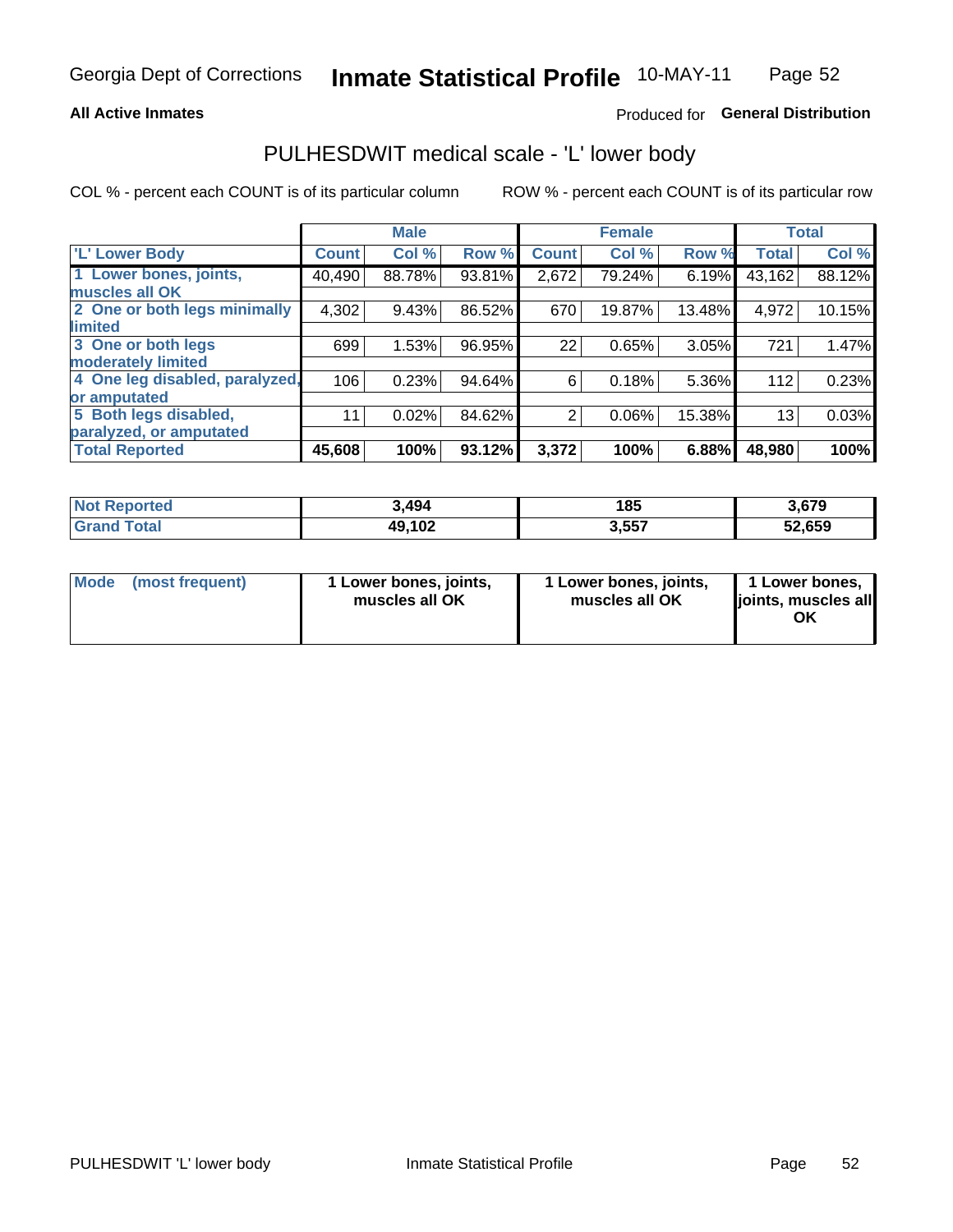**All Active Inmates**

Produced for **General Distribution**

## PULHESDWIT medical scale - 'L' lower body

COL % - percent each COUNT is of its particular column

ROW % - percent each COUNT is of its particular row

| | Male | | | Female | | | Total | |
|---|---|---|---|---|---|---|---|---|
| 'L' Lower Body | Count | Col % | Row % | Count | Col % | Row % | Total | Col % |
| 1 Lower bones, joints, muscles all OK | 40,490 | 88.78% | 93.81% | 2,672 | 79.24% | 6.19% | 43,162 | 88.12% |
| 2 One or both legs minimally limited | 4,302 | 9.43% | 86.52% | 670 | 19.87% | 13.48% | 4,972 | 10.15% |
| 3 One or both legs moderately limited | 699 | 1.53% | 96.95% | 22 | 0.65% | 3.05% | 721 | 1.47% |
| 4 One leg disabled, paralyzed, or amputated | 106 | 0.23% | 94.64% | 6 | 0.18% | 5.36% | 112 | 0.23% |
| 5 Both legs disabled, paralyzed, or amputated | 11 | 0.02% | 84.62% | 2 | 0.06% | 15.38% | 13 | 0.03% |
| **Total Reported** | **45,608** | **100%** | **93.12%** | **3,372** | **100%** | **6.88%** | **48,980** | **100%** |

| | Male | Female | Total |
|---|---|---|---|
| Not Reported | 3,494 | 185 | 3,679 |
| Grand Total | 49,102 | 3,557 | 52,659 |

| | Male | Female | Total |
|---|---|---|---|
| Mode (most frequent) | 1 Lower bones, joints, muscles all OK | 1 Lower bones, joints, muscles all OK | 1 Lower bones, joints, muscles all OK |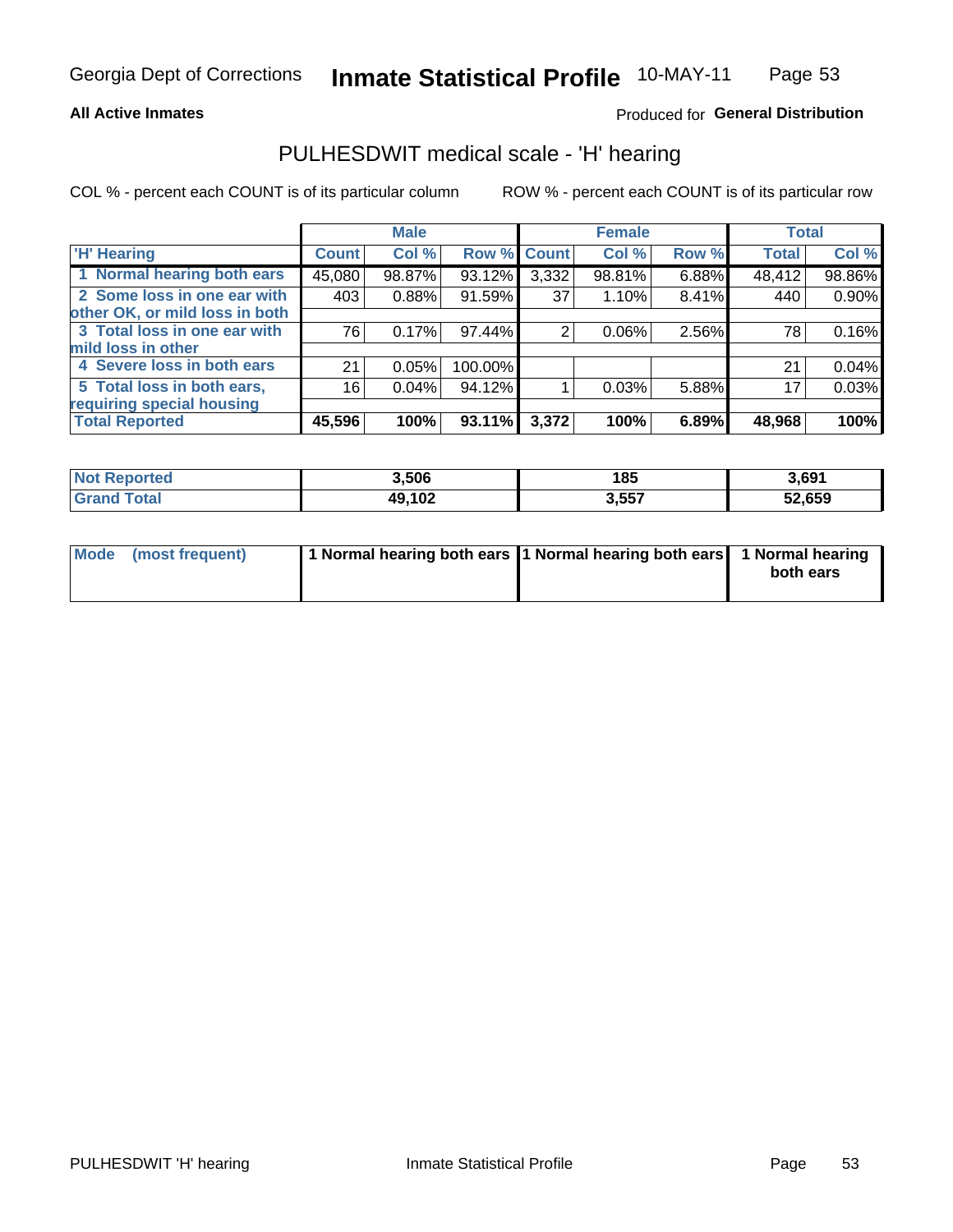**All Active Inmates**

Produced for **General Distribution**

## PULHESDWIT medical scale - 'H' hearing

COL % - percent each COUNT is of its particular column

ROW % - percent each COUNT is of its particular row

| 'H' Hearing | Male | | | Female | | | Total | |
|---|---|---|---|---|---|---|---|---|
| | Count | Col % | Row % | Count | Col % | Row % | Total | Col % |
| 1 Normal hearing both ears | 45,080 | 98.87% | 93.12% | 3,332 | 98.81% | 6.88% | 48,412 | 98.86% |
| 2 Some loss in one ear with other OK, or mild loss in both | 403 | 0.88% | 91.59% | 37 | 1.10% | 8.41% | 440 | 0.90% |
| 3 Total loss in one ear with mild loss in other | 76 | 0.17% | 97.44% | 2 | 0.06% | 2.56% | 78 | 0.16% |
| 4 Severe loss in both ears | 21 | 0.05% | 100.00% | | | | 21 | 0.04% |
| 5 Total loss in both ears, requiring special housing | 16 | 0.04% | 94.12% | 1 | 0.03% | 5.88% | 17 | 0.03% |
| **Total Reported** | **45,596** | **100%** | **93.11%** | **3,372** | **100%** | **6.89%** | **48,968** | **100%** |

| | Male | Female | Total |
|---|---|---|---|
| Not Reported | 3,506 | 185 | 3,691 |
| Grand Total | 49,102 | 3,557 | 52,659 |

| Mode (most frequent) | 1 Normal hearing both ears | 1 Normal hearing both ears | 1 Normal hearing both ears |
|---|---|---|---|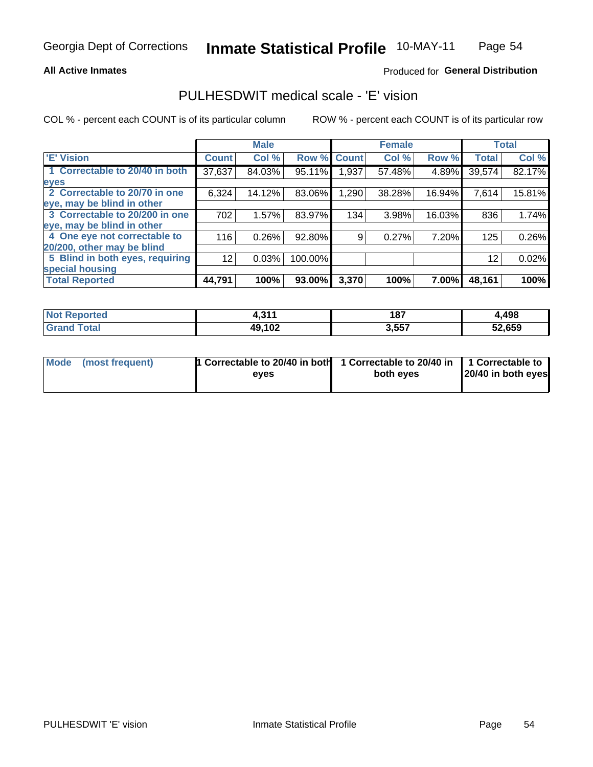Georgia Dept of Corrections **Inmate Statistical Profile** 10-MAY-11

**All Active Inmates**

Produced for **General Distribution**

## PULHESDWIT medical scale - 'E' vision

COL % - percent each COUNT is of its particular column    ROW % - percent each COUNT is of its particular row

| | Male | | | Female | | | Total | |
|---|---|---|---|---|---|---|---|---|
| **'E' Vision** | **Count** | **Col %** | **Row %** | **Count** | **Col %** | **Row %** | **Total** | **Col %** |
| **1 Correctable to 20/40 in both eyes** | 37,637 | 84.03% | 95.11% | 1,937 | 57.48% | 4.89% | 39,574 | 82.17% |
| **2 Correctable to 20/70 in one eye, may be blind in other** | 6,324 | 14.12% | 83.06% | 1,290 | 38.28% | 16.94% | 7,614 | 15.81% |
| **3 Correctable to 20/200 in one eye, may be blind in other** | 702 | 1.57% | 83.97% | 134 | 3.98% | 16.03% | 836 | 1.74% |
| **4 One eye not correctable to 20/200, other may be blind** | 116 | 0.26% | 92.80% | 9 | 0.27% | 7.20% | 125 | 0.26% |
| **5 Blind in both eyes, requiring special housing** | 12 | 0.03% | 100.00% | | | | 12 | 0.02% |
| **Total Reported** | **44,791** | **100%** | **93.00%** | **3,370** | **100%** | **7.00%** | **48,161** | **100%** |

| | Male | Female | Total |
|---|---|---|---|
| **Not Reported** | **4,311** | **187** | **4,498** |
| **Grand Total** | **49,102** | **3,557** | **52,659** |

| | Male | Female | Total |
|---|---|---|---|
| **Mode (most frequent)** | **1 Correctable to 20/40 in both eyes** | **1 Correctable to 20/40 in both eyes** | **1 Correctable to 20/40 in both eyes** |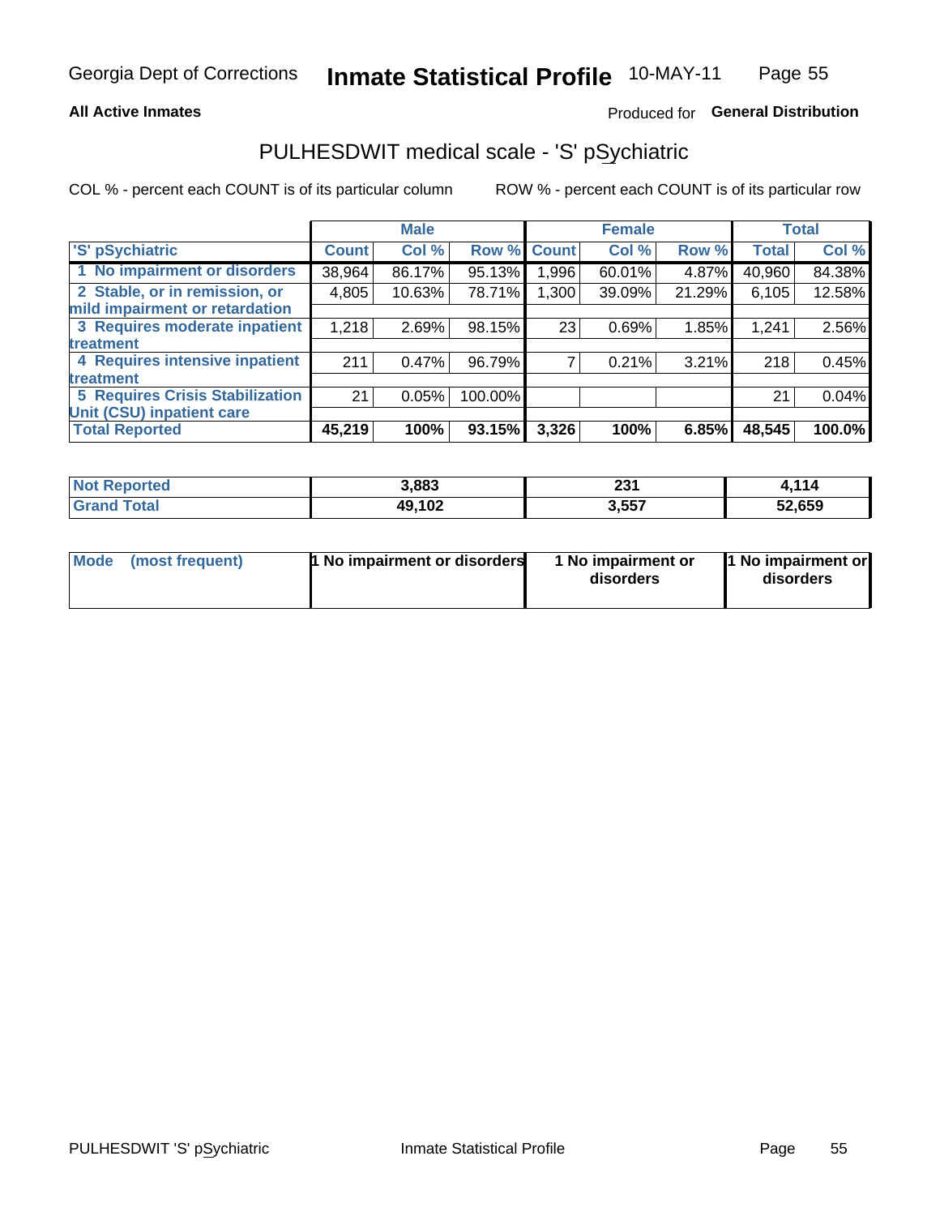Georgia Dept of Corrections **Inmate Statistical Profile** 10-MAY-11

**All Active Inmates**

Produced for **General Distribution**

## PULHESDWIT medical scale - 'S' pSychiatric

COL % - percent each COUNT is of its particular column

ROW % - percent each COUNT is of its particular row

| | Male | | | Female | | | Total | |
|---|---|---|---|---|---|---|---|---|
| 'S' pSychiatric | Count | Col % | Row % | Count | Col % | Row % | Total | Col % |
| 1 No impairment or disorders | 38,964 | 86.17% | 95.13% | 1,996 | 60.01% | 4.87% | 40,960 | 84.38% |
| 2 Stable, or in remission, or mild impairment or retardation | 4,805 | 10.63% | 78.71% | 1,300 | 39.09% | 21.29% | 6,105 | 12.58% |
| 3 Requires moderate inpatient treatment | 1,218 | 2.69% | 98.15% | 23 | 0.69% | 1.85% | 1,241 | 2.56% |
| 4 Requires intensive inpatient treatment | 211 | 0.47% | 96.79% | 7 | 0.21% | 3.21% | 218 | 0.45% |
| 5 Requires Crisis Stabilization Unit (CSU) inpatient care | 21 | 0.05% | 100.00% | | | | 21 | 0.04% |
| **Total Reported** | **45,219** | **100%** | **93.15%** | **3,326** | **100%** | **6.85%** | **48,545** | **100.0%** |

| | Male | Female | Total |
|---|---|---|---|
| Not Reported | 3,883 | 231 | 4,114 |
| Grand Total | 49,102 | 3,557 | 52,659 |

| | Male | Female | Total |
|---|---|---|---|
| Mode (most frequent) | 1 No impairment or disorders | 1 No impairment or disorders | 1 No impairment or disorders |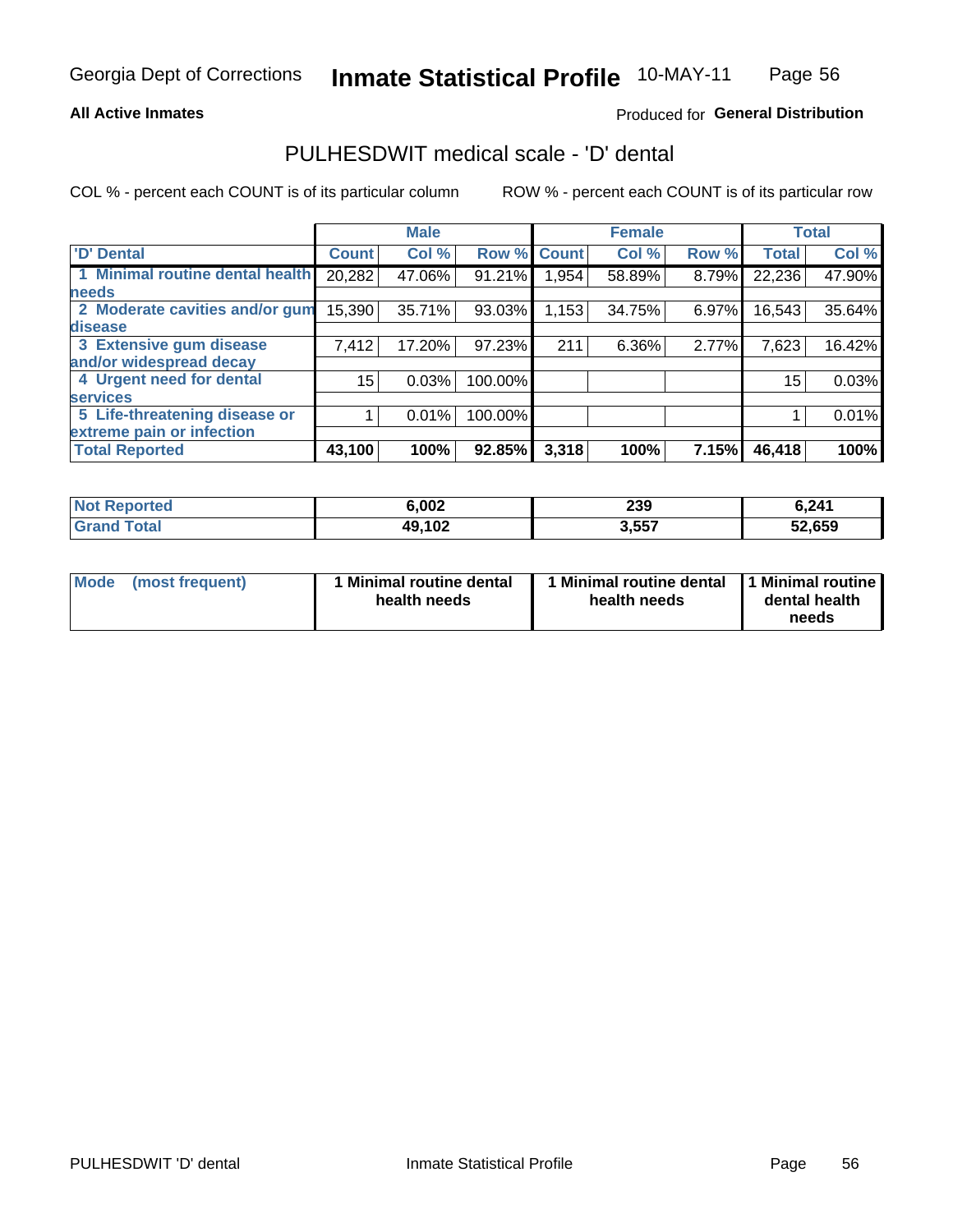**All Active Inmates**

Produced for **General Distribution**

## PULHESDWIT medical scale - 'D' dental

COL % - percent each COUNT is of its particular column

ROW % - percent each COUNT is of its particular row

| | Male | | | Female | | | Total | |
|---|---|---|---|---|---|---|---|---|
| 'D' Dental | Count | Col % | Row % | Count | Col % | Row % | Total | Col % |
| 1 Minimal routine dental health needs | 20,282 | 47.06% | 91.21% | 1,954 | 58.89% | 8.79% | 22,236 | 47.90% |
| 2 Moderate cavities and/or gum disease | 15,390 | 35.71% | 93.03% | 1,153 | 34.75% | 6.97% | 16,543 | 35.64% |
| 3 Extensive gum disease and/or widespread decay | 7,412 | 17.20% | 97.23% | 211 | 6.36% | 2.77% | 7,623 | 16.42% |
| 4 Urgent need for dental services | 15 | 0.03% | 100.00% | | | | 15 | 0.03% |
| 5 Life-threatening disease or extreme pain or infection | 1 | 0.01% | 100.00% | | | | 1 | 0.01% |
| **Total Reported** | **43,100** | **100%** | **92.85%** | **3,318** | **100%** | **7.15%** | **46,418** | **100%** |

| | Male | Female | Total |
|---|---|---|---|
| **Not Reported** | **6,002** | **239** | **6,241** |
| **Grand Total** | **49,102** | **3,557** | **52,659** |

| | Male | Female | Total |
|---|---|---|---|
| **Mode (most frequent)** | **1 Minimal routine dental health needs** | **1 Minimal routine dental health needs** | **1 Minimal routine dental health needs** |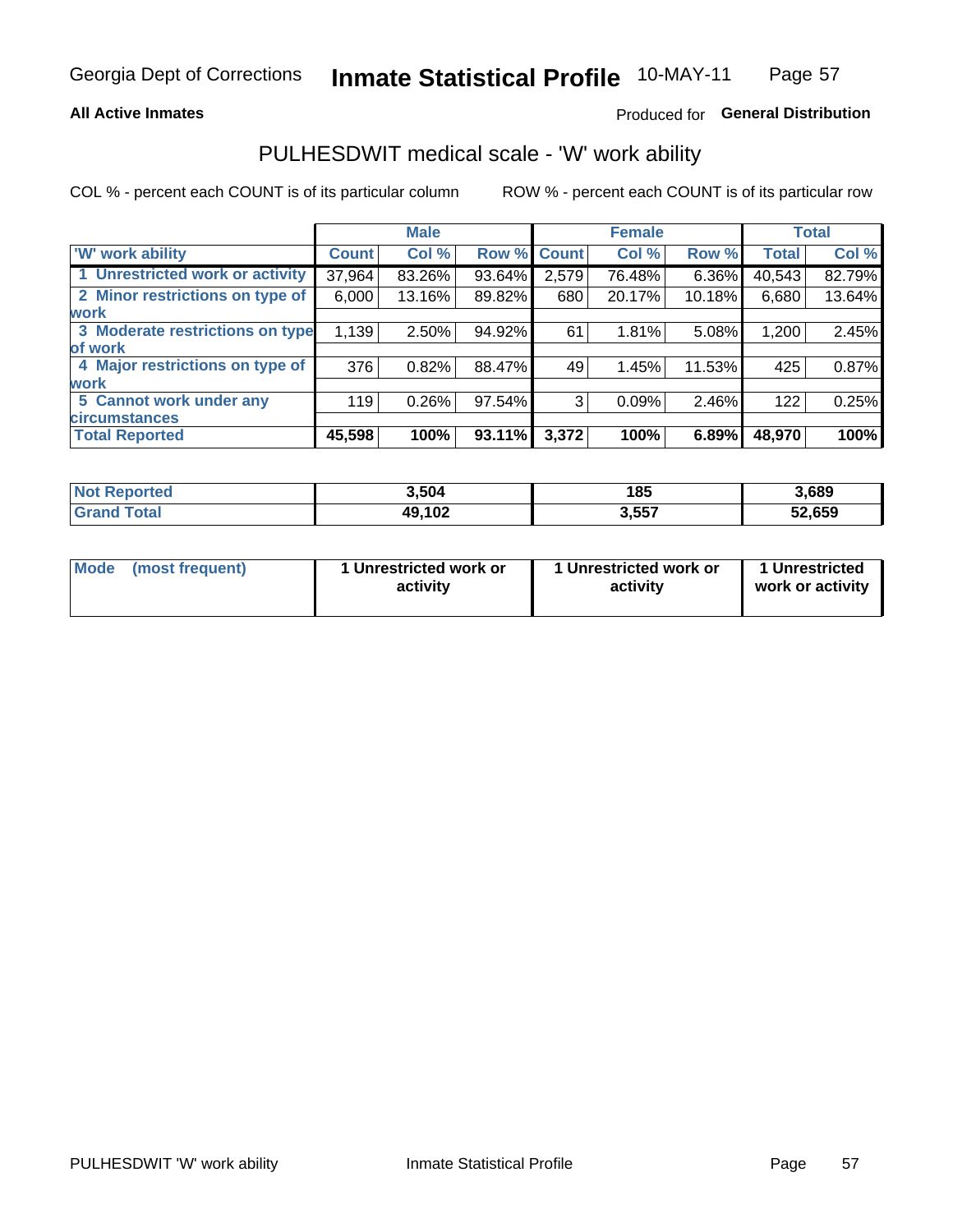Georgia Dept of Corrections **Inmate Statistical Profile** 10-MAY-11

**All Active Inmates**

Produced for **General Distribution**

## PULHESDWIT medical scale - 'W' work ability

COL % - percent each COUNT is of its particular column ROW % - percent each COUNT is of its particular row

| | Male | | | Female | | | Total | |
|---|---|---|---|---|---|---|---|---|
| 'W' work ability | Count | Col % | Row % | Count | Col % | Row % | Total | Col % |
| 1 Unrestricted work or activity | 37,964 | 83.26% | 93.64% | 2,579 | 76.48% | 6.36% | 40,543 | 82.79% |
| 2 Minor restrictions on type of work | 6,000 | 13.16% | 89.82% | 680 | 20.17% | 10.18% | 6,680 | 13.64% |
| 3 Moderate restrictions on type of work | 1,139 | 2.50% | 94.92% | 61 | 1.81% | 5.08% | 1,200 | 2.45% |
| 4 Major restrictions on type of work | 376 | 0.82% | 88.47% | 49 | 1.45% | 11.53% | 425 | 0.87% |
| 5 Cannot work under any circumstances | 119 | 0.26% | 97.54% | 3 | 0.09% | 2.46% | 122 | 0.25% |
| **Total Reported** | **45,598** | **100%** | **93.11%** | **3,372** | **100%** | **6.89%** | **48,970** | **100%** |

| | Male | Female | Total |
|---|---|---|---|
| Not Reported | 3,504 | 185 | 3,689 |
| Grand Total | 49,102 | 3,557 | 52,659 |

| | Male | Female | Total |
|---|---|---|---|
| Mode (most frequent) | 1 Unrestricted work or activity | 1 Unrestricted work or activity | 1 Unrestricted work or activity |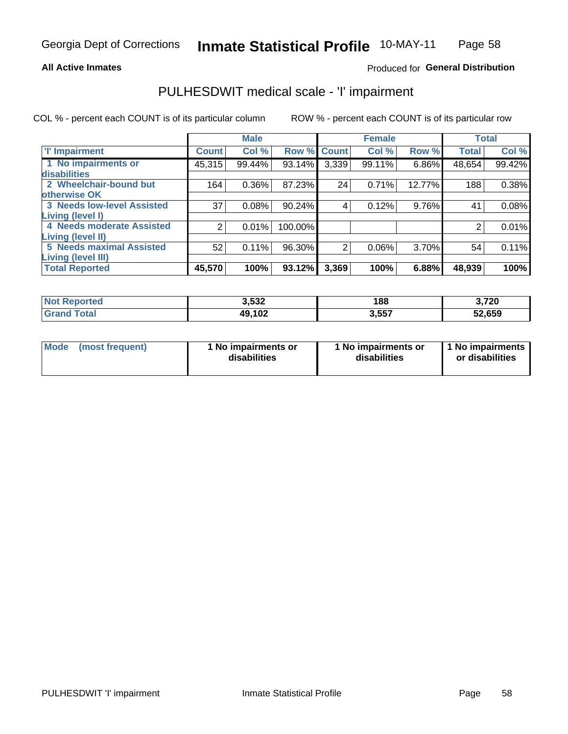# Georgia Dept of Corrections — Inmate Statistical Profile — 10-MAY-11

**All Active Inmates**

Produced for **General Distribution**

## PULHESDWIT medical scale - 'I' impairment

COL % - percent each COUNT is of its particular column    ROW % - percent each COUNT is of its particular row

| | Male | | | Female | | | Total | |
|---|---|---|---|---|---|---|---|---|
| **'I' Impairment** | **Count** | **Col %** | **Row %** | **Count** | **Col %** | **Row %** | **Total** | **Col %** |
| 1 No impairments or disabilities | 45,315 | 99.44% | 93.14% | 3,339 | 99.11% | 6.86% | 48,654 | 99.42% |
| 2 Wheelchair-bound but otherwise OK | 164 | 0.36% | 87.23% | 24 | 0.71% | 12.77% | 188 | 0.38% |
| 3 Needs low-level Assisted Living (level I) | 37 | 0.08% | 90.24% | 4 | 0.12% | 9.76% | 41 | 0.08% |
| 4 Needs moderate Assisted Living (level II) | 2 | 0.01% | 100.00% | | | | 2 | 0.01% |
| 5 Needs maximal Assisted Living (level III) | 52 | 0.11% | 96.30% | 2 | 0.06% | 3.70% | 54 | 0.11% |
| **Total Reported** | **45,570** | **100%** | **93.12%** | **3,369** | **100%** | **6.88%** | **48,939** | **100%** |

| | Male | Female | Total |
|---|---|---|---|
| **Not Reported** | **3,532** | **188** | **3,720** |
| **Grand Total** | **49,102** | **3,557** | **52,659** |

| | Male | Female | Total |
|---|---|---|---|
| **Mode (most frequent)** | **1 No impairments or disabilities** | **1 No impairments or disabilities** | **1 No impairments or disabilities** |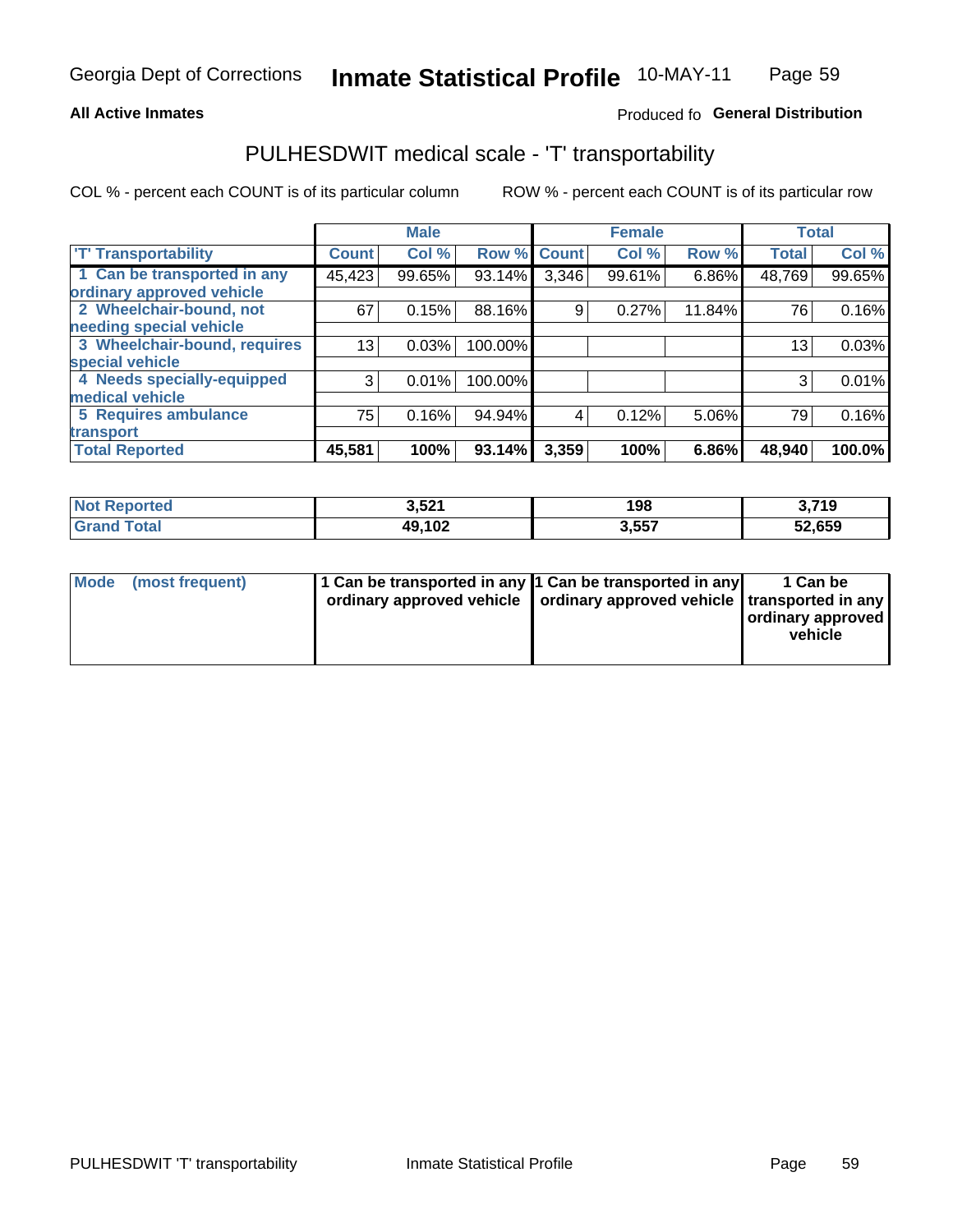**All Active Inmates**

Produced fo **General Distribution**

# PULHESDWIT medical scale - 'T' transportability

COL % - percent each COUNT is of its particular column

ROW % - percent each COUNT is of its particular row

| | Male | | | Female | | | Total | |
|---|---|---|---|---|---|---|---|---|
| 'T' Transportability | Count | Col % | Row % | Count | Col % | Row % | Total | Col % |
| 1 Can be transported in any ordinary approved vehicle | 45,423 | 99.65% | 93.14% | 3,346 | 99.61% | 6.86% | 48,769 | 99.65% |
| 2 Wheelchair-bound, not needing special vehicle | 67 | 0.15% | 88.16% | 9 | 0.27% | 11.84% | 76 | 0.16% |
| 3 Wheelchair-bound, requires special vehicle | 13 | 0.03% | 100.00% | | | | 13 | 0.03% |
| 4 Needs specially-equipped medical vehicle | 3 | 0.01% | 100.00% | | | | 3 | 0.01% |
| 5 Requires ambulance transport | 75 | 0.16% | 94.94% | 4 | 0.12% | 5.06% | 79 | 0.16% |
| **Total Reported** | **45,581** | **100%** | **93.14%** | **3,359** | **100%** | **6.86%** | **48,940** | **100.0%** |

| | Male | Female | Total |
|---|---|---|---|
| Not Reported | 3,521 | 198 | 3,719 |
| Grand Total | 49,102 | 3,557 | 52,659 |

| | Male | Female | Total |
|---|---|---|---|
| Mode (most frequent) | 1 Can be transported in any ordinary approved vehicle | 1 Can be transported in any ordinary approved vehicle | 1 Can be transported in any ordinary approved vehicle |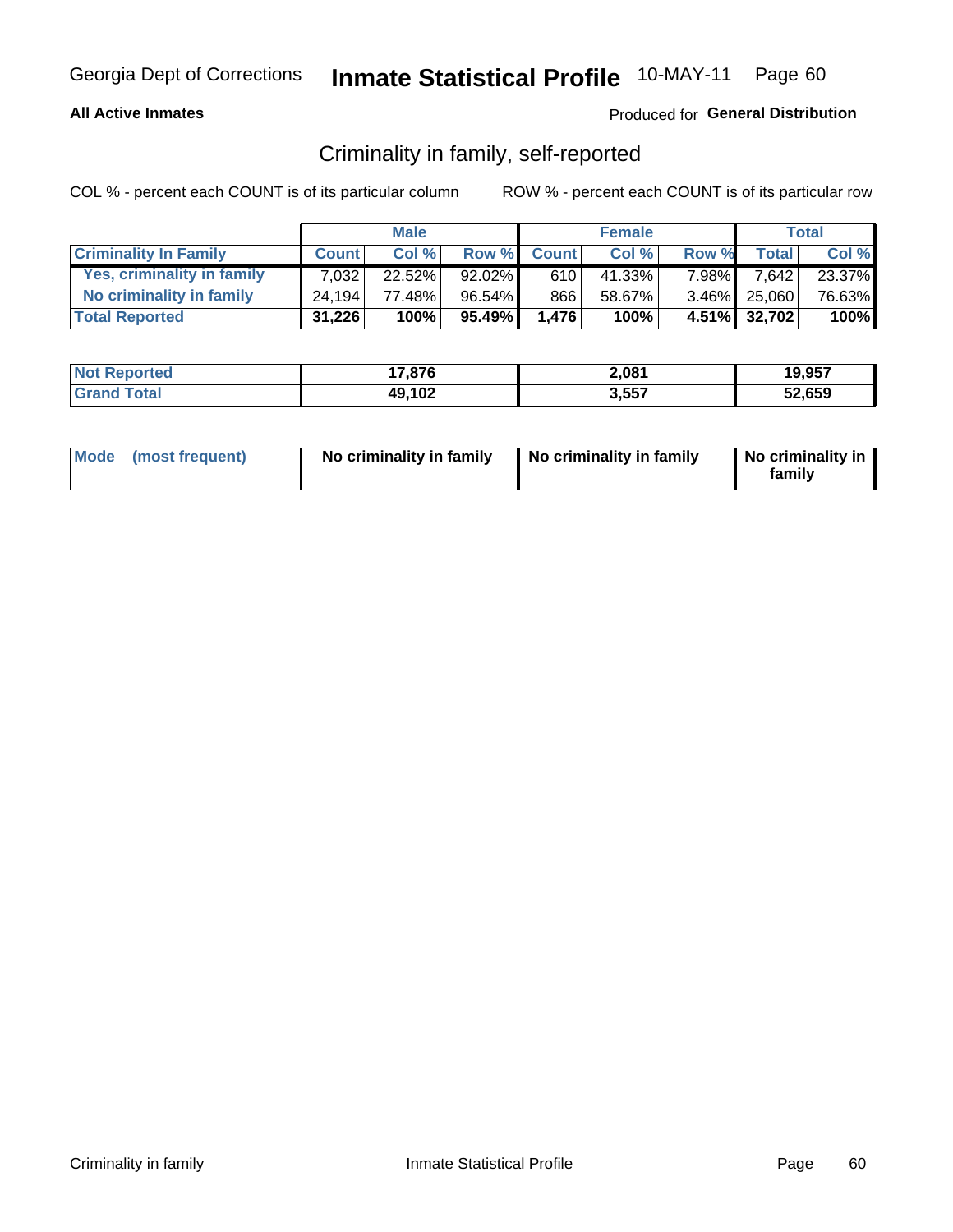Georgia Dept of Corrections **Inmate Statistical Profile** 10-MAY-11

**All Active Inmates**

Produced for **General Distribution**

## Criminality in family, self-reported

COL % - percent each COUNT is of its particular column

ROW % - percent each COUNT is of its particular row

| | Male | | | Female | | | Total | |
|---|---|---|---|---|---|---|---|---|
| **Criminality In Family** | **Count** | **Col %** | **Row %** | **Count** | **Col %** | **Row %** | **Total** | **Col %** |
| **Yes, criminality in family** | 7,032 | 22.52% | 92.02% | 610 | 41.33% | 7.98% | 7,642 | 23.37% |
| **No criminality in family** | 24,194 | 77.48% | 96.54% | 866 | 58.67% | 3.46% | 25,060 | 76.63% |
| **Total Reported** | **31,226** | **100%** | **95.49%** | **1,476** | **100%** | **4.51%** | **32,702** | **100%** |

| | Male | Female | Total |
|---|---|---|---|
| **Not Reported** | **17,876** | **2,081** | **19,957** |
| **Grand Total** | **49,102** | **3,557** | **52,659** |

| | Male | Female | Total |
|---|---|---|---|
| **Mode (most frequent)** | **No criminality in family** | **No criminality in family** | **No criminality in family** |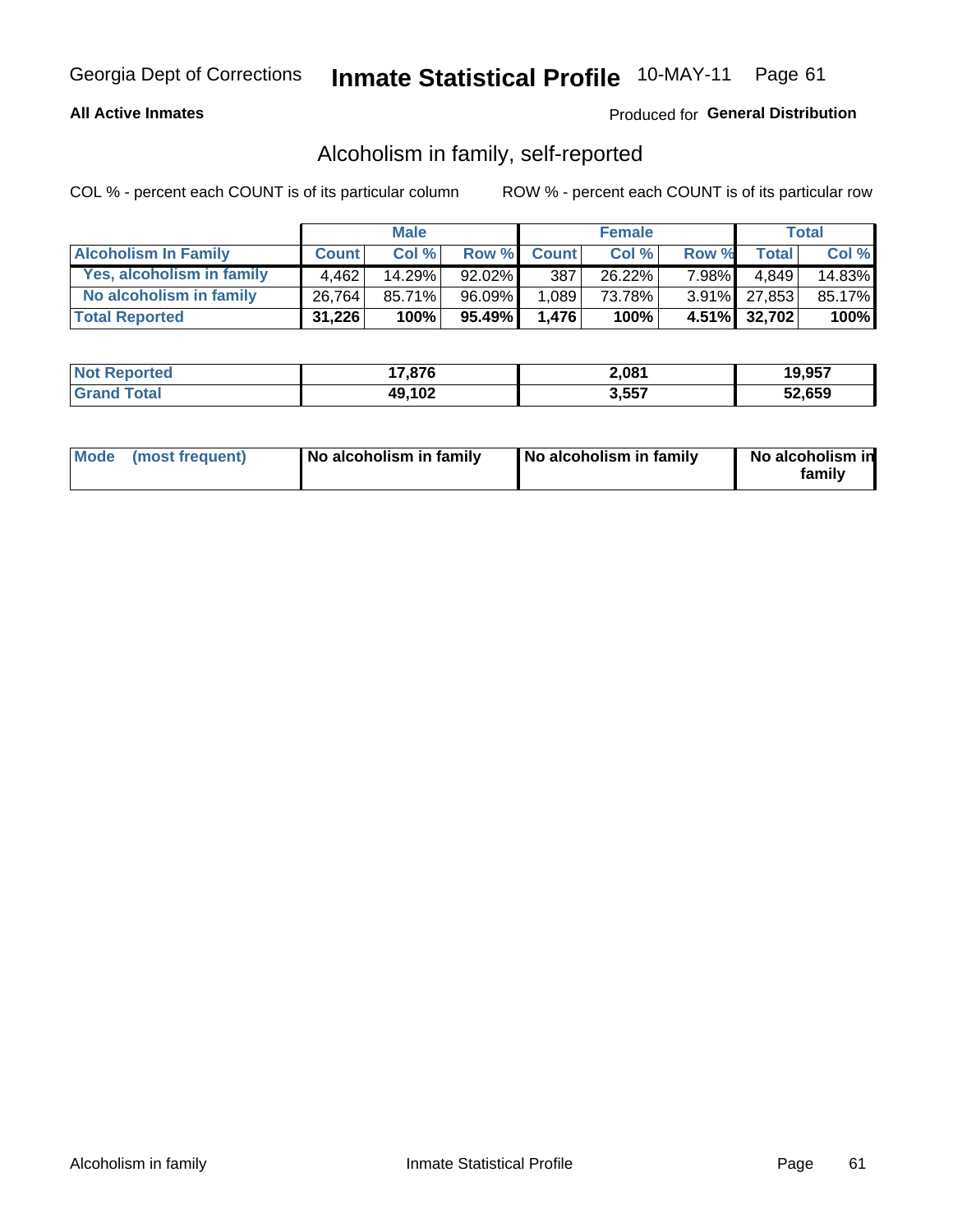Georgia Dept of Corrections **Inmate Statistical Profile** 10-MAY-11

**All Active Inmates**

Produced for **General Distribution**

## Alcoholism in family, self-reported

COL % - percent each COUNT is of its particular column

ROW % - percent each COUNT is of its particular row

| | Male | | | Female | | | Total | |
|---|---|---|---|---|---|---|---|---|
| **Alcoholism In Family** | **Count** | **Col %** | **Row %** | **Count** | **Col %** | **Row %** | **Total** | **Col %** |
| **Yes, alcoholism in family** | 4,462 | 14.29% | 92.02% | 387 | 26.22% | 7.98% | 4,849 | 14.83% |
| **No alcoholism in family** | 26,764 | 85.71% | 96.09% | 1,089 | 73.78% | 3.91% | 27,853 | 85.17% |
| **Total Reported** | **31,226** | **100%** | **95.49%** | **1,476** | **100%** | **4.51%** | **32,702** | **100%** |

| | Male | Female | Total |
|---|---|---|---|
| **Not Reported** | **17,876** | **2,081** | **19,957** |
| **Grand Total** | **49,102** | **3,557** | **52,659** |

| | Male | Female | Total |
|---|---|---|---|
| **Mode (most frequent)** | **No alcoholism in family** | **No alcoholism in family** | **No alcoholism in family** |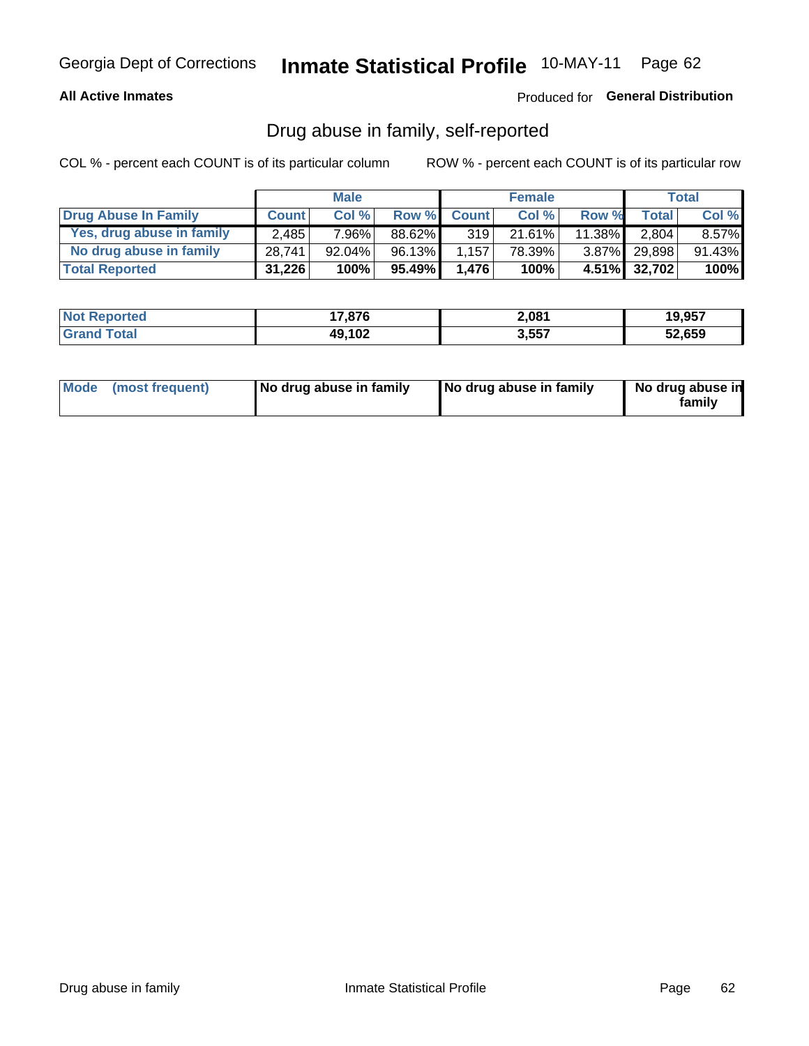Georgia Dept of Corrections **Inmate Statistical Profile** 10-MAY-11 Page 62

**All Active Inmates**

Produced for **General Distribution**

## Drug abuse in family, self-reported

COL % - percent each COUNT is of its particular column

ROW % - percent each COUNT is of its particular row

| | Male | | | Female | | | Total | |
|---|---|---|---|---|---|---|---|---|
| **Drug Abuse In Family** | **Count** | **Col %** | **Row %** | **Count** | **Col %** | **Row %** | **Total** | **Col %** |
| **Yes, drug abuse in family** | 2,485 | 7.96% | 88.62% | 319 | 21.61% | 11.38% | 2,804 | 8.57% |
| **No drug abuse in family** | 28,741 | 92.04% | 96.13% | 1,157 | 78.39% | 3.87% | 29,898 | 91.43% |
| **Total Reported** | **31,226** | **100%** | **95.49%** | **1,476** | **100%** | **4.51%** | **32,702** | **100%** |

| | Male | Female | Total |
|---|---|---|---|
| **Not Reported** | **17,876** | **2,081** | **19,957** |
| **Grand Total** | **49,102** | **3,557** | **52,659** |

| | Male | Female | Total |
|---|---|---|---|
| **Mode (most frequent)** | **No drug abuse in family** | **No drug abuse in family** | **No drug abuse in family** |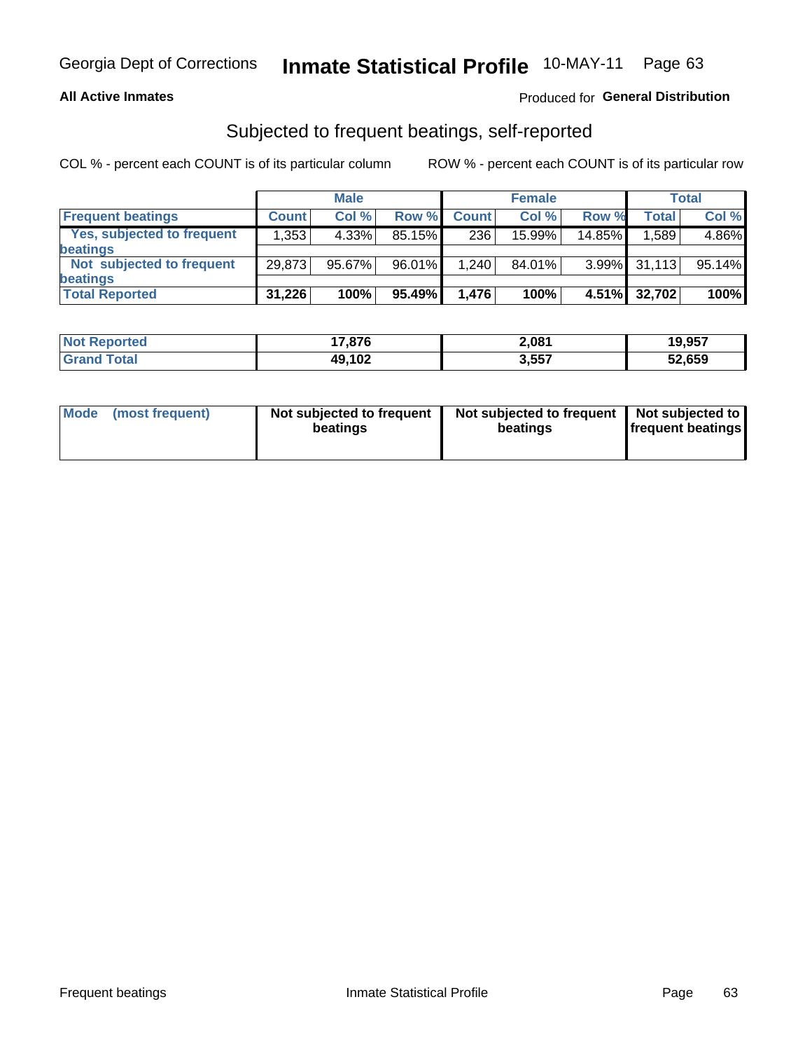Georgia Dept of Corrections **Inmate Statistical Profile** 10-MAY-11

**All Active Inmates**

Produced for **General Distribution**

## Subjected to frequent beatings, self-reported

COL % - percent each COUNT is of its particular column

ROW % - percent each COUNT is of its particular row

| | Male | | | Female | | | Total | |
|---|---|---|---|---|---|---|---|---|
| **Frequent beatings** | **Count** | **Col %** | **Row %** | **Count** | **Col %** | **Row %** | **Total** | **Col %** |
| **Yes, subjected to frequent beatings** | 1,353 | 4.33% | 85.15% | 236 | 15.99% | 14.85% | 1,589 | 4.86% |
| **Not subjected to frequent beatings** | 29,873 | 95.67% | 96.01% | 1,240 | 84.01% | 3.99% | 31,113 | 95.14% |
| **Total Reported** | **31,226** | **100%** | **95.49%** | **1,476** | **100%** | **4.51%** | **32,702** | **100%** |

| | Male | Female | Total |
|---|---|---|---|
| **Not Reported** | **17,876** | **2,081** | **19,957** |
| **Grand Total** | **49,102** | **3,557** | **52,659** |

| | Male | Female | Total |
|---|---|---|---|
| **Mode (most frequent)** | **Not subjected to frequent beatings** | **Not subjected to frequent beatings** | **Not subjected to frequent beatings** |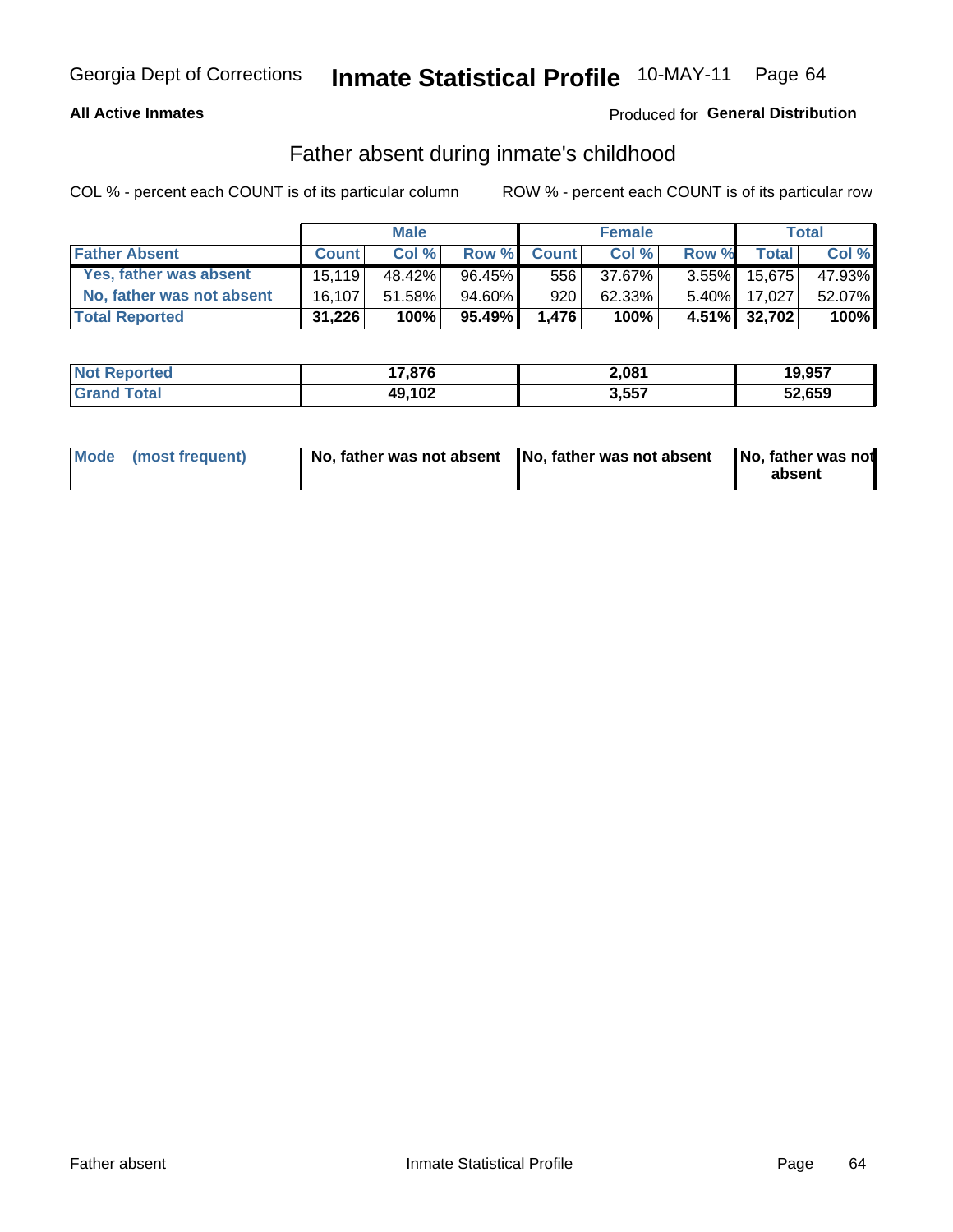Georgia Dept of Corrections **Inmate Statistical Profile** 10-MAY-11 Page 64

**All Active Inmates**

Produced for **General Distribution**

## Father absent during inmate's childhood

COL % - percent each COUNT is of its particular column

ROW % - percent each COUNT is of its particular row

| | Male | | | Female | | | Total | |
|---|---|---|---|---|---|---|---|---|
| **Father Absent** | **Count** | **Col %** | **Row %** | **Count** | **Col %** | **Row %** | **Total** | **Col %** |
| Yes, father was absent | 15,119 | 48.42% | 96.45% | 556 | 37.67% | 3.55% | 15,675 | 47.93% |
| No, father was not absent | 16,107 | 51.58% | 94.60% | 920 | 62.33% | 5.40% | 17,027 | 52.07% |
| **Total Reported** | **31,226** | **100%** | **95.49%** | **1,476** | **100%** | **4.51%** | **32,702** | **100%** |

| | Male | Female | Total |
|---|---|---|---|
| Not Reported | 17,876 | 2,081 | 19,957 |
| Grand Total | 49,102 | 3,557 | 52,659 |

| | Male | Female | Total |
|---|---|---|---|
| Mode (most frequent) | No, father was not absent | No, father was not absent | No, father was not absent |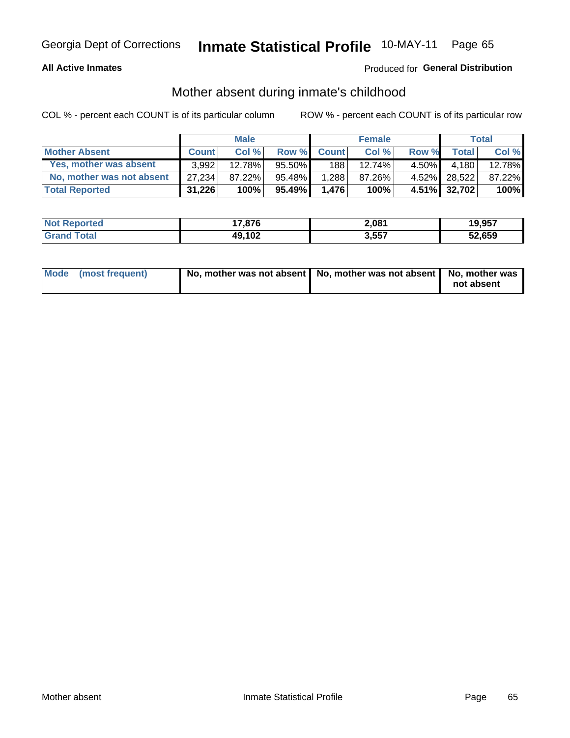Georgia Dept of Corrections **Inmate Statistical Profile** 10-MAY-11 Page 65

**All Active Inmates**

Produced for **General Distribution**

## Mother absent during inmate's childhood

COL % - percent each COUNT is of its particular column

ROW % - percent each COUNT is of its particular row

| | Male | | | Female | | | Total | |
|---|---|---|---|---|---|---|---|---|
| **Mother Absent** | **Count** | **Col %** | **Row %** | **Count** | **Col %** | **Row %** | **Total** | **Col %** |
| **Yes, mother was absent** | 3,992 | 12.78% | 95.50% | 188 | 12.74% | 4.50% | 4,180 | 12.78% |
| **No, mother was not absent** | 27,234 | 87.22% | 95.48% | 1,288 | 87.26% | 4.52% | 28,522 | 87.22% |
| **Total Reported** | **31,226** | **100%** | **95.49%** | **1,476** | **100%** | **4.51%** | **32,702** | **100%** |

| | Male | Female | Total |
|---|---|---|---|
| **Not Reported** | **17,876** | **2,081** | **19,957** |
| **Grand Total** | **49,102** | **3,557** | **52,659** |

| | Male | Female | Total |
|---|---|---|---|
| **Mode (most frequent)** | **No, mother was not absent** | **No, mother was not absent** | **No, mother was not absent** |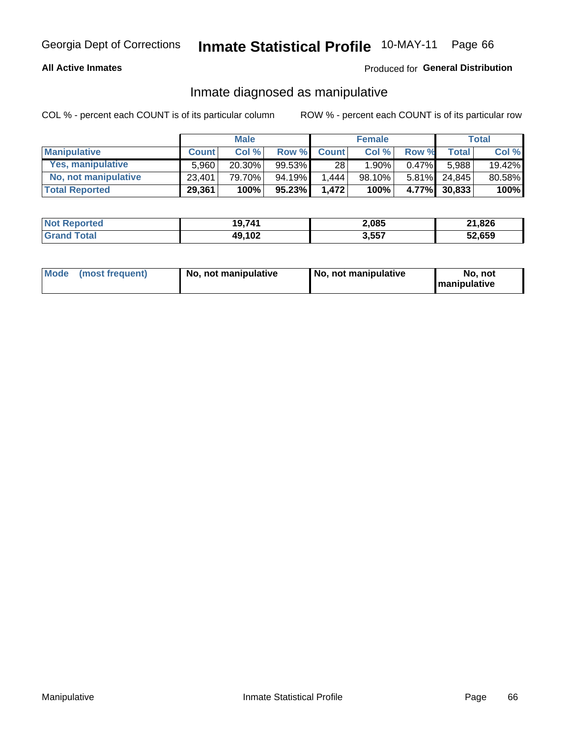Georgia Dept of Corrections **Inmate Statistical Profile** 10-MAY-11 Page 66

**All Active Inmates**

Produced for **General Distribution**

## Inmate diagnosed as manipulative

COL % - percent each COUNT is of its particular column

ROW % - percent each COUNT is of its particular row

| | Male | | | Female | | | Total | |
|---|---|---|---|---|---|---|---|---|
| **Manipulative** | **Count** | **Col %** | **Row %** | **Count** | **Col %** | **Row %** | **Total** | **Col %** |
| **Yes, manipulative** | 5,960 | 20.30% | 99.53% | 28 | 1.90% | 0.47% | 5,988 | 19.42% |
| **No, not manipulative** | 23,401 | 79.70% | 94.19% | 1,444 | 98.10% | 5.81% | 24,845 | 80.58% |
| **Total Reported** | **29,361** | **100%** | **95.23%** | **1,472** | **100%** | **4.77%** | **30,833** | **100%** |

| | Male | Female | Total |
|---|---|---|---|
| **Not Reported** | **19,741** | **2,085** | **21,826** |
| **Grand Total** | **49,102** | **3,557** | **52,659** |

| | Male | Female | Total |
|---|---|---|---|
| **Mode (most frequent)** | **No, not manipulative** | **No, not manipulative** | **No, not manipulative** |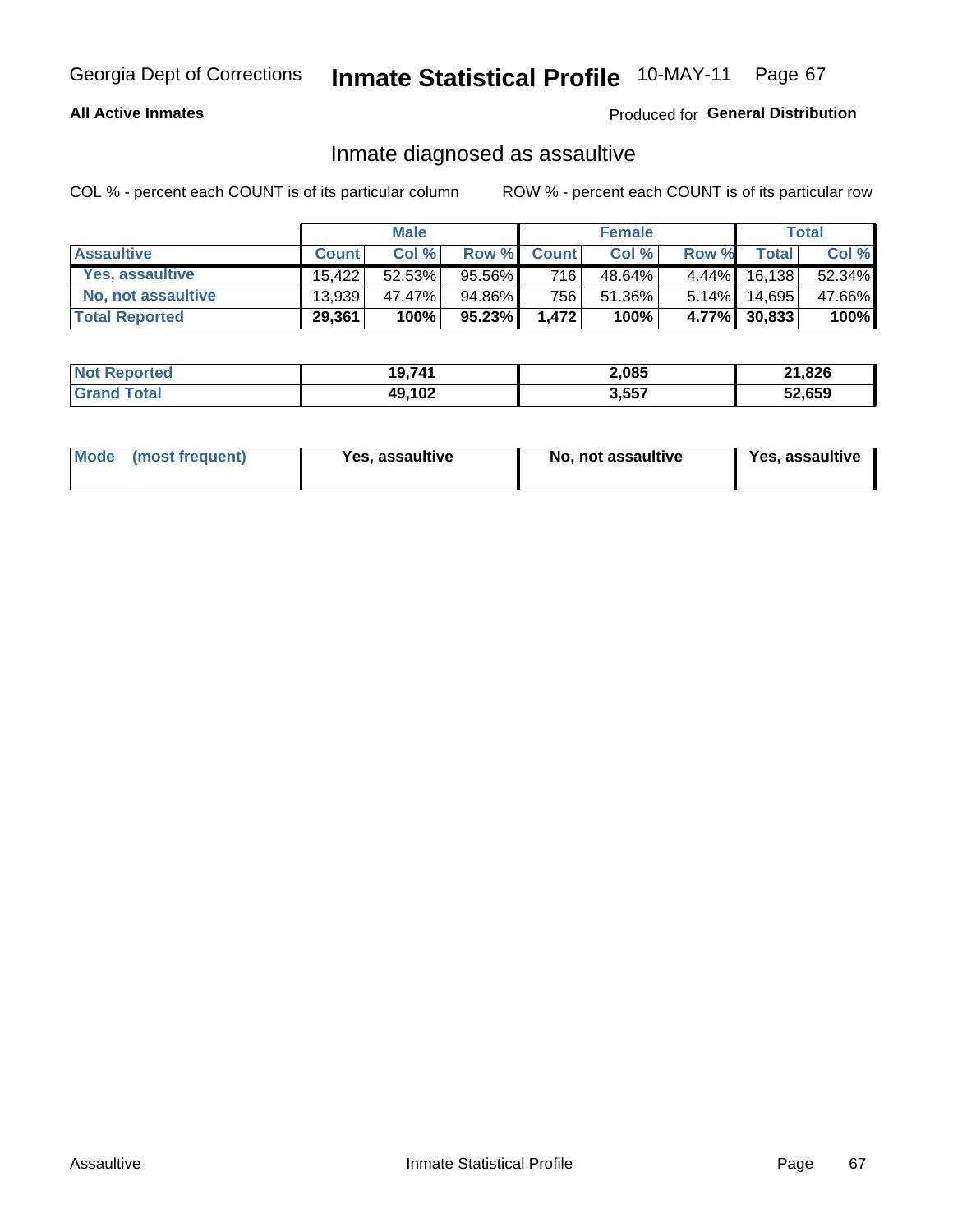Georgia Dept of Corrections **Inmate Statistical Profile** 10-MAY-11

**All Active Inmates**

Produced for **General Distribution**

## Inmate diagnosed as assaultive

COL % - percent each COUNT is of its particular column

ROW % - percent each COUNT is of its particular row

| | Male | | | Female | | | Total | |
|---|---|---|---|---|---|---|---|---|
| **Assaultive** | **Count** | **Col %** | **Row %** | **Count** | **Col %** | **Row %** | **Total** | **Col %** |
| Yes, assaultive | 15,422 | 52.53% | 95.56% | 716 | 48.64% | 4.44% | 16,138 | 52.34% |
| No, not assaultive | 13,939 | 47.47% | 94.86% | 756 | 51.36% | 5.14% | 14,695 | 47.66% |
| **Total Reported** | **29,361** | **100%** | **95.23%** | **1,472** | **100%** | **4.77%** | **30,833** | **100%** |

| | Male | Female | Total |
|---|---|---|---|
| **Not Reported** | **19,741** | **2,085** | **21,826** |
| **Grand Total** | **49,102** | **3,557** | **52,659** |

| | Male | Female | Total |
|---|---|---|---|
| **Mode (most frequent)** | **Yes, assaultive** | **No, not assaultive** | **Yes, assaultive** |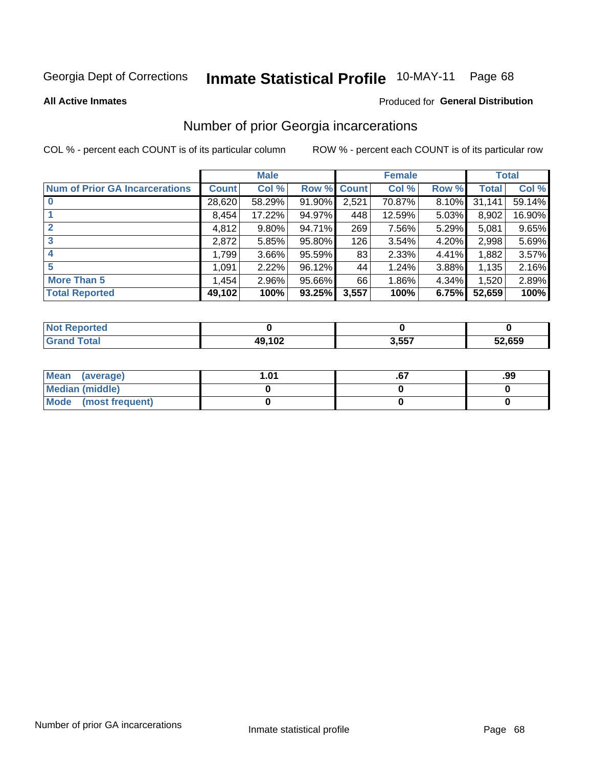Georgia Dept of Corrections **Inmate Statistical Profile** 10-MAY-11 Page 68

**All Active Inmates**

Produced for **General Distribution**

## Number of prior Georgia incarcerations

COL % - percent each COUNT is of its particular column

ROW % - percent each COUNT is of its particular row

| | Male | | | Female | | | Total | |
|---|---|---|---|---|---|---|---|---|
| **Num of Prior GA Incarcerations** | **Count** | **Col %** | **Row %** | **Count** | **Col %** | **Row %** | **Total** | **Col %** |
| **0** | 28,620 | 58.29% | 91.90% | 2,521 | 70.87% | 8.10% | 31,141 | 59.14% |
| **1** | 8,454 | 17.22% | 94.97% | 448 | 12.59% | 5.03% | 8,902 | 16.90% |
| **2** | 4,812 | 9.80% | 94.71% | 269 | 7.56% | 5.29% | 5,081 | 9.65% |
| **3** | 2,872 | 5.85% | 95.80% | 126 | 3.54% | 4.20% | 2,998 | 5.69% |
| **4** | 1,799 | 3.66% | 95.59% | 83 | 2.33% | 4.41% | 1,882 | 3.57% |
| **5** | 1,091 | 2.22% | 96.12% | 44 | 1.24% | 3.88% | 1,135 | 2.16% |
| **More Than 5** | 1,454 | 2.96% | 95.66% | 66 | 1.86% | 4.34% | 1,520 | 2.89% |
| **Total Reported** | **49,102** | **100%** | **93.25%** | **3,557** | **100%** | **6.75%** | **52,659** | **100%** |

| | Male | Female | Total |
|---|---|---|---|
| **Not Reported** | **0** | **0** | **0** |
| **Grand Total** | **49,102** | **3,557** | **52,659** |

| | Male | Female | Total |
|---|---|---|---|
| **Mean (average)** | **1.01** | **.67** | **.99** |
| **Median (middle)** | **0** | **0** | **0** |
| **Mode (most frequent)** | **0** | **0** | **0** |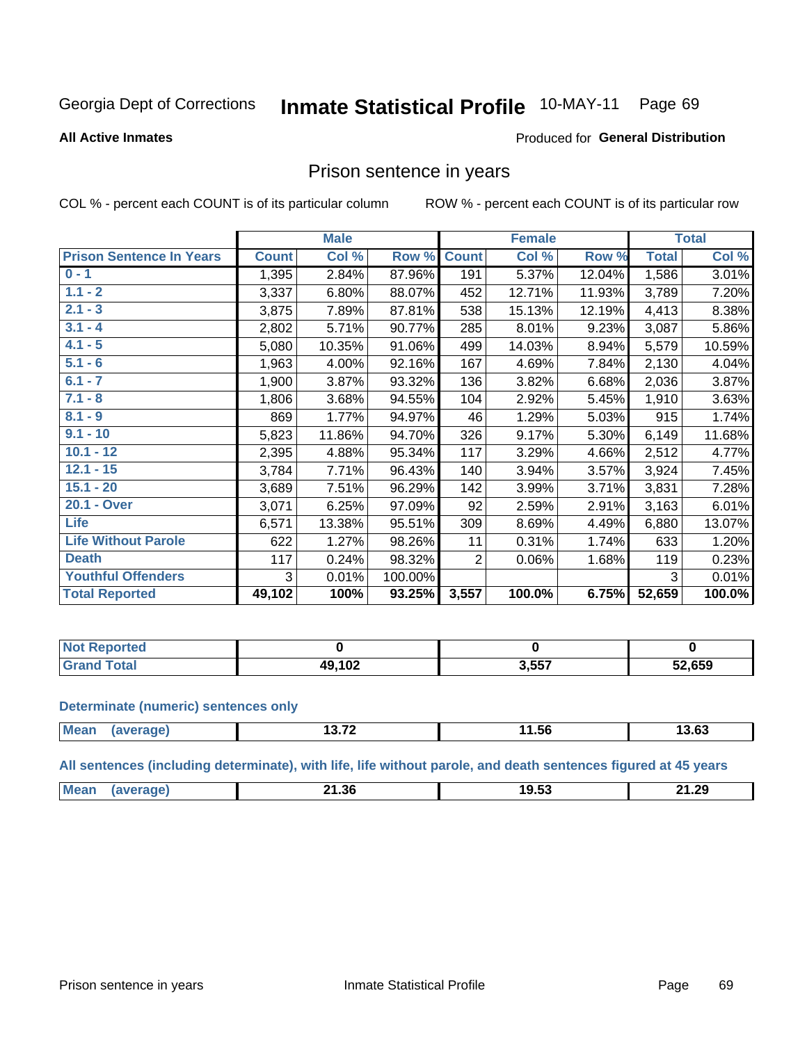Georgia Dept of Corrections **Inmate Statistical Profile** 10-MAY-11

**All Active Inmates**

Produced for **General Distribution**

## Prison sentence in years

COL % - percent each COUNT is of its particular column

ROW % - percent each COUNT is of its particular row

| | Male | | | Female | | | Total | |
|---|---|---|---|---|---|---|---|---|
| **Prison Sentence In Years** | **Count** | **Col %** | **Row %** | **Count** | **Col %** | **Row %** | **Total** | **Col %** |
| **0 - 1** | 1,395 | 2.84% | 87.96% | 191 | 5.37% | 12.04% | 1,586 | 3.01% |
| **1.1 - 2** | 3,337 | 6.80% | 88.07% | 452 | 12.71% | 11.93% | 3,789 | 7.20% |
| **2.1 - 3** | 3,875 | 7.89% | 87.81% | 538 | 15.13% | 12.19% | 4,413 | 8.38% |
| **3.1 - 4** | 2,802 | 5.71% | 90.77% | 285 | 8.01% | 9.23% | 3,087 | 5.86% |
| **4.1 - 5** | 5,080 | 10.35% | 91.06% | 499 | 14.03% | 8.94% | 5,579 | 10.59% |
| **5.1 - 6** | 1,963 | 4.00% | 92.16% | 167 | 4.69% | 7.84% | 2,130 | 4.04% |
| **6.1 - 7** | 1,900 | 3.87% | 93.32% | 136 | 3.82% | 6.68% | 2,036 | 3.87% |
| **7.1 - 8** | 1,806 | 3.68% | 94.55% | 104 | 2.92% | 5.45% | 1,910 | 3.63% |
| **8.1 - 9** | 869 | 1.77% | 94.97% | 46 | 1.29% | 5.03% | 915 | 1.74% |
| **9.1 - 10** | 5,823 | 11.86% | 94.70% | 326 | 9.17% | 5.30% | 6,149 | 11.68% |
| **10.1 - 12** | 2,395 | 4.88% | 95.34% | 117 | 3.29% | 4.66% | 2,512 | 4.77% |
| **12.1 - 15** | 3,784 | 7.71% | 96.43% | 140 | 3.94% | 3.57% | 3,924 | 7.45% |
| **15.1 - 20** | 3,689 | 7.51% | 96.29% | 142 | 3.99% | 3.71% | 3,831 | 7.28% |
| **20.1 - Over** | 3,071 | 6.25% | 97.09% | 92 | 2.59% | 2.91% | 3,163 | 6.01% |
| **Life** | 6,571 | 13.38% | 95.51% | 309 | 8.69% | 4.49% | 6,880 | 13.07% |
| **Life Without Parole** | 622 | 1.27% | 98.26% | 11 | 0.31% | 1.74% | 633 | 1.20% |
| **Death** | 117 | 0.24% | 98.32% | 2 | 0.06% | 1.68% | 119 | 0.23% |
| **Youthful Offenders** | 3 | 0.01% | 100.00% | | | | 3 | 0.01% |
| **Total Reported** | **49,102** | **100%** | **93.25%** | **3,557** | **100.0%** | **6.75%** | **52,659** | **100.0%** |

| | Male | Female | Total |
|---|---|---|---|
| **Not Reported** | **0** | **0** | **0** |
| **Grand Total** | **49,102** | **3,557** | **52,659** |

**Determinate (numeric) sentences only**

| | Male | Female | Total |
|---|---|---|---|
| **Mean (average)** | **13.72** | **11.56** | **13.63** |

**All sentences (including determinate), with life, life without parole, and death sentences figured at 45 years**

| | Male | Female | Total |
|---|---|---|---|
| **Mean (average)** | **21.36** | **19.53** | **21.29** |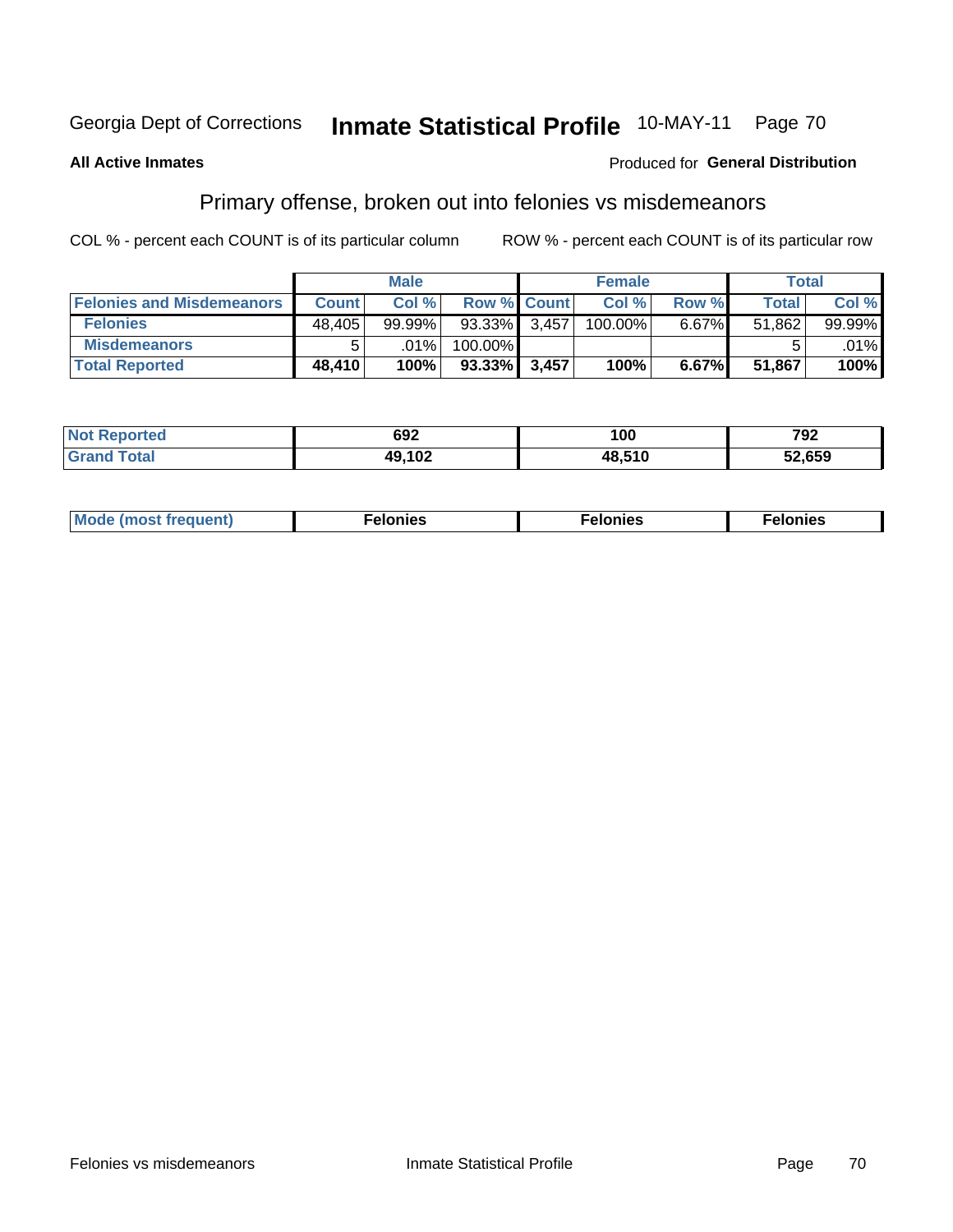Georgia Dept of Corrections **Inmate Statistical Profile** 10-MAY-11

**All Active Inmates**

Produced for **General Distribution**

## Primary offense, broken out into felonies vs misdemeanors

COL % - percent each COUNT is of its particular column ROW % - percent each COUNT is of its particular row

| | Male | | | Female | | | Total | |
|---|---|---|---|---|---|---|---|---|
| **Felonies and Misdemeanors** | **Count** | **Col %** | **Row %** | **Count** | **Col %** | **Row %** | **Total** | **Col %** |
| **Felonies** | 48,405 | 99.99% | 93.33% | 3,457 | 100.00% | 6.67% | 51,862 | 99.99% |
| **Misdemeanors** | 5 | .01% | 100.00% | | | | 5 | .01% |
| **Total Reported** | **48,410** | **100%** | **93.33%** | **3,457** | **100%** | **6.67%** | **51,867** | **100%** |

| | Male | Female | Total |
|---|---|---|---|
| **Not Reported** | **692** | **100** | **792** |
| **Grand Total** | **49,102** | **48,510** | **52,659** |

| | Male | Female | Total |
|---|---|---|---|
| **Mode (most frequent)** | **Felonies** | **Felonies** | **Felonies** |

Felonies vs misdemeanors Inmate Statistical Profile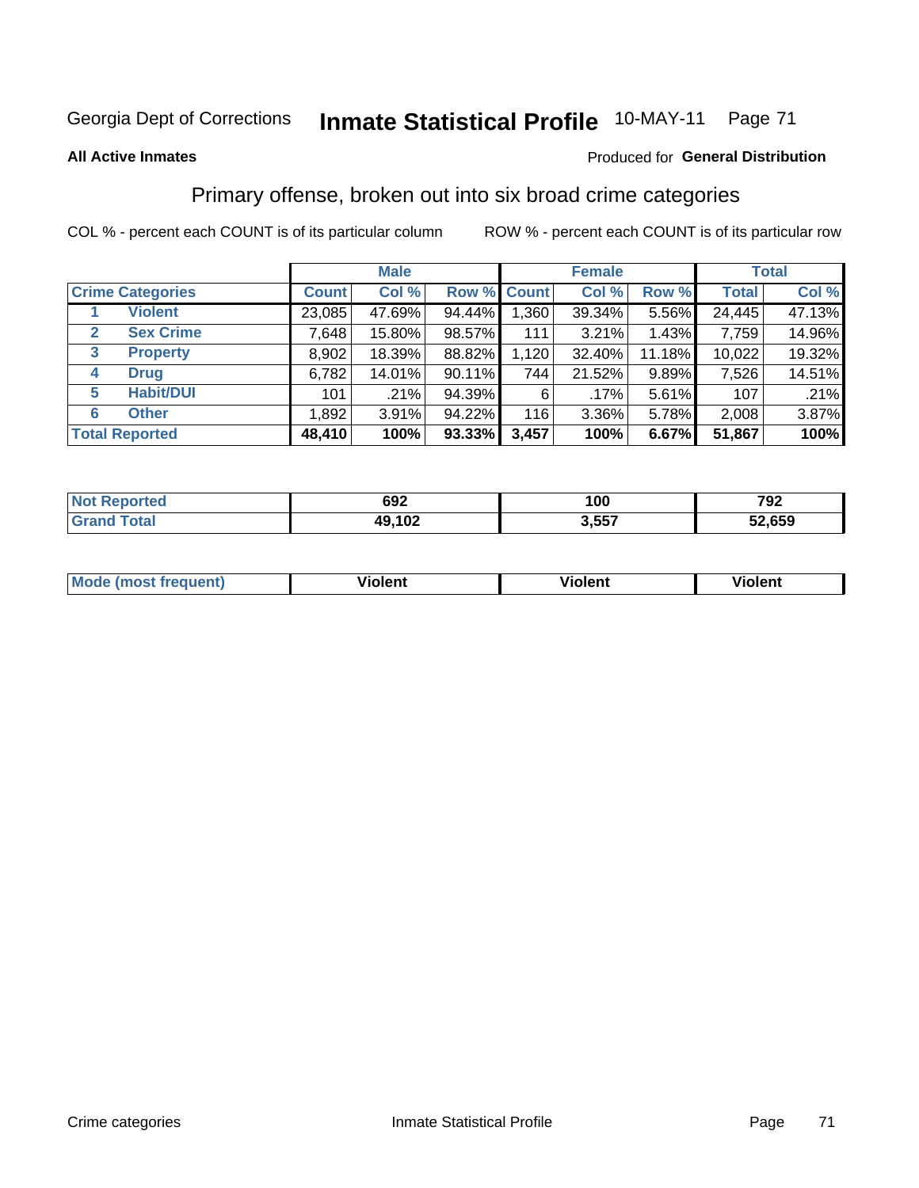Georgia Dept of Corrections **Inmate Statistical Profile** 10-MAY-11

**All Active Inmates**

Produced for **General Distribution**

## Primary offense, broken out into six broad crime categories

COL % - percent each COUNT is of its particular column    ROW % - percent each COUNT is of its particular row

| | | Male | | | Female | | | Total | |
|---|---|---|---|---|---|---|---|---|---|
| **Crime Categories** | | **Count** | **Col %** | **Row %** | **Count** | **Col %** | **Row %** | **Total** | **Col %** |
| 1 | Violent | 23,085 | 47.69% | 94.44% | 1,360 | 39.34% | 5.56% | 24,445 | 47.13% |
| 2 | Sex Crime | 7,648 | 15.80% | 98.57% | 111 | 3.21% | 1.43% | 7,759 | 14.96% |
| 3 | Property | 8,902 | 18.39% | 88.82% | 1,120 | 32.40% | 11.18% | 10,022 | 19.32% |
| 4 | Drug | 6,782 | 14.01% | 90.11% | 744 | 21.52% | 9.89% | 7,526 | 14.51% |
| 5 | Habit/DUI | 101 | .21% | 94.39% | 6 | .17% | 5.61% | 107 | .21% |
| 6 | Other | 1,892 | 3.91% | 94.22% | 116 | 3.36% | 5.78% | 2,008 | 3.87% |
| **Total Reported** | | **48,410** | **100%** | **93.33%** | **3,457** | **100%** | **6.67%** | **51,867** | **100%** |

| | Male | Female | Total |
|---|---|---|---|
| Not Reported | 692 | 100 | 792 |
| Grand Total | 49,102 | 3,557 | 52,659 |

| | Male | Female | Total |
|---|---|---|---|
| Mode (most frequent) | Violent | Violent | Violent |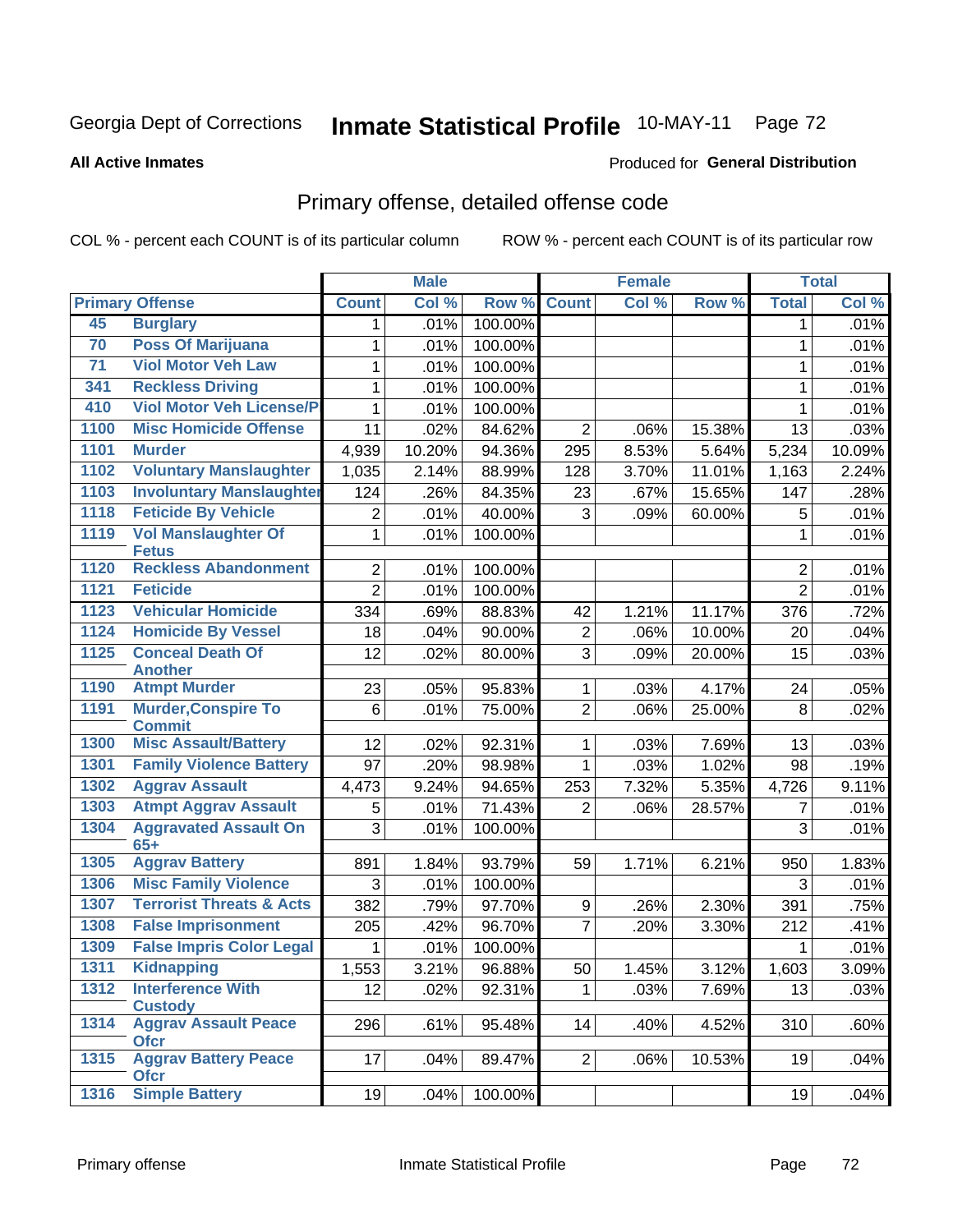Georgia Dept of Corrections **Inmate Statistical Profile** 10-MAY-11

**All Active Inmates**

Produced for **General Distribution**

## Primary offense, detailed offense code

COL % - percent each COUNT is of its particular column

ROW % - percent each COUNT is of its particular row

| Primary Offense | | Male | | | Female | | | Total | |
|---|---|---|---|---|---|---|---|---|---|
| | | Count | Col % | Row % | Count | Col % | Row % | Total | Col % |
| 45 | Burglary | 1 | .01% | 100.00% | | | | 1 | .01% |
| 70 | Poss Of Marijuana | 1 | .01% | 100.00% | | | | 1 | .01% |
| 71 | Viol Motor Veh Law | 1 | .01% | 100.00% | | | | 1 | .01% |
| 341 | Reckless Driving | 1 | .01% | 100.00% | | | | 1 | .01% |
| 410 | Viol Motor Veh License/P | 1 | .01% | 100.00% | | | | 1 | .01% |
| 1100 | Misc Homicide Offense | 11 | .02% | 84.62% | 2 | .06% | 15.38% | 13 | .03% |
| 1101 | Murder | 4,939 | 10.20% | 94.36% | 295 | 8.53% | 5.64% | 5,234 | 10.09% |
| 1102 | Voluntary Manslaughter | 1,035 | 2.14% | 88.99% | 128 | 3.70% | 11.01% | 1,163 | 2.24% |
| 1103 | Involuntary Manslaughter | 124 | .26% | 84.35% | 23 | .67% | 15.65% | 147 | .28% |
| 1118 | Feticide By Vehicle | 2 | .01% | 40.00% | 3 | .09% | 60.00% | 5 | .01% |
| 1119 | Vol Manslaughter Of Fetus | 1 | .01% | 100.00% | | | | 1 | .01% |
| 1120 | Reckless Abandonment | 2 | .01% | 100.00% | | | | 2 | .01% |
| 1121 | Feticide | 2 | .01% | 100.00% | | | | 2 | .01% |
| 1123 | Vehicular Homicide | 334 | .69% | 88.83% | 42 | 1.21% | 11.17% | 376 | .72% |
| 1124 | Homicide By Vessel | 18 | .04% | 90.00% | 2 | .06% | 10.00% | 20 | .04% |
| 1125 | Conceal Death Of Another | 12 | .02% | 80.00% | 3 | .09% | 20.00% | 15 | .03% |
| 1190 | Atmpt Murder | 23 | .05% | 95.83% | 1 | .03% | 4.17% | 24 | .05% |
| 1191 | Murder,Conspire To Commit | 6 | .01% | 75.00% | 2 | .06% | 25.00% | 8 | .02% |
| 1300 | Misc Assault/Battery | 12 | .02% | 92.31% | 1 | .03% | 7.69% | 13 | .03% |
| 1301 | Family Violence Battery | 97 | .20% | 98.98% | 1 | .03% | 1.02% | 98 | .19% |
| 1302 | Aggrav Assault | 4,473 | 9.24% | 94.65% | 253 | 7.32% | 5.35% | 4,726 | 9.11% |
| 1303 | Atmpt Aggrav Assault | 5 | .01% | 71.43% | 2 | .06% | 28.57% | 7 | .01% |
| 1304 | Aggravated Assault On 65+ | 3 | .01% | 100.00% | | | | 3 | .01% |
| 1305 | Aggrav Battery | 891 | 1.84% | 93.79% | 59 | 1.71% | 6.21% | 950 | 1.83% |
| 1306 | Misc Family Violence | 3 | .01% | 100.00% | | | | 3 | .01% |
| 1307 | Terrorist Threats & Acts | 382 | .79% | 97.70% | 9 | .26% | 2.30% | 391 | .75% |
| 1308 | False Imprisonment | 205 | .42% | 96.70% | 7 | .20% | 3.30% | 212 | .41% |
| 1309 | False Impris Color Legal | 1 | .01% | 100.00% | | | | 1 | .01% |
| 1311 | Kidnapping | 1,553 | 3.21% | 96.88% | 50 | 1.45% | 3.12% | 1,603 | 3.09% |
| 1312 | Interference With Custody | 12 | .02% | 92.31% | 1 | .03% | 7.69% | 13 | .03% |
| 1314 | Aggrav Assault Peace Ofcr | 296 | .61% | 95.48% | 14 | .40% | 4.52% | 310 | .60% |
| 1315 | Aggrav Battery Peace Ofcr | 17 | .04% | 89.47% | 2 | .06% | 10.53% | 19 | .04% |
| 1316 | Simple Battery | 19 | .04% | 100.00% | | | | 19 | .04% |

Primary offense | Inmate Statistical Profile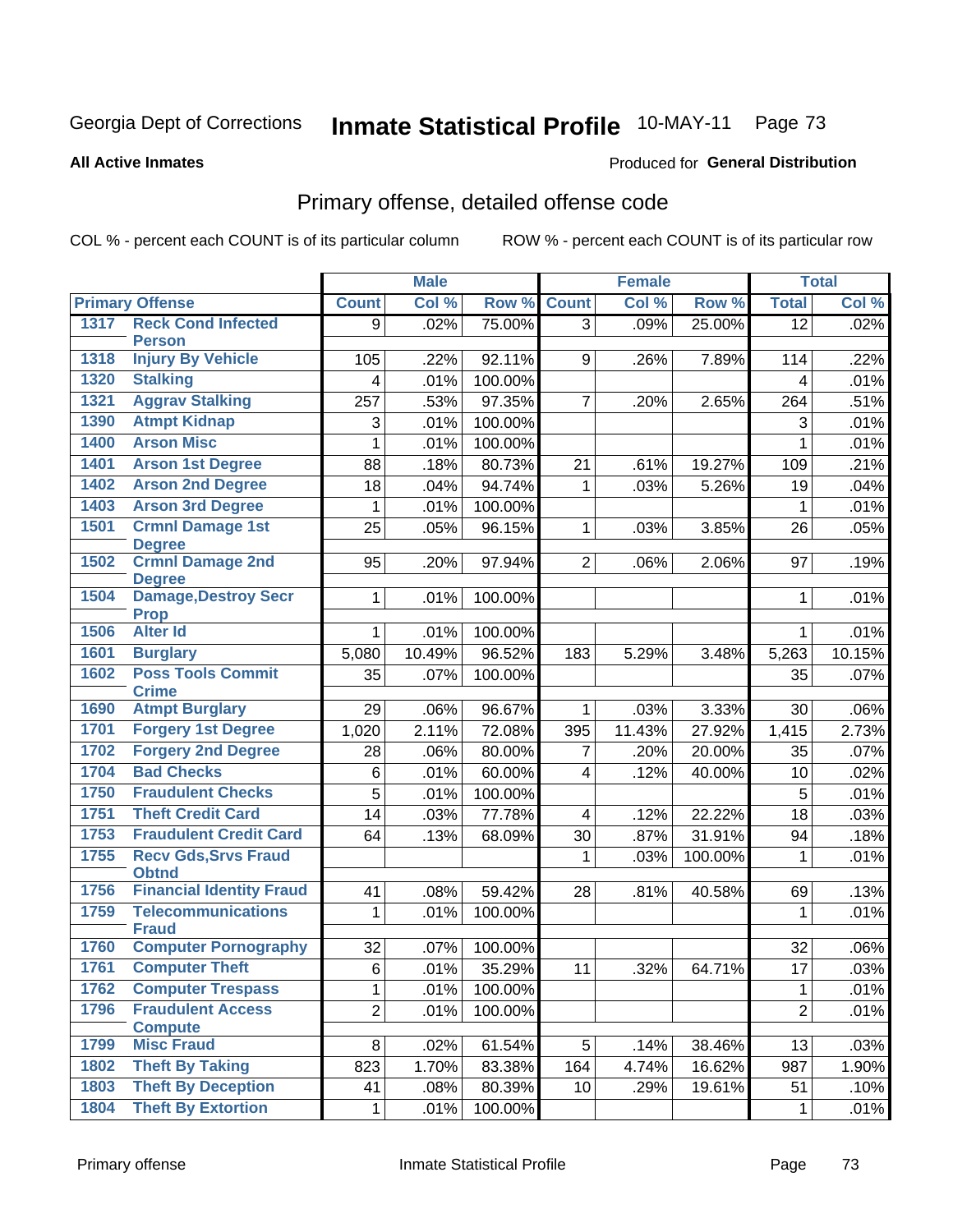Georgia Dept of Corrections **Inmate Statistical Profile** 10-MAY-11 Page 73

**All Active Inmates**

Produced for **General Distribution**

## Primary offense, detailed offense code

COL % - percent each COUNT is of its particular column

ROW % - percent each COUNT is of its particular row

| Primary Offense | | Male | | | Female | | | Total | |
|---|---|---|---|---|---|---|---|---|---|
| | | Count | Col % | Row % | Count | Col % | Row % | Total | Col % |
| 1317 | Reck Cond Infected Person | 9 | .02% | 75.00% | 3 | .09% | 25.00% | 12 | .02% |
| 1318 | Injury By Vehicle | 105 | .22% | 92.11% | 9 | .26% | 7.89% | 114 | .22% |
| 1320 | Stalking | 4 | .01% | 100.00% | | | | 4 | .01% |
| 1321 | Aggrav Stalking | 257 | .53% | 97.35% | 7 | .20% | 2.65% | 264 | .51% |
| 1390 | Atmpt Kidnap | 3 | .01% | 100.00% | | | | 3 | .01% |
| 1400 | Arson Misc | 1 | .01% | 100.00% | | | | 1 | .01% |
| 1401 | Arson 1st Degree | 88 | .18% | 80.73% | 21 | .61% | 19.27% | 109 | .21% |
| 1402 | Arson 2nd Degree | 18 | .04% | 94.74% | 1 | .03% | 5.26% | 19 | .04% |
| 1403 | Arson 3rd Degree | 1 | .01% | 100.00% | | | | 1 | .01% |
| 1501 | Crmnl Damage 1st Degree | 25 | .05% | 96.15% | 1 | .03% | 3.85% | 26 | .05% |
| 1502 | Crmnl Damage 2nd Degree | 95 | .20% | 97.94% | 2 | .06% | 2.06% | 97 | .19% |
| 1504 | Damage,Destroy Secr Prop | 1 | .01% | 100.00% | | | | 1 | .01% |
| 1506 | Alter Id | 1 | .01% | 100.00% | | | | 1 | .01% |
| 1601 | Burglary | 5,080 | 10.49% | 96.52% | 183 | 5.29% | 3.48% | 5,263 | 10.15% |
| 1602 | Poss Tools Commit Crime | 35 | .07% | 100.00% | | | | 35 | .07% |
| 1690 | Atmpt Burglary | 29 | .06% | 96.67% | 1 | .03% | 3.33% | 30 | .06% |
| 1701 | Forgery 1st Degree | 1,020 | 2.11% | 72.08% | 395 | 11.43% | 27.92% | 1,415 | 2.73% |
| 1702 | Forgery 2nd Degree | 28 | .06% | 80.00% | 7 | .20% | 20.00% | 35 | .07% |
| 1704 | Bad Checks | 6 | .01% | 60.00% | 4 | .12% | 40.00% | 10 | .02% |
| 1750 | Fraudulent Checks | 5 | .01% | 100.00% | | | | 5 | .01% |
| 1751 | Theft Credit Card | 14 | .03% | 77.78% | 4 | .12% | 22.22% | 18 | .03% |
| 1753 | Fraudulent Credit Card | 64 | .13% | 68.09% | 30 | .87% | 31.91% | 94 | .18% |
| 1755 | Recv Gds,Srvs Fraud Obtnd | | | | 1 | .03% | 100.00% | 1 | .01% |
| 1756 | Financial Identity Fraud | 41 | .08% | 59.42% | 28 | .81% | 40.58% | 69 | .13% |
| 1759 | Telecommunications Fraud | 1 | .01% | 100.00% | | | | 1 | .01% |
| 1760 | Computer Pornography | 32 | .07% | 100.00% | | | | 32 | .06% |
| 1761 | Computer Theft | 6 | .01% | 35.29% | 11 | .32% | 64.71% | 17 | .03% |
| 1762 | Computer Trespass | 1 | .01% | 100.00% | | | | 1 | .01% |
| 1796 | Fraudulent Access Compute | 2 | .01% | 100.00% | | | | 2 | .01% |
| 1799 | Misc Fraud | 8 | .02% | 61.54% | 5 | .14% | 38.46% | 13 | .03% |
| 1802 | Theft By Taking | 823 | 1.70% | 83.38% | 164 | 4.74% | 16.62% | 987 | 1.90% |
| 1803 | Theft By Deception | 41 | .08% | 80.39% | 10 | .29% | 19.61% | 51 | .10% |
| 1804 | Theft By Extortion | 1 | .01% | 100.00% | | | | 1 | .01% |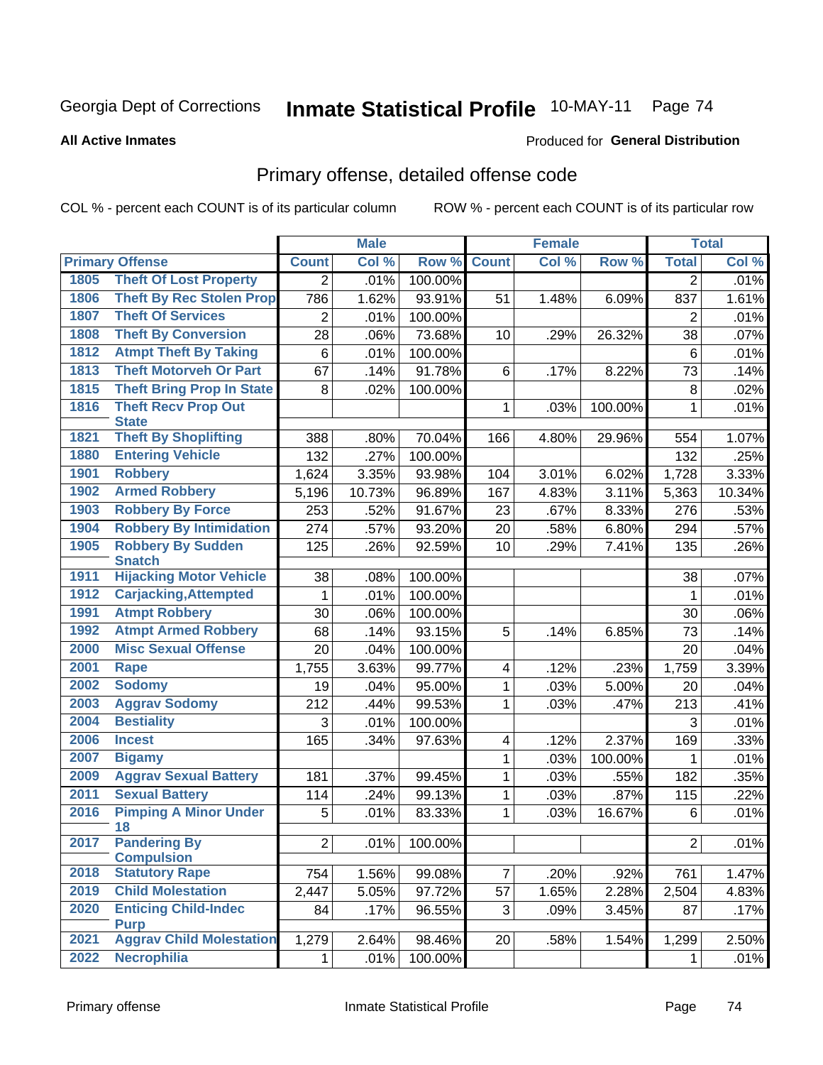Georgia Dept of Corrections **Inmate Statistical Profile** 10-MAY-11

**All Active Inmates**

Produced for **General Distribution**

## Primary offense, detailed offense code

COL % - percent each COUNT is of its particular column

ROW % - percent each COUNT is of its particular row

| Primary Offense | | Male | | | Female | | | Total | |
|---|---|---|---|---|---|---|---|---|---|
| | | Count | Col % | Row % | Count | Col % | Row % | Total | Col % |
| 1805 | Theft Of Lost Property | 2 | .01% | 100.00% | | | | 2 | .01% |
| 1806 | Theft By Rec Stolen Prop | 786 | 1.62% | 93.91% | 51 | 1.48% | 6.09% | 837 | 1.61% |
| 1807 | Theft Of Services | 2 | .01% | 100.00% | | | | 2 | .01% |
| 1808 | Theft By Conversion | 28 | .06% | 73.68% | 10 | .29% | 26.32% | 38 | .07% |
| 1812 | Atmpt Theft By Taking | 6 | .01% | 100.00% | | | | 6 | .01% |
| 1813 | Theft Motorveh Or Part | 67 | .14% | 91.78% | 6 | .17% | 8.22% | 73 | .14% |
| 1815 | Theft Bring Prop In State | 8 | .02% | 100.00% | | | | 8 | .02% |
| 1816 | Theft Recv Prop Out State | | | | 1 | .03% | 100.00% | 1 | .01% |
| 1821 | Theft By Shoplifting | 388 | .80% | 70.04% | 166 | 4.80% | 29.96% | 554 | 1.07% |
| 1880 | Entering Vehicle | 132 | .27% | 100.00% | | | | 132 | .25% |
| 1901 | Robbery | 1,624 | 3.35% | 93.98% | 104 | 3.01% | 6.02% | 1,728 | 3.33% |
| 1902 | Armed Robbery | 5,196 | 10.73% | 96.89% | 167 | 4.83% | 3.11% | 5,363 | 10.34% |
| 1903 | Robbery By Force | 253 | .52% | 91.67% | 23 | .67% | 8.33% | 276 | .53% |
| 1904 | Robbery By Intimidation | 274 | .57% | 93.20% | 20 | .58% | 6.80% | 294 | .57% |
| 1905 | Robbery By Sudden Snatch | 125 | .26% | 92.59% | 10 | .29% | 7.41% | 135 | .26% |
| 1911 | Hijacking Motor Vehicle | 38 | .08% | 100.00% | | | | 38 | .07% |
| 1912 | Carjacking,Attempted | 1 | .01% | 100.00% | | | | 1 | .01% |
| 1991 | Atmpt Robbery | 30 | .06% | 100.00% | | | | 30 | .06% |
| 1992 | Atmpt Armed Robbery | 68 | .14% | 93.15% | 5 | .14% | 6.85% | 73 | .14% |
| 2000 | Misc Sexual Offense | 20 | .04% | 100.00% | | | | 20 | .04% |
| 2001 | Rape | 1,755 | 3.63% | 99.77% | 4 | .12% | .23% | 1,759 | 3.39% |
| 2002 | Sodomy | 19 | .04% | 95.00% | 1 | .03% | 5.00% | 20 | .04% |
| 2003 | Aggrav Sodomy | 212 | .44% | 99.53% | 1 | .03% | .47% | 213 | .41% |
| 2004 | Bestiality | 3 | .01% | 100.00% | | | | 3 | .01% |
| 2006 | Incest | 165 | .34% | 97.63% | 4 | .12% | 2.37% | 169 | .33% |
| 2007 | Bigamy | | | | 1 | .03% | 100.00% | 1 | .01% |
| 2009 | Aggrav Sexual Battery | 181 | .37% | 99.45% | 1 | .03% | .55% | 182 | .35% |
| 2011 | Sexual Battery | 114 | .24% | 99.13% | 1 | .03% | .87% | 115 | .22% |
| 2016 | Pimping A Minor Under 18 | 5 | .01% | 83.33% | 1 | .03% | 16.67% | 6 | .01% |
| 2017 | Pandering By Compulsion | 2 | .01% | 100.00% | | | | 2 | .01% |
| 2018 | Statutory Rape | 754 | 1.56% | 99.08% | 7 | .20% | .92% | 761 | 1.47% |
| 2019 | Child Molestation | 2,447 | 5.05% | 97.72% | 57 | 1.65% | 2.28% | 2,504 | 4.83% |
| 2020 | Enticing Child-Indec Purp | 84 | .17% | 96.55% | 3 | .09% | 3.45% | 87 | .17% |
| 2021 | Aggrav Child Molestation | 1,279 | 2.64% | 98.46% | 20 | .58% | 1.54% | 1,299 | 2.50% |
| 2022 | Necrophilia | 1 | .01% | 100.00% | | | | 1 | .01% |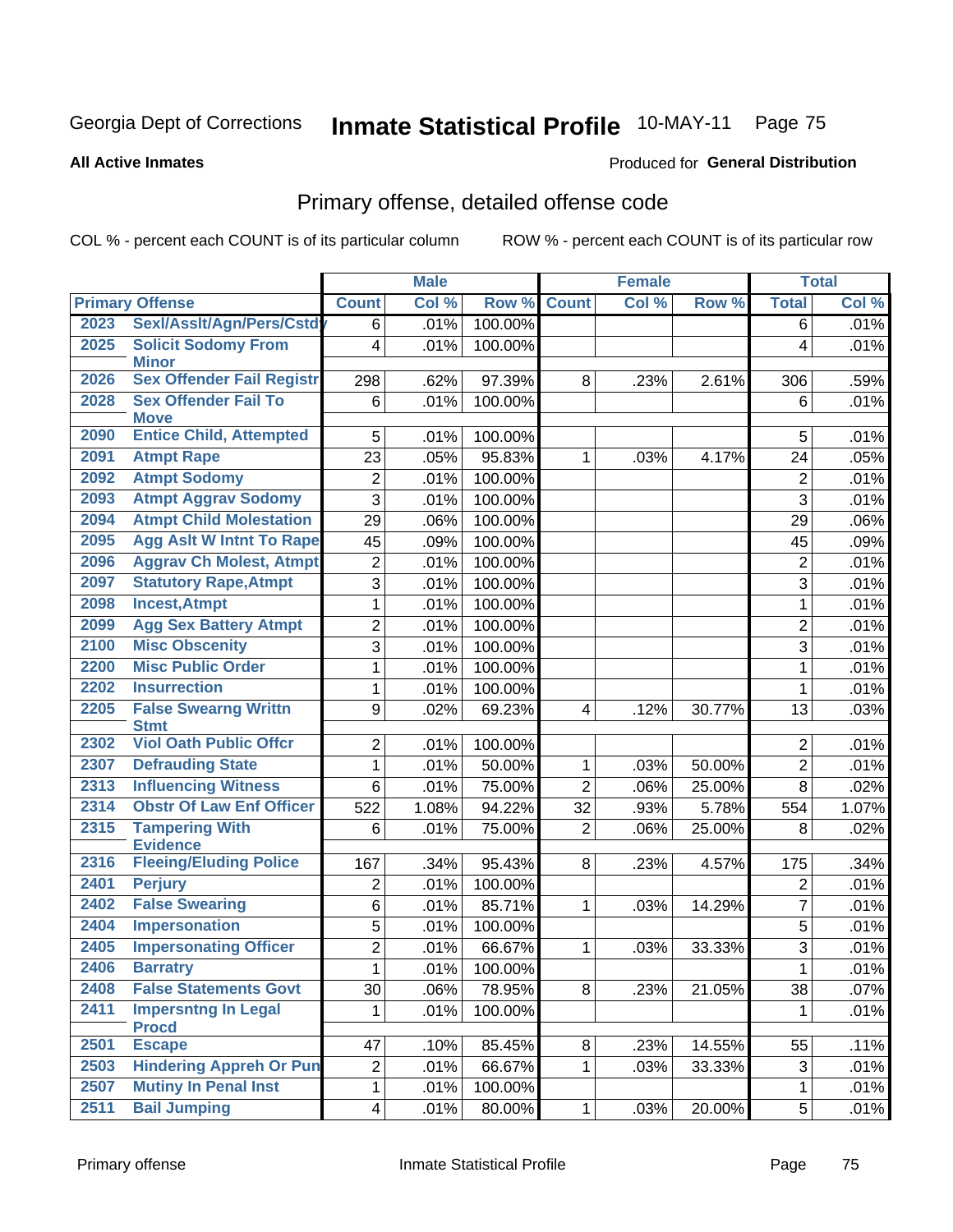Georgia Dept of Corrections **Inmate Statistical Profile** 10-MAY-11

**All Active Inmates**

Produced for **General Distribution**

## Primary offense, detailed offense code

COL % - percent each COUNT is of its particular column ROW % - percent each COUNT is of its particular row

| Primary Offense | | Male | | | Female | | | Total | |
|---|---|---|---|---|---|---|---|---|---|
| | | Count | Col % | Row % | Count | Col % | Row % | Total | Col % |
| 2023 | Sexl/Asslt/Agn/Pers/Cstdy | 6 | .01% | 100.00% | | | | 6 | .01% |
| 2025 | Solicit Sodomy From Minor | 4 | .01% | 100.00% | | | | 4 | .01% |
| 2026 | Sex Offender Fail Registr | 298 | .62% | 97.39% | 8 | .23% | 2.61% | 306 | .59% |
| 2028 | Sex Offender Fail To Move | 6 | .01% | 100.00% | | | | 6 | .01% |
| 2090 | Entice Child, Attempted | 5 | .01% | 100.00% | | | | 5 | .01% |
| 2091 | Atmpt Rape | 23 | .05% | 95.83% | 1 | .03% | 4.17% | 24 | .05% |
| 2092 | Atmpt Sodomy | 2 | .01% | 100.00% | | | | 2 | .01% |
| 2093 | Atmpt Aggrav Sodomy | 3 | .01% | 100.00% | | | | 3 | .01% |
| 2094 | Atmpt Child Molestation | 29 | .06% | 100.00% | | | | 29 | .06% |
| 2095 | Agg Aslt W Intnt To Rape | 45 | .09% | 100.00% | | | | 45 | .09% |
| 2096 | Aggrav Ch Molest, Atmpt | 2 | .01% | 100.00% | | | | 2 | .01% |
| 2097 | Statutory Rape,Atmpt | 3 | .01% | 100.00% | | | | 3 | .01% |
| 2098 | Incest,Atmpt | 1 | .01% | 100.00% | | | | 1 | .01% |
| 2099 | Agg Sex Battery Atmpt | 2 | .01% | 100.00% | | | | 2 | .01% |
| 2100 | Misc Obscenity | 3 | .01% | 100.00% | | | | 3 | .01% |
| 2200 | Misc Public Order | 1 | .01% | 100.00% | | | | 1 | .01% |
| 2202 | Insurrection | 1 | .01% | 100.00% | | | | 1 | .01% |
| 2205 | False Swearng Writtn Stmt | 9 | .02% | 69.23% | 4 | .12% | 30.77% | 13 | .03% |
| 2302 | Viol Oath Public Offcr | 2 | .01% | 100.00% | | | | 2 | .01% |
| 2307 | Defrauding State | 1 | .01% | 50.00% | 1 | .03% | 50.00% | 2 | .01% |
| 2313 | Influencing Witness | 6 | .01% | 75.00% | 2 | .06% | 25.00% | 8 | .02% |
| 2314 | Obstr Of Law Enf Officer | 522 | 1.08% | 94.22% | 32 | .93% | 5.78% | 554 | 1.07% |
| 2315 | Tampering With Evidence | 6 | .01% | 75.00% | 2 | .06% | 25.00% | 8 | .02% |
| 2316 | Fleeing/Eluding Police | 167 | .34% | 95.43% | 8 | .23% | 4.57% | 175 | .34% |
| 2401 | Perjury | 2 | .01% | 100.00% | | | | 2 | .01% |
| 2402 | False Swearing | 6 | .01% | 85.71% | 1 | .03% | 14.29% | 7 | .01% |
| 2404 | Impersonation | 5 | .01% | 100.00% | | | | 5 | .01% |
| 2405 | Impersonating Officer | 2 | .01% | 66.67% | 1 | .03% | 33.33% | 3 | .01% |
| 2406 | Barratry | 1 | .01% | 100.00% | | | | 1 | .01% |
| 2408 | False Statements Govt | 30 | .06% | 78.95% | 8 | .23% | 21.05% | 38 | .07% |
| 2411 | Impersntng In Legal Procd | 1 | .01% | 100.00% | | | | 1 | .01% |
| 2501 | Escape | 47 | .10% | 85.45% | 8 | .23% | 14.55% | 55 | .11% |
| 2503 | Hindering Appreh Or Pun | 2 | .01% | 66.67% | 1 | .03% | 33.33% | 3 | .01% |
| 2507 | Mutiny In Penal Inst | 1 | .01% | 100.00% | | | | 1 | .01% |
| 2511 | Bail Jumping | 4 | .01% | 80.00% | 1 | .03% | 20.00% | 5 | .01% |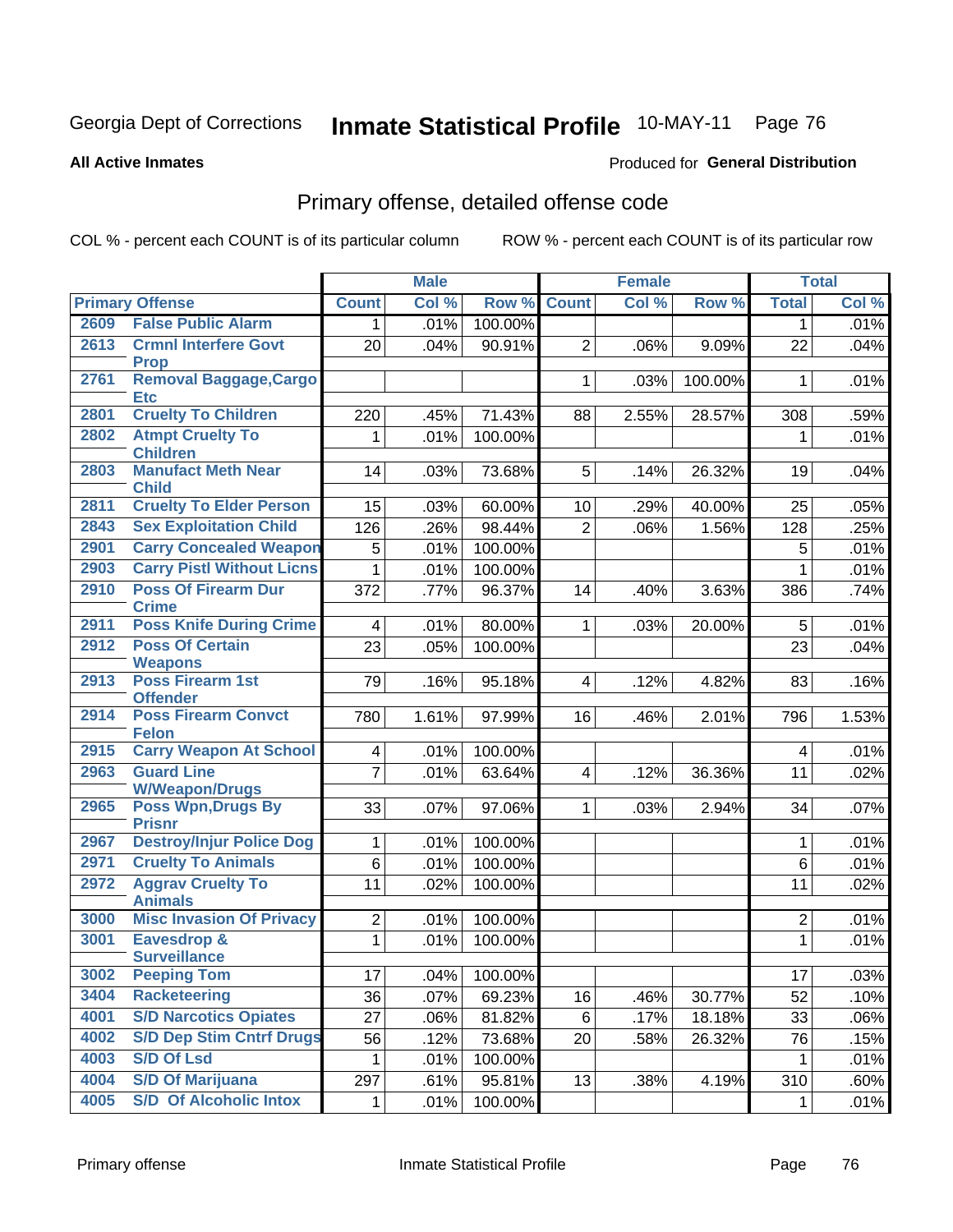Georgia Dept of Corrections **Inmate Statistical Profile** 10-MAY-11 Page 76

**All Active Inmates**

Produced for **General Distribution**

## Primary offense, detailed offense code

COL % - percent each COUNT is of its particular column ROW % - percent each COUNT is of its particular row

| Primary Offense | | Male | | | Female | | | Total | |
|---|---|---|---|---|---|---|---|---|---|
| | | Count | Col % | Row % | Count | Col % | Row % | Total | Col % |
| 2609 | False Public Alarm | 1 | .01% | 100.00% | | | | 1 | .01% |
| 2613 | Crmnl Interfere Govt Prop | 20 | .04% | 90.91% | 2 | .06% | 9.09% | 22 | .04% |
| 2761 | Removal Baggage,Cargo Etc | | | | 1 | .03% | 100.00% | 1 | .01% |
| 2801 | Cruelty To Children | 220 | .45% | 71.43% | 88 | 2.55% | 28.57% | 308 | .59% |
| 2802 | Atmpt Cruelty To Children | 1 | .01% | 100.00% | | | | 1 | .01% |
| 2803 | Manufact Meth Near Child | 14 | .03% | 73.68% | 5 | .14% | 26.32% | 19 | .04% |
| 2811 | Cruelty To Elder Person | 15 | .03% | 60.00% | 10 | .29% | 40.00% | 25 | .05% |
| 2843 | Sex Exploitation Child | 126 | .26% | 98.44% | 2 | .06% | 1.56% | 128 | .25% |
| 2901 | Carry Concealed Weapon | 5 | .01% | 100.00% | | | | 5 | .01% |
| 2903 | Carry Pistl Without Licns | 1 | .01% | 100.00% | | | | 1 | .01% |
| 2910 | Poss Of Firearm Dur Crime | 372 | .77% | 96.37% | 14 | .40% | 3.63% | 386 | .74% |
| 2911 | Poss Knife During Crime | 4 | .01% | 80.00% | 1 | .03% | 20.00% | 5 | .01% |
| 2912 | Poss Of Certain Weapons | 23 | .05% | 100.00% | | | | 23 | .04% |
| 2913 | Poss Firearm 1st Offender | 79 | .16% | 95.18% | 4 | .12% | 4.82% | 83 | .16% |
| 2914 | Poss Firearm Convct Felon | 780 | 1.61% | 97.99% | 16 | .46% | 2.01% | 796 | 1.53% |
| 2915 | Carry Weapon At School | 4 | .01% | 100.00% | | | | 4 | .01% |
| 2963 | Guard Line W/Weapon/Drugs | 7 | .01% | 63.64% | 4 | .12% | 36.36% | 11 | .02% |
| 2965 | Poss Wpn,Drugs By Prisnr | 33 | .07% | 97.06% | 1 | .03% | 2.94% | 34 | .07% |
| 2967 | Destroy/Injur Police Dog | 1 | .01% | 100.00% | | | | 1 | .01% |
| 2971 | Cruelty To Animals | 6 | .01% | 100.00% | | | | 6 | .01% |
| 2972 | Aggrav Cruelty To Animals | 11 | .02% | 100.00% | | | | 11 | .02% |
| 3000 | Misc Invasion Of Privacy | 2 | .01% | 100.00% | | | | 2 | .01% |
| 3001 | Eavesdrop & Surveillance | 1 | .01% | 100.00% | | | | 1 | .01% |
| 3002 | Peeping Tom | 17 | .04% | 100.00% | | | | 17 | .03% |
| 3404 | Racketeering | 36 | .07% | 69.23% | 16 | .46% | 30.77% | 52 | .10% |
| 4001 | S/D Narcotics Opiates | 27 | .06% | 81.82% | 6 | .17% | 18.18% | 33 | .06% |
| 4002 | S/D Dep Stim Cntrf Drugs | 56 | .12% | 73.68% | 20 | .58% | 26.32% | 76 | .15% |
| 4003 | S/D Of Lsd | 1 | .01% | 100.00% | | | | 1 | .01% |
| 4004 | S/D Of Marijuana | 297 | .61% | 95.81% | 13 | .38% | 4.19% | 310 | .60% |
| 4005 | S/D Of Alcoholic Intox | 1 | .01% | 100.00% | | | | 1 | .01% |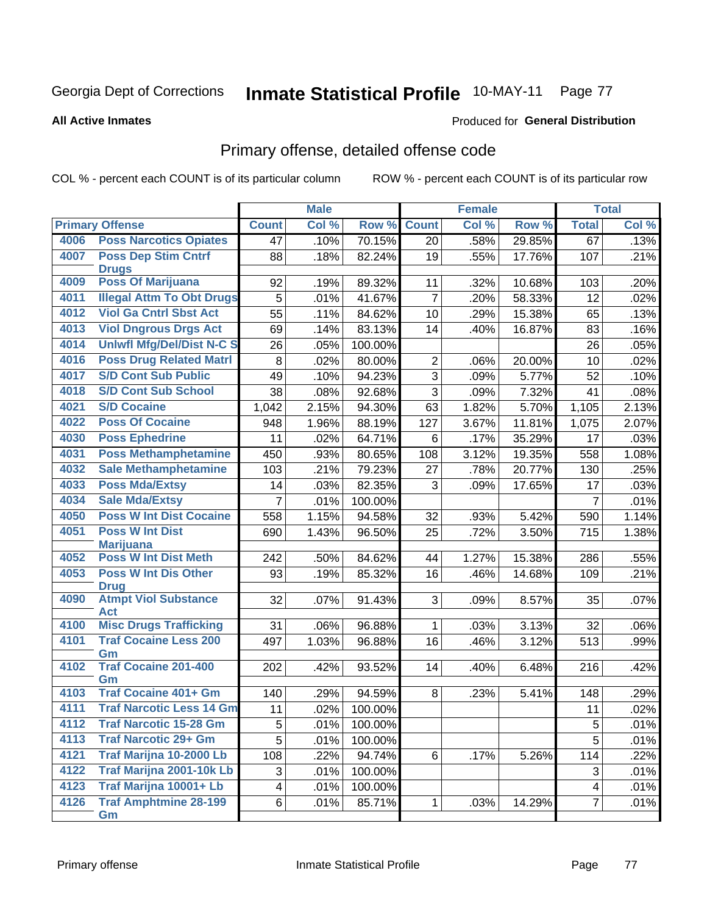Georgia Dept of Corrections **Inmate Statistical Profile** 10-MAY-11

**All Active Inmates**

Produced for **General Distribution**

## Primary offense, detailed offense code

COL % - percent each COUNT is of its particular column    ROW % - percent each COUNT is of its particular row

| Primary Offense | | Male | | | Female | | | Total | |
|---|---|---|---|---|---|---|---|---|---|
| | | Count | Col % | Row % | Count | Col % | Row % | Total | Col % |
| 4006 | Poss Narcotics Opiates | 47 | .10% | 70.15% | 20 | .58% | 29.85% | 67 | .13% |
| 4007 | Poss Dep Stim Cntrf Drugs | 88 | .18% | 82.24% | 19 | .55% | 17.76% | 107 | .21% |
| 4009 | Poss Of Marijuana | 92 | .19% | 89.32% | 11 | .32% | 10.68% | 103 | .20% |
| 4011 | Illegal Attm To Obt Drugs | 5 | .01% | 41.67% | 7 | .20% | 58.33% | 12 | .02% |
| 4012 | Viol Ga Cntrl Sbst Act | 55 | .11% | 84.62% | 10 | .29% | 15.38% | 65 | .13% |
| 4013 | Viol Dngrous Drgs Act | 69 | .14% | 83.13% | 14 | .40% | 16.87% | 83 | .16% |
| 4014 | Unlwfl Mfg/Del/Dist N-C S | 26 | .05% | 100.00% | | | | 26 | .05% |
| 4016 | Poss Drug Related Matrl | 8 | .02% | 80.00% | 2 | .06% | 20.00% | 10 | .02% |
| 4017 | S/D Cont Sub Public | 49 | .10% | 94.23% | 3 | .09% | 5.77% | 52 | .10% |
| 4018 | S/D Cont Sub School | 38 | .08% | 92.68% | 3 | .09% | 7.32% | 41 | .08% |
| 4021 | S/D Cocaine | 1,042 | 2.15% | 94.30% | 63 | 1.82% | 5.70% | 1,105 | 2.13% |
| 4022 | Poss Of Cocaine | 948 | 1.96% | 88.19% | 127 | 3.67% | 11.81% | 1,075 | 2.07% |
| 4030 | Poss Ephedrine | 11 | .02% | 64.71% | 6 | .17% | 35.29% | 17 | .03% |
| 4031 | Poss Methamphetamine | 450 | .93% | 80.65% | 108 | 3.12% | 19.35% | 558 | 1.08% |
| 4032 | Sale Methamphetamine | 103 | .21% | 79.23% | 27 | .78% | 20.77% | 130 | .25% |
| 4033 | Poss Mda/Extsy | 14 | .03% | 82.35% | 3 | .09% | 17.65% | 17 | .03% |
| 4034 | Sale Mda/Extsy | 7 | .01% | 100.00% | | | | 7 | .01% |
| 4050 | Poss W Int Dist Cocaine | 558 | 1.15% | 94.58% | 32 | .93% | 5.42% | 590 | 1.14% |
| 4051 | Poss W Int Dist Marijuana | 690 | 1.43% | 96.50% | 25 | .72% | 3.50% | 715 | 1.38% |
| 4052 | Poss W Int Dist Meth | 242 | .50% | 84.62% | 44 | 1.27% | 15.38% | 286 | .55% |
| 4053 | Poss W Int Dis Other Drug | 93 | .19% | 85.32% | 16 | .46% | 14.68% | 109 | .21% |
| 4090 | Atmpt Viol Substance Act | 32 | .07% | 91.43% | 3 | .09% | 8.57% | 35 | .07% |
| 4100 | Misc Drugs Trafficking | 31 | .06% | 96.88% | 1 | .03% | 3.13% | 32 | .06% |
| 4101 | Traf Cocaine Less 200 Gm | 497 | 1.03% | 96.88% | 16 | .46% | 3.12% | 513 | .99% |
| 4102 | Traf Cocaine 201-400 Gm | 202 | .42% | 93.52% | 14 | .40% | 6.48% | 216 | .42% |
| 4103 | Traf Cocaine 401+ Gm | 140 | .29% | 94.59% | 8 | .23% | 5.41% | 148 | .29% |
| 4111 | Traf Narcotic Less 14 Gm | 11 | .02% | 100.00% | | | | 11 | .02% |
| 4112 | Traf Narcotic 15-28 Gm | 5 | .01% | 100.00% | | | | 5 | .01% |
| 4113 | Traf Narcotic 29+ Gm | 5 | .01% | 100.00% | | | | 5 | .01% |
| 4121 | Traf Marijna 10-2000 Lb | 108 | .22% | 94.74% | 6 | .17% | 5.26% | 114 | .22% |
| 4122 | Traf Marijna 2001-10k Lb | 3 | .01% | 100.00% | | | | 3 | .01% |
| 4123 | Traf Marijna 10001+ Lb | 4 | .01% | 100.00% | | | | 4 | .01% |
| 4126 | Traf Amphtmine 28-199 Gm | 6 | .01% | 85.71% | 1 | .03% | 14.29% | 7 | .01% |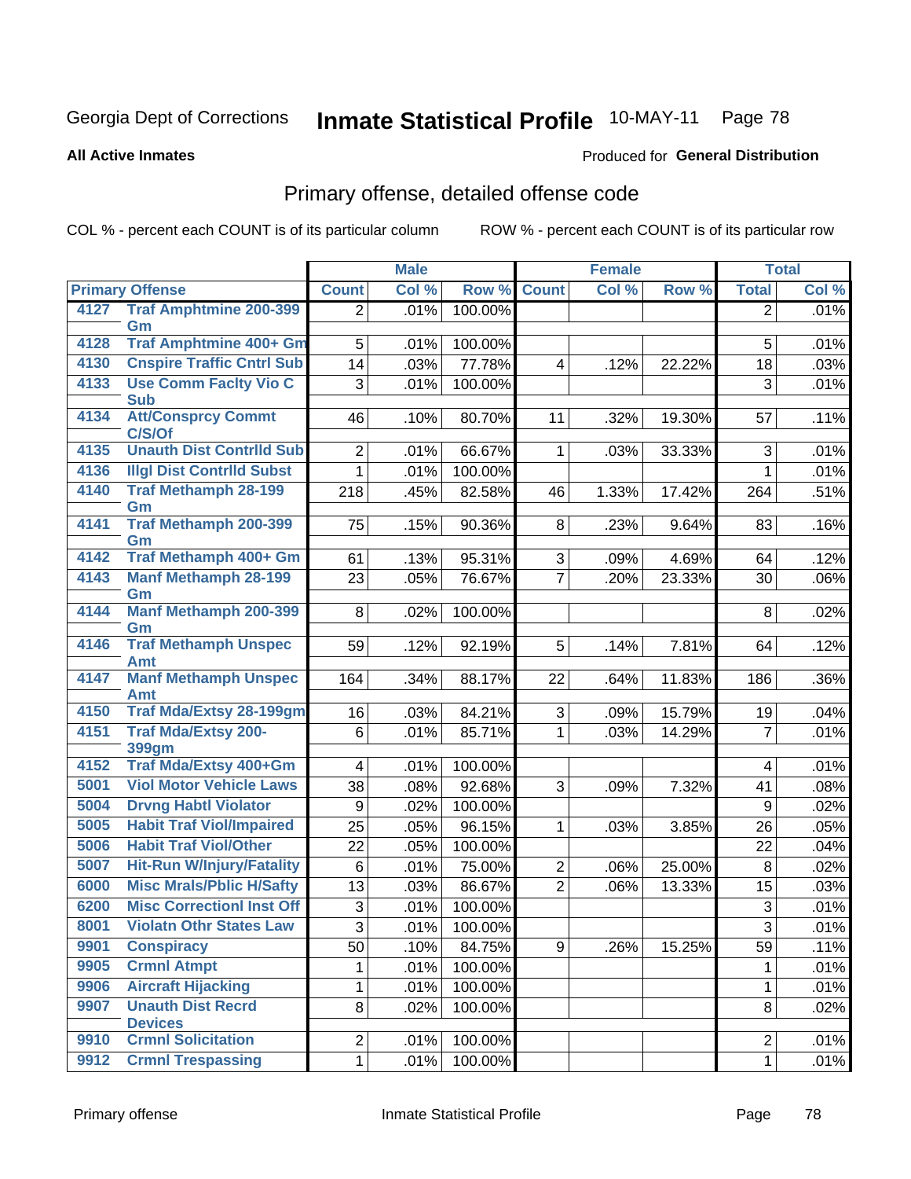Georgia Dept of Corrections **Inmate Statistical Profile** 10-MAY-11 Page 78

**All Active Inmates**

Produced for **General Distribution**

## Primary offense, detailed offense code

COL % - percent each COUNT is of its particular column ROW % - percent each COUNT is of its particular row

| Primary Offense | | Male | | | Female | | | Total | |
|---|---|---|---|---|---|---|---|---|---|
| | | Count | Col % | Row % | Count | Col % | Row % | Total | Col % |
| 4127 | Traf Amphtmine 200-399 Gm | 2 | .01% | 100.00% | | | | 2 | .01% |
| 4128 | Traf Amphtmine 400+ Gm | 5 | .01% | 100.00% | | | | 5 | .01% |
| 4130 | Cnspire Traffic Cntrl Sub | 14 | .03% | 77.78% | 4 | .12% | 22.22% | 18 | .03% |
| 4133 | Use Comm Facity Vio C Sub | 3 | .01% | 100.00% | | | | 3 | .01% |
| 4134 | Att/Consprcy Commt C/S/Of | 46 | .10% | 80.70% | 11 | .32% | 19.30% | 57 | .11% |
| 4135 | Unauth Dist Contrlld Sub | 2 | .01% | 66.67% | 1 | .03% | 33.33% | 3 | .01% |
| 4136 | Illgl Dist Contrlld Subst | 1 | .01% | 100.00% | | | | 1 | .01% |
| 4140 | Traf Methamph 28-199 Gm | 218 | .45% | 82.58% | 46 | 1.33% | 17.42% | 264 | .51% |
| 4141 | Traf Methamph 200-399 Gm | 75 | .15% | 90.36% | 8 | .23% | 9.64% | 83 | .16% |
| 4142 | Traf Methamph 400+ Gm | 61 | .13% | 95.31% | 3 | .09% | 4.69% | 64 | .12% |
| 4143 | Manf Methamph 28-199 Gm | 23 | .05% | 76.67% | 7 | .20% | 23.33% | 30 | .06% |
| 4144 | Manf Methamph 200-399 Gm | 8 | .02% | 100.00% | | | | 8 | .02% |
| 4146 | Traf Methamph Unspec Amt | 59 | .12% | 92.19% | 5 | .14% | 7.81% | 64 | .12% |
| 4147 | Manf Methamph Unspec Amt | 164 | .34% | 88.17% | 22 | .64% | 11.83% | 186 | .36% |
| 4150 | Traf Mda/Extsy 28-199gm | 16 | .03% | 84.21% | 3 | .09% | 15.79% | 19 | .04% |
| 4151 | Traf Mda/Extsy 200-399gm | 6 | .01% | 85.71% | 1 | .03% | 14.29% | 7 | .01% |
| 4152 | Traf Mda/Extsy 400+Gm | 4 | .01% | 100.00% | | | | 4 | .01% |
| 5001 | Viol Motor Vehicle Laws | 38 | .08% | 92.68% | 3 | .09% | 7.32% | 41 | .08% |
| 5004 | Drvng Habtl Violator | 9 | .02% | 100.00% | | | | 9 | .02% |
| 5005 | Habit Traf Viol/Impaired | 25 | .05% | 96.15% | 1 | .03% | 3.85% | 26 | .05% |
| 5006 | Habit Traf Viol/Other | 22 | .05% | 100.00% | | | | 22 | .04% |
| 5007 | Hit-Run W/Injury/Fatality | 6 | .01% | 75.00% | 2 | .06% | 25.00% | 8 | .02% |
| 6000 | Misc Mrals/Pblic H/Safty | 13 | .03% | 86.67% | 2 | .06% | 13.33% | 15 | .03% |
| 6200 | Misc Correctionl Inst Off | 3 | .01% | 100.00% | | | | 3 | .01% |
| 8001 | Violatn Othr States Law | 3 | .01% | 100.00% | | | | 3 | .01% |
| 9901 | Conspiracy | 50 | .10% | 84.75% | 9 | .26% | 15.25% | 59 | .11% |
| 9905 | Crmnl Atmpt | 1 | .01% | 100.00% | | | | 1 | .01% |
| 9906 | Aircraft Hijacking | 1 | .01% | 100.00% | | | | 1 | .01% |
| 9907 | Unauth Dist Recrd Devices | 8 | .02% | 100.00% | | | | 8 | .02% |
| 9910 | Crmnl Solicitation | 2 | .01% | 100.00% | | | | 2 | .01% |
| 9912 | Crmnl Trespassing | 1 | .01% | 100.00% | | | | 1 | .01% |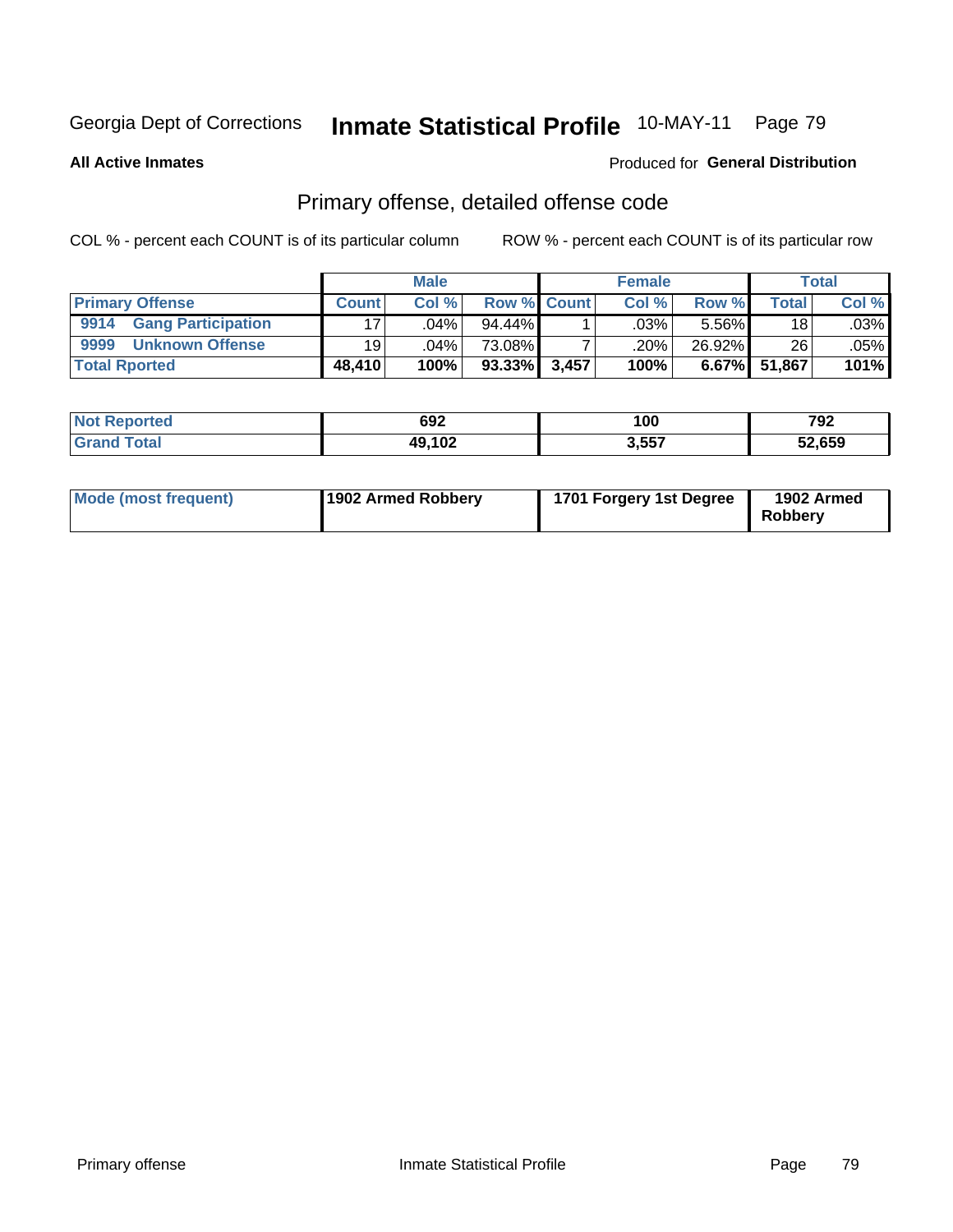Georgia Dept of Corrections **Inmate Statistical Profile** 10-MAY-11

**All Active Inmates**

Produced for **General Distribution**

## Primary offense, detailed offense code

COL % - percent each COUNT is of its particular column

ROW % - percent each COUNT is of its particular row

| | Male | | | Female | | | Total | |
|---|---|---|---|---|---|---|---|---|
| **Primary Offense** | **Count** | **Col %** | **Row %** | **Count** | **Col %** | **Row %** | **Total** | **Col %** |
| **9914 Gang Participation** | 17 | .04% | 94.44% | 1 | .03% | 5.56% | 18 | .03% |
| **9999 Unknown Offense** | 19 | .04% | 73.08% | 7 | .20% | 26.92% | 26 | .05% |
| **Total Rported** | **48,410** | **100%** | **93.33%** | **3,457** | **100%** | **6.67%** | **51,867** | **101%** |

| | Male | Female | Total |
|---|---|---|---|
| **Not Reported** | **692** | **100** | **792** |
| **Grand Total** | **49,102** | **3,557** | **52,659** |

| | Male | Female | Total |
|---|---|---|---|
| **Mode (most frequent)** | **1902 Armed Robbery** | **1701 Forgery 1st Degree** | **1902 Armed Robbery** |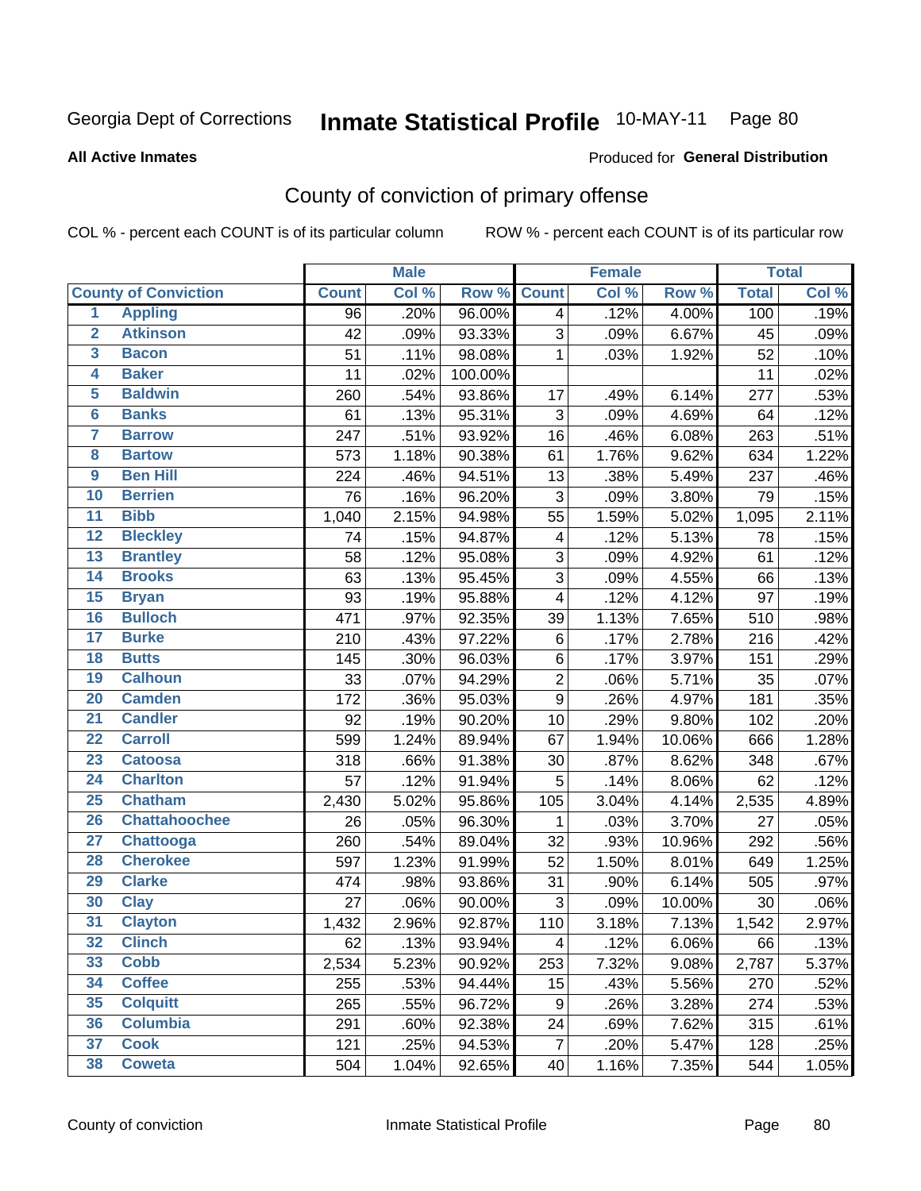Georgia Dept of Corrections **Inmate Statistical Profile** 10-MAY-11 Page 80

**All Active Inmates**

Produced for **General Distribution**

## County of conviction of primary offense

COL % - percent each COUNT is of its particular column ROW % - percent each COUNT is of its particular row

| County of Conviction | | Male | | | Female | | | Total | |
|---|---|---|---|---|---|---|---|---|---|
| | | Count | Col % | Row % | Count | Col % | Row % | Total | Col % |
| 1 | Appling | 96 | .20% | 96.00% | 4 | .12% | 4.00% | 100 | .19% |
| 2 | Atkinson | 42 | .09% | 93.33% | 3 | .09% | 6.67% | 45 | .09% |
| 3 | Bacon | 51 | .11% | 98.08% | 1 | .03% | 1.92% | 52 | .10% |
| 4 | Baker | 11 | .02% | 100.00% | | | | 11 | .02% |
| 5 | Baldwin | 260 | .54% | 93.86% | 17 | .49% | 6.14% | 277 | .53% |
| 6 | Banks | 61 | .13% | 95.31% | 3 | .09% | 4.69% | 64 | .12% |
| 7 | Barrow | 247 | .51% | 93.92% | 16 | .46% | 6.08% | 263 | .51% |
| 8 | Bartow | 573 | 1.18% | 90.38% | 61 | 1.76% | 9.62% | 634 | 1.22% |
| 9 | Ben Hill | 224 | .46% | 94.51% | 13 | .38% | 5.49% | 237 | .46% |
| 10 | Berrien | 76 | .16% | 96.20% | 3 | .09% | 3.80% | 79 | .15% |
| 11 | Bibb | 1,040 | 2.15% | 94.98% | 55 | 1.59% | 5.02% | 1,095 | 2.11% |
| 12 | Bleckley | 74 | .15% | 94.87% | 4 | .12% | 5.13% | 78 | .15% |
| 13 | Brantley | 58 | .12% | 95.08% | 3 | .09% | 4.92% | 61 | .12% |
| 14 | Brooks | 63 | .13% | 95.45% | 3 | .09% | 4.55% | 66 | .13% |
| 15 | Bryan | 93 | .19% | 95.88% | 4 | .12% | 4.12% | 97 | .19% |
| 16 | Bulloch | 471 | .97% | 92.35% | 39 | 1.13% | 7.65% | 510 | .98% |
| 17 | Burke | 210 | .43% | 97.22% | 6 | .17% | 2.78% | 216 | .42% |
| 18 | Butts | 145 | .30% | 96.03% | 6 | .17% | 3.97% | 151 | .29% |
| 19 | Calhoun | 33 | .07% | 94.29% | 2 | .06% | 5.71% | 35 | .07% |
| 20 | Camden | 172 | .36% | 95.03% | 9 | .26% | 4.97% | 181 | .35% |
| 21 | Candler | 92 | .19% | 90.20% | 10 | .29% | 9.80% | 102 | .20% |
| 22 | Carroll | 599 | 1.24% | 89.94% | 67 | 1.94% | 10.06% | 666 | 1.28% |
| 23 | Catoosa | 318 | .66% | 91.38% | 30 | .87% | 8.62% | 348 | .67% |
| 24 | Charlton | 57 | .12% | 91.94% | 5 | .14% | 8.06% | 62 | .12% |
| 25 | Chatham | 2,430 | 5.02% | 95.86% | 105 | 3.04% | 4.14% | 2,535 | 4.89% |
| 26 | Chattahoochee | 26 | .05% | 96.30% | 1 | .03% | 3.70% | 27 | .05% |
| 27 | Chattooga | 260 | .54% | 89.04% | 32 | .93% | 10.96% | 292 | .56% |
| 28 | Cherokee | 597 | 1.23% | 91.99% | 52 | 1.50% | 8.01% | 649 | 1.25% |
| 29 | Clarke | 474 | .98% | 93.86% | 31 | .90% | 6.14% | 505 | .97% |
| 30 | Clay | 27 | .06% | 90.00% | 3 | .09% | 10.00% | 30 | .06% |
| 31 | Clayton | 1,432 | 2.96% | 92.87% | 110 | 3.18% | 7.13% | 1,542 | 2.97% |
| 32 | Clinch | 62 | .13% | 93.94% | 4 | .12% | 6.06% | 66 | .13% |
| 33 | Cobb | 2,534 | 5.23% | 90.92% | 253 | 7.32% | 9.08% | 2,787 | 5.37% |
| 34 | Coffee | 255 | .53% | 94.44% | 15 | .43% | 5.56% | 270 | .52% |
| 35 | Colquitt | 265 | .55% | 96.72% | 9 | .26% | 3.28% | 274 | .53% |
| 36 | Columbia | 291 | .60% | 92.38% | 24 | .69% | 7.62% | 315 | .61% |
| 37 | Cook | 121 | .25% | 94.53% | 7 | .20% | 5.47% | 128 | .25% |
| 38 | Coweta | 504 | 1.04% | 92.65% | 40 | 1.16% | 7.35% | 544 | 1.05% |

County of conviction Inmate Statistical Profile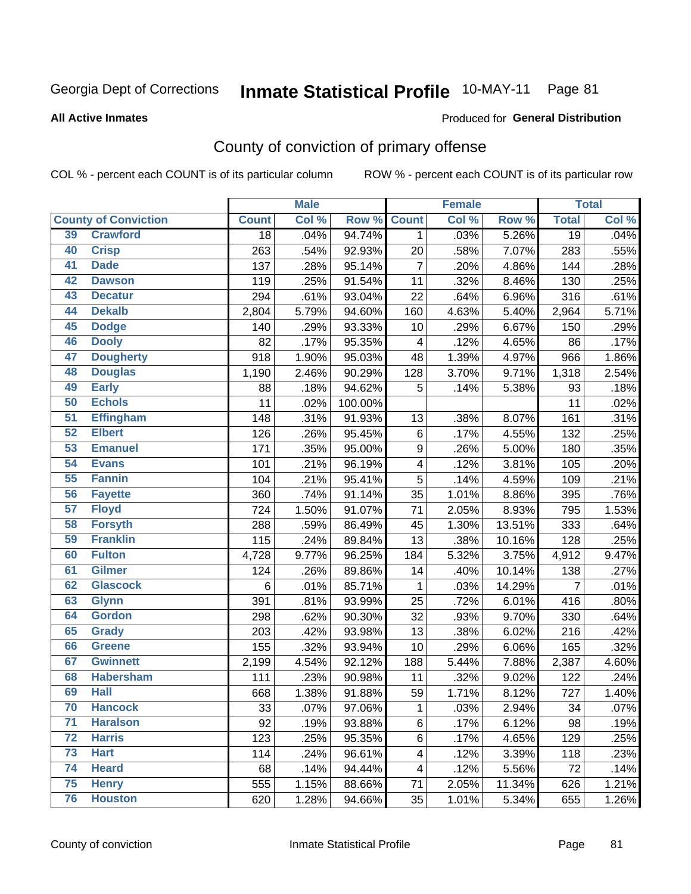Georgia Dept of Corrections **Inmate Statistical Profile** 10-MAY-11 Page 81

**All Active Inmates**

Produced for **General Distribution**

## County of conviction of primary offense

COL % - percent each COUNT is of its particular column    ROW % - percent each COUNT is of its particular row

| County of Conviction | | Male | | | Female | | | Total | |
|---|---|---|---|---|---|---|---|---|---|
| | | Count | Col % | Row % | Count | Col % | Row % | Total | Col % |
| 39 | Crawford | 18 | .04% | 94.74% | 1 | .03% | 5.26% | 19 | .04% |
| 40 | Crisp | 263 | .54% | 92.93% | 20 | .58% | 7.07% | 283 | .55% |
| 41 | Dade | 137 | .28% | 95.14% | 7 | .20% | 4.86% | 144 | .28% |
| 42 | Dawson | 119 | .25% | 91.54% | 11 | .32% | 8.46% | 130 | .25% |
| 43 | Decatur | 294 | .61% | 93.04% | 22 | .64% | 6.96% | 316 | .61% |
| 44 | Dekalb | 2,804 | 5.79% | 94.60% | 160 | 4.63% | 5.40% | 2,964 | 5.71% |
| 45 | Dodge | 140 | .29% | 93.33% | 10 | .29% | 6.67% | 150 | .29% |
| 46 | Dooly | 82 | .17% | 95.35% | 4 | .12% | 4.65% | 86 | .17% |
| 47 | Dougherty | 918 | 1.90% | 95.03% | 48 | 1.39% | 4.97% | 966 | 1.86% |
| 48 | Douglas | 1,190 | 2.46% | 90.29% | 128 | 3.70% | 9.71% | 1,318 | 2.54% |
| 49 | Early | 88 | .18% | 94.62% | 5 | .14% | 5.38% | 93 | .18% |
| 50 | Echols | 11 | .02% | 100.00% | | | | 11 | .02% |
| 51 | Effingham | 148 | .31% | 91.93% | 13 | .38% | 8.07% | 161 | .31% |
| 52 | Elbert | 126 | .26% | 95.45% | 6 | .17% | 4.55% | 132 | .25% |
| 53 | Emanuel | 171 | .35% | 95.00% | 9 | .26% | 5.00% | 180 | .35% |
| 54 | Evans | 101 | .21% | 96.19% | 4 | .12% | 3.81% | 105 | .20% |
| 55 | Fannin | 104 | .21% | 95.41% | 5 | .14% | 4.59% | 109 | .21% |
| 56 | Fayette | 360 | .74% | 91.14% | 35 | 1.01% | 8.86% | 395 | .76% |
| 57 | Floyd | 724 | 1.50% | 91.07% | 71 | 2.05% | 8.93% | 795 | 1.53% |
| 58 | Forsyth | 288 | .59% | 86.49% | 45 | 1.30% | 13.51% | 333 | .64% |
| 59 | Franklin | 115 | .24% | 89.84% | 13 | .38% | 10.16% | 128 | .25% |
| 60 | Fulton | 4,728 | 9.77% | 96.25% | 184 | 5.32% | 3.75% | 4,912 | 9.47% |
| 61 | Gilmer | 124 | .26% | 89.86% | 14 | .40% | 10.14% | 138 | .27% |
| 62 | Glascock | 6 | .01% | 85.71% | 1 | .03% | 14.29% | 7 | .01% |
| 63 | Glynn | 391 | .81% | 93.99% | 25 | .72% | 6.01% | 416 | .80% |
| 64 | Gordon | 298 | .62% | 90.30% | 32 | .93% | 9.70% | 330 | .64% |
| 65 | Grady | 203 | .42% | 93.98% | 13 | .38% | 6.02% | 216 | .42% |
| 66 | Greene | 155 | .32% | 93.94% | 10 | .29% | 6.06% | 165 | .32% |
| 67 | Gwinnett | 2,199 | 4.54% | 92.12% | 188 | 5.44% | 7.88% | 2,387 | 4.60% |
| 68 | Habersham | 111 | .23% | 90.98% | 11 | .32% | 9.02% | 122 | .24% |
| 69 | Hall | 668 | 1.38% | 91.88% | 59 | 1.71% | 8.12% | 727 | 1.40% |
| 70 | Hancock | 33 | .07% | 97.06% | 1 | .03% | 2.94% | 34 | .07% |
| 71 | Haralson | 92 | .19% | 93.88% | 6 | .17% | 6.12% | 98 | .19% |
| 72 | Harris | 123 | .25% | 95.35% | 6 | .17% | 4.65% | 129 | .25% |
| 73 | Hart | 114 | .24% | 96.61% | 4 | .12% | 3.39% | 118 | .23% |
| 74 | Heard | 68 | .14% | 94.44% | 4 | .12% | 5.56% | 72 | .14% |
| 75 | Henry | 555 | 1.15% | 88.66% | 71 | 2.05% | 11.34% | 626 | 1.21% |
| 76 | Houston | 620 | 1.28% | 94.66% | 35 | 1.01% | 5.34% | 655 | 1.26% |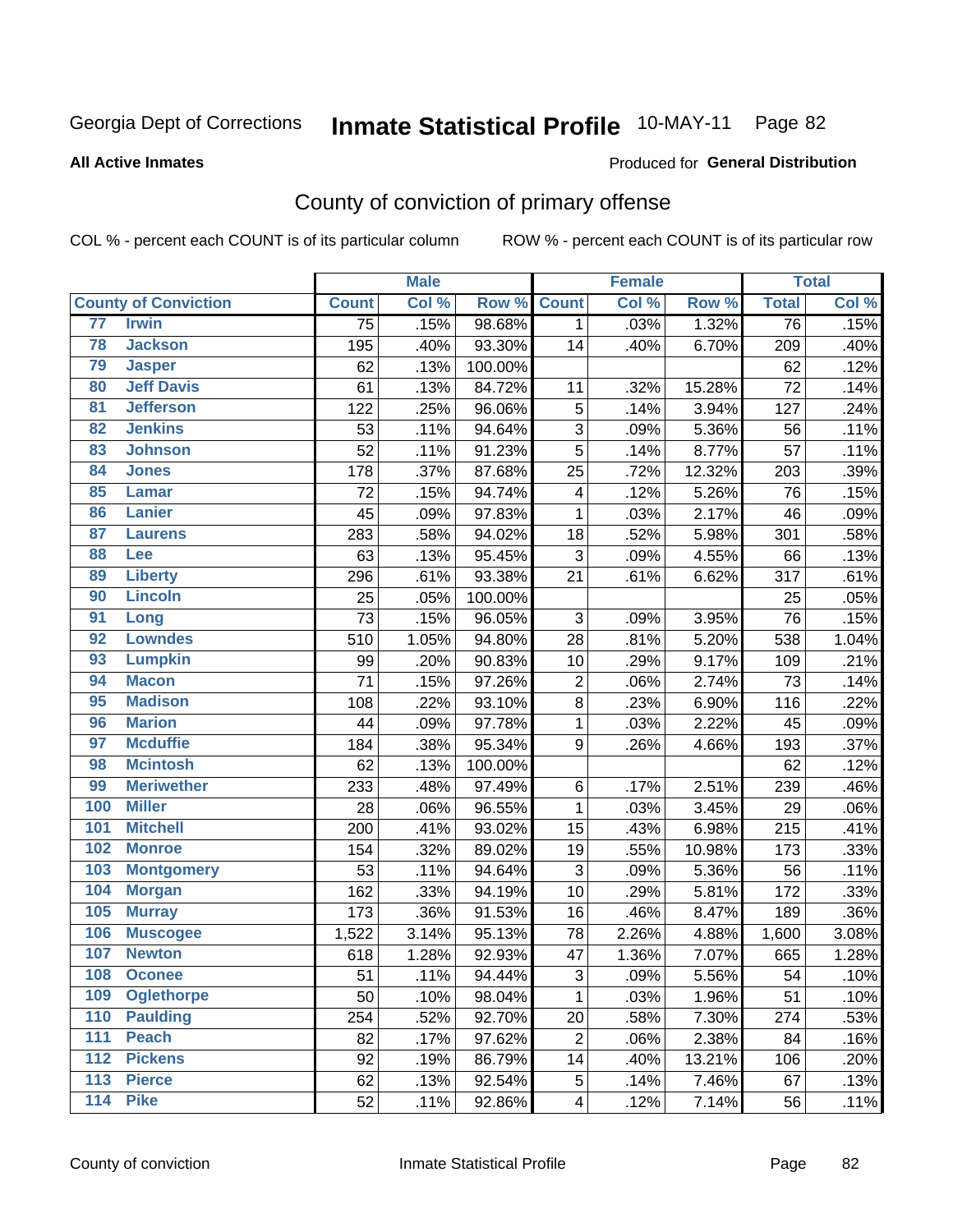Georgia Dept of Corrections **Inmate Statistical Profile** 10-MAY-11 Page 82

**All Active Inmates**

Produced for **General Distribution**

## County of conviction of primary offense

COL % - percent each COUNT is of its particular column ROW % - percent each COUNT is of its particular row

| County of Conviction | | Male | | | Female | | | Total | |
|---|---|---|---|---|---|---|---|---|---|
| | | Count | Col % | Row % | Count | Col % | Row % | Total | Col % |
| 77 | Irwin | 75 | .15% | 98.68% | 1 | .03% | 1.32% | 76 | .15% |
| 78 | Jackson | 195 | .40% | 93.30% | 14 | .40% | 6.70% | 209 | .40% |
| 79 | Jasper | 62 | .13% | 100.00% | | | | 62 | .12% |
| 80 | Jeff Davis | 61 | .13% | 84.72% | 11 | .32% | 15.28% | 72 | .14% |
| 81 | Jefferson | 122 | .25% | 96.06% | 5 | .14% | 3.94% | 127 | .24% |
| 82 | Jenkins | 53 | .11% | 94.64% | 3 | .09% | 5.36% | 56 | .11% |
| 83 | Johnson | 52 | .11% | 91.23% | 5 | .14% | 8.77% | 57 | .11% |
| 84 | Jones | 178 | .37% | 87.68% | 25 | .72% | 12.32% | 203 | .39% |
| 85 | Lamar | 72 | .15% | 94.74% | 4 | .12% | 5.26% | 76 | .15% |
| 86 | Lanier | 45 | .09% | 97.83% | 1 | .03% | 2.17% | 46 | .09% |
| 87 | Laurens | 283 | .58% | 94.02% | 18 | .52% | 5.98% | 301 | .58% |
| 88 | Lee | 63 | .13% | 95.45% | 3 | .09% | 4.55% | 66 | .13% |
| 89 | Liberty | 296 | .61% | 93.38% | 21 | .61% | 6.62% | 317 | .61% |
| 90 | Lincoln | 25 | .05% | 100.00% | | | | 25 | .05% |
| 91 | Long | 73 | .15% | 96.05% | 3 | .09% | 3.95% | 76 | .15% |
| 92 | Lowndes | 510 | 1.05% | 94.80% | 28 | .81% | 5.20% | 538 | 1.04% |
| 93 | Lumpkin | 99 | .20% | 90.83% | 10 | .29% | 9.17% | 109 | .21% |
| 94 | Macon | 71 | .15% | 97.26% | 2 | .06% | 2.74% | 73 | .14% |
| 95 | Madison | 108 | .22% | 93.10% | 8 | .23% | 6.90% | 116 | .22% |
| 96 | Marion | 44 | .09% | 97.78% | 1 | .03% | 2.22% | 45 | .09% |
| 97 | Mcduffie | 184 | .38% | 95.34% | 9 | .26% | 4.66% | 193 | .37% |
| 98 | Mcintosh | 62 | .13% | 100.00% | | | | 62 | .12% |
| 99 | Meriwether | 233 | .48% | 97.49% | 6 | .17% | 2.51% | 239 | .46% |
| 100 | Miller | 28 | .06% | 96.55% | 1 | .03% | 3.45% | 29 | .06% |
| 101 | Mitchell | 200 | .41% | 93.02% | 15 | .43% | 6.98% | 215 | .41% |
| 102 | Monroe | 154 | .32% | 89.02% | 19 | .55% | 10.98% | 173 | .33% |
| 103 | Montgomery | 53 | .11% | 94.64% | 3 | .09% | 5.36% | 56 | .11% |
| 104 | Morgan | 162 | .33% | 94.19% | 10 | .29% | 5.81% | 172 | .33% |
| 105 | Murray | 173 | .36% | 91.53% | 16 | .46% | 8.47% | 189 | .36% |
| 106 | Muscogee | 1,522 | 3.14% | 95.13% | 78 | 2.26% | 4.88% | 1,600 | 3.08% |
| 107 | Newton | 618 | 1.28% | 92.93% | 47 | 1.36% | 7.07% | 665 | 1.28% |
| 108 | Oconee | 51 | .11% | 94.44% | 3 | .09% | 5.56% | 54 | .10% |
| 109 | Oglethorpe | 50 | .10% | 98.04% | 1 | .03% | 1.96% | 51 | .10% |
| 110 | Paulding | 254 | .52% | 92.70% | 20 | .58% | 7.30% | 274 | .53% |
| 111 | Peach | 82 | .17% | 97.62% | 2 | .06% | 2.38% | 84 | .16% |
| 112 | Pickens | 92 | .19% | 86.79% | 14 | .40% | 13.21% | 106 | .20% |
| 113 | Pierce | 62 | .13% | 92.54% | 5 | .14% | 7.46% | 67 | .13% |
| 114 | Pike | 52 | .11% | 92.86% | 4 | .12% | 7.14% | 56 | .11% |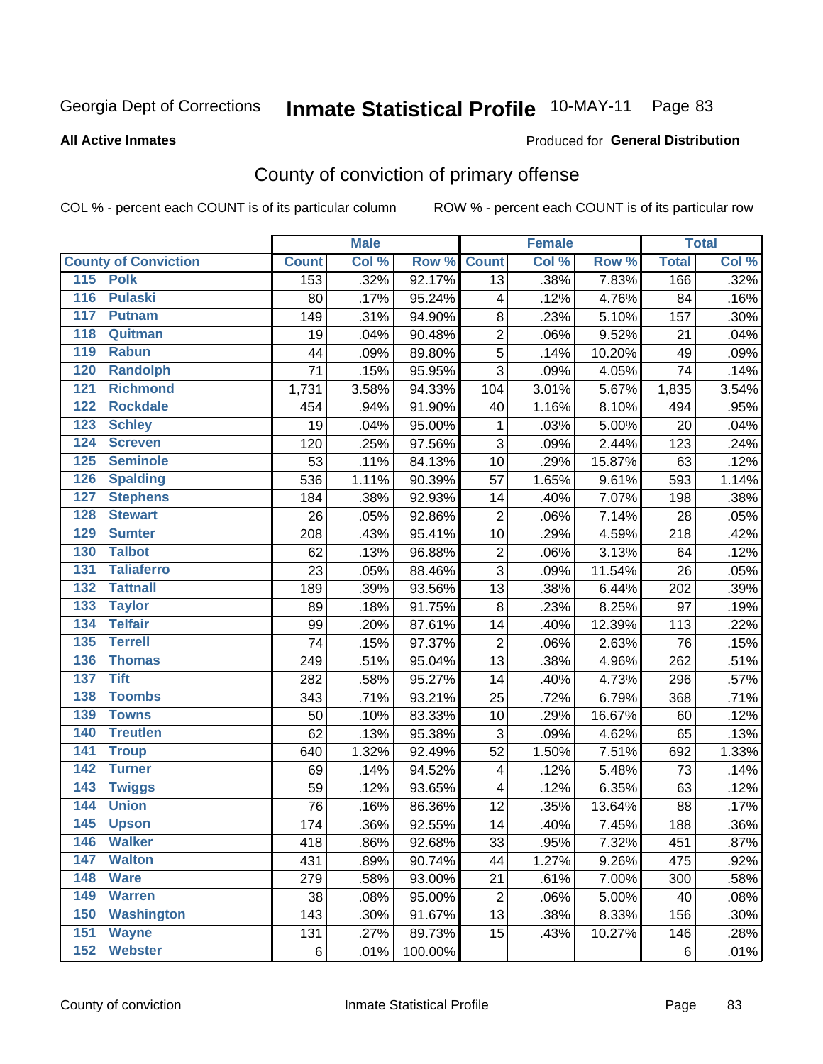Georgia Dept of Corrections **Inmate Statistical Profile** 10-MAY-11 Page 83

**All Active Inmates**

Produced for **General Distribution**

## County of conviction of primary offense

COL % - percent each COUNT is of its particular column ROW % - percent each COUNT is of its particular row

| County of Conviction | Male | | | Female | | | Total | |
|---|---|---|---|---|---|---|---|---|
| | Count | Col % | Row % | Count | Col % | Row % | Total | Col % |
| 115 Polk | 153 | .32% | 92.17% | 13 | .38% | 7.83% | 166 | .32% |
| 116 Pulaski | 80 | .17% | 95.24% | 4 | .12% | 4.76% | 84 | .16% |
| 117 Putnam | 149 | .31% | 94.90% | 8 | .23% | 5.10% | 157 | .30% |
| 118 Quitman | 19 | .04% | 90.48% | 2 | .06% | 9.52% | 21 | .04% |
| 119 Rabun | 44 | .09% | 89.80% | 5 | .14% | 10.20% | 49 | .09% |
| 120 Randolph | 71 | .15% | 95.95% | 3 | .09% | 4.05% | 74 | .14% |
| 121 Richmond | 1,731 | 3.58% | 94.33% | 104 | 3.01% | 5.67% | 1,835 | 3.54% |
| 122 Rockdale | 454 | .94% | 91.90% | 40 | 1.16% | 8.10% | 494 | .95% |
| 123 Schley | 19 | .04% | 95.00% | 1 | .03% | 5.00% | 20 | .04% |
| 124 Screven | 120 | .25% | 97.56% | 3 | .09% | 2.44% | 123 | .24% |
| 125 Seminole | 53 | .11% | 84.13% | 10 | .29% | 15.87% | 63 | .12% |
| 126 Spalding | 536 | 1.11% | 90.39% | 57 | 1.65% | 9.61% | 593 | 1.14% |
| 127 Stephens | 184 | .38% | 92.93% | 14 | .40% | 7.07% | 198 | .38% |
| 128 Stewart | 26 | .05% | 92.86% | 2 | .06% | 7.14% | 28 | .05% |
| 129 Sumter | 208 | .43% | 95.41% | 10 | .29% | 4.59% | 218 | .42% |
| 130 Talbot | 62 | .13% | 96.88% | 2 | .06% | 3.13% | 64 | .12% |
| 131 Taliaferro | 23 | .05% | 88.46% | 3 | .09% | 11.54% | 26 | .05% |
| 132 Tattnall | 189 | .39% | 93.56% | 13 | .38% | 6.44% | 202 | .39% |
| 133 Taylor | 89 | .18% | 91.75% | 8 | .23% | 8.25% | 97 | .19% |
| 134 Telfair | 99 | .20% | 87.61% | 14 | .40% | 12.39% | 113 | .22% |
| 135 Terrell | 74 | .15% | 97.37% | 2 | .06% | 2.63% | 76 | .15% |
| 136 Thomas | 249 | .51% | 95.04% | 13 | .38% | 4.96% | 262 | .51% |
| 137 Tift | 282 | .58% | 95.27% | 14 | .40% | 4.73% | 296 | .57% |
| 138 Toombs | 343 | .71% | 93.21% | 25 | .72% | 6.79% | 368 | .71% |
| 139 Towns | 50 | .10% | 83.33% | 10 | .29% | 16.67% | 60 | .12% |
| 140 Treutlen | 62 | .13% | 95.38% | 3 | .09% | 4.62% | 65 | .13% |
| 141 Troup | 640 | 1.32% | 92.49% | 52 | 1.50% | 7.51% | 692 | 1.33% |
| 142 Turner | 69 | .14% | 94.52% | 4 | .12% | 5.48% | 73 | .14% |
| 143 Twiggs | 59 | .12% | 93.65% | 4 | .12% | 6.35% | 63 | .12% |
| 144 Union | 76 | .16% | 86.36% | 12 | .35% | 13.64% | 88 | .17% |
| 145 Upson | 174 | .36% | 92.55% | 14 | .40% | 7.45% | 188 | .36% |
| 146 Walker | 418 | .86% | 92.68% | 33 | .95% | 7.32% | 451 | .87% |
| 147 Walton | 431 | .89% | 90.74% | 44 | 1.27% | 9.26% | 475 | .92% |
| 148 Ware | 279 | .58% | 93.00% | 21 | .61% | 7.00% | 300 | .58% |
| 149 Warren | 38 | .08% | 95.00% | 2 | .06% | 5.00% | 40 | .08% |
| 150 Washington | 143 | .30% | 91.67% | 13 | .38% | 8.33% | 156 | .30% |
| 151 Wayne | 131 | .27% | 89.73% | 15 | .43% | 10.27% | 146 | .28% |
| 152 Webster | 6 | .01% | 100.00% | | | | 6 | .01% |

County of conviction Inmate Statistical Profile Page 83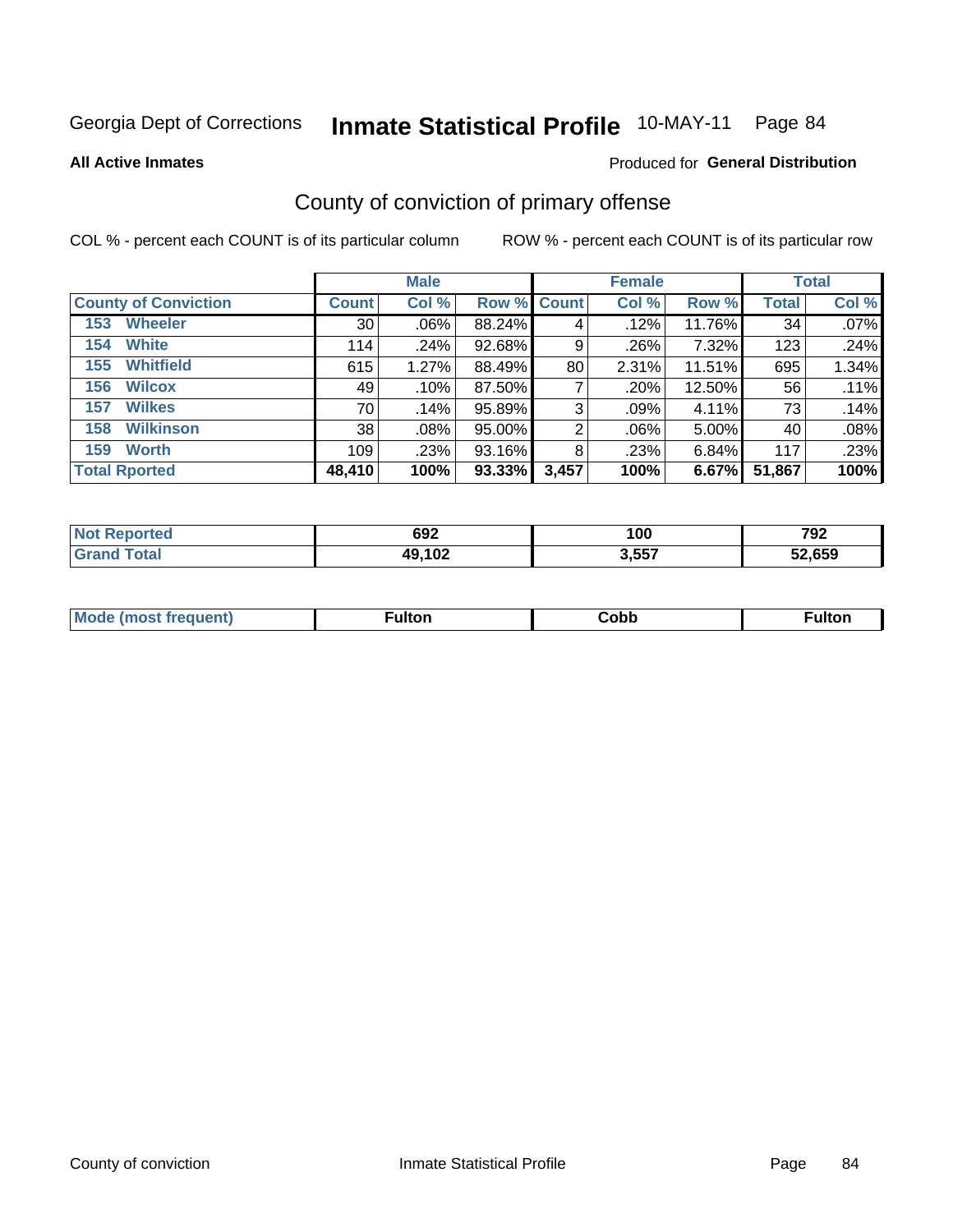Georgia Dept of Corrections **Inmate Statistical Profile** 10-MAY-11 Page 84

**All Active Inmates**

Produced for **General Distribution**

## County of conviction of primary offense

COL % - percent each COUNT is of its particular column

ROW % - percent each COUNT is of its particular row

| | Male | | | Female | | | Total | |
|---|---|---|---|---|---|---|---|---|
| **County of Conviction** | **Count** | **Col %** | **Row %** | **Count** | **Col %** | **Row %** | **Total** | **Col %** |
| 153 Wheeler | 30 | .06% | 88.24% | 4 | .12% | 11.76% | 34 | .07% |
| 154 White | 114 | .24% | 92.68% | 9 | .26% | 7.32% | 123 | .24% |
| 155 Whitfield | 615 | 1.27% | 88.49% | 80 | 2.31% | 11.51% | 695 | 1.34% |
| 156 Wilcox | 49 | .10% | 87.50% | 7 | .20% | 12.50% | 56 | .11% |
| 157 Wilkes | 70 | .14% | 95.89% | 3 | .09% | 4.11% | 73 | .14% |
| 158 Wilkinson | 38 | .08% | 95.00% | 2 | .06% | 5.00% | 40 | .08% |
| 159 Worth | 109 | .23% | 93.16% | 8 | .23% | 6.84% | 117 | .23% |
| **Total Rported** | **48,410** | **100%** | **93.33%** | **3,457** | **100%** | **6.67%** | **51,867** | **100%** |

| | Male | Female | Total |
|---|---|---|---|
| **Not Reported** | **692** | **100** | **792** |
| **Grand Total** | **49,102** | **3,557** | **52,659** |

| | Male | Female | Total |
|---|---|---|---|
| **Mode (most frequent)** | **Fulton** | **Cobb** | **Fulton** |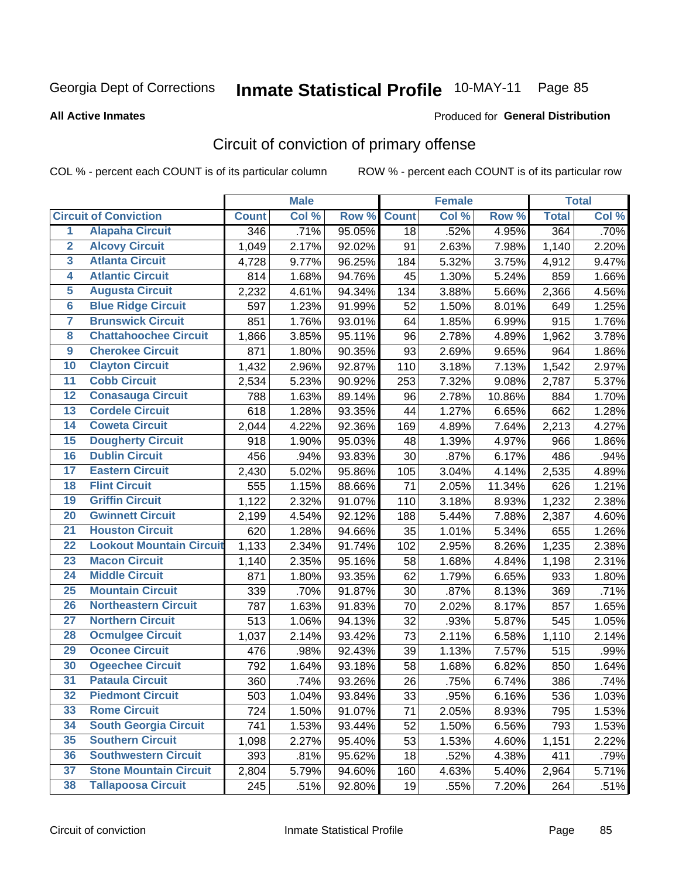Georgia Dept of Corrections **Inmate Statistical Profile** 10-MAY-11 Page 85

**All Active Inmates**

Produced for **General Distribution**

## Circuit of conviction of primary offense

COL % - percent each COUNT is of its particular column

ROW % - percent each COUNT is of its particular row

| | | Male | | | Female | | | Total | |
|---|---|---|---|---|---|---|---|---|---|
| | Circuit of Conviction | Count | Col % | Row % | Count | Col % | Row % | Total | Col % |
| 1 | Alapaha Circuit | 346 | .71% | 95.05% | 18 | .52% | 4.95% | 364 | .70% |
| 2 | Alcovy Circuit | 1,049 | 2.17% | 92.02% | 91 | 2.63% | 7.98% | 1,140 | 2.20% |
| 3 | Atlanta Circuit | 4,728 | 9.77% | 96.25% | 184 | 5.32% | 3.75% | 4,912 | 9.47% |
| 4 | Atlantic Circuit | 814 | 1.68% | 94.76% | 45 | 1.30% | 5.24% | 859 | 1.66% |
| 5 | Augusta Circuit | 2,232 | 4.61% | 94.34% | 134 | 3.88% | 5.66% | 2,366 | 4.56% |
| 6 | Blue Ridge Circuit | 597 | 1.23% | 91.99% | 52 | 1.50% | 8.01% | 649 | 1.25% |
| 7 | Brunswick Circuit | 851 | 1.76% | 93.01% | 64 | 1.85% | 6.99% | 915 | 1.76% |
| 8 | Chattahoochee Circuit | 1,866 | 3.85% | 95.11% | 96 | 2.78% | 4.89% | 1,962 | 3.78% |
| 9 | Cherokee Circuit | 871 | 1.80% | 90.35% | 93 | 2.69% | 9.65% | 964 | 1.86% |
| 10 | Clayton Circuit | 1,432 | 2.96% | 92.87% | 110 | 3.18% | 7.13% | 1,542 | 2.97% |
| 11 | Cobb Circuit | 2,534 | 5.23% | 90.92% | 253 | 7.32% | 9.08% | 2,787 | 5.37% |
| 12 | Conasauga Circuit | 788 | 1.63% | 89.14% | 96 | 2.78% | 10.86% | 884 | 1.70% |
| 13 | Cordele Circuit | 618 | 1.28% | 93.35% | 44 | 1.27% | 6.65% | 662 | 1.28% |
| 14 | Coweta Circuit | 2,044 | 4.22% | 92.36% | 169 | 4.89% | 7.64% | 2,213 | 4.27% |
| 15 | Dougherty Circuit | 918 | 1.90% | 95.03% | 48 | 1.39% | 4.97% | 966 | 1.86% |
| 16 | Dublin Circuit | 456 | .94% | 93.83% | 30 | .87% | 6.17% | 486 | .94% |
| 17 | Eastern Circuit | 2,430 | 5.02% | 95.86% | 105 | 3.04% | 4.14% | 2,535 | 4.89% |
| 18 | Flint Circuit | 555 | 1.15% | 88.66% | 71 | 2.05% | 11.34% | 626 | 1.21% |
| 19 | Griffin Circuit | 1,122 | 2.32% | 91.07% | 110 | 3.18% | 8.93% | 1,232 | 2.38% |
| 20 | Gwinnett Circuit | 2,199 | 4.54% | 92.12% | 188 | 5.44% | 7.88% | 2,387 | 4.60% |
| 21 | Houston Circuit | 620 | 1.28% | 94.66% | 35 | 1.01% | 5.34% | 655 | 1.26% |
| 22 | Lookout Mountain Circuit | 1,133 | 2.34% | 91.74% | 102 | 2.95% | 8.26% | 1,235 | 2.38% |
| 23 | Macon Circuit | 1,140 | 2.35% | 95.16% | 58 | 1.68% | 4.84% | 1,198 | 2.31% |
| 24 | Middle Circuit | 871 | 1.80% | 93.35% | 62 | 1.79% | 6.65% | 933 | 1.80% |
| 25 | Mountain Circuit | 339 | .70% | 91.87% | 30 | .87% | 8.13% | 369 | .71% |
| 26 | Northeastern Circuit | 787 | 1.63% | 91.83% | 70 | 2.02% | 8.17% | 857 | 1.65% |
| 27 | Northern Circuit | 513 | 1.06% | 94.13% | 32 | .93% | 5.87% | 545 | 1.05% |
| 28 | Ocmulgee Circuit | 1,037 | 2.14% | 93.42% | 73 | 2.11% | 6.58% | 1,110 | 2.14% |
| 29 | Oconee Circuit | 476 | .98% | 92.43% | 39 | 1.13% | 7.57% | 515 | .99% |
| 30 | Ogeechee Circuit | 792 | 1.64% | 93.18% | 58 | 1.68% | 6.82% | 850 | 1.64% |
| 31 | Pataula Circuit | 360 | .74% | 93.26% | 26 | .75% | 6.74% | 386 | .74% |
| 32 | Piedmont Circuit | 503 | 1.04% | 93.84% | 33 | .95% | 6.16% | 536 | 1.03% |
| 33 | Rome Circuit | 724 | 1.50% | 91.07% | 71 | 2.05% | 8.93% | 795 | 1.53% |
| 34 | South Georgia Circuit | 741 | 1.53% | 93.44% | 52 | 1.50% | 6.56% | 793 | 1.53% |
| 35 | Southern Circuit | 1,098 | 2.27% | 95.40% | 53 | 1.53% | 4.60% | 1,151 | 2.22% |
| 36 | Southwestern Circuit | 393 | .81% | 95.62% | 18 | .52% | 4.38% | 411 | .79% |
| 37 | Stone Mountain Circuit | 2,804 | 5.79% | 94.60% | 160 | 4.63% | 5.40% | 2,964 | 5.71% |
| 38 | Tallapoosa Circuit | 245 | .51% | 92.80% | 19 | .55% | 7.20% | 264 | .51% |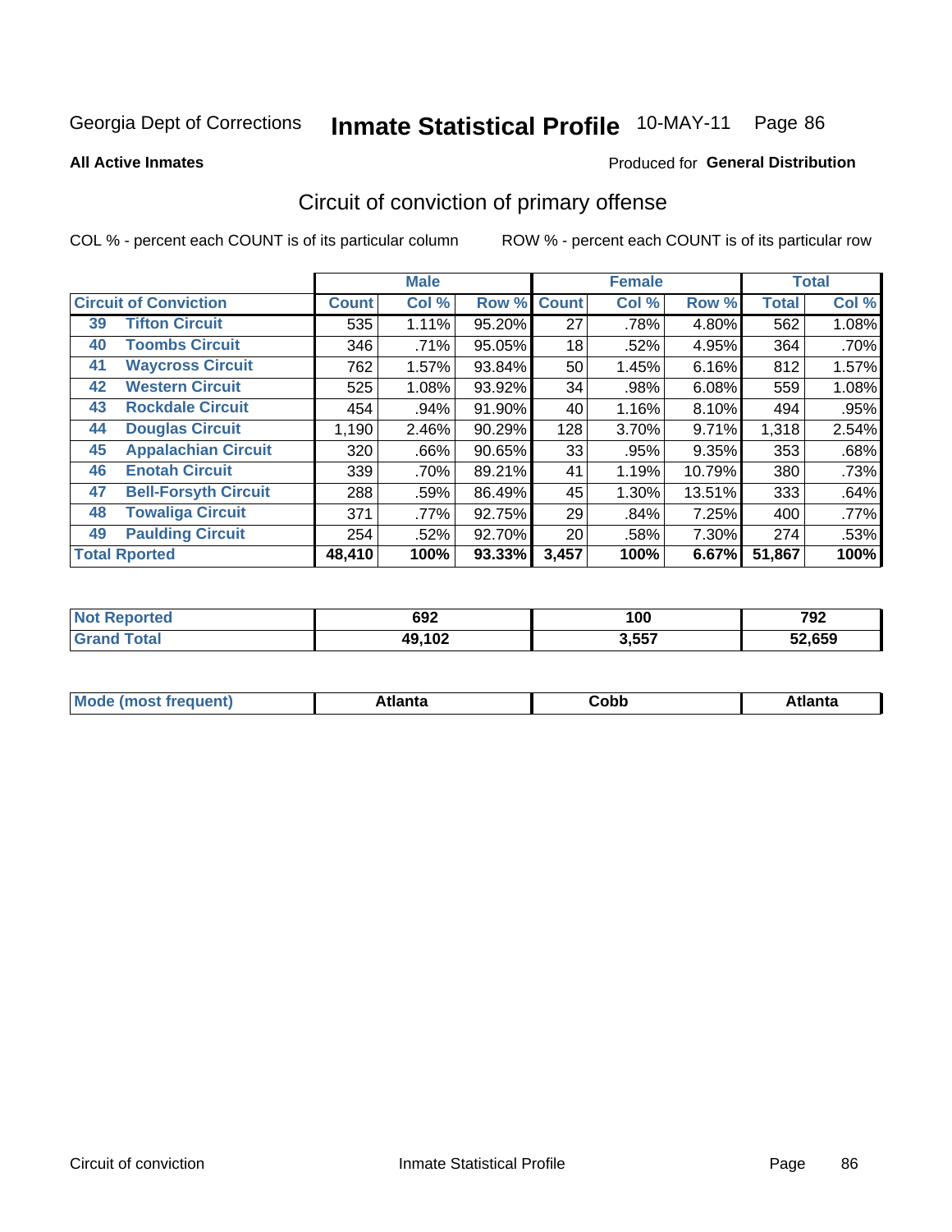Georgia Dept of Corrections **Inmate Statistical Profile** 10-MAY-11 Page 86

**All Active Inmates**

Produced for **General Distribution**

## Circuit of conviction of primary offense

COL % - percent each COUNT is of its particular column ROW % - percent each COUNT is of its particular row

| | | Male | | | Female | | | Total | |
|---|---|---|---|---|---|---|---|---|---|
| **Circuit of Conviction** | | **Count** | **Col %** | **Row %** | **Count** | **Col %** | **Row %** | **Total** | **Col %** |
| 39 | Tifton Circuit | 535 | 1.11% | 95.20% | 27 | .78% | 4.80% | 562 | 1.08% |
| 40 | Toombs Circuit | 346 | .71% | 95.05% | 18 | .52% | 4.95% | 364 | .70% |
| 41 | Waycross Circuit | 762 | 1.57% | 93.84% | 50 | 1.45% | 6.16% | 812 | 1.57% |
| 42 | Western Circuit | 525 | 1.08% | 93.92% | 34 | .98% | 6.08% | 559 | 1.08% |
| 43 | Rockdale Circuit | 454 | .94% | 91.90% | 40 | 1.16% | 8.10% | 494 | .95% |
| 44 | Douglas Circuit | 1,190 | 2.46% | 90.29% | 128 | 3.70% | 9.71% | 1,318 | 2.54% |
| 45 | Appalachian Circuit | 320 | .66% | 90.65% | 33 | .95% | 9.35% | 353 | .68% |
| 46 | Enotah Circuit | 339 | .70% | 89.21% | 41 | 1.19% | 10.79% | 380 | .73% |
| 47 | Bell-Forsyth Circuit | 288 | .59% | 86.49% | 45 | 1.30% | 13.51% | 333 | .64% |
| 48 | Towaliga Circuit | 371 | .77% | 92.75% | 29 | .84% | 7.25% | 400 | .77% |
| 49 | Paulding Circuit | 254 | .52% | 92.70% | 20 | .58% | 7.30% | 274 | .53% |
| **Total Rported** | | **48,410** | **100%** | **93.33%** | **3,457** | **100%** | **6.67%** | **51,867** | **100%** |

| | Male | Female | Total |
|---|---|---|---|
| **Not Reported** | **692** | **100** | **792** |
| **Grand Total** | **49,102** | **3,557** | **52,659** |

| | Male | Female | Total |
|---|---|---|---|
| **Mode (most frequent)** | **Atlanta** | **Cobb** | **Atlanta** |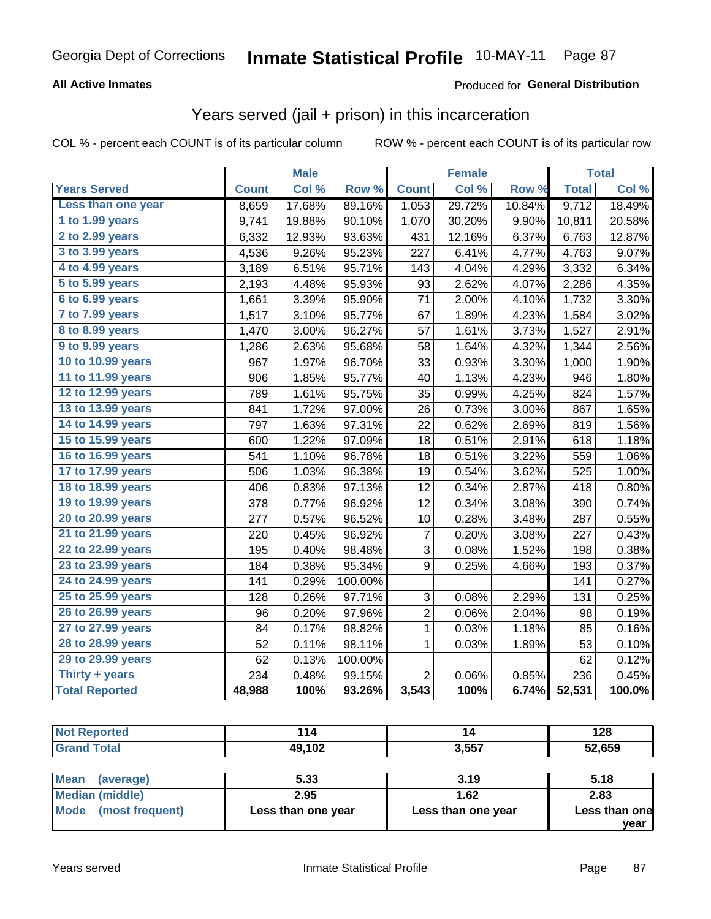# Georgia Dept of Corrections — Inmate Statistical Profile — 10-MAY-11

**All Active Inmates**

Produced for **General Distribution**

## Years served (jail + prison) in this incarceration

COL % - percent each COUNT is of its particular column

ROW % - percent each COUNT is of its particular row

| Years Served | Male | | | Female | | | Total | |
|---|---|---|---|---|---|---|---|---|
| | Count | Col % | Row % | Count | Col % | Row % | Total | Col % |
| Less than one year | 8,659 | 17.68% | 89.16% | 1,053 | 29.72% | 10.84% | 9,712 | 18.49% |
| 1 to 1.99 years | 9,741 | 19.88% | 90.10% | 1,070 | 30.20% | 9.90% | 10,811 | 20.58% |
| 2 to 2.99 years | 6,332 | 12.93% | 93.63% | 431 | 12.16% | 6.37% | 6,763 | 12.87% |
| 3 to 3.99 years | 4,536 | 9.26% | 95.23% | 227 | 6.41% | 4.77% | 4,763 | 9.07% |
| 4 to 4.99 years | 3,189 | 6.51% | 95.71% | 143 | 4.04% | 4.29% | 3,332 | 6.34% |
| 5 to 5.99 years | 2,193 | 4.48% | 95.93% | 93 | 2.62% | 4.07% | 2,286 | 4.35% |
| 6 to 6.99 years | 1,661 | 3.39% | 95.90% | 71 | 2.00% | 4.10% | 1,732 | 3.30% |
| 7 to 7.99 years | 1,517 | 3.10% | 95.77% | 67 | 1.89% | 4.23% | 1,584 | 3.02% |
| 8 to 8.99 years | 1,470 | 3.00% | 96.27% | 57 | 1.61% | 3.73% | 1,527 | 2.91% |
| 9 to 9.99 years | 1,286 | 2.63% | 95.68% | 58 | 1.64% | 4.32% | 1,344 | 2.56% |
| 10 to 10.99 years | 967 | 1.97% | 96.70% | 33 | 0.93% | 3.30% | 1,000 | 1.90% |
| 11 to 11.99 years | 906 | 1.85% | 95.77% | 40 | 1.13% | 4.23% | 946 | 1.80% |
| 12 to 12.99 years | 789 | 1.61% | 95.75% | 35 | 0.99% | 4.25% | 824 | 1.57% |
| 13 to 13.99 years | 841 | 1.72% | 97.00% | 26 | 0.73% | 3.00% | 867 | 1.65% |
| 14 to 14.99 years | 797 | 1.63% | 97.31% | 22 | 0.62% | 2.69% | 819 | 1.56% |
| 15 to 15.99 years | 600 | 1.22% | 97.09% | 18 | 0.51% | 2.91% | 618 | 1.18% |
| 16 to 16.99 years | 541 | 1.10% | 96.78% | 18 | 0.51% | 3.22% | 559 | 1.06% |
| 17 to 17.99 years | 506 | 1.03% | 96.38% | 19 | 0.54% | 3.62% | 525 | 1.00% |
| 18 to 18.99 years | 406 | 0.83% | 97.13% | 12 | 0.34% | 2.87% | 418 | 0.80% |
| 19 to 19.99 years | 378 | 0.77% | 96.92% | 12 | 0.34% | 3.08% | 390 | 0.74% |
| 20 to 20.99 years | 277 | 0.57% | 96.52% | 10 | 0.28% | 3.48% | 287 | 0.55% |
| 21 to 21.99 years | 220 | 0.45% | 96.92% | 7 | 0.20% | 3.08% | 227 | 0.43% |
| 22 to 22.99 years | 195 | 0.40% | 98.48% | 3 | 0.08% | 1.52% | 198 | 0.38% |
| 23 to 23.99 years | 184 | 0.38% | 95.34% | 9 | 0.25% | 4.66% | 193 | 0.37% |
| 24 to 24.99 years | 141 | 0.29% | 100.00% | | | | 141 | 0.27% |
| 25 to 25.99 years | 128 | 0.26% | 97.71% | 3 | 0.08% | 2.29% | 131 | 0.25% |
| 26 to 26.99 years | 96 | 0.20% | 97.96% | 2 | 0.06% | 2.04% | 98 | 0.19% |
| 27 to 27.99 years | 84 | 0.17% | 98.82% | 1 | 0.03% | 1.18% | 85 | 0.16% |
| 28 to 28.99 years | 52 | 0.11% | 98.11% | 1 | 0.03% | 1.89% | 53 | 0.10% |
| 29 to 29.99 years | 62 | 0.13% | 100.00% | | | | 62 | 0.12% |
| Thirty + years | 234 | 0.48% | 99.15% | 2 | 0.06% | 0.85% | 236 | 0.45% |
| **Total Reported** | **48,988** | **100%** | **93.26%** | **3,543** | **100%** | **6.74%** | **52,531** | **100.0%** |

| | Male | Female | Total |
|---|---|---|---|
| Not Reported | 114 | 14 | 128 |
| Grand Total | 49,102 | 3,557 | 52,659 |

| | Male | Female | Total |
|---|---|---|---|
| Mean (average) | 5.33 | 3.19 | 5.18 |
| Median (middle) | 2.95 | 1.62 | 2.83 |
| Mode (most frequent) | Less than one year | Less than one year | Less than one year |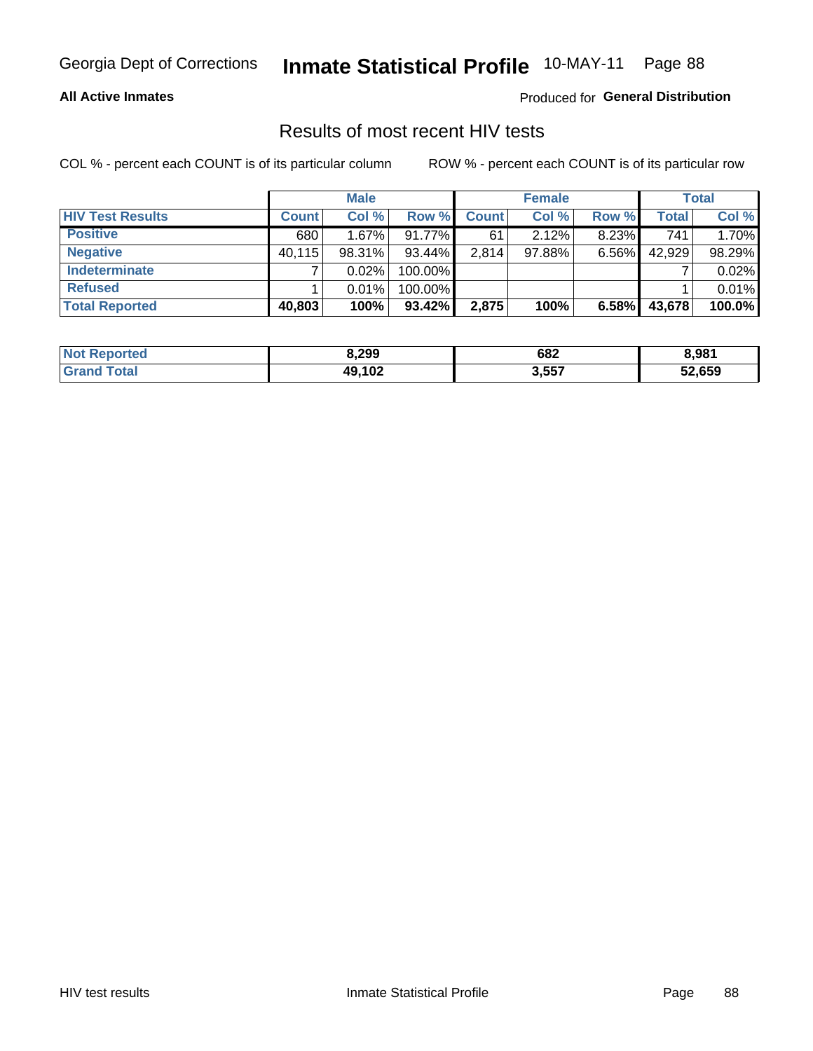Georgia Dept of Corrections **Inmate Statistical Profile** 10-MAY-11

**All Active Inmates** Produced for **General Distribution**

## Results of most recent HIV tests

COL % - percent each COUNT is of its particular column ROW % - percent each COUNT is of its particular row

| | Male | | | Female | | | Total | |
|---|---|---|---|---|---|---|---|---|
| **HIV Test Results** | **Count** | **Col %** | **Row %** | **Count** | **Col %** | **Row %** | **Total** | **Col %** |
| **Positive** | 680 | 1.67% | 91.77% | 61 | 2.12% | 8.23% | 741 | 1.70% |
| **Negative** | 40,115 | 98.31% | 93.44% | 2,814 | 97.88% | 6.56% | 42,929 | 98.29% |
| **Indeterminate** | 7 | 0.02% | 100.00% | | | | 7 | 0.02% |
| **Refused** | 1 | 0.01% | 100.00% | | | | 1 | 0.01% |
| **Total Reported** | **40,803** | **100%** | **93.42%** | **2,875** | **100%** | **6.58%** | **43,678** | **100.0%** |

| | Male | Female | Total |
|---|---|---|---|
| **Not Reported** | **8,299** | **682** | **8,981** |
| **Grand Total** | **49,102** | **3,557** | **52,659** |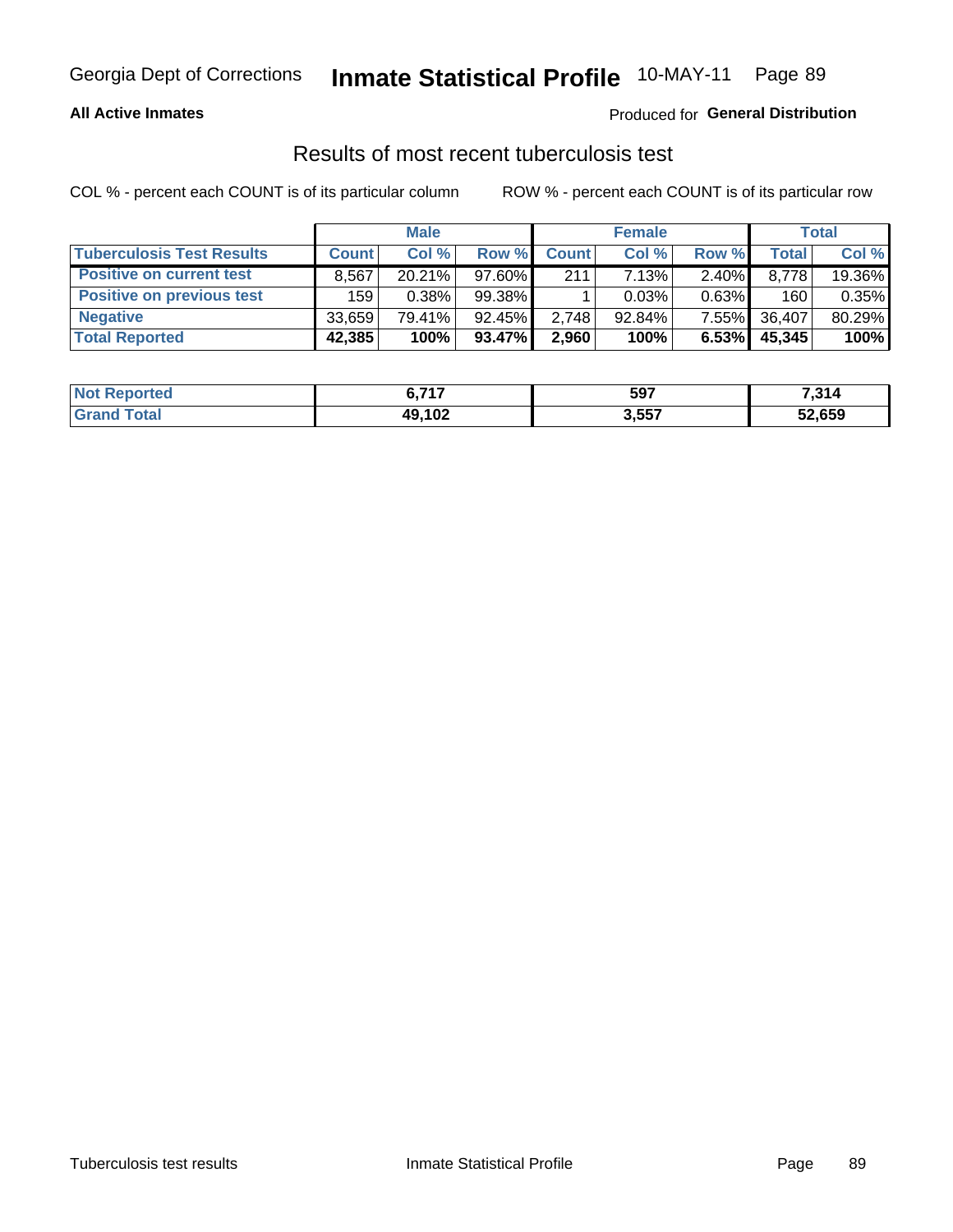# Inmate Statistical Profile

**All Active Inmates** — Produced for **General Distribution**

## Results of most recent tuberculosis test

COL % - percent each COUNT is of its particular column ROW % - percent each COUNT is of its particular row

| | Male | | | Female | | | Total | |
|---|---|---|---|---|---|---|---|---|
| **Tuberculosis Test Results** | **Count** | **Col %** | **Row %** | **Count** | **Col %** | **Row %** | **Total** | **Col %** |
| **Positive on current test** | 8,567 | 20.21% | 97.60% | 211 | 7.13% | 2.40% | 8,778 | 19.36% |
| **Positive on previous test** | 159 | 0.38% | 99.38% | 1 | 0.03% | 0.63% | 160 | 0.35% |
| **Negative** | 33,659 | 79.41% | 92.45% | 2,748 | 92.84% | 7.55% | 36,407 | 80.29% |
| **Total Reported** | **42,385** | **100%** | **93.47%** | **2,960** | **100%** | **6.53%** | **45,345** | **100%** |

| | Male | Female | Total |
|---|---|---|---|
| **Not Reported** | **6,717** | **597** | **7,314** |
| **Grand Total** | **49,102** | **3,557** | **52,659** |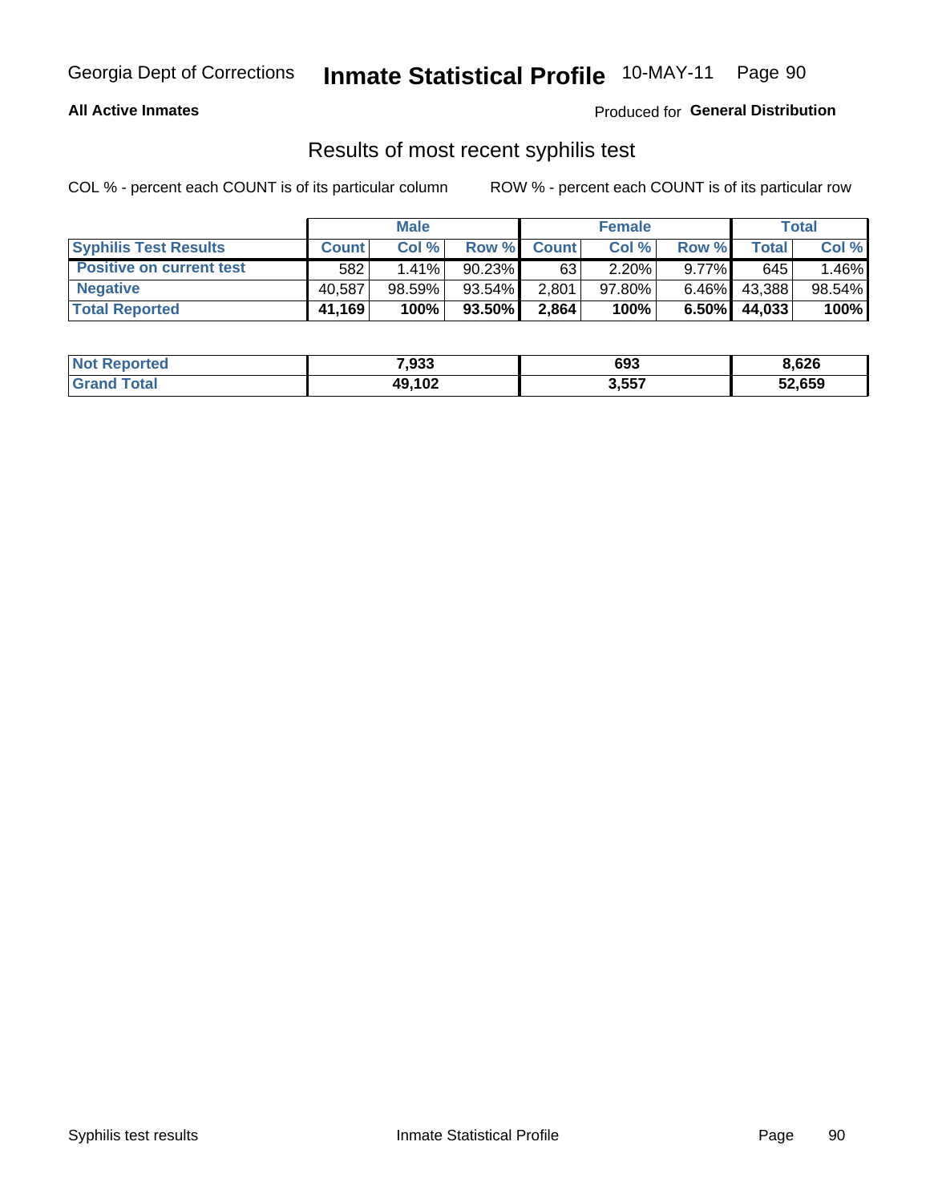Georgia Dept of Corrections **Inmate Statistical Profile** 10-MAY-11

**All Active Inmates**

Produced for **General Distribution**

## Results of most recent syphilis test

COL % - percent each COUNT is of its particular column ROW % - percent each COUNT is of its particular row

| | Male | | | Female | | | Total | |
|---|---|---|---|---|---|---|---|---|
| **Syphilis Test Results** | **Count** | **Col %** | **Row %** | **Count** | **Col %** | **Row %** | **Total** | **Col %** |
| **Positive on current test** | 582 | 1.41% | 90.23% | 63 | 2.20% | 9.77% | 645 | 1.46% |
| **Negative** | 40,587 | 98.59% | 93.54% | 2,801 | 97.80% | 6.46% | 43,388 | 98.54% |
| **Total Reported** | **41,169** | **100%** | **93.50%** | **2,864** | **100%** | **6.50%** | **44,033** | **100%** |

| | Male | Female | Total |
|---|---|---|---|
| **Not Reported** | **7,933** | **693** | **8,626** |
| **Grand Total** | **49,102** | **3,557** | **52,659** |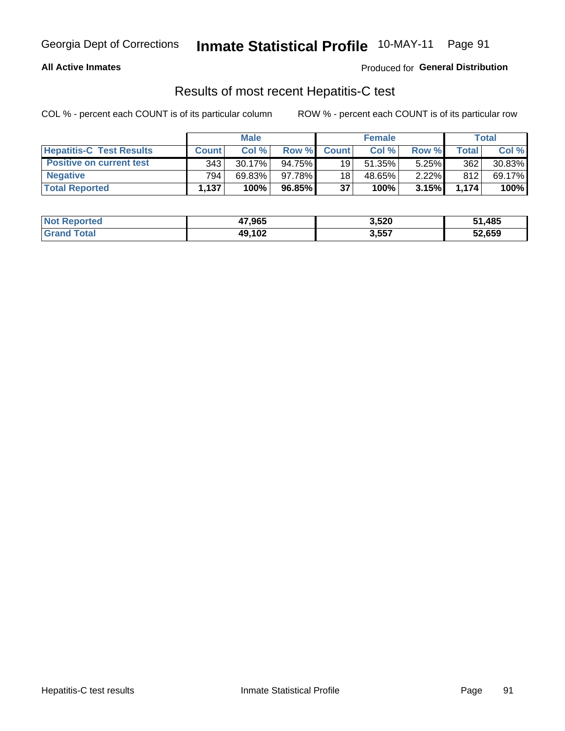**All Active Inmates** Produced for **General Distribution**

## Results of most recent Hepatitis-C test

COL % - percent each COUNT is of its particular column ROW % - percent each COUNT is of its particular row

| | Male | | | Female | | | Total | |
|---|---|---|---|---|---|---|---|---|
| **Hepatitis-C Test Results** | **Count** | **Col %** | **Row %** | **Count** | **Col %** | **Row %** | **Total** | **Col %** |
| **Positive on current test** | 343 | 30.17% | 94.75% | 19 | 51.35% | 5.25% | 362 | 30.83% |
| **Negative** | 794 | 69.83% | 97.78% | 18 | 48.65% | 2.22% | 812 | 69.17% |
| **Total Reported** | **1,137** | **100%** | **96.85%** | **37** | **100%** | **3.15%** | **1,174** | **100%** |

| | Male | Female | Total |
|---|---|---|---|
| **Not Reported** | **47,965** | **3,520** | **51,485** |
| **Grand Total** | **49,102** | **3,557** | **52,659** |

Hepatitis-C test results